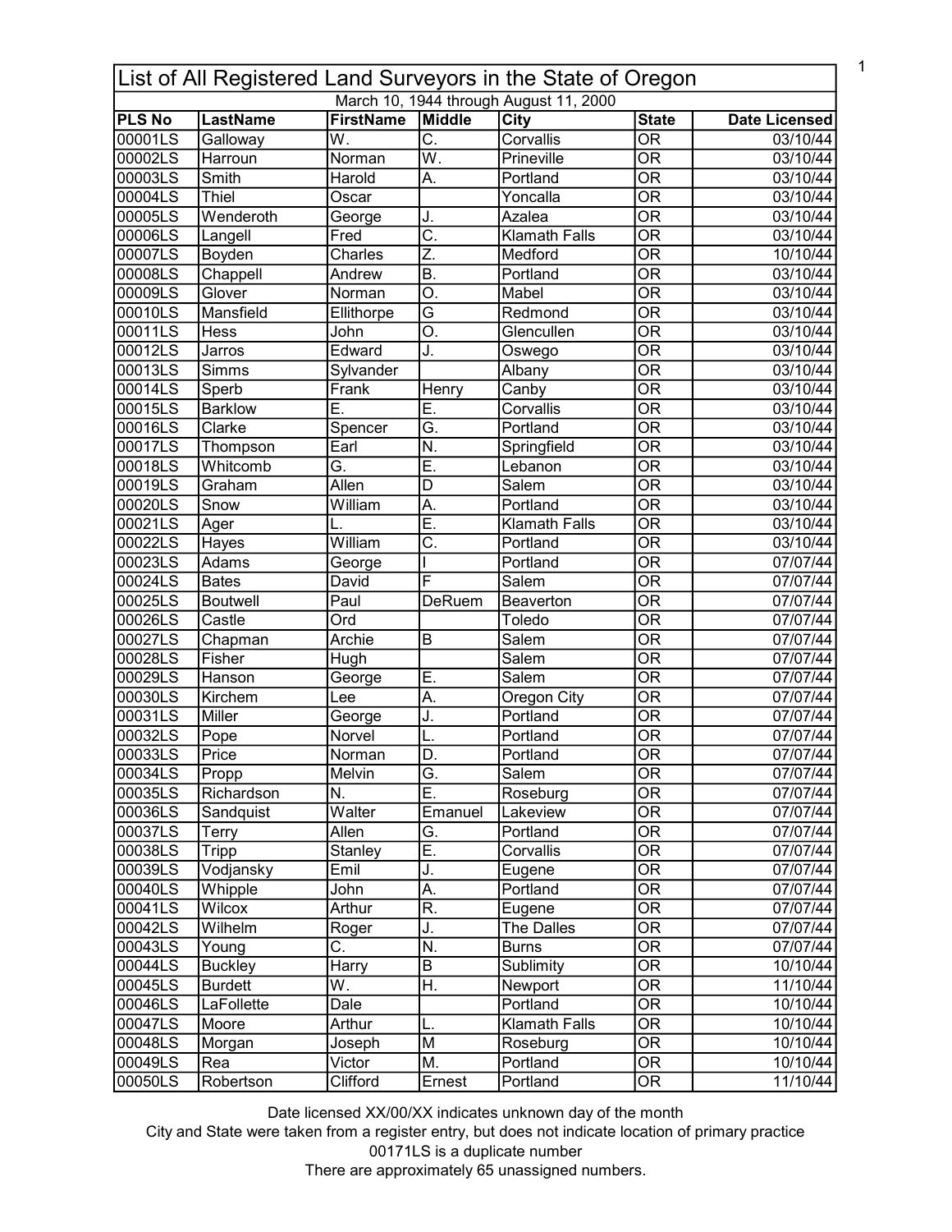# List of All Registered Land Surveyors in the State of Oregon

March 10, 1944 through August 11, 2000

| PLS No | LastName | FirstName | Middle | City | State | Date Licensed |
|---|---|---|---|---|---|---|
| 00001LS | Galloway | W. | C. | Corvallis | OR | 03/10/44 |
| 00002LS | Harroun | Norman | W. | Prineville | OR | 03/10/44 |
| 00003LS | Smith | Harold | A. | Portland | OR | 03/10/44 |
| 00004LS | Thiel | Oscar | | Yoncalla | OR | 03/10/44 |
| 00005LS | Wenderoth | George | J. | Azalea | OR | 03/10/44 |
| 00006LS | Langell | Fred | C. | Klamath Falls | OR | 03/10/44 |
| 00007LS | Boyden | Charles | Z. | Medford | OR | 10/10/44 |
| 00008LS | Chappell | Andrew | B. | Portland | OR | 03/10/44 |
| 00009LS | Glover | Norman | O. | Mabel | OR | 03/10/44 |
| 00010LS | Mansfield | Ellithorpe | G | Redmond | OR | 03/10/44 |
| 00011LS | Hess | John | O. | Glencullen | OR | 03/10/44 |
| 00012LS | Jarros | Edward | J. | Oswego | OR | 03/10/44 |
| 00013LS | Simms | Sylvander | | Albany | OR | 03/10/44 |
| 00014LS | Sperb | Frank | Henry | Canby | OR | 03/10/44 |
| 00015LS | Barklow | E. | E. | Corvallis | OR | 03/10/44 |
| 00016LS | Clarke | Spencer | G. | Portland | OR | 03/10/44 |
| 00017LS | Thompson | Earl | N. | Springfield | OR | 03/10/44 |
| 00018LS | Whitcomb | G. | E. | Lebanon | OR | 03/10/44 |
| 00019LS | Graham | Allen | D | Salem | OR | 03/10/44 |
| 00020LS | Snow | William | A. | Portland | OR | 03/10/44 |
| 00021LS | Ager | L. | E. | Klamath Falls | OR | 03/10/44 |
| 00022LS | Hayes | William | C. | Portland | OR | 03/10/44 |
| 00023LS | Adams | George | I | Portland | OR | 07/07/44 |
| 00024LS | Bates | David | F | Salem | OR | 07/07/44 |
| 00025LS | Boutwell | Paul | DeRuem | Beaverton | OR | 07/07/44 |
| 00026LS | Castle | Ord | | Toledo | OR | 07/07/44 |
| 00027LS | Chapman | Archie | B | Salem | OR | 07/07/44 |
| 00028LS | Fisher | Hugh | | Salem | OR | 07/07/44 |
| 00029LS | Hanson | George | E. | Salem | OR | 07/07/44 |
| 00030LS | Kirchem | Lee | A. | Oregon City | OR | 07/07/44 |
| 00031LS | Miller | George | J. | Portland | OR | 07/07/44 |
| 00032LS | Pope | Norvel | L. | Portland | OR | 07/07/44 |
| 00033LS | Price | Norman | D. | Portland | OR | 07/07/44 |
| 00034LS | Propp | Melvin | G. | Salem | OR | 07/07/44 |
| 00035LS | Richardson | N. | E. | Roseburg | OR | 07/07/44 |
| 00036LS | Sandquist | Walter | Emanuel | Lakeview | OR | 07/07/44 |
| 00037LS | Terry | Allen | G. | Portland | OR | 07/07/44 |
| 00038LS | Tripp | Stanley | E. | Corvallis | OR | 07/07/44 |
| 00039LS | Vodjansky | Emil | J. | Eugene | OR | 07/07/44 |
| 00040LS | Whipple | John | A. | Portland | OR | 07/07/44 |
| 00041LS | Wilcox | Arthur | R. | Eugene | OR | 07/07/44 |
| 00042LS | Wilhelm | Roger | J. | The Dalles | OR | 07/07/44 |
| 00043LS | Young | C. | N. | Burns | OR | 07/07/44 |
| 00044LS | Buckley | Harry | B | Sublimity | OR | 10/10/44 |
| 00045LS | Burdett | W. | H. | Newport | OR | 11/10/44 |
| 00046LS | LaFollette | Dale | | Portland | OR | 10/10/44 |
| 00047LS | Moore | Arthur | L. | Klamath Falls | OR | 10/10/44 |
| 00048LS | Morgan | Joseph | M | Roseburg | OR | 10/10/44 |
| 00049LS | Rea | Victor | M. | Portland | OR | 10/10/44 |
| 00050LS | Robertson | Clifford | Ernest | Portland | OR | 11/10/44 |

Date licensed XX/00/XX indicates unknown day of the month

City and State were taken from a register entry, but does not indicate location of primary practice

00171LS is a duplicate number

There are approximately 65 unassigned numbers.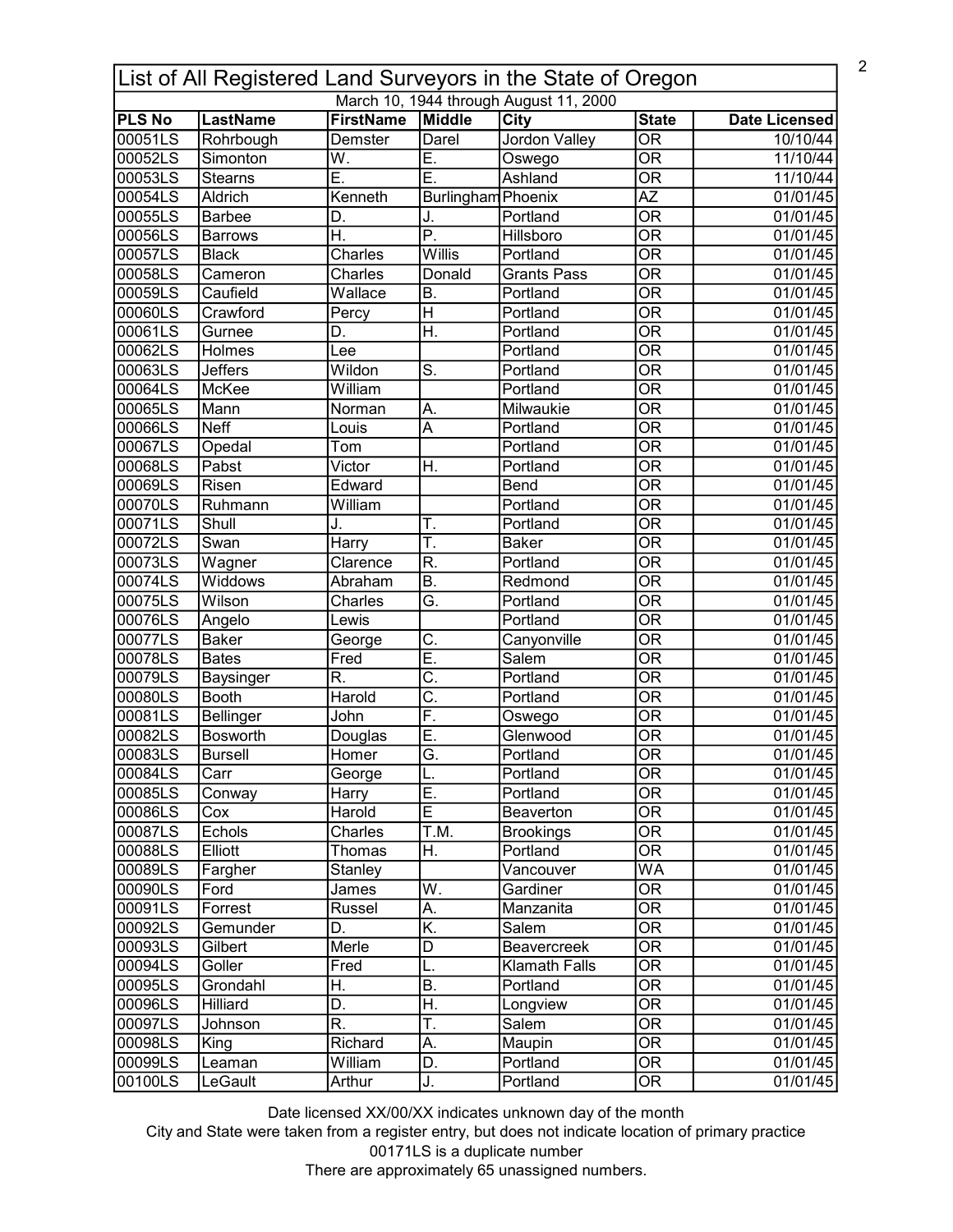# List of All Registered Land Surveyors in the State of Oregon

March 10, 1944 through August 11, 2000

| PLS No | LastName | FirstName | Middle | City | State | Date Licensed |
|---|---|---|---|---|---|---|
| 00051LS | Rohrbough | Demster | Darel | Jordon Valley | OR | 10/10/44 |
| 00052LS | Simonton | W. | E. | Oswego | OR | 11/10/44 |
| 00053LS | Stearns | E. | E. | Ashland | OR | 11/10/44 |
| 00054LS | Aldrich | Kenneth | Burlingham | Phoenix | AZ | 01/01/45 |
| 00055LS | Barbee | D. | J. | Portland | OR | 01/01/45 |
| 00056LS | Barrows | H. | P. | Hillsboro | OR | 01/01/45 |
| 00057LS | Black | Charles | Willis | Portland | OR | 01/01/45 |
| 00058LS | Cameron | Charles | Donald | Grants Pass | OR | 01/01/45 |
| 00059LS | Caufield | Wallace | B. | Portland | OR | 01/01/45 |
| 00060LS | Crawford | Percy | H | Portland | OR | 01/01/45 |
| 00061LS | Gurnee | D. | H. | Portland | OR | 01/01/45 |
| 00062LS | Holmes | Lee | | Portland | OR | 01/01/45 |
| 00063LS | Jeffers | Wildon | S. | Portland | OR | 01/01/45 |
| 00064LS | McKee | William | | Portland | OR | 01/01/45 |
| 00065LS | Mann | Norman | A. | Milwaukie | OR | 01/01/45 |
| 00066LS | Neff | Louis | A | Portland | OR | 01/01/45 |
| 00067LS | Opedal | Tom | | Portland | OR | 01/01/45 |
| 00068LS | Pabst | Victor | H. | Portland | OR | 01/01/45 |
| 00069LS | Risen | Edward | | Bend | OR | 01/01/45 |
| 00070LS | Ruhmann | William | | Portland | OR | 01/01/45 |
| 00071LS | Shull | J. | T. | Portland | OR | 01/01/45 |
| 00072LS | Swan | Harry | T. | Baker | OR | 01/01/45 |
| 00073LS | Wagner | Clarence | R. | Portland | OR | 01/01/45 |
| 00074LS | Widdows | Abraham | B. | Redmond | OR | 01/01/45 |
| 00075LS | Wilson | Charles | G. | Portland | OR | 01/01/45 |
| 00076LS | Angelo | Lewis | | Portland | OR | 01/01/45 |
| 00077LS | Baker | George | C. | Canyonville | OR | 01/01/45 |
| 00078LS | Bates | Fred | E. | Salem | OR | 01/01/45 |
| 00079LS | Baysinger | R. | C. | Portland | OR | 01/01/45 |
| 00080LS | Booth | Harold | C. | Portland | OR | 01/01/45 |
| 00081LS | Bellinger | John | F. | Oswego | OR | 01/01/45 |
| 00082LS | Bosworth | Douglas | E. | Glenwood | OR | 01/01/45 |
| 00083LS | Bursell | Homer | G. | Portland | OR | 01/01/45 |
| 00084LS | Carr | George | L. | Portland | OR | 01/01/45 |
| 00085LS | Conway | Harry | E. | Portland | OR | 01/01/45 |
| 00086LS | Cox | Harold | E | Beaverton | OR | 01/01/45 |
| 00087LS | Echols | Charles | T.M. | Brookings | OR | 01/01/45 |
| 00088LS | Elliott | Thomas | H. | Portland | OR | 01/01/45 |
| 00089LS | Fargher | Stanley | | Vancouver | WA | 01/01/45 |
| 00090LS | Ford | James | W. | Gardiner | OR | 01/01/45 |
| 00091LS | Forrest | Russel | A. | Manzanita | OR | 01/01/45 |
| 00092LS | Gemunder | D. | K. | Salem | OR | 01/01/45 |
| 00093LS | Gilbert | Merle | D | Beavercreek | OR | 01/01/45 |
| 00094LS | Goller | Fred | L. | Klamath Falls | OR | 01/01/45 |
| 00095LS | Grondahl | H. | B. | Portland | OR | 01/01/45 |
| 00096LS | Hilliard | D. | H. | Longview | OR | 01/01/45 |
| 00097LS | Johnson | R. | T. | Salem | OR | 01/01/45 |
| 00098LS | King | Richard | A. | Maupin | OR | 01/01/45 |
| 00099LS | Leaman | William | D. | Portland | OR | 01/01/45 |
| 00100LS | LeGault | Arthur | J. | Portland | OR | 01/01/45 |

Date licensed XX/00/XX indicates unknown day of the month

City and State were taken from a register entry, but does not indicate location of primary practice

00171LS is a duplicate number

There are approximately 65 unassigned numbers.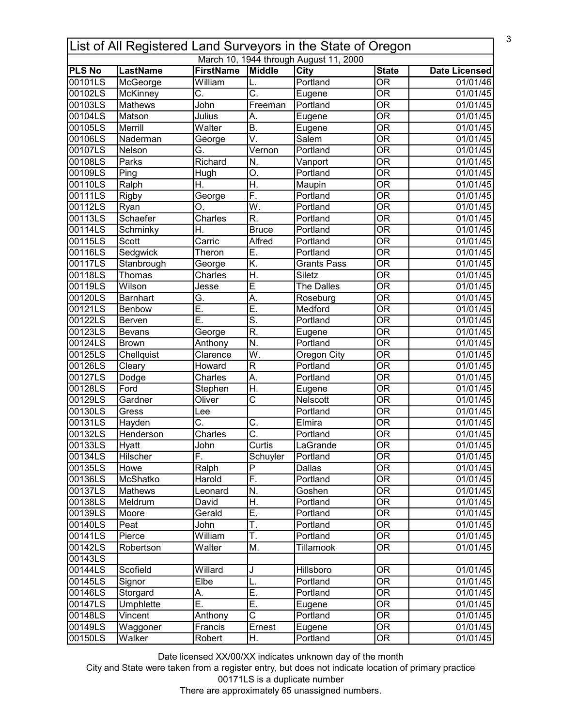# List of All Registered Land Surveyors in the State of Oregon

March 10, 1944 through August 11, 2000

| PLS No | LastName | FirstName | Middle | City | State | Date Licensed |
|---|---|---|---|---|---|---|
| 00101LS | McGeorge | William | L. | Portland | OR | 01/01/46 |
| 00102LS | McKinney | C. | C. | Eugene | OR | 01/01/45 |
| 00103LS | Mathews | John | Freeman | Portland | OR | 01/01/45 |
| 00104LS | Matson | Julius | A. | Eugene | OR | 01/01/45 |
| 00105LS | Merrill | Walter | B. | Eugene | OR | 01/01/45 |
| 00106LS | Naderman | George | V. | Salem | OR | 01/01/45 |
| 00107LS | Nelson | G. | Vernon | Portland | OR | 01/01/45 |
| 00108LS | Parks | Richard | N. | Vanport | OR | 01/01/45 |
| 00109LS | Ping | Hugh | O. | Portland | OR | 01/01/45 |
| 00110LS | Ralph | H. | H. | Maupin | OR | 01/01/45 |
| 00111LS | Rigby | George | F. | Portland | OR | 01/01/45 |
| 00112LS | Ryan | O. | W. | Portland | OR | 01/01/45 |
| 00113LS | Schaefer | Charles | R. | Portland | OR | 01/01/45 |
| 00114LS | Schminky | H. | Bruce | Portland | OR | 01/01/45 |
| 00115LS | Scott | Carric | Alfred | Portland | OR | 01/01/45 |
| 00116LS | Sedgwick | Theron | E. | Portland | OR | 01/01/45 |
| 00117LS | Stanbrough | George | K. | Grants Pass | OR | 01/01/45 |
| 00118LS | Thomas | Charles | H. | Siletz | OR | 01/01/45 |
| 00119LS | Wilson | Jesse | E | The Dalles | OR | 01/01/45 |
| 00120LS | Barnhart | G. | A. | Roseburg | OR | 01/01/45 |
| 00121LS | Benbow | E. | E. | Medford | OR | 01/01/45 |
| 00122LS | Berven | E. | S. | Portland | OR | 01/01/45 |
| 00123LS | Bevans | George | R. | Eugene | OR | 01/01/45 |
| 00124LS | Brown | Anthony | N. | Portland | OR | 01/01/45 |
| 00125LS | Chellquist | Clarence | W. | Oregon City | OR | 01/01/45 |
| 00126LS | Cleary | Howard | R | Portland | OR | 01/01/45 |
| 00127LS | Dodge | Charles | A. | Portland | OR | 01/01/45 |
| 00128LS | Ford | Stephen | H. | Eugene | OR | 01/01/45 |
| 00129LS | Gardner | Oliver | C | Nelscott | OR | 01/01/45 |
| 00130LS | Gress | Lee | | Portland | OR | 01/01/45 |
| 00131LS | Hayden | C. | C. | Elmira | OR | 01/01/45 |
| 00132LS | Henderson | Charles | C. | Portland | OR | 01/01/45 |
| 00133LS | Hyatt | John | Curtis | LaGrande | OR | 01/01/45 |
| 00134LS | Hilscher | F. | Schuyler | Portland | OR | 01/01/45 |
| 00135LS | Howe | Ralph | P | Dallas | OR | 01/01/45 |
| 00136LS | McShatko | Harold | F. | Portland | OR | 01/01/45 |
| 00137LS | Mathews | Leonard | N. | Goshen | OR | 01/01/45 |
| 00138LS | Meldrum | David | H. | Portland | OR | 01/01/45 |
| 00139LS | Moore | Gerald | E. | Portland | OR | 01/01/45 |
| 00140LS | Peat | John | T. | Portland | OR | 01/01/45 |
| 00141LS | Pierce | William | T. | Portland | OR | 01/01/45 |
| 00142LS | Robertson | Walter | M. | Tillamook | OR | 01/01/45 |
| 00143LS | | | | | | |
| 00144LS | Scofield | Willard | J | Hillsboro | OR | 01/01/45 |
| 00145LS | Signor | Elbe | L. | Portland | OR | 01/01/45 |
| 00146LS | Storgard | A. | E. | Portland | OR | 01/01/45 |
| 00147LS | Umphlette | E. | E. | Eugene | OR | 01/01/45 |
| 00148LS | Vincent | Anthony | C | Portland | OR | 01/01/45 |
| 00149LS | Waggoner | Francis | Ernest | Eugene | OR | 01/01/45 |
| 00150LS | Walker | Robert | H. | Portland | OR | 01/01/45 |

Date licensed XX/00/XX indicates unknown day of the month

City and State were taken from a register entry, but does not indicate location of primary practice

00171LS is a duplicate number

There are approximately 65 unassigned numbers.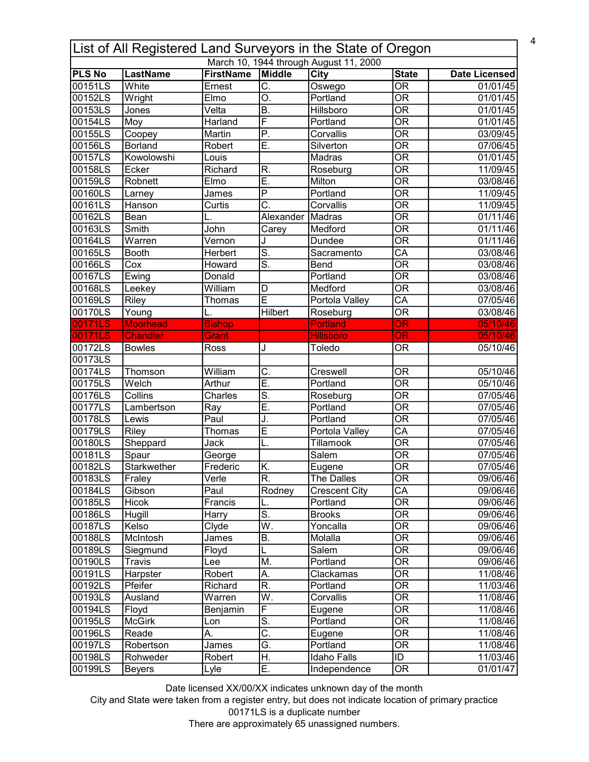| List of All Registered Land Surveyors in the State of Oregon | | | | | | |
|---|---|---|---|---|---|---|
| March 10, 1944 through August 11, 2000 | | | | | | |
| **PLS No** | **LastName** | **FirstName** | **Middle** | **City** | **State** | **Date Licensed** |
| 00151LS | White | Ernest | C. | Oswego | OR | 01/01/45 |
| 00152LS | Wright | Elmo | O. | Portland | OR | 01/01/45 |
| 00153LS | Jones | Velta | B. | Hillsboro | OR | 01/01/45 |
| 00154LS | Moy | Harland | F | Portland | OR | 01/01/45 |
| 00155LS | Coopey | Martin | P. | Corvallis | OR | 03/09/45 |
| 00156LS | Borland | Robert | E. | Silverton | OR | 07/06/45 |
| 00157LS | Kowolowshi | Louis | | Madras | OR | 01/01/45 |
| 00158LS | Ecker | Richard | R. | Roseburg | OR | 11/09/45 |
| 00159LS | Robnett | Elmo | E. | Milton | OR | 03/08/46 |
| 00160LS | Larney | James | P | Portland | OR | 11/09/45 |
| 00161LS | Hanson | Curtis | C. | Corvallis | OR | 11/09/45 |
| 00162LS | Bean | L. | Alexander | Madras | OR | 01/11/46 |
| 00163LS | Smith | John | Carey | Medford | OR | 01/11/46 |
| 00164LS | Warren | Vernon | J | Dundee | OR | 01/11/46 |
| 00165LS | Booth | Herbert | S. | Sacramento | CA | 03/08/46 |
| 00166LS | Cox | Howard | S. | Bend | OR | 03/08/46 |
| 00167LS | Ewing | Donald | | Portland | OR | 03/08/46 |
| 00168LS | Leekey | William | D | Medford | OR | 03/08/46 |
| 00169LS | Riley | Thomas | E | Portola Valley | CA | 07/05/46 |
| 00170LS | Young | L. | Hilbert | Roseburg | OR | 03/08/46 |
| 00171LS | Moorhead | Bishop | | Portland | OR | 05/10/46 |
| 00171LS | Chandler | Grant | | Hillsboro | OR | 05/10/46 |
| 00172LS | Bowles | Ross | J | Toledo | OR | 05/10/46 |
| 00173LS | | | | | | |
| 00174LS | Thomson | William | C. | Creswell | OR | 05/10/46 |
| 00175LS | Welch | Arthur | E. | Portland | OR | 05/10/46 |
| 00176LS | Collins | Charles | S. | Roseburg | OR | 07/05/46 |
| 00177LS | Lambertson | Ray | E. | Portland | OR | 07/05/46 |
| 00178LS | Lewis | Paul | J. | Portland | OR | 07/05/46 |
| 00179LS | Riley | Thomas | E | Portola Valley | CA | 07/05/46 |
| 00180LS | Sheppard | Jack | L. | Tillamook | OR | 07/05/46 |
| 00181LS | Spaur | George | | Salem | OR | 07/05/46 |
| 00182LS | Starkwether | Frederic | K. | Eugene | OR | 07/05/46 |
| 00183LS | Fraley | Verle | R. | The Dalles | OR | 09/06/46 |
| 00184LS | Gibson | Paul | Rodney | Crescent City | CA | 09/06/46 |
| 00185LS | Hicok | Francis | L. | Portland | OR | 09/06/46 |
| 00186LS | Hugill | Harry | S. | Brooks | OR | 09/06/46 |
| 00187LS | Kelso | Clyde | W. | Yoncalla | OR | 09/06/46 |
| 00188LS | McIntosh | James | B. | Molalla | OR | 09/06/46 |
| 00189LS | Siegmund | Floyd | L | Salem | OR | 09/06/46 |
| 00190LS | Travis | Lee | M. | Portland | OR | 09/06/46 |
| 00191LS | Harpster | Robert | A. | Clackamas | OR | 11/08/46 |
| 00192LS | Pfeifer | Richard | R. | Portland | OR | 11/03/46 |
| 00193LS | Ausland | Warren | W. | Corvallis | OR | 11/08/46 |
| 00194LS | Floyd | Benjamin | F | Eugene | OR | 11/08/46 |
| 00195LS | McGirk | Lon | S. | Portland | OR | 11/08/46 |
| 00196LS | Reade | A. | C. | Eugene | OR | 11/08/46 |
| 00197LS | Robertson | James | G. | Portland | OR | 11/08/46 |
| 00198LS | Rohweder | Robert | H. | Idaho Falls | ID | 11/03/46 |
| 00199LS | Beyers | Lyle | E. | Independence | OR | 01/01/47 |

Date licensed XX/00/XX indicates unknown day of the month

City and State were taken from a register entry, but does not indicate location of primary practice

00171LS is a duplicate number

There are approximately 65 unassigned numbers.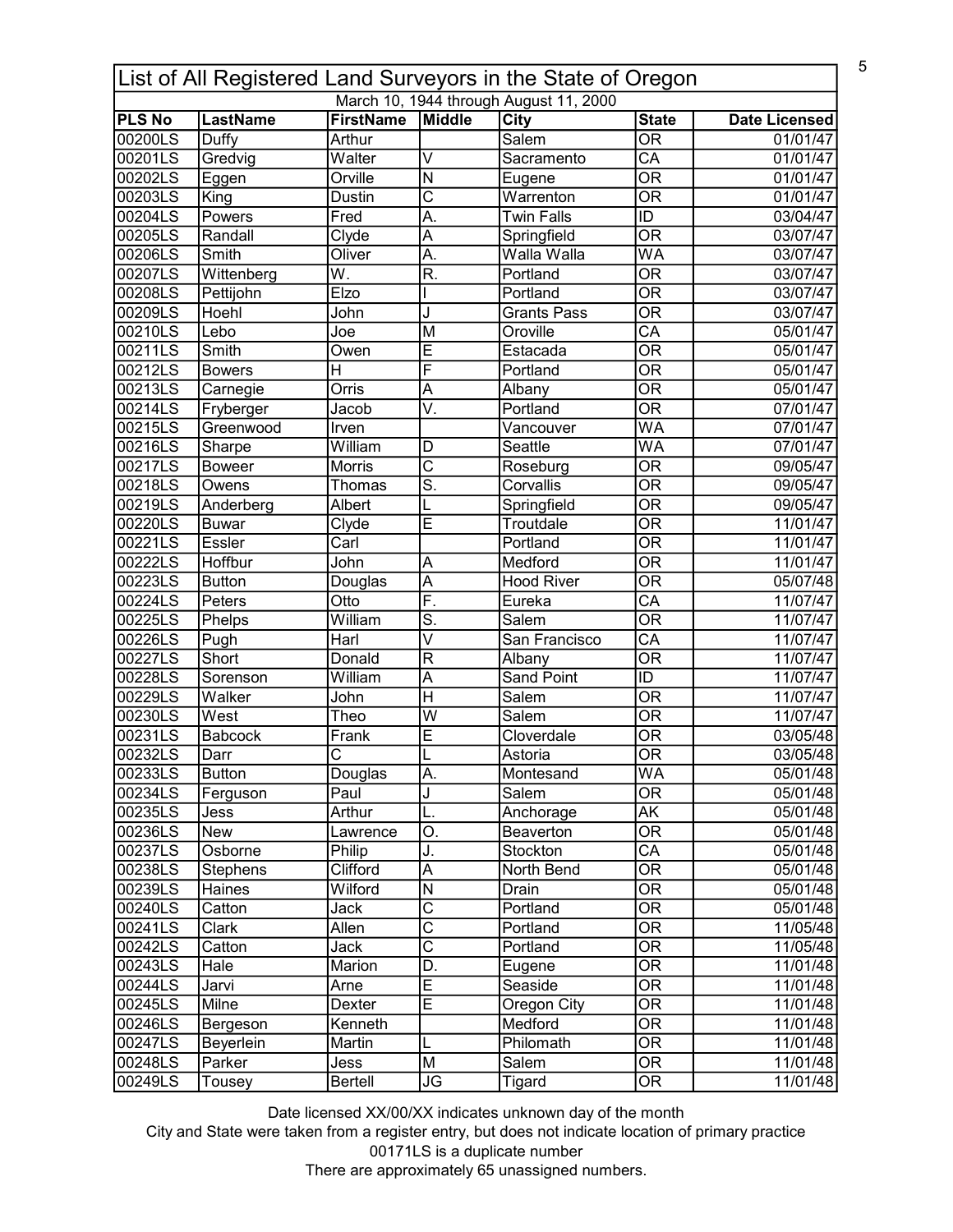# List of All Registered Land Surveyors in the State of Oregon

March 10, 1944 through August 11, 2000

| PLS No | LastName | FirstName | Middle | City | State | Date Licensed |
|---|---|---|---|---|---|---|
| 00200LS | Duffy | Arthur | | Salem | OR | 01/01/47 |
| 00201LS | Gredvig | Walter | V | Sacramento | CA | 01/01/47 |
| 00202LS | Eggen | Orville | N | Eugene | OR | 01/01/47 |
| 00203LS | King | Dustin | C | Warrenton | OR | 01/01/47 |
| 00204LS | Powers | Fred | A. | Twin Falls | ID | 03/04/47 |
| 00205LS | Randall | Clyde | A | Springfield | OR | 03/07/47 |
| 00206LS | Smith | Oliver | A. | Walla Walla | WA | 03/07/47 |
| 00207LS | Wittenberg | W. | R. | Portland | OR | 03/07/47 |
| 00208LS | Pettijohn | Elzo | I | Portland | OR | 03/07/47 |
| 00209LS | Hoehl | John | J | Grants Pass | OR | 03/07/47 |
| 00210LS | Lebo | Joe | M | Oroville | CA | 05/01/47 |
| 00211LS | Smith | Owen | E | Estacada | OR | 05/01/47 |
| 00212LS | Bowers | H | F | Portland | OR | 05/01/47 |
| 00213LS | Carnegie | Orris | A | Albany | OR | 05/01/47 |
| 00214LS | Fryberger | Jacob | V. | Portland | OR | 07/01/47 |
| 00215LS | Greenwood | Irven | | Vancouver | WA | 07/01/47 |
| 00216LS | Sharpe | William | D | Seattle | WA | 07/01/47 |
| 00217LS | Boweer | Morris | C | Roseburg | OR | 09/05/47 |
| 00218LS | Owens | Thomas | S. | Corvallis | OR | 09/05/47 |
| 00219LS | Anderberg | Albert | L | Springfield | OR | 09/05/47 |
| 00220LS | Buwar | Clyde | E | Troutdale | OR | 11/01/47 |
| 00221LS | Essler | Carl | | Portland | OR | 11/01/47 |
| 00222LS | Hoffbur | John | A | Medford | OR | 11/01/47 |
| 00223LS | Button | Douglas | A | Hood River | OR | 05/07/48 |
| 00224LS | Peters | Otto | F. | Eureka | CA | 11/07/47 |
| 00225LS | Phelps | William | S. | Salem | OR | 11/07/47 |
| 00226LS | Pugh | Harl | V | San Francisco | CA | 11/07/47 |
| 00227LS | Short | Donald | R | Albany | OR | 11/07/47 |
| 00228LS | Sorenson | William | A | Sand Point | ID | 11/07/47 |
| 00229LS | Walker | John | H | Salem | OR | 11/07/47 |
| 00230LS | West | Theo | W | Salem | OR | 11/07/47 |
| 00231LS | Babcock | Frank | E | Cloverdale | OR | 03/05/48 |
| 00232LS | Darr | C | L | Astoria | OR | 03/05/48 |
| 00233LS | Button | Douglas | A. | Montesand | WA | 05/01/48 |
| 00234LS | Ferguson | Paul | J | Salem | OR | 05/01/48 |
| 00235LS | Jess | Arthur | L. | Anchorage | AK | 05/01/48 |
| 00236LS | New | Lawrence | O. | Beaverton | OR | 05/01/48 |
| 00237LS | Osborne | Philip | J. | Stockton | CA | 05/01/48 |
| 00238LS | Stephens | Clifford | A | North Bend | OR | 05/01/48 |
| 00239LS | Haines | Wilford | N | Drain | OR | 05/01/48 |
| 00240LS | Catton | Jack | C | Portland | OR | 05/01/48 |
| 00241LS | Clark | Allen | C | Portland | OR | 11/05/48 |
| 00242LS | Catton | Jack | C | Portland | OR | 11/05/48 |
| 00243LS | Hale | Marion | D. | Eugene | OR | 11/01/48 |
| 00244LS | Jarvi | Arne | E | Seaside | OR | 11/01/48 |
| 00245LS | Milne | Dexter | E | Oregon City | OR | 11/01/48 |
| 00246LS | Bergeson | Kenneth | | Medford | OR | 11/01/48 |
| 00247LS | Beyerlein | Martin | L | Philomath | OR | 11/01/48 |
| 00248LS | Parker | Jess | M | Salem | OR | 11/01/48 |
| 00249LS | Tousey | Bertell | JG | Tigard | OR | 11/01/48 |

Date licensed XX/00/XX indicates unknown day of the month

City and State were taken from a register entry, but does not indicate location of primary practice

00171LS is a duplicate number

There are approximately 65 unassigned numbers.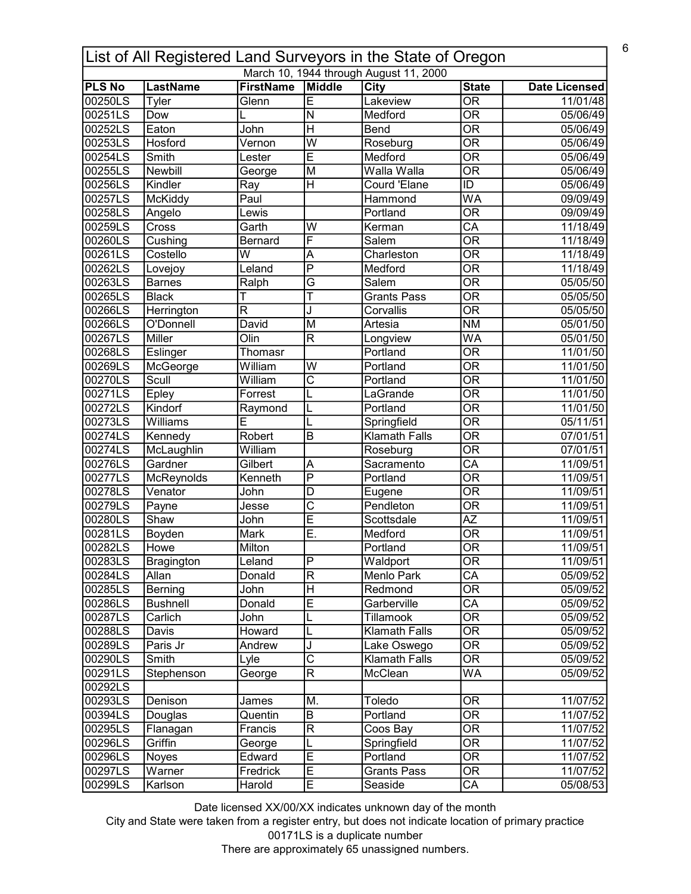# List of All Registered Land Surveyors in the State of Oregon

March 10, 1944 through August 11, 2000

| PLS No | LastName | FirstName | Middle | City | State | Date Licensed |
|---|---|---|---|---|---|---|
| 00250LS | Tyler | Glenn | E | Lakeview | OR | 11/01/48 |
| 00251LS | Dow | L | N | Medford | OR | 05/06/49 |
| 00252LS | Eaton | John | H | Bend | OR | 05/06/49 |
| 00253LS | Hosford | Vernon | W | Roseburg | OR | 05/06/49 |
| 00254LS | Smith | Lester | E | Medford | OR | 05/06/49 |
| 00255LS | Newbill | George | M | Walla Walla | OR | 05/06/49 |
| 00256LS | Kindler | Ray | H | Courd 'Elane | ID | 05/06/49 |
| 00257LS | McKiddy | Paul | | Hammond | WA | 09/09/49 |
| 00258LS | Angelo | Lewis | | Portland | OR | 09/09/49 |
| 00259LS | Cross | Garth | W | Kerman | CA | 11/18/49 |
| 00260LS | Cushing | Bernard | F | Salem | OR | 11/18/49 |
| 00261LS | Costello | W | A | Charleston | OR | 11/18/49 |
| 00262LS | Lovejoy | Leland | P | Medford | OR | 11/18/49 |
| 00263LS | Barnes | Ralph | G | Salem | OR | 05/05/50 |
| 00265LS | Black | T | T | Grants Pass | OR | 05/05/50 |
| 00266LS | Herrington | R | J | Corvallis | OR | 05/05/50 |
| 00266LS | O'Donnell | David | M | Artesia | NM | 05/01/50 |
| 00267LS | Miller | Olin | R | Longview | WA | 05/01/50 |
| 00268LS | Eslinger | Thomasr | | Portland | OR | 11/01/50 |
| 00269LS | McGeorge | William | W | Portland | OR | 11/01/50 |
| 00270LS | Scull | William | C | Portland | OR | 11/01/50 |
| 00271LS | Epley | Forrest | L | LaGrande | OR | 11/01/50 |
| 00272LS | Kindorf | Raymond | L | Portland | OR | 11/01/50 |
| 00273LS | Williams | E | L | Springfield | OR | 05/11/51 |
| 00274LS | Kennedy | Robert | B | Klamath Falls | OR | 07/01/51 |
| 00274LS | McLaughlin | William | | Roseburg | OR | 07/01/51 |
| 00276LS | Gardner | Gilbert | A | Sacramento | CA | 11/09/51 |
| 00277LS | McReynolds | Kenneth | P | Portland | OR | 11/09/51 |
| 00278LS | Venator | John | D | Eugene | OR | 11/09/51 |
| 00279LS | Payne | Jesse | C | Pendleton | OR | 11/09/51 |
| 00280LS | Shaw | John | E | Scottsdale | AZ | 11/09/51 |
| 00281LS | Boyden | Mark | E. | Medford | OR | 11/09/51 |
| 00282LS | Howe | Milton | | Portland | OR | 11/09/51 |
| 00283LS | Bragington | Leland | P | Waldport | OR | 11/09/51 |
| 00284LS | Allan | Donald | R | Menlo Park | CA | 05/09/52 |
| 00285LS | Berning | John | H | Redmond | OR | 05/09/52 |
| 00286LS | Bushnell | Donald | E | Garberville | CA | 05/09/52 |
| 00287LS | Carlich | John | L | Tillamook | OR | 05/09/52 |
| 00288LS | Davis | Howard | L | Klamath Falls | OR | 05/09/52 |
| 00289LS | Paris Jr | Andrew | J | Lake Oswego | OR | 05/09/52 |
| 00290LS | Smith | Lyle | C | Klamath Falls | OR | 05/09/52 |
| 00291LS | Stephenson | George | R | McClean | WA | 05/09/52 |
| 00292LS | | | | | | |
| 00293LS | Denison | James | M. | Toledo | OR | 11/07/52 |
| 00394LS | Douglas | Quentin | B | Portland | OR | 11/07/52 |
| 00295LS | Flanagan | Francis | R | Coos Bay | OR | 11/07/52 |
| 00296LS | Griffin | George | L | Springfield | OR | 11/07/52 |
| 00296LS | Noyes | Edward | E | Portland | OR | 11/07/52 |
| 00297LS | Warner | Fredrick | E | Grants Pass | OR | 11/07/52 |
| 00299LS | Karlson | Harold | E | Seaside | CA | 05/08/53 |

Date licensed XX/00/XX indicates unknown day of the month

City and State were taken from a register entry, but does not indicate location of primary practice

00171LS is a duplicate number

There are approximately 65 unassigned numbers.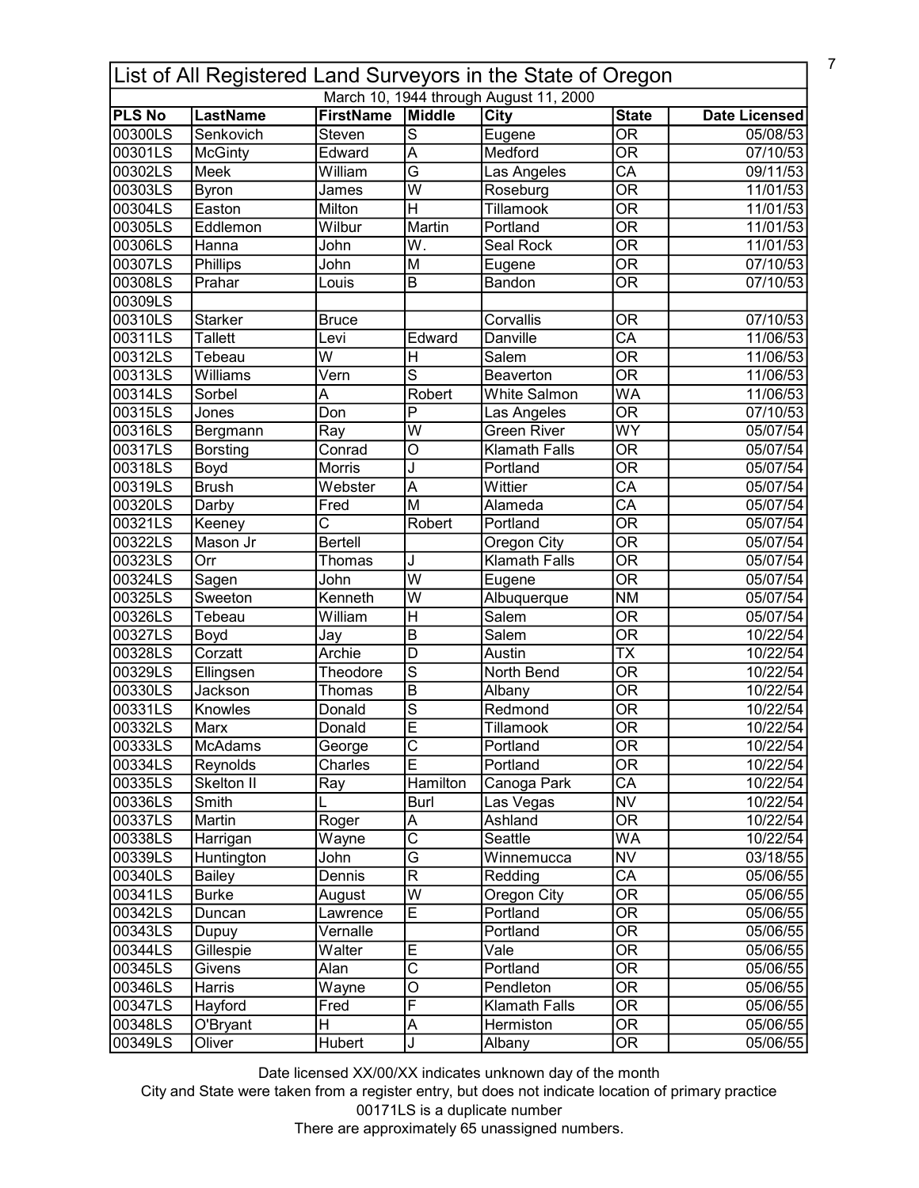# List of All Registered Land Surveyors in the State of Oregon

March 10, 1944 through August 11, 2000

| PLS No | LastName | FirstName | Middle | City | State | Date Licensed |
|---|---|---|---|---|---|---|
| 00300LS | Senkovich | Steven | S | Eugene | OR | 05/08/53 |
| 00301LS | McGinty | Edward | A | Medford | OR | 07/10/53 |
| 00302LS | Meek | William | G | Las Angeles | CA | 09/11/53 |
| 00303LS | Byron | James | W | Roseburg | OR | 11/01/53 |
| 00304LS | Easton | Milton | H | Tillamook | OR | 11/01/53 |
| 00305LS | Eddlemon | Wilbur | Martin | Portland | OR | 11/01/53 |
| 00306LS | Hanna | John | W. | Seal Rock | OR | 11/01/53 |
| 00307LS | Phillips | John | M | Eugene | OR | 07/10/53 |
| 00308LS | Prahar | Louis | B | Bandon | OR | 07/10/53 |
| 00309LS | | | | | | |
| 00310LS | Starker | Bruce | | Corvallis | OR | 07/10/53 |
| 00311LS | Tallett | Levi | Edward | Danville | CA | 11/06/53 |
| 00312LS | Tebeau | W | H | Salem | OR | 11/06/53 |
| 00313LS | Williams | Vern | S | Beaverton | OR | 11/06/53 |
| 00314LS | Sorbel | A | Robert | White Salmon | WA | 11/06/53 |
| 00315LS | Jones | Don | P | Las Angeles | OR | 07/10/53 |
| 00316LS | Bergmann | Ray | W | Green River | WY | 05/07/54 |
| 00317LS | Borsting | Conrad | O | Klamath Falls | OR | 05/07/54 |
| 00318LS | Boyd | Morris | J | Portland | OR | 05/07/54 |
| 00319LS | Brush | Webster | A | Wittier | CA | 05/07/54 |
| 00320LS | Darby | Fred | M | Alameda | CA | 05/07/54 |
| 00321LS | Keeney | C | Robert | Portland | OR | 05/07/54 |
| 00322LS | Mason Jr | Bertell | | Oregon City | OR | 05/07/54 |
| 00323LS | Orr | Thomas | J | Klamath Falls | OR | 05/07/54 |
| 00324LS | Sagen | John | W | Eugene | OR | 05/07/54 |
| 00325LS | Sweeton | Kenneth | W | Albuquerque | NM | 05/07/54 |
| 00326LS | Tebeau | William | H | Salem | OR | 05/07/54 |
| 00327LS | Boyd | Jay | B | Salem | OR | 10/22/54 |
| 00328LS | Corzatt | Archie | D | Austin | TX | 10/22/54 |
| 00329LS | Ellingsen | Theodore | S | North Bend | OR | 10/22/54 |
| 00330LS | Jackson | Thomas | B | Albany | OR | 10/22/54 |
| 00331LS | Knowles | Donald | S | Redmond | OR | 10/22/54 |
| 00332LS | Marx | Donald | E | Tillamook | OR | 10/22/54 |
| 00333LS | McAdams | George | C | Portland | OR | 10/22/54 |
| 00334LS | Reynolds | Charles | E | Portland | OR | 10/22/54 |
| 00335LS | Skelton II | Ray | Hamilton | Canoga Park | CA | 10/22/54 |
| 00336LS | Smith | L | Burl | Las Vegas | NV | 10/22/54 |
| 00337LS | Martin | Roger | A | Ashland | OR | 10/22/54 |
| 00338LS | Harrigan | Wayne | C | Seattle | WA | 10/22/54 |
| 00339LS | Huntington | John | G | Winnemucca | NV | 03/18/55 |
| 00340LS | Bailey | Dennis | R | Redding | CA | 05/06/55 |
| 00341LS | Burke | August | W | Oregon City | OR | 05/06/55 |
| 00342LS | Duncan | Lawrence | E | Portland | OR | 05/06/55 |
| 00343LS | Dupuy | Vernalle | | Portland | OR | 05/06/55 |
| 00344LS | Gillespie | Walter | E | Vale | OR | 05/06/55 |
| 00345LS | Givens | Alan | C | Portland | OR | 05/06/55 |
| 00346LS | Harris | Wayne | O | Pendleton | OR | 05/06/55 |
| 00347LS | Hayford | Fred | F | Klamath Falls | OR | 05/06/55 |
| 00348LS | O'Bryant | H | A | Hermiston | OR | 05/06/55 |
| 00349LS | Oliver | Hubert | J | Albany | OR | 05/06/55 |

Date licensed XX/00/XX indicates unknown day of the month

City and State were taken from a register entry, but does not indicate location of primary practice

00171LS is a duplicate number

There are approximately 65 unassigned numbers.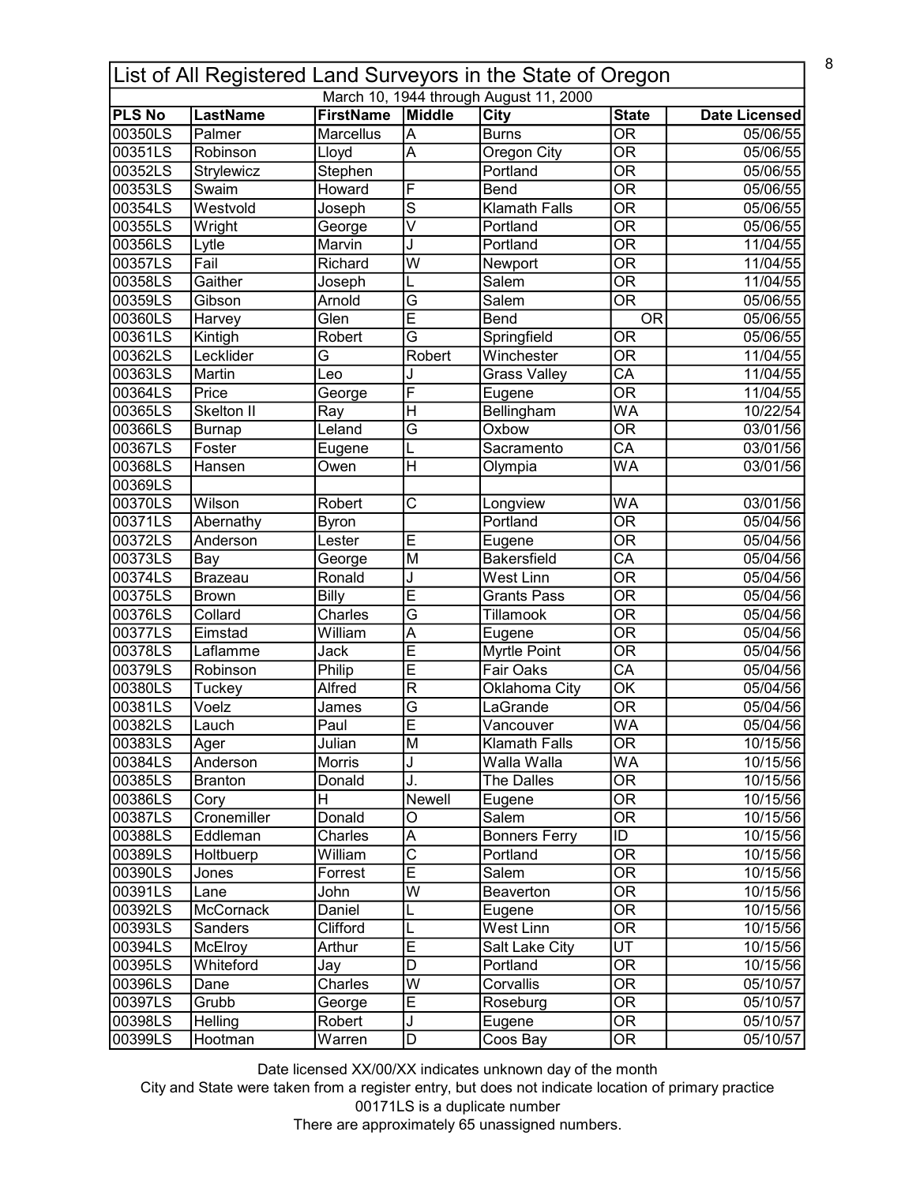| List of All Registered Land Surveyors in the State of Oregon | | | | | | |
|---|---|---|---|---|---|---|
| March 10, 1944 through August 11, 2000 | | | | | | |
| **PLS No** | **LastName** | **FirstName** | **Middle** | **City** | **State** | **Date Licensed** |
| 00350LS | Palmer | Marcellus | A | Burns | OR | 05/06/55 |
| 00351LS | Robinson | Lloyd | A | Oregon City | OR | 05/06/55 |
| 00352LS | Strylewicz | Stephen | | Portland | OR | 05/06/55 |
| 00353LS | Swaim | Howard | F | Bend | OR | 05/06/55 |
| 00354LS | Westvold | Joseph | S | Klamath Falls | OR | 05/06/55 |
| 00355LS | Wright | George | V | Portland | OR | 05/06/55 |
| 00356LS | Lytle | Marvin | J | Portland | OR | 11/04/55 |
| 00357LS | Fail | Richard | W | Newport | OR | 11/04/55 |
| 00358LS | Gaither | Joseph | L | Salem | OR | 11/04/55 |
| 00359LS | Gibson | Arnold | G | Salem | OR | 05/06/55 |
| 00360LS | Harvey | Glen | E | Bend | OR | 05/06/55 |
| 00361LS | Kintigh | Robert | G | Springfield | OR | 05/06/55 |
| 00362LS | Lecklider | G | Robert | Winchester | OR | 11/04/55 |
| 00363LS | Martin | Leo | J | Grass Valley | CA | 11/04/55 |
| 00364LS | Price | George | F | Eugene | OR | 11/04/55 |
| 00365LS | Skelton II | Ray | H | Bellingham | WA | 10/22/54 |
| 00366LS | Burnap | Leland | G | Oxbow | OR | 03/01/56 |
| 00367LS | Foster | Eugene | L | Sacramento | CA | 03/01/56 |
| 00368LS | Hansen | Owen | H | Olympia | WA | 03/01/56 |
| 00369LS | | | | | | |
| 00370LS | Wilson | Robert | C | Longview | WA | 03/01/56 |
| 00371LS | Abernathy | Byron | | Portland | OR | 05/04/56 |
| 00372LS | Anderson | Lester | E | Eugene | OR | 05/04/56 |
| 00373LS | Bay | George | M | Bakersfield | CA | 05/04/56 |
| 00374LS | Brazeau | Ronald | J | West Linn | OR | 05/04/56 |
| 00375LS | Brown | Billy | E | Grants Pass | OR | 05/04/56 |
| 00376LS | Collard | Charles | G | Tillamook | OR | 05/04/56 |
| 00377LS | Eimstad | William | A | Eugene | OR | 05/04/56 |
| 00378LS | Laflamme | Jack | E | Myrtle Point | OR | 05/04/56 |
| 00379LS | Robinson | Philip | E | Fair Oaks | CA | 05/04/56 |
| 00380LS | Tuckey | Alfred | R | Oklahoma City | OK | 05/04/56 |
| 00381LS | Voelz | James | G | LaGrande | OR | 05/04/56 |
| 00382LS | Lauch | Paul | E | Vancouver | WA | 05/04/56 |
| 00383LS | Ager | Julian | M | Klamath Falls | OR | 10/15/56 |
| 00384LS | Anderson | Morris | J | Walla Walla | WA | 10/15/56 |
| 00385LS | Branton | Donald | J. | The Dalles | OR | 10/15/56 |
| 00386LS | Cory | H | Newell | Eugene | OR | 10/15/56 |
| 00387LS | Cronemiller | Donald | O | Salem | OR | 10/15/56 |
| 00388LS | Eddleman | Charles | A | Bonners Ferry | ID | 10/15/56 |
| 00389LS | Holtbuerp | William | C | Portland | OR | 10/15/56 |
| 00390LS | Jones | Forrest | E | Salem | OR | 10/15/56 |
| 00391LS | Lane | John | W | Beaverton | OR | 10/15/56 |
| 00392LS | McCornack | Daniel | L | Eugene | OR | 10/15/56 |
| 00393LS | Sanders | Clifford | L | West Linn | OR | 10/15/56 |
| 00394LS | McElroy | Arthur | E | Salt Lake City | UT | 10/15/56 |
| 00395LS | Whiteford | Jay | D | Portland | OR | 10/15/56 |
| 00396LS | Dane | Charles | W | Corvallis | OR | 05/10/57 |
| 00397LS | Grubb | George | E | Roseburg | OR | 05/10/57 |
| 00398LS | Helling | Robert | J | Eugene | OR | 05/10/57 |
| 00399LS | Hootman | Warren | D | Coos Bay | OR | 05/10/57 |

Date licensed XX/00/XX indicates unknown day of the month

City and State were taken from a register entry, but does not indicate location of primary practice

00171LS is a duplicate number

There are approximately 65 unassigned numbers.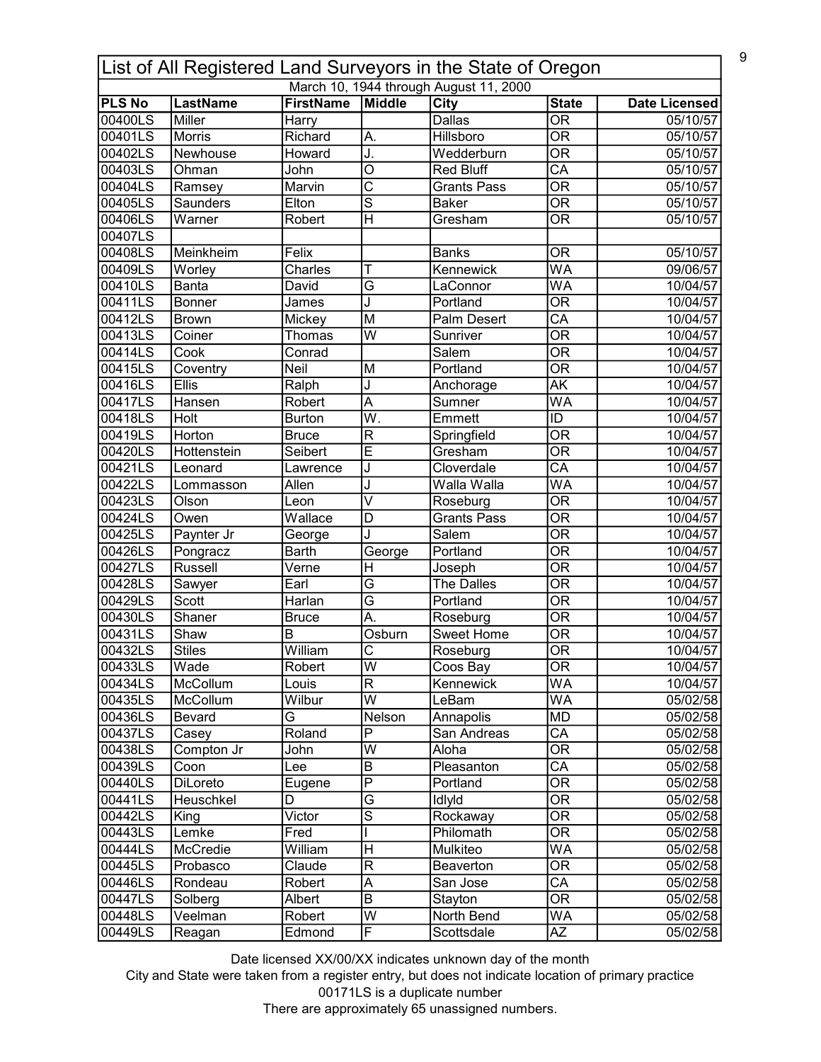# List of All Registered Land Surveyors in the State of Oregon

March 10, 1944 through August 11, 2000

| PLS No | LastName | FirstName | Middle | City | State | Date Licensed |
|---|---|---|---|---|---|---|
| 00400LS | Miller | Harry | | Dallas | OR | 05/10/57 |
| 00401LS | Morris | Richard | A. | Hillsboro | OR | 05/10/57 |
| 00402LS | Newhouse | Howard | J. | Wedderburn | OR | 05/10/57 |
| 00403LS | Ohman | John | O | Red Bluff | CA | 05/10/57 |
| 00404LS | Ramsey | Marvin | C | Grants Pass | OR | 05/10/57 |
| 00405LS | Saunders | Elton | S | Baker | OR | 05/10/57 |
| 00406LS | Warner | Robert | H | Gresham | OR | 05/10/57 |
| 00407LS | | | | | | |
| 00408LS | Meinkheim | Felix | | Banks | OR | 05/10/57 |
| 00409LS | Worley | Charles | T | Kennewick | WA | 09/06/57 |
| 00410LS | Banta | David | G | LaConnor | WA | 10/04/57 |
| 00411LS | Bonner | James | J | Portland | OR | 10/04/57 |
| 00412LS | Brown | Mickey | M | Palm Desert | CA | 10/04/57 |
| 00413LS | Coiner | Thomas | W | Sunriver | OR | 10/04/57 |
| 00414LS | Cook | Conrad | | Salem | OR | 10/04/57 |
| 00415LS | Coventry | Neil | M | Portland | OR | 10/04/57 |
| 00416LS | Ellis | Ralph | J | Anchorage | AK | 10/04/57 |
| 00417LS | Hansen | Robert | A | Sumner | WA | 10/04/57 |
| 00418LS | Holt | Burton | W. | Emmett | ID | 10/04/57 |
| 00419LS | Horton | Bruce | R | Springfield | OR | 10/04/57 |
| 00420LS | Hottenstein | Seibert | E | Gresham | OR | 10/04/57 |
| 00421LS | Leonard | Lawrence | J | Cloverdale | CA | 10/04/57 |
| 00422LS | Lommasson | Allen | J | Walla Walla | WA | 10/04/57 |
| 00423LS | Olson | Leon | V | Roseburg | OR | 10/04/57 |
| 00424LS | Owen | Wallace | D | Grants Pass | OR | 10/04/57 |
| 00425LS | Paynter Jr | George | J | Salem | OR | 10/04/57 |
| 00426LS | Pongracz | Barth | George | Portland | OR | 10/04/57 |
| 00427LS | Russell | Verne | H | Joseph | OR | 10/04/57 |
| 00428LS | Sawyer | Earl | G | The Dalles | OR | 10/04/57 |
| 00429LS | Scott | Harlan | G | Portland | OR | 10/04/57 |
| 00430LS | Shaner | Bruce | A. | Roseburg | OR | 10/04/57 |
| 00431LS | Shaw | B | Osburn | Sweet Home | OR | 10/04/57 |
| 00432LS | Stiles | William | C | Roseburg | OR | 10/04/57 |
| 00433LS | Wade | Robert | W | Coos Bay | OR | 10/04/57 |
| 00434LS | McCollum | Louis | R | Kennewick | WA | 10/04/57 |
| 00435LS | McCollum | Wilbur | W | LeBam | WA | 05/02/58 |
| 00436LS | Bevard | G | Nelson | Annapolis | MD | 05/02/58 |
| 00437LS | Casey | Roland | P | San Andreas | CA | 05/02/58 |
| 00438LS | Compton Jr | John | W | Aloha | OR | 05/02/58 |
| 00439LS | Coon | Lee | B | Pleasanton | CA | 05/02/58 |
| 00440LS | DiLoreto | Eugene | P | Portland | OR | 05/02/58 |
| 00441LS | Heuschkel | D | G | Idlyld | OR | 05/02/58 |
| 00442LS | King | Victor | S | Rockaway | OR | 05/02/58 |
| 00443LS | Lemke | Fred | I | Philomath | OR | 05/02/58 |
| 00444LS | McCredie | William | H | Mulkiteo | WA | 05/02/58 |
| 00445LS | Probasco | Claude | R | Beaverton | OR | 05/02/58 |
| 00446LS | Rondeau | Robert | A | San Jose | CA | 05/02/58 |
| 00447LS | Solberg | Albert | B | Stayton | OR | 05/02/58 |
| 00448LS | Veelman | Robert | W | North Bend | WA | 05/02/58 |
| 00449LS | Reagan | Edmond | F | Scottsdale | AZ | 05/02/58 |

Date licensed XX/00/XX indicates unknown day of the month

City and State were taken from a register entry, but does not indicate location of primary practice

00171LS is a duplicate number

There are approximately 65 unassigned numbers.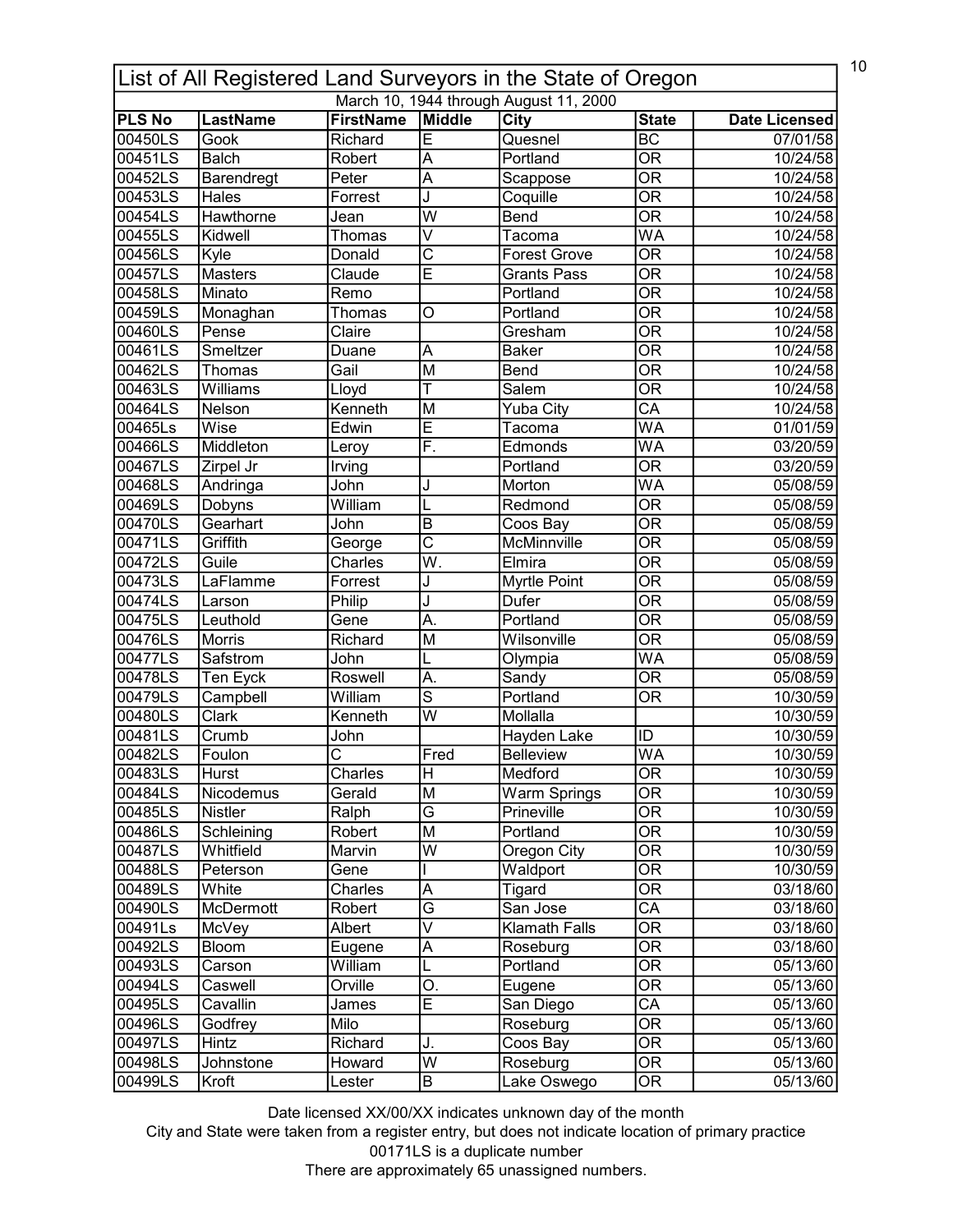# List of All Registered Land Surveyors in the State of Oregon

March 10, 1944 through August 11, 2000

| PLS No | LastName | FirstName | Middle | City | State | Date Licensed |
|---|---|---|---|---|---|---|
| 00450LS | Gook | Richard | E | Quesnel | BC | 07/01/58 |
| 00451LS | Balch | Robert | A | Portland | OR | 10/24/58 |
| 00452LS | Barendregt | Peter | A | Scappose | OR | 10/24/58 |
| 00453LS | Hales | Forrest | J | Coquille | OR | 10/24/58 |
| 00454LS | Hawthorne | Jean | W | Bend | OR | 10/24/58 |
| 00455LS | Kidwell | Thomas | V | Tacoma | WA | 10/24/58 |
| 00456LS | Kyle | Donald | C | Forest Grove | OR | 10/24/58 |
| 00457LS | Masters | Claude | E | Grants Pass | OR | 10/24/58 |
| 00458LS | Minato | Remo | | Portland | OR | 10/24/58 |
| 00459LS | Monaghan | Thomas | O | Portland | OR | 10/24/58 |
| 00460LS | Pense | Claire | | Gresham | OR | 10/24/58 |
| 00461LS | Smeltzer | Duane | A | Baker | OR | 10/24/58 |
| 00462LS | Thomas | Gail | M | Bend | OR | 10/24/58 |
| 00463LS | Williams | Lloyd | T | Salem | OR | 10/24/58 |
| 00464LS | Nelson | Kenneth | M | Yuba City | CA | 10/24/58 |
| 00465Ls | Wise | Edwin | E | Tacoma | WA | 01/01/59 |
| 00466LS | Middleton | Leroy | F. | Edmonds | WA | 03/20/59 |
| 00467LS | Zirpel Jr | Irving | | Portland | OR | 03/20/59 |
| 00468LS | Andringa | John | J | Morton | WA | 05/08/59 |
| 00469LS | Dobyns | William | L | Redmond | OR | 05/08/59 |
| 00470LS | Gearhart | John | B | Coos Bay | OR | 05/08/59 |
| 00471LS | Griffith | George | C | McMinnville | OR | 05/08/59 |
| 00472LS | Guile | Charles | W. | Elmira | OR | 05/08/59 |
| 00473LS | LaFlamme | Forrest | J | Myrtle Point | OR | 05/08/59 |
| 00474LS | Larson | Philip | J | Dufer | OR | 05/08/59 |
| 00475LS | Leuthold | Gene | A. | Portland | OR | 05/08/59 |
| 00476LS | Morris | Richard | M | Wilsonville | OR | 05/08/59 |
| 00477LS | Safstrom | John | L | Olympia | WA | 05/08/59 |
| 00478LS | Ten Eyck | Roswell | A. | Sandy | OR | 05/08/59 |
| 00479LS | Campbell | William | S | Portland | OR | 10/30/59 |
| 00480LS | Clark | Kenneth | W | Mollalla | | 10/30/59 |
| 00481LS | Crumb | John | | Hayden Lake | ID | 10/30/59 |
| 00482LS | Foulon | C | Fred | Belleview | WA | 10/30/59 |
| 00483LS | Hurst | Charles | H | Medford | OR | 10/30/59 |
| 00484LS | Nicodemus | Gerald | M | Warm Springs | OR | 10/30/59 |
| 00485LS | Nistler | Ralph | G | Prineville | OR | 10/30/59 |
| 00486LS | Schleining | Robert | M | Portland | OR | 10/30/59 |
| 00487LS | Whitfield | Marvin | W | Oregon City | OR | 10/30/59 |
| 00488LS | Peterson | Gene | I | Waldport | OR | 10/30/59 |
| 00489LS | White | Charles | A | Tigard | OR | 03/18/60 |
| 00490LS | McDermott | Robert | G | San Jose | CA | 03/18/60 |
| 00491Ls | McVey | Albert | V | Klamath Falls | OR | 03/18/60 |
| 00492LS | Bloom | Eugene | A | Roseburg | OR | 03/18/60 |
| 00493LS | Carson | William | L | Portland | OR | 05/13/60 |
| 00494LS | Caswell | Orville | O. | Eugene | OR | 05/13/60 |
| 00495LS | Cavallin | James | E | San Diego | CA | 05/13/60 |
| 00496LS | Godfrey | Milo | | Roseburg | OR | 05/13/60 |
| 00497LS | Hintz | Richard | J. | Coos Bay | OR | 05/13/60 |
| 00498LS | Johnstone | Howard | W | Roseburg | OR | 05/13/60 |
| 00499LS | Kroft | Lester | B | Lake Oswego | OR | 05/13/60 |

Date licensed XX/00/XX indicates unknown day of the month

City and State were taken from a register entry, but does not indicate location of primary practice

00171LS is a duplicate number

There are approximately 65 unassigned numbers.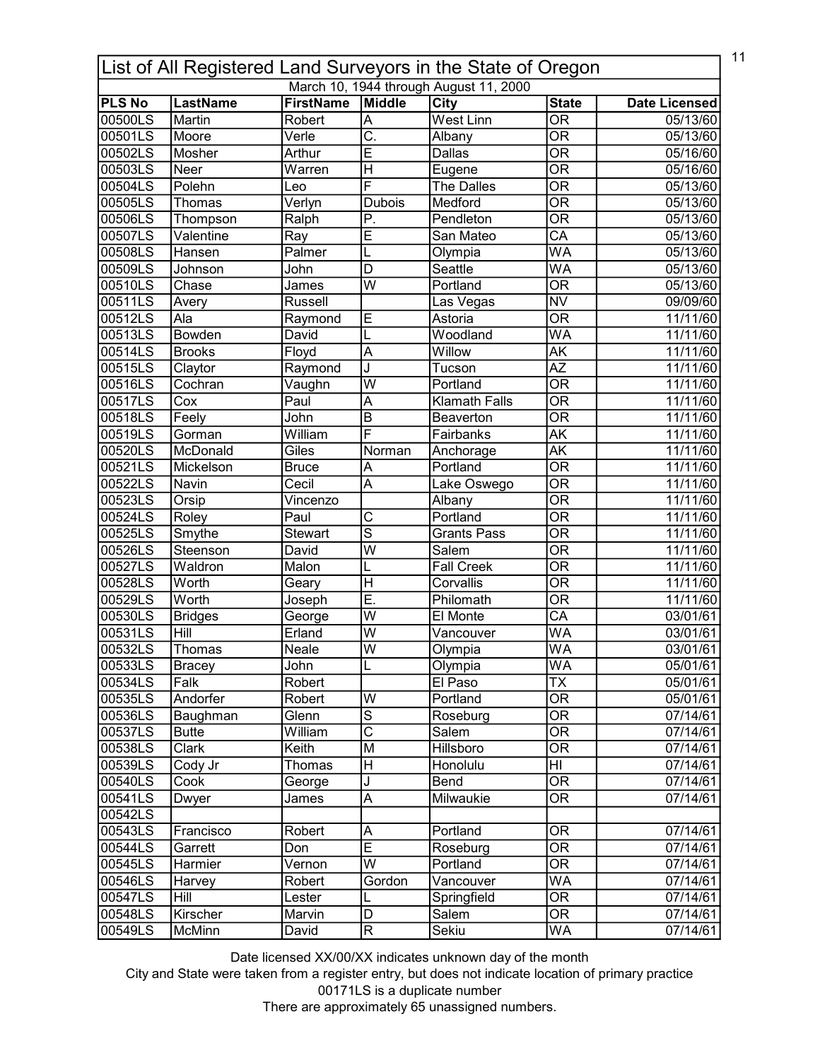# List of All Registered Land Surveyors in the State of Oregon

March 10, 1944 through August 11, 2000

| PLS No | LastName | FirstName | Middle | City | State | Date Licensed |
|---|---|---|---|---|---|---|
| 00500LS | Martin | Robert | A | West Linn | OR | 05/13/60 |
| 00501LS | Moore | Verle | C. | Albany | OR | 05/13/60 |
| 00502LS | Mosher | Arthur | E | Dallas | OR | 05/16/60 |
| 00503LS | Neer | Warren | H | Eugene | OR | 05/16/60 |
| 00504LS | Polehn | Leo | F | The Dalles | OR | 05/13/60 |
| 00505LS | Thomas | Verlyn | Dubois | Medford | OR | 05/13/60 |
| 00506LS | Thompson | Ralph | P. | Pendleton | OR | 05/13/60 |
| 00507LS | Valentine | Ray | E | San Mateo | CA | 05/13/60 |
| 00508LS | Hansen | Palmer | L | Olympia | WA | 05/13/60 |
| 00509LS | Johnson | John | D | Seattle | WA | 05/13/60 |
| 00510LS | Chase | James | W | Portland | OR | 05/13/60 |
| 00511LS | Avery | Russell | | Las Vegas | NV | 09/09/60 |
| 00512LS | Ala | Raymond | E | Astoria | OR | 11/11/60 |
| 00513LS | Bowden | David | L | Woodland | WA | 11/11/60 |
| 00514LS | Brooks | Floyd | A | Willow | AK | 11/11/60 |
| 00515LS | Claytor | Raymond | J | Tucson | AZ | 11/11/60 |
| 00516LS | Cochran | Vaughn | W | Portland | OR | 11/11/60 |
| 00517LS | Cox | Paul | A | Klamath Falls | OR | 11/11/60 |
| 00518LS | Feely | John | B | Beaverton | OR | 11/11/60 |
| 00519LS | Gorman | William | F | Fairbanks | AK | 11/11/60 |
| 00520LS | McDonald | Giles | Norman | Anchorage | AK | 11/11/60 |
| 00521LS | Mickelson | Bruce | A | Portland | OR | 11/11/60 |
| 00522LS | Navin | Cecil | A | Lake Oswego | OR | 11/11/60 |
| 00523LS | Orsip | Vincenzo | | Albany | OR | 11/11/60 |
| 00524LS | Roley | Paul | C | Portland | OR | 11/11/60 |
| 00525LS | Smythe | Stewart | S | Grants Pass | OR | 11/11/60 |
| 00526LS | Steenson | David | W | Salem | OR | 11/11/60 |
| 00527LS | Waldron | Malon | L | Fall Creek | OR | 11/11/60 |
| 00528LS | Worth | Geary | H | Corvallis | OR | 11/11/60 |
| 00529LS | Worth | Joseph | E. | Philomath | OR | 11/11/60 |
| 00530LS | Bridges | George | W | El Monte | CA | 03/01/61 |
| 00531LS | Hill | Erland | W | Vancouver | WA | 03/01/61 |
| 00532LS | Thomas | Neale | W | Olympia | WA | 03/01/61 |
| 00533LS | Bracey | John | L | Olympia | WA | 05/01/61 |
| 00534LS | Falk | Robert | | El Paso | TX | 05/01/61 |
| 00535LS | Andorfer | Robert | W | Portland | OR | 05/01/61 |
| 00536LS | Baughman | Glenn | S | Roseburg | OR | 07/14/61 |
| 00537LS | Butte | William | C | Salem | OR | 07/14/61 |
| 00538LS | Clark | Keith | M | Hillsboro | OR | 07/14/61 |
| 00539LS | Cody Jr | Thomas | H | Honolulu | HI | 07/14/61 |
| 00540LS | Cook | George | J | Bend | OR | 07/14/61 |
| 00541LS | Dwyer | James | A | Milwaukie | OR | 07/14/61 |
| 00542LS | | | | | | |
| 00543LS | Francisco | Robert | A | Portland | OR | 07/14/61 |
| 00544LS | Garrett | Don | E | Roseburg | OR | 07/14/61 |
| 00545LS | Harmier | Vernon | W | Portland | OR | 07/14/61 |
| 00546LS | Harvey | Robert | Gordon | Vancouver | WA | 07/14/61 |
| 00547LS | Hill | Lester | L | Springfield | OR | 07/14/61 |
| 00548LS | Kirscher | Marvin | D | Salem | OR | 07/14/61 |
| 00549LS | McMinn | David | R | Sekiu | WA | 07/14/61 |

Date licensed XX/00/XX indicates unknown day of the month

City and State were taken from a register entry, but does not indicate location of primary practice

00171LS is a duplicate number

There are approximately 65 unassigned numbers.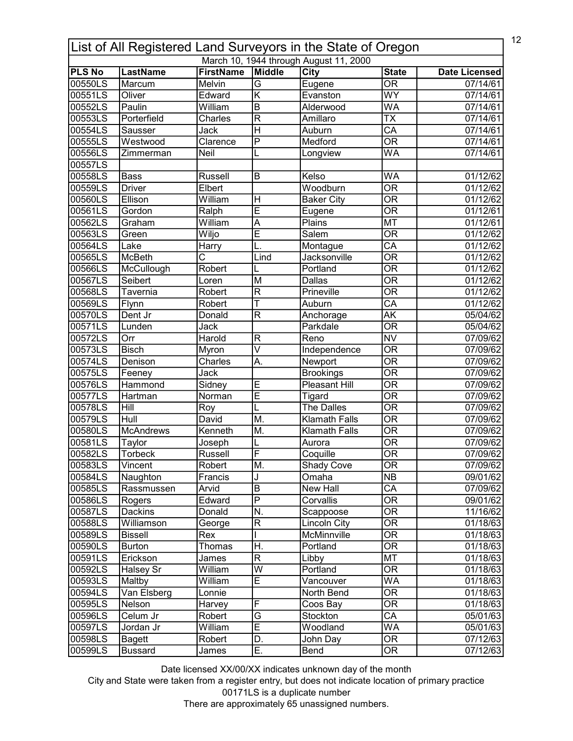# List of All Registered Land Surveyors in the State of Oregon

March 10, 1944 through August 11, 2000

| PLS No | LastName | FirstName | Middle | City | State | Date Licensed |
|---|---|---|---|---|---|---|
| 00550LS | Marcum | Melvin | G | Eugene | OR | 07/14/61 |
| 00551LS | Oliver | Edward | K | Evanston | WY | 07/14/61 |
| 00552LS | Paulin | William | B | Alderwood | WA | 07/14/61 |
| 00553LS | Porterfield | Charles | R | Amillaro | TX | 07/14/61 |
| 00554LS | Sausser | Jack | H | Auburn | CA | 07/14/61 |
| 00555LS | Westwood | Clarence | P | Medford | OR | 07/14/61 |
| 00556LS | Zimmerman | Neil | L | Longview | WA | 07/14/61 |
| 00557LS | | | | | | |
| 00558LS | Bass | Russell | B | Kelso | WA | 01/12/62 |
| 00559LS | Driver | Elbert | | Woodburn | OR | 01/12/62 |
| 00560LS | Ellison | William | H | Baker City | OR | 01/12/62 |
| 00561LS | Gordon | Ralph | E | Eugene | OR | 01/12/61 |
| 00562LS | Graham | William | A | Plains | MT | 01/12/61 |
| 00563LS | Green | Wiljo | E | Salem | OR | 01/12/62 |
| 00564LS | Lake | Harry | L. | Montague | CA | 01/12/62 |
| 00565LS | McBeth | C | Lind | Jacksonville | OR | 01/12/62 |
| 00566LS | McCullough | Robert | L | Portland | OR | 01/12/62 |
| 00567LS | Seibert | Loren | M | Dallas | OR | 01/12/62 |
| 00568LS | Tavernia | Robert | R | Prineville | OR | 01/12/62 |
| 00569LS | Flynn | Robert | T | Auburn | CA | 01/12/62 |
| 00570LS | Dent Jr | Donald | R | Anchorage | AK | 05/04/62 |
| 00571LS | Lunden | Jack | | Parkdale | OR | 05/04/62 |
| 00572LS | Orr | Harold | R | Reno | NV | 07/09/62 |
| 00573LS | Bisch | Myron | V | Independence | OR | 07/09/62 |
| 00574LS | Denison | Charles | A. | Newport | OR | 07/09/62 |
| 00575LS | Feeney | Jack | | Brookings | OR | 07/09/62 |
| 00576LS | Hammond | Sidney | E | Pleasant Hill | OR | 07/09/62 |
| 00577LS | Hartman | Norman | E | Tigard | OR | 07/09/62 |
| 00578LS | Hill | Roy | L | The Dalles | OR | 07/09/62 |
| 00579LS | Hull | David | M. | Klamath Falls | OR | 07/09/62 |
| 00580LS | McAndrews | Kenneth | M. | Klamath Falls | OR | 07/09/62 |
| 00581LS | Taylor | Joseph | L | Aurora | OR | 07/09/62 |
| 00582LS | Torbeck | Russell | F | Coquille | OR | 07/09/62 |
| 00583LS | Vincent | Robert | M. | Shady Cove | OR | 07/09/62 |
| 00584LS | Naughton | Francis | J | Omaha | NB | 09/01/62 |
| 00585LS | Rassmussen | Arvid | B | New Hall | CA | 07/09/62 |
| 00586LS | Rogers | Edward | P | Corvallis | OR | 09/01/62 |
| 00587LS | Dackins | Donald | N. | Scappoose | OR | 11/16/62 |
| 00588LS | Williamson | George | R | Lincoln City | OR | 01/18/63 |
| 00589LS | Bissell | Rex | I | McMinnville | OR | 01/18/63 |
| 00590LS | Burton | Thomas | H. | Portland | OR | 01/18/63 |
| 00591LS | Erickson | James | R | Libby | MT | 01/18/63 |
| 00592LS | Halsey Sr | William | W | Portland | OR | 01/18/63 |
| 00593LS | Maltby | William | E | Vancouver | WA | 01/18/63 |
| 00594LS | Van Elsberg | Lonnie | | North Bend | OR | 01/18/63 |
| 00595LS | Nelson | Harvey | F | Coos Bay | OR | 01/18/63 |
| 00596LS | Celum Jr | Robert | G | Stockton | CA | 05/01/63 |
| 00597LS | Jordan Jr | William | E | Woodland | WA | 05/01/63 |
| 00598LS | Bagett | Robert | D. | John Day | OR | 07/12/63 |
| 00599LS | Bussard | James | E. | Bend | OR | 07/12/63 |

Date licensed XX/00/XX indicates unknown day of the month

City and State were taken from a register entry, but does not indicate location of primary practice

00171LS is a duplicate number

There are approximately 65 unassigned numbers.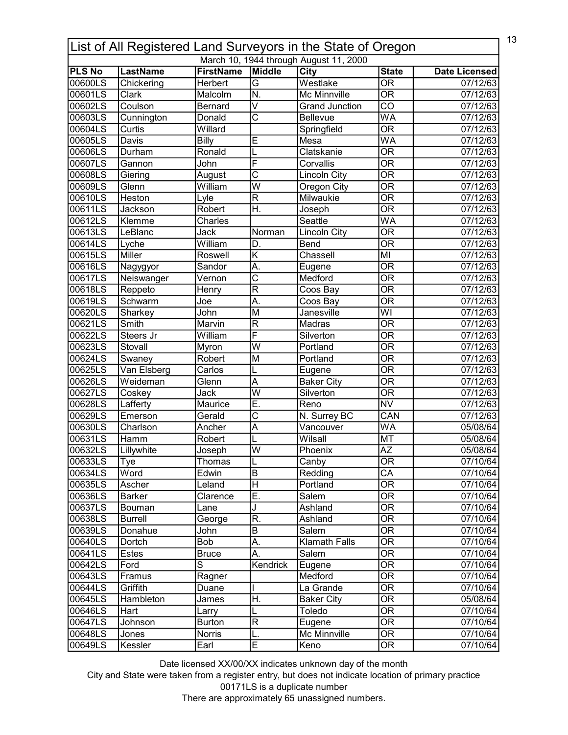# List of All Registered Land Surveyors in the State of Oregon

March 10, 1944 through August 11, 2000

| PLS No | LastName | FirstName | Middle | City | State | Date Licensed |
|---|---|---|---|---|---|---|
| 00600LS | Chickering | Herbert | G | Westlake | OR | 07/12/63 |
| 00601LS | Clark | Malcolm | N. | Mc Minnville | OR | 07/12/63 |
| 00602LS | Coulson | Bernard | V | Grand Junction | CO | 07/12/63 |
| 00603LS | Cunnington | Donald | C | Bellevue | WA | 07/12/63 |
| 00604LS | Curtis | Willard | | Springfield | OR | 07/12/63 |
| 00605LS | Davis | Billy | E | Mesa | WA | 07/12/63 |
| 00606LS | Durham | Ronald | L | Clatskanie | OR | 07/12/63 |
| 00607LS | Gannon | John | F | Corvallis | OR | 07/12/63 |
| 00608LS | Giering | August | C | Lincoln City | OR | 07/12/63 |
| 00609LS | Glenn | William | W | Oregon City | OR | 07/12/63 |
| 00610LS | Heston | Lyle | R | Milwaukie | OR | 07/12/63 |
| 00611LS | Jackson | Robert | H. | Joseph | OR | 07/12/63 |
| 00612LS | Klemme | Charles | | Seattle | WA | 07/12/63 |
| 00613LS | LeBlanc | Jack | Norman | Lincoln City | OR | 07/12/63 |
| 00614LS | Lyche | William | D. | Bend | OR | 07/12/63 |
| 00615LS | Miller | Roswell | K | Chassell | MI | 07/12/63 |
| 00616LS | Nagygyor | Sandor | A. | Eugene | OR | 07/12/63 |
| 00617LS | Neiswanger | Vernon | C | Medford | OR | 07/12/63 |
| 00618LS | Reppeto | Henry | R | Coos Bay | OR | 07/12/63 |
| 00619LS | Schwarm | Joe | A. | Coos Bay | OR | 07/12/63 |
| 00620LS | Sharkey | John | M | Janesville | WI | 07/12/63 |
| 00621LS | Smith | Marvin | R | Madras | OR | 07/12/63 |
| 00622LS | Steers Jr | William | F | Silverton | OR | 07/12/63 |
| 00623LS | Stovall | Myron | W | Portland | OR | 07/12/63 |
| 00624LS | Swaney | Robert | M | Portland | OR | 07/12/63 |
| 00625LS | Van Elsberg | Carlos | L | Eugene | OR | 07/12/63 |
| 00626LS | Weideman | Glenn | A | Baker City | OR | 07/12/63 |
| 00627LS | Coskey | Jack | W | Silverton | OR | 07/12/63 |
| 00628LS | Lafferty | Maurice | E. | Reno | NV | 07/12/63 |
| 00629LS | Emerson | Gerald | C | N. Surrey BC | CAN | 07/12/63 |
| 00630LS | Charlson | Ancher | A | Vancouver | WA | 05/08/64 |
| 00631LS | Hamm | Robert | L | Wilsall | MT | 05/08/64 |
| 00632LS | Lillywhite | Joseph | W | Phoenix | AZ | 05/08/64 |
| 00633LS | Tye | Thomas | L | Canby | OR | 07/10/64 |
| 00634LS | Word | Edwin | B | Redding | CA | 07/10/64 |
| 00635LS | Ascher | Leland | H | Portland | OR | 07/10/64 |
| 00636LS | Barker | Clarence | E. | Salem | OR | 07/10/64 |
| 00637LS | Bouman | Lane | J | Ashland | OR | 07/10/64 |
| 00638LS | Burrell | George | R. | Ashland | OR | 07/10/64 |
| 00639LS | Donahue | John | B | Salem | OR | 07/10/64 |
| 00640LS | Dortch | Bob | A. | Klamath Falls | OR | 07/10/64 |
| 00641LS | Estes | Bruce | A. | Salem | OR | 07/10/64 |
| 00642LS | Ford | S | Kendrick | Eugene | OR | 07/10/64 |
| 00643LS | Framus | Ragner | | Medford | OR | 07/10/64 |
| 00644LS | Griffith | Duane | I | La Grande | OR | 07/10/64 |
| 00645LS | Hambleton | James | H. | Baker City | OR | 05/08/64 |
| 00646LS | Hart | Larry | L | Toledo | OR | 07/10/64 |
| 00647LS | Johnson | Burton | R | Eugene | OR | 07/10/64 |
| 00648LS | Jones | Norris | L. | Mc Minnville | OR | 07/10/64 |
| 00649LS | Kessler | Earl | E | Keno | OR | 07/10/64 |

Date licensed XX/00/XX indicates unknown day of the month
City and State were taken from a register entry, but does not indicate location of primary practice
00171LS is a duplicate number
There are approximately 65 unassigned numbers.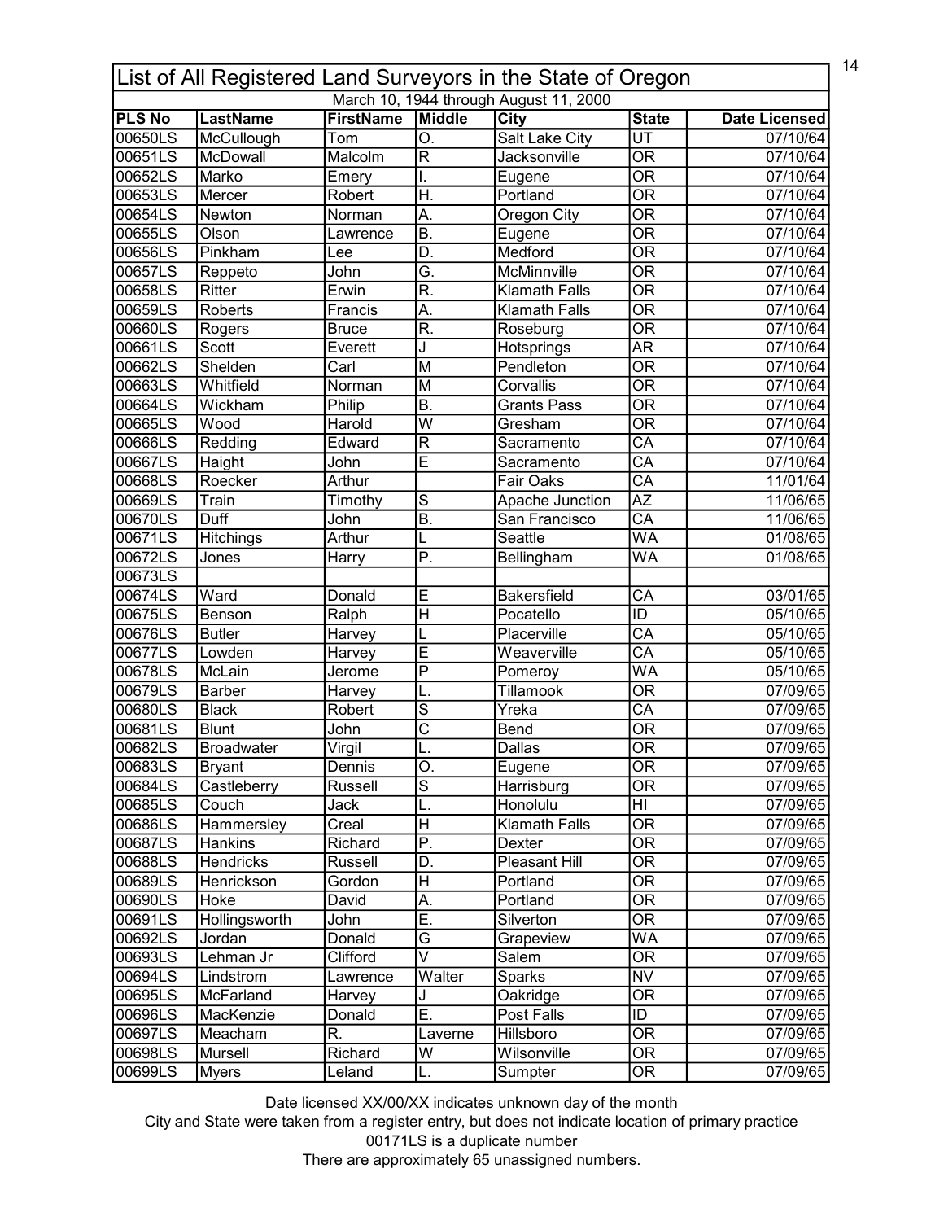## List of All Registered Land Surveyors in the State of Oregon

March 10, 1944 through August 11, 2000

| PLS No | LastName | FirstName | Middle | City | State | Date Licensed |
|---|---|---|---|---|---|---|
| 00650LS | McCullough | Tom | O. | Salt Lake City | UT | 07/10/64 |
| 00651LS | McDowall | Malcolm | R | Jacksonville | OR | 07/10/64 |
| 00652LS | Marko | Emery | I. | Eugene | OR | 07/10/64 |
| 00653LS | Mercer | Robert | H. | Portland | OR | 07/10/64 |
| 00654LS | Newton | Norman | A. | Oregon City | OR | 07/10/64 |
| 00655LS | Olson | Lawrence | B. | Eugene | OR | 07/10/64 |
| 00656LS | Pinkham | Lee | D. | Medford | OR | 07/10/64 |
| 00657LS | Reppeto | John | G. | McMinnville | OR | 07/10/64 |
| 00658LS | Ritter | Erwin | R. | Klamath Falls | OR | 07/10/64 |
| 00659LS | Roberts | Francis | A. | Klamath Falls | OR | 07/10/64 |
| 00660LS | Rogers | Bruce | R. | Roseburg | OR | 07/10/64 |
| 00661LS | Scott | Everett | J | Hotsprings | AR | 07/10/64 |
| 00662LS | Shelden | Carl | M | Pendleton | OR | 07/10/64 |
| 00663LS | Whitfield | Norman | M | Corvallis | OR | 07/10/64 |
| 00664LS | Wickham | Philip | B. | Grants Pass | OR | 07/10/64 |
| 00665LS | Wood | Harold | W | Gresham | OR | 07/10/64 |
| 00666LS | Redding | Edward | R | Sacramento | CA | 07/10/64 |
| 00667LS | Haight | John | E | Sacramento | CA | 07/10/64 |
| 00668LS | Roecker | Arthur | | Fair Oaks | CA | 11/01/64 |
| 00669LS | Train | Timothy | S | Apache Junction | AZ | 11/06/65 |
| 00670LS | Duff | John | B. | San Francisco | CA | 11/06/65 |
| 00671LS | Hitchings | Arthur | L | Seattle | WA | 01/08/65 |
| 00672LS | Jones | Harry | P. | Bellingham | WA | 01/08/65 |
| 00673LS | | | | | | |
| 00674LS | Ward | Donald | E | Bakersfield | CA | 03/01/65 |
| 00675LS | Benson | Ralph | H | Pocatello | ID | 05/10/65 |
| 00676LS | Butler | Harvey | L | Placerville | CA | 05/10/65 |
| 00677LS | Lowden | Harvey | E | Weaverville | CA | 05/10/65 |
| 00678LS | McLain | Jerome | P | Pomeroy | WA | 05/10/65 |
| 00679LS | Barber | Harvey | L. | Tillamook | OR | 07/09/65 |
| 00680LS | Black | Robert | S | Yreka | CA | 07/09/65 |
| 00681LS | Blunt | John | C | Bend | OR | 07/09/65 |
| 00682LS | Broadwater | Virgil | L. | Dallas | OR | 07/09/65 |
| 00683LS | Bryant | Dennis | O. | Eugene | OR | 07/09/65 |
| 00684LS | Castleberry | Russell | S | Harrisburg | OR | 07/09/65 |
| 00685LS | Couch | Jack | L. | Honolulu | HI | 07/09/65 |
| 00686LS | Hammersley | Creal | H | Klamath Falls | OR | 07/09/65 |
| 00687LS | Hankins | Richard | P. | Dexter | OR | 07/09/65 |
| 00688LS | Hendricks | Russell | D. | Pleasant Hill | OR | 07/09/65 |
| 00689LS | Henrickson | Gordon | H | Portland | OR | 07/09/65 |
| 00690LS | Hoke | David | A. | Portland | OR | 07/09/65 |
| 00691LS | Hollingsworth | John | E. | Silverton | OR | 07/09/65 |
| 00692LS | Jordan | Donald | G | Grapeview | WA | 07/09/65 |
| 00693LS | Lehman Jr | Clifford | V | Salem | OR | 07/09/65 |
| 00694LS | Lindstrom | Lawrence | Walter | Sparks | NV | 07/09/65 |
| 00695LS | McFarland | Harvey | J | Oakridge | OR | 07/09/65 |
| 00696LS | MacKenzie | Donald | E. | Post Falls | ID | 07/09/65 |
| 00697LS | Meacham | R. | Laverne | Hillsboro | OR | 07/09/65 |
| 00698LS | Mursell | Richard | W | Wilsonville | OR | 07/09/65 |
| 00699LS | Myers | Leland | L. | Sumpter | OR | 07/09/65 |

Date licensed XX/00/XX indicates unknown day of the month

City and State were taken from a register entry, but does not indicate location of primary practice

00171LS is a duplicate number

There are approximately 65 unassigned numbers.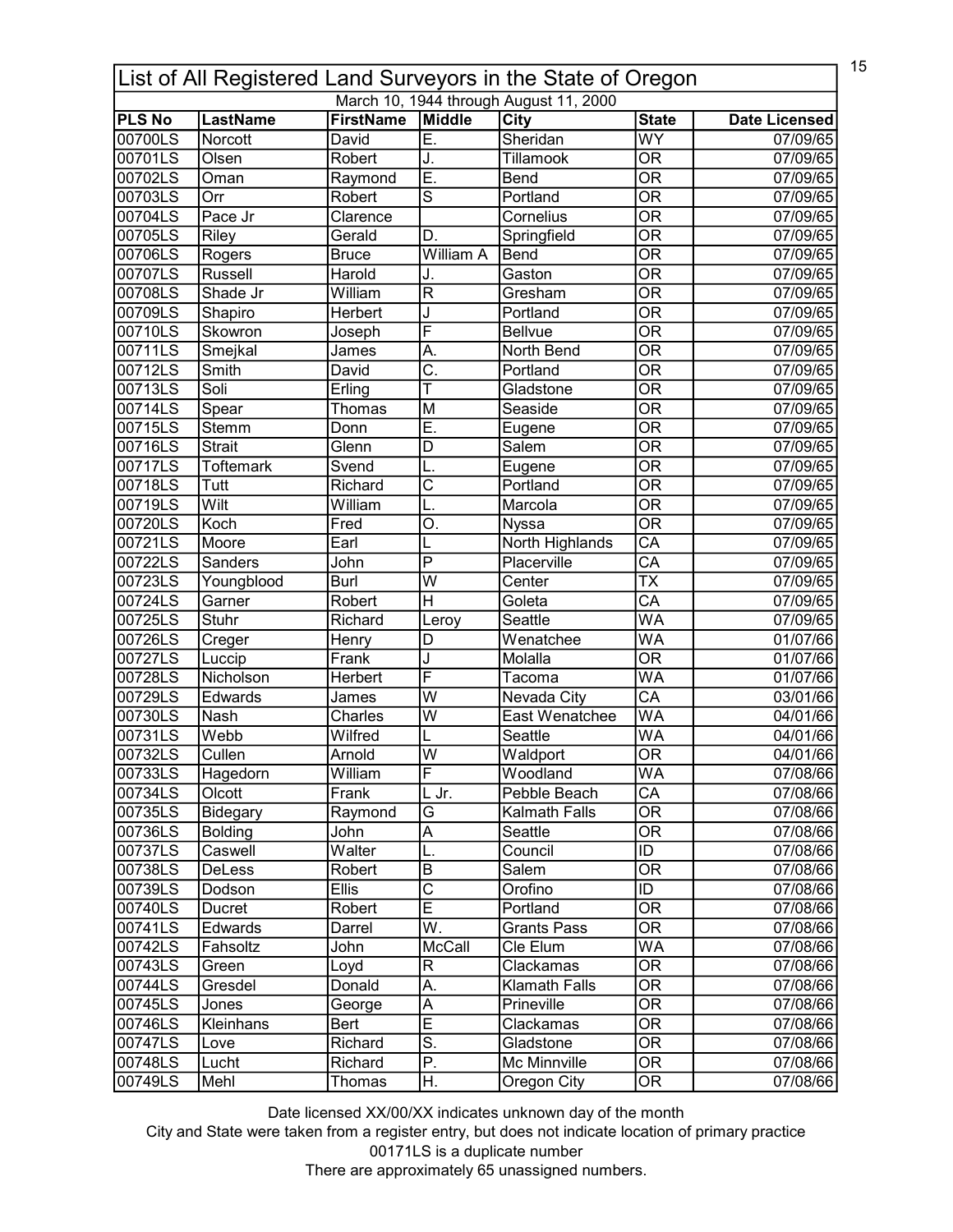# List of All Registered Land Surveyors in the State of Oregon

March 10, 1944 through August 11, 2000

| PLS No | LastName | FirstName | Middle | City | State | Date Licensed |
|---|---|---|---|---|---|---|
| 00700LS | Norcott | David | E. | Sheridan | WY | 07/09/65 |
| 00701LS | Olsen | Robert | J. | Tillamook | OR | 07/09/65 |
| 00702LS | Oman | Raymond | E. | Bend | OR | 07/09/65 |
| 00703LS | Orr | Robert | S | Portland | OR | 07/09/65 |
| 00704LS | Pace Jr | Clarence | | Cornelius | OR | 07/09/65 |
| 00705LS | Riley | Gerald | D. | Springfield | OR | 07/09/65 |
| 00706LS | Rogers | Bruce | William A | Bend | OR | 07/09/65 |
| 00707LS | Russell | Harold | J. | Gaston | OR | 07/09/65 |
| 00708LS | Shade Jr | William | R | Gresham | OR | 07/09/65 |
| 00709LS | Shapiro | Herbert | J | Portland | OR | 07/09/65 |
| 00710LS | Skowron | Joseph | F | Bellvue | OR | 07/09/65 |
| 00711LS | Smejkal | James | A. | North Bend | OR | 07/09/65 |
| 00712LS | Smith | David | C. | Portland | OR | 07/09/65 |
| 00713LS | Soli | Erling | T | Gladstone | OR | 07/09/65 |
| 00714LS | Spear | Thomas | M | Seaside | OR | 07/09/65 |
| 00715LS | Stemm | Donn | E. | Eugene | OR | 07/09/65 |
| 00716LS | Strait | Glenn | D | Salem | OR | 07/09/65 |
| 00717LS | Toftemark | Svend | L. | Eugene | OR | 07/09/65 |
| 00718LS | Tutt | Richard | C | Portland | OR | 07/09/65 |
| 00719LS | Wilt | William | L. | Marcola | OR | 07/09/65 |
| 00720LS | Koch | Fred | O. | Nyssa | OR | 07/09/65 |
| 00721LS | Moore | Earl | L | North Highlands | CA | 07/09/65 |
| 00722LS | Sanders | John | P | Placerville | CA | 07/09/65 |
| 00723LS | Youngblood | Burl | W | Center | TX | 07/09/65 |
| 00724LS | Garner | Robert | H | Goleta | CA | 07/09/65 |
| 00725LS | Stuhr | Richard | Leroy | Seattle | WA | 07/09/65 |
| 00726LS | Creger | Henry | D | Wenatchee | WA | 01/07/66 |
| 00727LS | Luccip | Frank | J | Molalla | OR | 01/07/66 |
| 00728LS | Nicholson | Herbert | F | Tacoma | WA | 01/07/66 |
| 00729LS | Edwards | James | W | Nevada City | CA | 03/01/66 |
| 00730LS | Nash | Charles | W | East Wenatchee | WA | 04/01/66 |
| 00731LS | Webb | Wilfred | L | Seattle | WA | 04/01/66 |
| 00732LS | Cullen | Arnold | W | Waldport | OR | 04/01/66 |
| 00733LS | Hagedorn | William | F | Woodland | WA | 07/08/66 |
| 00734LS | Olcott | Frank | L Jr. | Pebble Beach | CA | 07/08/66 |
| 00735LS | Bidegary | Raymond | G | Kalmath Falls | OR | 07/08/66 |
| 00736LS | Bolding | John | A | Seattle | OR | 07/08/66 |
| 00737LS | Caswell | Walter | L. | Council | ID | 07/08/66 |
| 00738LS | DeLess | Robert | B | Salem | OR | 07/08/66 |
| 00739LS | Dodson | Ellis | C | Orofino | ID | 07/08/66 |
| 00740LS | Ducret | Robert | E | Portland | OR | 07/08/66 |
| 00741LS | Edwards | Darrel | W. | Grants Pass | OR | 07/08/66 |
| 00742LS | Fahsoltz | John | McCall | Cle Elum | WA | 07/08/66 |
| 00743LS | Green | Loyd | R | Clackamas | OR | 07/08/66 |
| 00744LS | Gresdel | Donald | A. | Klamath Falls | OR | 07/08/66 |
| 00745LS | Jones | George | A | Prineville | OR | 07/08/66 |
| 00746LS | Kleinhans | Bert | E | Clackamas | OR | 07/08/66 |
| 00747LS | Love | Richard | S. | Gladstone | OR | 07/08/66 |
| 00748LS | Lucht | Richard | P. | Mc Minnville | OR | 07/08/66 |
| 00749LS | Mehl | Thomas | H. | Oregon City | OR | 07/08/66 |

Date licensed XX/00/XX indicates unknown day of the month

City and State were taken from a register entry, but does not indicate location of primary practice

00171LS is a duplicate number

There are approximately 65 unassigned numbers.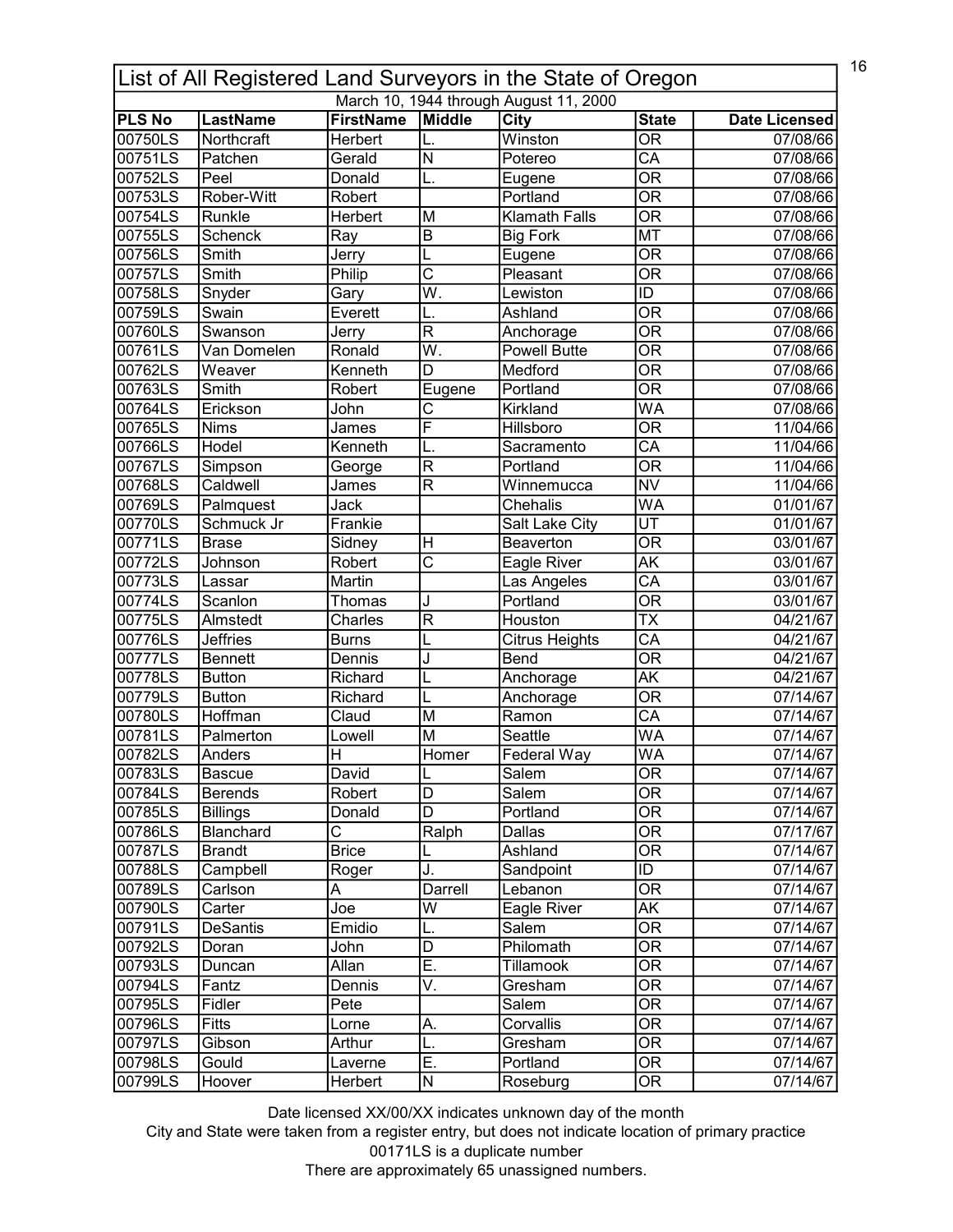| List of All Registered Land Surveyors in the State of Oregon | | | | | | |
|---|---|---|---|---|---|---|
| March 10, 1944 through August 11, 2000 | | | | | | |
| **PLS No** | **LastName** | **FirstName** | **Middle** | **City** | **State** | **Date Licensed** |
| 00750LS | Northcraft | Herbert | L. | Winston | OR | 07/08/66 |
| 00751LS | Patchen | Gerald | N | Potereo | CA | 07/08/66 |
| 00752LS | Peel | Donald | L. | Eugene | OR | 07/08/66 |
| 00753LS | Rober-Witt | Robert | | Portland | OR | 07/08/66 |
| 00754LS | Runkle | Herbert | M | Klamath Falls | OR | 07/08/66 |
| 00755LS | Schenck | Ray | B | Big Fork | MT | 07/08/66 |
| 00756LS | Smith | Jerry | L | Eugene | OR | 07/08/66 |
| 00757LS | Smith | Philip | C | Pleasant | OR | 07/08/66 |
| 00758LS | Snyder | Gary | W. | Lewiston | ID | 07/08/66 |
| 00759LS | Swain | Everett | L. | Ashland | OR | 07/08/66 |
| 00760LS | Swanson | Jerry | R | Anchorage | OR | 07/08/66 |
| 00761LS | Van Domelen | Ronald | W. | Powell Butte | OR | 07/08/66 |
| 00762LS | Weaver | Kenneth | D | Medford | OR | 07/08/66 |
| 00763LS | Smith | Robert | Eugene | Portland | OR | 07/08/66 |
| 00764LS | Erickson | John | C | Kirkland | WA | 07/08/66 |
| 00765LS | Nims | James | F | Hillsboro | OR | 11/04/66 |
| 00766LS | Hodel | Kenneth | L. | Sacramento | CA | 11/04/66 |
| 00767LS | Simpson | George | R | Portland | OR | 11/04/66 |
| 00768LS | Caldwell | James | R | Winnemucca | NV | 11/04/66 |
| 00769LS | Palmquest | Jack | | Chehalis | WA | 01/01/67 |
| 00770LS | Schmuck Jr | Frankie | | Salt Lake City | UT | 01/01/67 |
| 00771LS | Brase | Sidney | H | Beaverton | OR | 03/01/67 |
| 00772LS | Johnson | Robert | C | Eagle River | AK | 03/01/67 |
| 00773LS | Lassar | Martin | | Las Angeles | CA | 03/01/67 |
| 00774LS | Scanlon | Thomas | J | Portland | OR | 03/01/67 |
| 00775LS | Almstedt | Charles | R | Houston | TX | 04/21/67 |
| 00776LS | Jeffries | Burns | L | Citrus Heights | CA | 04/21/67 |
| 00777LS | Bennett | Dennis | J | Bend | OR | 04/21/67 |
| 00778LS | Button | Richard | L | Anchorage | AK | 04/21/67 |
| 00779LS | Button | Richard | L | Anchorage | OR | 07/14/67 |
| 00780LS | Hoffman | Claud | M | Ramon | CA | 07/14/67 |
| 00781LS | Palmerton | Lowell | M | Seattle | WA | 07/14/67 |
| 00782LS | Anders | H | Homer | Federal Way | WA | 07/14/67 |
| 00783LS | Bascue | David | L | Salem | OR | 07/14/67 |
| 00784LS | Berends | Robert | D | Salem | OR | 07/14/67 |
| 00785LS | Billings | Donald | D | Portland | OR | 07/14/67 |
| 00786LS | Blanchard | C | Ralph | Dallas | OR | 07/17/67 |
| 00787LS | Brandt | Brice | L | Ashland | OR | 07/14/67 |
| 00788LS | Campbell | Roger | J. | Sandpoint | ID | 07/14/67 |
| 00789LS | Carlson | A | Darrell | Lebanon | OR | 07/14/67 |
| 00790LS | Carter | Joe | W | Eagle River | AK | 07/14/67 |
| 00791LS | DeSantis | Emidio | L. | Salem | OR | 07/14/67 |
| 00792LS | Doran | John | D | Philomath | OR | 07/14/67 |
| 00793LS | Duncan | Allan | E. | Tillamook | OR | 07/14/67 |
| 00794LS | Fantz | Dennis | V. | Gresham | OR | 07/14/67 |
| 00795LS | Fidler | Pete | | Salem | OR | 07/14/67 |
| 00796LS | Fitts | Lorne | A. | Corvallis | OR | 07/14/67 |
| 00797LS | Gibson | Arthur | L. | Gresham | OR | 07/14/67 |
| 00798LS | Gould | Laverne | E. | Portland | OR | 07/14/67 |
| 00799LS | Hoover | Herbert | N | Roseburg | OR | 07/14/67 |

Date licensed XX/00/XX indicates unknown day of the month
City and State were taken from a register entry, but does not indicate location of primary practice
00171LS is a duplicate number
There are approximately 65 unassigned numbers.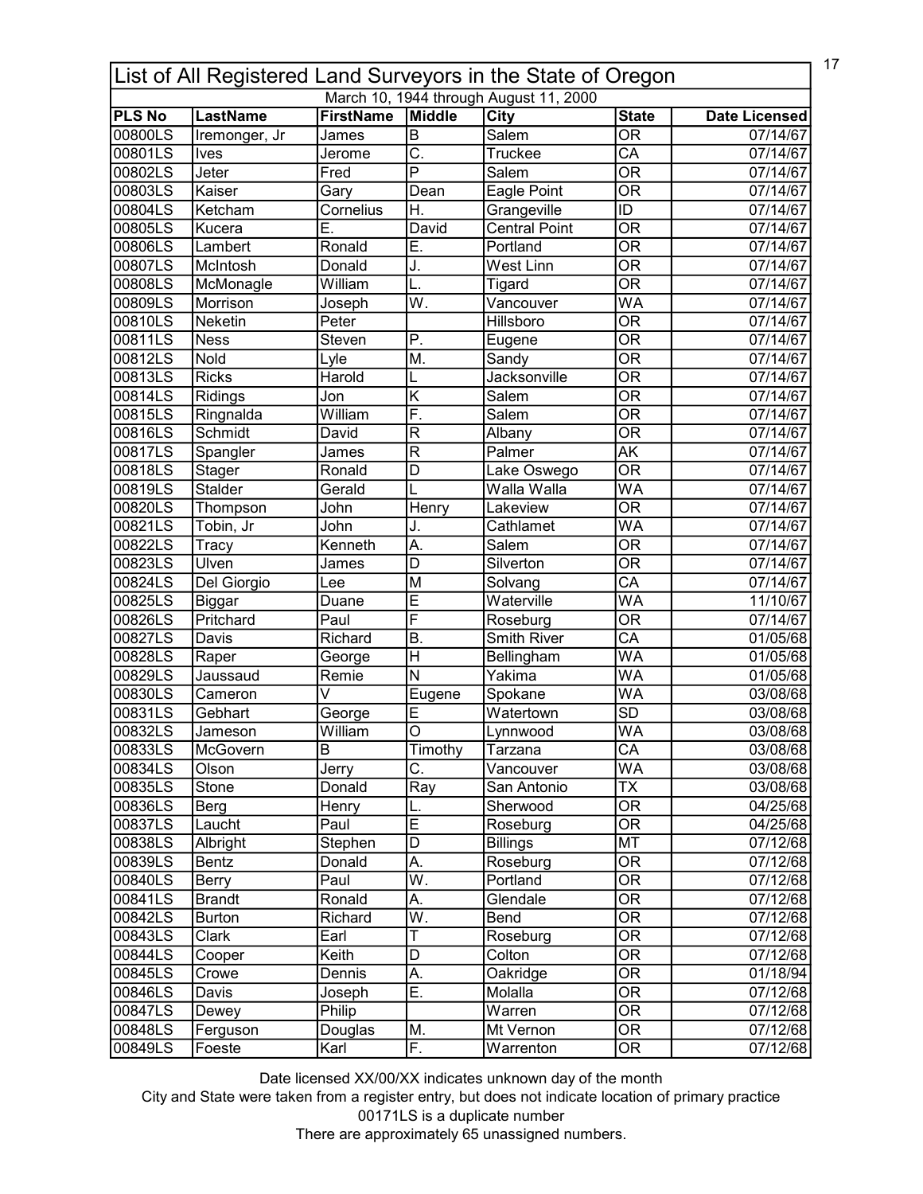# List of All Registered Land Surveyors in the State of Oregon

March 10, 1944 through August 11, 2000

| PLS No | LastName | FirstName | Middle | City | State | Date Licensed |
|---|---|---|---|---|---|---|
| 00800LS | Iremonger, Jr | James | B | Salem | OR | 07/14/67 |
| 00801LS | Ives | Jerome | C. | Truckee | CA | 07/14/67 |
| 00802LS | Jeter | Fred | P | Salem | OR | 07/14/67 |
| 00803LS | Kaiser | Gary | Dean | Eagle Point | OR | 07/14/67 |
| 00804LS | Ketcham | Cornelius | H. | Grangeville | ID | 07/14/67 |
| 00805LS | Kucera | E. | David | Central Point | OR | 07/14/67 |
| 00806LS | Lambert | Ronald | E. | Portland | OR | 07/14/67 |
| 00807LS | McIntosh | Donald | J. | West Linn | OR | 07/14/67 |
| 00808LS | McMonagle | William | L. | Tigard | OR | 07/14/67 |
| 00809LS | Morrison | Joseph | W. | Vancouver | WA | 07/14/67 |
| 00810LS | Neketin | Peter | | Hillsboro | OR | 07/14/67 |
| 00811LS | Ness | Steven | P. | Eugene | OR | 07/14/67 |
| 00812LS | Nold | Lyle | M. | Sandy | OR | 07/14/67 |
| 00813LS | Ricks | Harold | L | Jacksonville | OR | 07/14/67 |
| 00814LS | Ridings | Jon | K | Salem | OR | 07/14/67 |
| 00815LS | Ringnalda | William | F. | Salem | OR | 07/14/67 |
| 00816LS | Schmidt | David | R | Albany | OR | 07/14/67 |
| 00817LS | Spangler | James | R | Palmer | AK | 07/14/67 |
| 00818LS | Stager | Ronald | D | Lake Oswego | OR | 07/14/67 |
| 00819LS | Stalder | Gerald | L | Walla Walla | WA | 07/14/67 |
| 00820LS | Thompson | John | Henry | Lakeview | OR | 07/14/67 |
| 00821LS | Tobin, Jr | John | J. | Cathlamet | WA | 07/14/67 |
| 00822LS | Tracy | Kenneth | A. | Salem | OR | 07/14/67 |
| 00823LS | Ulven | James | D | Silverton | OR | 07/14/67 |
| 00824LS | Del Giorgio | Lee | M | Solvang | CA | 07/14/67 |
| 00825LS | Biggar | Duane | E | Waterville | WA | 11/10/67 |
| 00826LS | Pritchard | Paul | F | Roseburg | OR | 07/14/67 |
| 00827LS | Davis | Richard | B. | Smith River | CA | 01/05/68 |
| 00828LS | Raper | George | H | Bellingham | WA | 01/05/68 |
| 00829LS | Jaussaud | Remie | N | Yakima | WA | 01/05/68 |
| 00830LS | Cameron | V | Eugene | Spokane | WA | 03/08/68 |
| 00831LS | Gebhart | George | E | Watertown | SD | 03/08/68 |
| 00832LS | Jameson | William | O | Lynnwood | WA | 03/08/68 |
| 00833LS | McGovern | B | Timothy | Tarzana | CA | 03/08/68 |
| 00834LS | Olson | Jerry | C. | Vancouver | WA | 03/08/68 |
| 00835LS | Stone | Donald | Ray | San Antonio | TX | 03/08/68 |
| 00836LS | Berg | Henry | L. | Sherwood | OR | 04/25/68 |
| 00837LS | Laucht | Paul | E | Roseburg | OR | 04/25/68 |
| 00838LS | Albright | Stephen | D | Billings | MT | 07/12/68 |
| 00839LS | Bentz | Donald | A. | Roseburg | OR | 07/12/68 |
| 00840LS | Berry | Paul | W. | Portland | OR | 07/12/68 |
| 00841LS | Brandt | Ronald | A. | Glendale | OR | 07/12/68 |
| 00842LS | Burton | Richard | W. | Bend | OR | 07/12/68 |
| 00843LS | Clark | Earl | T | Roseburg | OR | 07/12/68 |
| 00844LS | Cooper | Keith | D | Colton | OR | 07/12/68 |
| 00845LS | Crowe | Dennis | A. | Oakridge | OR | 01/18/94 |
| 00846LS | Davis | Joseph | E. | Molalla | OR | 07/12/68 |
| 00847LS | Dewey | Philip | | Warren | OR | 07/12/68 |
| 00848LS | Ferguson | Douglas | M. | Mt Vernon | OR | 07/12/68 |
| 00849LS | Foeste | Karl | F. | Warrenton | OR | 07/12/68 |

Date licensed XX/00/XX indicates unknown day of the month

City and State were taken from a register entry, but does not indicate location of primary practice

00171LS is a duplicate number

There are approximately 65 unassigned numbers.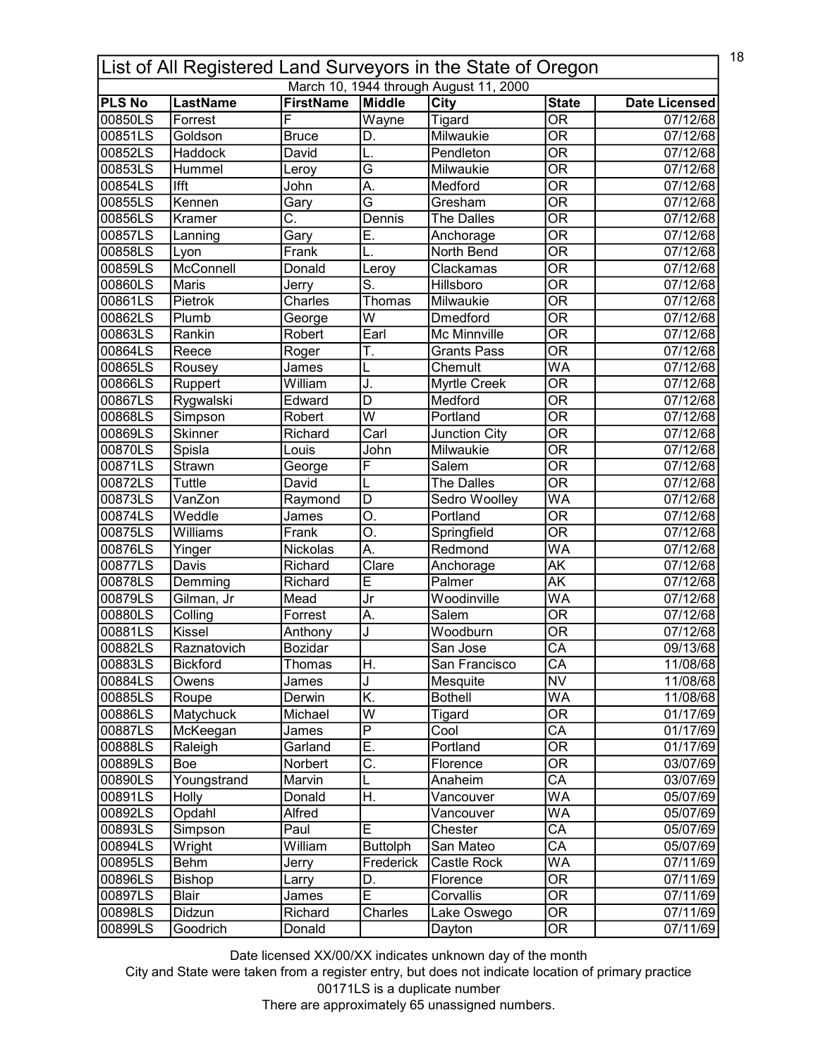# List of All Registered Land Surveyors in the State of Oregon

March 10, 1944 through August 11, 2000

| PLS No | LastName | FirstName | Middle | City | State | Date Licensed |
|---|---|---|---|---|---|---|
| 00850LS | Forrest | F | Wayne | Tigard | OR | 07/12/68 |
| 00851LS | Goldson | Bruce | D. | Milwaukie | OR | 07/12/68 |
| 00852LS | Haddock | David | L. | Pendleton | OR | 07/12/68 |
| 00853LS | Hummel | Leroy | G | Milwaukie | OR | 07/12/68 |
| 00854LS | Ifft | John | A. | Medford | OR | 07/12/68 |
| 00855LS | Kennen | Gary | G | Gresham | OR | 07/12/68 |
| 00856LS | Kramer | C. | Dennis | The Dalles | OR | 07/12/68 |
| 00857LS | Lanning | Gary | E. | Anchorage | OR | 07/12/68 |
| 00858LS | Lyon | Frank | L. | North Bend | OR | 07/12/68 |
| 00859LS | McConnell | Donald | Leroy | Clackamas | OR | 07/12/68 |
| 00860LS | Maris | Jerry | S. | Hillsboro | OR | 07/12/68 |
| 00861LS | Pietrok | Charles | Thomas | Milwaukie | OR | 07/12/68 |
| 00862LS | Plumb | George | W | Dmedford | OR | 07/12/68 |
| 00863LS | Rankin | Robert | Earl | Mc Minnville | OR | 07/12/68 |
| 00864LS | Reece | Roger | T. | Grants Pass | OR | 07/12/68 |
| 00865LS | Rousey | James | L | Chemult | WA | 07/12/68 |
| 00866LS | Ruppert | William | J. | Myrtle Creek | OR | 07/12/68 |
| 00867LS | Rygwalski | Edward | D | Medford | OR | 07/12/68 |
| 00868LS | Simpson | Robert | W | Portland | OR | 07/12/68 |
| 00869LS | Skinner | Richard | Carl | Junction City | OR | 07/12/68 |
| 00870LS | Spisla | Louis | John | Milwaukie | OR | 07/12/68 |
| 00871LS | Strawn | George | F | Salem | OR | 07/12/68 |
| 00872LS | Tuttle | David | L | The Dalles | OR | 07/12/68 |
| 00873LS | VanZon | Raymond | D | Sedro Woolley | WA | 07/12/68 |
| 00874LS | Weddle | James | O. | Portland | OR | 07/12/68 |
| 00875LS | Williams | Frank | O. | Springfield | OR | 07/12/68 |
| 00876LS | Yinger | Nickolas | A. | Redmond | WA | 07/12/68 |
| 00877LS | Davis | Richard | Clare | Anchorage | AK | 07/12/68 |
| 00878LS | Demming | Richard | E | Palmer | AK | 07/12/68 |
| 00879LS | Gilman, Jr | Mead | Jr | Woodinville | WA | 07/12/68 |
| 00880LS | Colling | Forrest | A. | Salem | OR | 07/12/68 |
| 00881LS | Kissel | Anthony | J | Woodburn | OR | 07/12/68 |
| 00882LS | Raznatovich | Bozidar | | San Jose | CA | 09/13/68 |
| 00883LS | Bickford | Thomas | H. | San Francisco | CA | 11/08/68 |
| 00884LS | Owens | James | J | Mesquite | NV | 11/08/68 |
| 00885LS | Roupe | Derwin | K. | Bothell | WA | 11/08/68 |
| 00886LS | Matychuck | Michael | W | Tigard | OR | 01/17/69 |
| 00887LS | McKeegan | James | P | Cool | CA | 01/17/69 |
| 00888LS | Raleigh | Garland | E. | Portland | OR | 01/17/69 |
| 00889LS | Boe | Norbert | C. | Florence | OR | 03/07/69 |
| 00890LS | Youngstrand | Marvin | L | Anaheim | CA | 03/07/69 |
| 00891LS | Holly | Donald | H. | Vancouver | WA | 05/07/69 |
| 00892LS | Opdahl | Alfred | | Vancouver | WA | 05/07/69 |
| 00893LS | Simpson | Paul | E | Chester | CA | 05/07/69 |
| 00894LS | Wright | William | Buttolph | San Mateo | CA | 05/07/69 |
| 00895LS | Behm | Jerry | Frederick | Castle Rock | WA | 07/11/69 |
| 00896LS | Bishop | Larry | D. | Florence | OR | 07/11/69 |
| 00897LS | Blair | James | E | Corvallis | OR | 07/11/69 |
| 00898LS | Didzun | Richard | Charles | Lake Oswego | OR | 07/11/69 |
| 00899LS | Goodrich | Donald | | Dayton | OR | 07/11/69 |

Date licensed XX/00/XX indicates unknown day of the month

City and State were taken from a register entry, but does not indicate location of primary practice

00171LS is a duplicate number

There are approximately 65 unassigned numbers.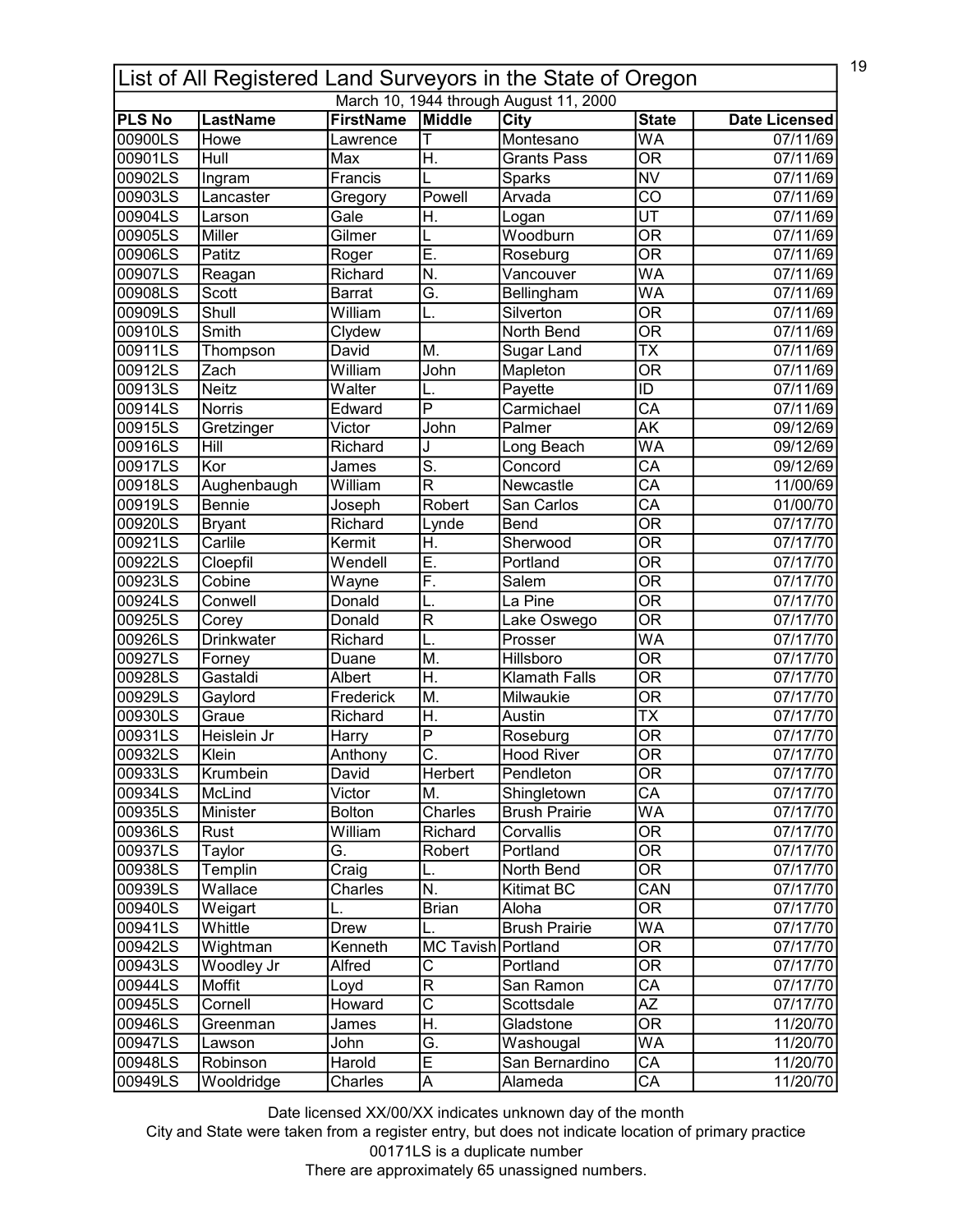# List of All Registered Land Surveyors in the State of Oregon

March 10, 1944 through August 11, 2000

| PLS No | LastName | FirstName | Middle | City | State | Date Licensed |
|---|---|---|---|---|---|---|
| 00900LS | Howe | Lawrence | T | Montesano | WA | 07/11/69 |
| 00901LS | Hull | Max | H. | Grants Pass | OR | 07/11/69 |
| 00902LS | Ingram | Francis | L | Sparks | NV | 07/11/69 |
| 00903LS | Lancaster | Gregory | Powell | Arvada | CO | 07/11/69 |
| 00904LS | Larson | Gale | H. | Logan | UT | 07/11/69 |
| 00905LS | Miller | Gilmer | L | Woodburn | OR | 07/11/69 |
| 00906LS | Patitz | Roger | E. | Roseburg | OR | 07/11/69 |
| 00907LS | Reagan | Richard | N. | Vancouver | WA | 07/11/69 |
| 00908LS | Scott | Barrat | G. | Bellingham | WA | 07/11/69 |
| 00909LS | Shull | William | L. | Silverton | OR | 07/11/69 |
| 00910LS | Smith | Clydew | | North Bend | OR | 07/11/69 |
| 00911LS | Thompson | David | M. | Sugar Land | TX | 07/11/69 |
| 00912LS | Zach | William | John | Mapleton | OR | 07/11/69 |
| 00913LS | Neitz | Walter | L. | Payette | ID | 07/11/69 |
| 00914LS | Norris | Edward | P | Carmichael | CA | 07/11/69 |
| 00915LS | Gretzinger | Victor | John | Palmer | AK | 09/12/69 |
| 00916LS | Hill | Richard | J | Long Beach | WA | 09/12/69 |
| 00917LS | Kor | James | S. | Concord | CA | 09/12/69 |
| 00918LS | Aughenbaugh | William | R | Newcastle | CA | 11/00/69 |
| 00919LS | Bennie | Joseph | Robert | San Carlos | CA | 01/00/70 |
| 00920LS | Bryant | Richard | Lynde | Bend | OR | 07/17/70 |
| 00921LS | Carlile | Kermit | H. | Sherwood | OR | 07/17/70 |
| 00922LS | Cloepfil | Wendell | E. | Portland | OR | 07/17/70 |
| 00923LS | Cobine | Wayne | F. | Salem | OR | 07/17/70 |
| 00924LS | Conwell | Donald | L. | La Pine | OR | 07/17/70 |
| 00925LS | Corey | Donald | R | Lake Oswego | OR | 07/17/70 |
| 00926LS | Drinkwater | Richard | L. | Prosser | WA | 07/17/70 |
| 00927LS | Forney | Duane | M. | Hillsboro | OR | 07/17/70 |
| 00928LS | Gastaldi | Albert | H. | Klamath Falls | OR | 07/17/70 |
| 00929LS | Gaylord | Frederick | M. | Milwaukie | OR | 07/17/70 |
| 00930LS | Graue | Richard | H. | Austin | TX | 07/17/70 |
| 00931LS | Heislein Jr | Harry | P | Roseburg | OR | 07/17/70 |
| 00932LS | Klein | Anthony | C. | Hood River | OR | 07/17/70 |
| 00933LS | Krumbein | David | Herbert | Pendleton | OR | 07/17/70 |
| 00934LS | McLind | Victor | M. | Shingletown | CA | 07/17/70 |
| 00935LS | Minister | Bolton | Charles | Brush Prairie | WA | 07/17/70 |
| 00936LS | Rust | William | Richard | Corvallis | OR | 07/17/70 |
| 00937LS | Taylor | G. | Robert | Portland | OR | 07/17/70 |
| 00938LS | Templin | Craig | L. | North Bend | OR | 07/17/70 |
| 00939LS | Wallace | Charles | N. | Kitimat BC | CAN | 07/17/70 |
| 00940LS | Weigart | L. | Brian | Aloha | OR | 07/17/70 |
| 00941LS | Whittle | Drew | L. | Brush Prairie | WA | 07/17/70 |
| 00942LS | Wightman | Kenneth | MC Tavish | Portland | OR | 07/17/70 |
| 00943LS | Woodley Jr | Alfred | C | Portland | OR | 07/17/70 |
| 00944LS | Moffit | Loyd | R | San Ramon | CA | 07/17/70 |
| 00945LS | Cornell | Howard | C | Scottsdale | AZ | 07/17/70 |
| 00946LS | Greenman | James | H. | Gladstone | OR | 11/20/70 |
| 00947LS | Lawson | John | G. | Washougal | WA | 11/20/70 |
| 00948LS | Robinson | Harold | E | San Bernardino | CA | 11/20/70 |
| 00949LS | Wooldridge | Charles | A | Alameda | CA | 11/20/70 |

Date licensed XX/00/XX indicates unknown day of the month

City and State were taken from a register entry, but does not indicate location of primary practice

00171LS is a duplicate number

There are approximately 65 unassigned numbers.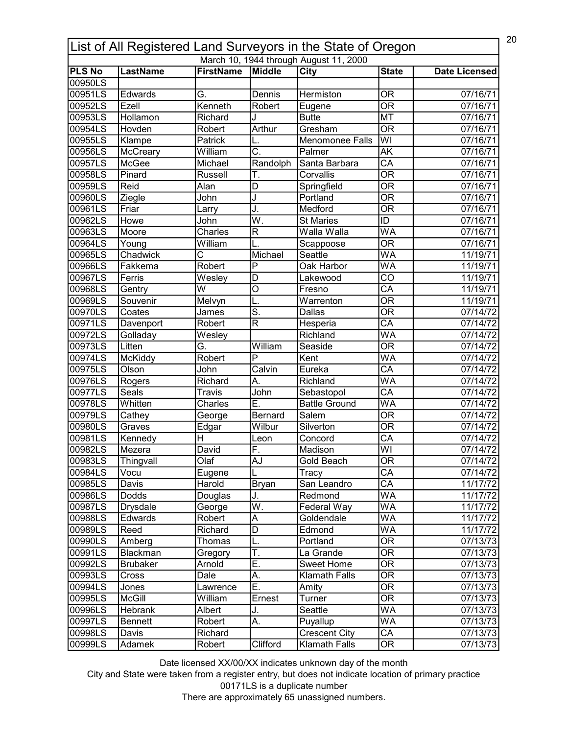# List of All Registered Land Surveyors in the State of Oregon

March 10, 1944 through August 11, 2000

| PLS No | LastName | FirstName | Middle | City | State | Date Licensed |
|---|---|---|---|---|---|---|
| 00950LS | | | | | | |
| 00951LS | Edwards | G. | Dennis | Hermiston | OR | 07/16/71 |
| 00952LS | Ezell | Kenneth | Robert | Eugene | OR | 07/16/71 |
| 00953LS | Hollamon | Richard | J | Butte | MT | 07/16/71 |
| 00954LS | Hovden | Robert | Arthur | Gresham | OR | 07/16/71 |
| 00955LS | Klampe | Patrick | L. | Menomonee Falls | WI | 07/16/71 |
| 00956LS | McCreary | William | C. | Palmer | AK | 07/16/71 |
| 00957LS | McGee | Michael | Randolph | Santa Barbara | CA | 07/16/71 |
| 00958LS | Pinard | Russell | T. | Corvallis | OR | 07/16/71 |
| 00959LS | Reid | Alan | D | Springfield | OR | 07/16/71 |
| 00960LS | Ziegle | John | J | Portland | OR | 07/16/71 |
| 00961LS | Friar | Larry | J. | Medford | OR | 07/16/71 |
| 00962LS | Howe | John | W. | St Maries | ID | 07/16/71 |
| 00963LS | Moore | Charles | R | Walla Walla | WA | 07/16/71 |
| 00964LS | Young | William | L. | Scappoose | OR | 07/16/71 |
| 00965LS | Chadwick | C | Michael | Seattle | WA | 11/19/71 |
| 00966LS | Fakkema | Robert | P | Oak Harbor | WA | 11/19/71 |
| 00967LS | Ferris | Wesley | D | Lakewood | CO | 11/19/71 |
| 00968LS | Gentry | W | O | Fresno | CA | 11/19/71 |
| 00969LS | Souvenir | Melvyn | L. | Warrenton | OR | 11/19/71 |
| 00970LS | Coates | James | S. | Dallas | OR | 07/14/72 |
| 00971LS | Davenport | Robert | R | Hesperia | CA | 07/14/72 |
| 00972LS | Golladay | Wesley | | Richland | WA | 07/14/72 |
| 00973LS | Litten | G. | William | Seaside | OR | 07/14/72 |
| 00974LS | McKiddy | Robert | P | Kent | WA | 07/14/72 |
| 00975LS | Olson | John | Calvin | Eureka | CA | 07/14/72 |
| 00976LS | Rogers | Richard | A. | Richland | WA | 07/14/72 |
| 00977LS | Seals | Travis | John | Sebastopol | CA | 07/14/72 |
| 00978LS | Whitten | Charles | E. | Battle Ground | WA | 07/14/72 |
| 00979LS | Cathey | George | Bernard | Salem | OR | 07/14/72 |
| 00980LS | Graves | Edgar | Wilbur | Silverton | OR | 07/14/72 |
| 00981LS | Kennedy | H | Leon | Concord | CA | 07/14/72 |
| 00982LS | Mezera | David | F. | Madison | WI | 07/14/72 |
| 00983LS | Thingvall | Olaf | AJ | Gold Beach | OR | 07/14/72 |
| 00984LS | Vocu | Eugene | L | Tracy | CA | 07/14/72 |
| 00985LS | Davis | Harold | Bryan | San Leandro | CA | 11/17/72 |
| 00986LS | Dodds | Douglas | J. | Redmond | WA | 11/17/72 |
| 00987LS | Drysdale | George | W. | Federal Way | WA | 11/17/72 |
| 00988LS | Edwards | Robert | A | Goldendale | WA | 11/17/72 |
| 00989LS | Reed | Richard | D | Edmond | WA | 11/17/72 |
| 00990LS | Amberg | Thomas | L. | Portland | OR | 07/13/73 |
| 00991LS | Blackman | Gregory | T. | La Grande | OR | 07/13/73 |
| 00992LS | Brubaker | Arnold | E. | Sweet Home | OR | 07/13/73 |
| 00993LS | Cross | Dale | A. | Klamath Falls | OR | 07/13/73 |
| 00994LS | Jones | Lawrence | E. | Amity | OR | 07/13/73 |
| 00995LS | McGill | William | Ernest | Turner | OR | 07/13/73 |
| 00996LS | Hebrank | Albert | J. | Seattle | WA | 07/13/73 |
| 00997LS | Bennett | Robert | A. | Puyallup | WA | 07/13/73 |
| 00998LS | Davis | Richard | | Crescent City | CA | 07/13/73 |
| 00999LS | Adamek | Robert | Clifford | Klamath Falls | OR | 07/13/73 |

Date licensed XX/00/XX indicates unknown day of the month

City and State were taken from a register entry, but does not indicate location of primary practice

00171LS is a duplicate number

There are approximately 65 unassigned numbers.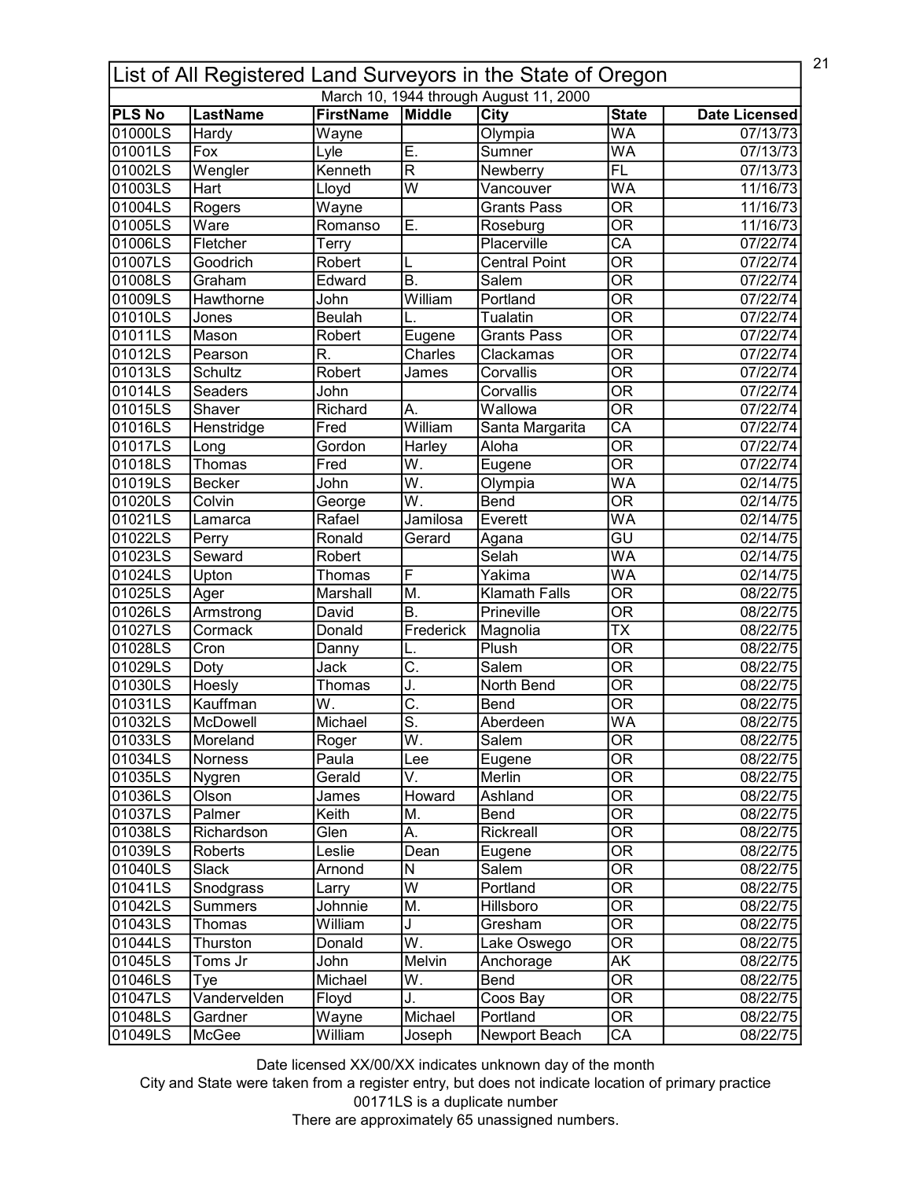# List of All Registered Land Surveyors in the State of Oregon

March 10, 1944 through August 11, 2000

| PLS No | LastName | FirstName | Middle | City | State | Date Licensed |
|---|---|---|---|---|---|---|
| 01000LS | Hardy | Wayne | | Olympia | WA | 07/13/73 |
| 01001LS | Fox | Lyle | E. | Sumner | WA | 07/13/73 |
| 01002LS | Wengler | Kenneth | R | Newberry | FL | 07/13/73 |
| 01003LS | Hart | Lloyd | W | Vancouver | WA | 11/16/73 |
| 01004LS | Rogers | Wayne | | Grants Pass | OR | 11/16/73 |
| 01005LS | Ware | Romanso | E. | Roseburg | OR | 11/16/73 |
| 01006LS | Fletcher | Terry | | Placerville | CA | 07/22/74 |
| 01007LS | Goodrich | Robert | L | Central Point | OR | 07/22/74 |
| 01008LS | Graham | Edward | B. | Salem | OR | 07/22/74 |
| 01009LS | Hawthorne | John | William | Portland | OR | 07/22/74 |
| 01010LS | Jones | Beulah | L. | Tualatin | OR | 07/22/74 |
| 01011LS | Mason | Robert | Eugene | Grants Pass | OR | 07/22/74 |
| 01012LS | Pearson | R. | Charles | Clackamas | OR | 07/22/74 |
| 01013LS | Schultz | Robert | James | Corvallis | OR | 07/22/74 |
| 01014LS | Seaders | John | | Corvallis | OR | 07/22/74 |
| 01015LS | Shaver | Richard | A. | Wallowa | OR | 07/22/74 |
| 01016LS | Henstridge | Fred | William | Santa Margarita | CA | 07/22/74 |
| 01017LS | Long | Gordon | Harley | Aloha | OR | 07/22/74 |
| 01018LS | Thomas | Fred | W. | Eugene | OR | 07/22/74 |
| 01019LS | Becker | John | W. | Olympia | WA | 02/14/75 |
| 01020LS | Colvin | George | W. | Bend | OR | 02/14/75 |
| 01021LS | Lamarca | Rafael | Jamilosa | Everett | WA | 02/14/75 |
| 01022LS | Perry | Ronald | Gerard | Agana | GU | 02/14/75 |
| 01023LS | Seward | Robert | | Selah | WA | 02/14/75 |
| 01024LS | Upton | Thomas | F | Yakima | WA | 02/14/75 |
| 01025LS | Ager | Marshall | M. | Klamath Falls | OR | 08/22/75 |
| 01026LS | Armstrong | David | B. | Prineville | OR | 08/22/75 |
| 01027LS | Cormack | Donald | Frederick | Magnolia | TX | 08/22/75 |
| 01028LS | Cron | Danny | L. | Plush | OR | 08/22/75 |
| 01029LS | Doty | Jack | C. | Salem | OR | 08/22/75 |
| 01030LS | Hoesly | Thomas | J. | North Bend | OR | 08/22/75 |
| 01031LS | Kauffman | W. | C. | Bend | OR | 08/22/75 |
| 01032LS | McDowell | Michael | S. | Aberdeen | WA | 08/22/75 |
| 01033LS | Moreland | Roger | W. | Salem | OR | 08/22/75 |
| 01034LS | Norness | Paula | Lee | Eugene | OR | 08/22/75 |
| 01035LS | Nygren | Gerald | V. | Merlin | OR | 08/22/75 |
| 01036LS | Olson | James | Howard | Ashland | OR | 08/22/75 |
| 01037LS | Palmer | Keith | M. | Bend | OR | 08/22/75 |
| 01038LS | Richardson | Glen | A. | Rickreall | OR | 08/22/75 |
| 01039LS | Roberts | Leslie | Dean | Eugene | OR | 08/22/75 |
| 01040LS | Slack | Arnond | N | Salem | OR | 08/22/75 |
| 01041LS | Snodgrass | Larry | W | Portland | OR | 08/22/75 |
| 01042LS | Summers | Johnnie | M. | Hillsboro | OR | 08/22/75 |
| 01043LS | Thomas | William | J | Gresham | OR | 08/22/75 |
| 01044LS | Thurston | Donald | W. | Lake Oswego | OR | 08/22/75 |
| 01045LS | Toms Jr | John | Melvin | Anchorage | AK | 08/22/75 |
| 01046LS | Tye | Michael | W. | Bend | OR | 08/22/75 |
| 01047LS | Vandervelden | Floyd | J. | Coos Bay | OR | 08/22/75 |
| 01048LS | Gardner | Wayne | Michael | Portland | OR | 08/22/75 |
| 01049LS | McGee | William | Joseph | Newport Beach | CA | 08/22/75 |

Date licensed XX/00/XX indicates unknown day of the month

City and State were taken from a register entry, but does not indicate location of primary practice

00171LS is a duplicate number

There are approximately 65 unassigned numbers.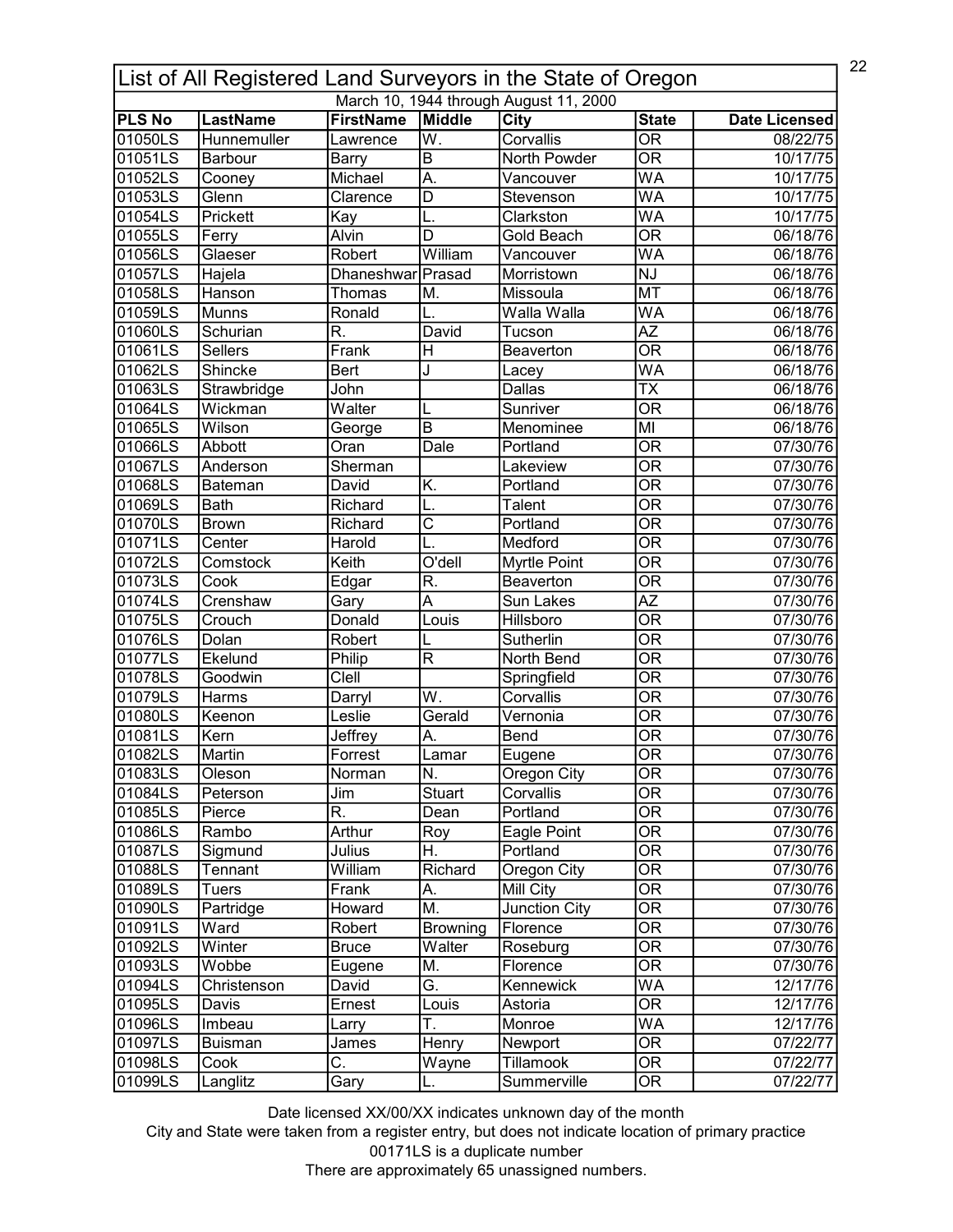# List of All Registered Land Surveyors in the State of Oregon

March 10, 1944 through August 11, 2000

| PLS No | LastName | FirstName | Middle | City | State | Date Licensed |
|---|---|---|---|---|---|---|
| 01050LS | Hunnemuller | Lawrence | W. | Corvallis | OR | 08/22/75 |
| 01051LS | Barbour | Barry | B | North Powder | OR | 10/17/75 |
| 01052LS | Cooney | Michael | A. | Vancouver | WA | 10/17/75 |
| 01053LS | Glenn | Clarence | D | Stevenson | WA | 10/17/75 |
| 01054LS | Prickett | Kay | L. | Clarkston | WA | 10/17/75 |
| 01055LS | Ferry | Alvin | D | Gold Beach | OR | 06/18/76 |
| 01056LS | Glaeser | Robert | William | Vancouver | WA | 06/18/76 |
| 01057LS | Hajela | Dhaneshwar | Prasad | Morristown | NJ | 06/18/76 |
| 01058LS | Hanson | Thomas | M. | Missoula | MT | 06/18/76 |
| 01059LS | Munns | Ronald | L. | Walla Walla | WA | 06/18/76 |
| 01060LS | Schurian | R. | David | Tucson | AZ | 06/18/76 |
| 01061LS | Sellers | Frank | H | Beaverton | OR | 06/18/76 |
| 01062LS | Shincke | Bert | J | Lacey | WA | 06/18/76 |
| 01063LS | Strawbridge | John | | Dallas | TX | 06/18/76 |
| 01064LS | Wickman | Walter | L | Sunriver | OR | 06/18/76 |
| 01065LS | Wilson | George | B | Menominee | MI | 06/18/76 |
| 01066LS | Abbott | Oran | Dale | Portland | OR | 07/30/76 |
| 01067LS | Anderson | Sherman | | Lakeview | OR | 07/30/76 |
| 01068LS | Bateman | David | K. | Portland | OR | 07/30/76 |
| 01069LS | Bath | Richard | L. | Talent | OR | 07/30/76 |
| 01070LS | Brown | Richard | C | Portland | OR | 07/30/76 |
| 01071LS | Center | Harold | L. | Medford | OR | 07/30/76 |
| 01072LS | Comstock | Keith | O'dell | Myrtle Point | OR | 07/30/76 |
| 01073LS | Cook | Edgar | R. | Beaverton | OR | 07/30/76 |
| 01074LS | Crenshaw | Gary | A | Sun Lakes | AZ | 07/30/76 |
| 01075LS | Crouch | Donald | Louis | Hillsboro | OR | 07/30/76 |
| 01076LS | Dolan | Robert | L | Sutherlin | OR | 07/30/76 |
| 01077LS | Ekelund | Philip | R | North Bend | OR | 07/30/76 |
| 01078LS | Goodwin | Clell | | Springfield | OR | 07/30/76 |
| 01079LS | Harms | Darryl | W. | Corvallis | OR | 07/30/76 |
| 01080LS | Keenon | Leslie | Gerald | Vernonia | OR | 07/30/76 |
| 01081LS | Kern | Jeffrey | A. | Bend | OR | 07/30/76 |
| 01082LS | Martin | Forrest | Lamar | Eugene | OR | 07/30/76 |
| 01083LS | Oleson | Norman | N. | Oregon City | OR | 07/30/76 |
| 01084LS | Peterson | Jim | Stuart | Corvallis | OR | 07/30/76 |
| 01085LS | Pierce | R. | Dean | Portland | OR | 07/30/76 |
| 01086LS | Rambo | Arthur | Roy | Eagle Point | OR | 07/30/76 |
| 01087LS | Sigmund | Julius | H. | Portland | OR | 07/30/76 |
| 01088LS | Tennant | William | Richard | Oregon City | OR | 07/30/76 |
| 01089LS | Tuers | Frank | A. | Mill City | OR | 07/30/76 |
| 01090LS | Partridge | Howard | M. | Junction City | OR | 07/30/76 |
| 01091LS | Ward | Robert | Browning | Florence | OR | 07/30/76 |
| 01092LS | Winter | Bruce | Walter | Roseburg | OR | 07/30/76 |
| 01093LS | Wobbe | Eugene | M. | Florence | OR | 07/30/76 |
| 01094LS | Christenson | David | G. | Kennewick | WA | 12/17/76 |
| 01095LS | Davis | Ernest | Louis | Astoria | OR | 12/17/76 |
| 01096LS | Imbeau | Larry | T. | Monroe | WA | 12/17/76 |
| 01097LS | Buisman | James | Henry | Newport | OR | 07/22/77 |
| 01098LS | Cook | C. | Wayne | Tillamook | OR | 07/22/77 |
| 01099LS | Langlitz | Gary | L. | Summerville | OR | 07/22/77 |

Date licensed XX/00/XX indicates unknown day of the month

City and State were taken from a register entry, but does not indicate location of primary practice

00171LS is a duplicate number

There are approximately 65 unassigned numbers.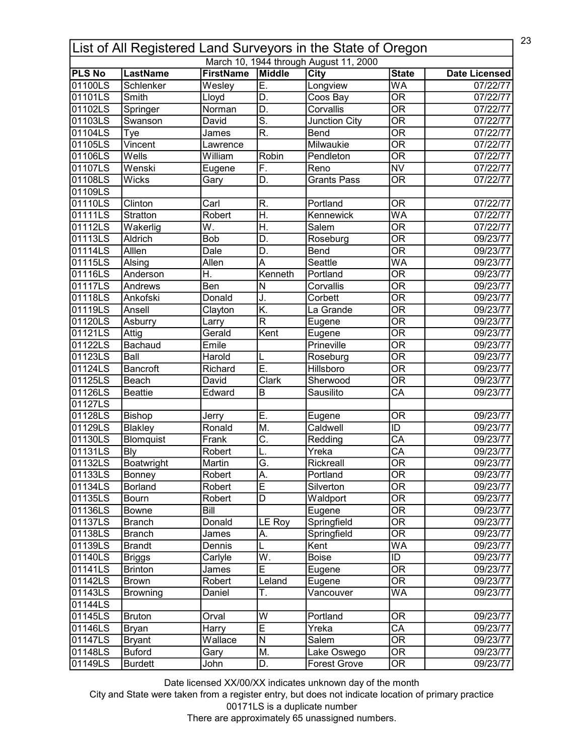# List of All Registered Land Surveyors in the State of Oregon

March 10, 1944 through August 11, 2000

| PLS No | LastName | FirstName | Middle | City | State | Date Licensed |
|---|---|---|---|---|---|---|
| 01100LS | Schlenker | Wesley | E. | Longview | WA | 07/22/77 |
| 01101LS | Smith | Lloyd | D. | Coos Bay | OR | 07/22/77 |
| 01102LS | Springer | Norman | D. | Corvallis | OR | 07/22/77 |
| 01103LS | Swanson | David | S. | Junction City | OR | 07/22/77 |
| 01104LS | Tye | James | R. | Bend | OR | 07/22/77 |
| 01105LS | Vincent | Lawrence | | Milwaukie | OR | 07/22/77 |
| 01106LS | Wells | William | Robin | Pendleton | OR | 07/22/77 |
| 01107LS | Wenski | Eugene | F. | Reno | NV | 07/22/77 |
| 01108LS | Wicks | Gary | D. | Grants Pass | OR | 07/22/77 |
| 01109LS | | | | | | |
| 01110LS | Clinton | Carl | R. | Portland | OR | 07/22/77 |
| 01111LS | Stratton | Robert | H. | Kennewick | WA | 07/22/77 |
| 01112LS | Wakerlig | W. | H. | Salem | OR | 07/22/77 |
| 01113LS | Aldrich | Bob | D. | Roseburg | OR | 09/23/77 |
| 01114LS | Alllen | Dale | D. | Bend | OR | 09/23/77 |
| 01115LS | Alsing | Allen | A | Seattle | WA | 09/23/77 |
| 01116LS | Anderson | H. | Kenneth | Portland | OR | 09/23/77 |
| 01117LS | Andrews | Ben | N | Corvallis | OR | 09/23/77 |
| 01118LS | Ankofski | Donald | J. | Corbett | OR | 09/23/77 |
| 01119LS | Ansell | Clayton | K. | La Grande | OR | 09/23/77 |
| 01120LS | Asburry | Larry | R | Eugene | OR | 09/23/77 |
| 01121LS | Attig | Gerald | Kent | Eugene | OR | 09/23/77 |
| 01122LS | Bachaud | Emile | | Prineville | OR | 09/23/77 |
| 01123LS | Ball | Harold | L | Roseburg | OR | 09/23/77 |
| 01124LS | Bancroft | Richard | E. | Hillsboro | OR | 09/23/77 |
| 01125LS | Beach | David | Clark | Sherwood | OR | 09/23/77 |
| 01126LS | Beattie | Edward | B | Sausilito | CA | 09/23/77 |
| 01127LS | | | | | | |
| 01128LS | Bishop | Jerry | E. | Eugene | OR | 09/23/77 |
| 01129LS | Blakley | Ronald | M. | Caldwell | ID | 09/23/77 |
| 01130LS | Blomquist | Frank | C. | Redding | CA | 09/23/77 |
| 01131LS | Bly | Robert | L. | Yreka | CA | 09/23/77 |
| 01132LS | Boatwright | Martin | G. | Rickreall | OR | 09/23/77 |
| 01133LS | Bonney | Robert | A. | Portland | OR | 09/23/77 |
| 01134LS | Borland | Robert | E | Silverton | OR | 09/23/77 |
| 01135LS | Bourn | Robert | D | Waldport | OR | 09/23/77 |
| 01136LS | Bowne | Bill | | Eugene | OR | 09/23/77 |
| 01137LS | Branch | Donald | LE Roy | Springfield | OR | 09/23/77 |
| 01138LS | Branch | James | A. | Springfield | OR | 09/23/77 |
| 01139LS | Brandt | Dennis | L | Kent | WA | 09/23/77 |
| 01140LS | Briggs | Carlyle | W. | Boise | ID | 09/23/77 |
| 01141LS | Brinton | James | E | Eugene | OR | 09/23/77 |
| 01142LS | Brown | Robert | Leland | Eugene | OR | 09/23/77 |
| 01143LS | Browning | Daniel | T. | Vancouver | WA | 09/23/77 |
| 01144LS | | | | | | |
| 01145LS | Bruton | Orval | W | Portland | OR | 09/23/77 |
| 01146LS | Bryan | Harry | E | Yreka | CA | 09/23/77 |
| 01147LS | Bryant | Wallace | N | Salem | OR | 09/23/77 |
| 01148LS | Buford | Gary | M. | Lake Oswego | OR | 09/23/77 |
| 01149LS | Burdett | John | D. | Forest Grove | OR | 09/23/77 |

Date licensed XX/00/XX indicates unknown day of the month

City and State were taken from a register entry, but does not indicate location of primary practice

00171LS is a duplicate number

There are approximately 65 unassigned numbers.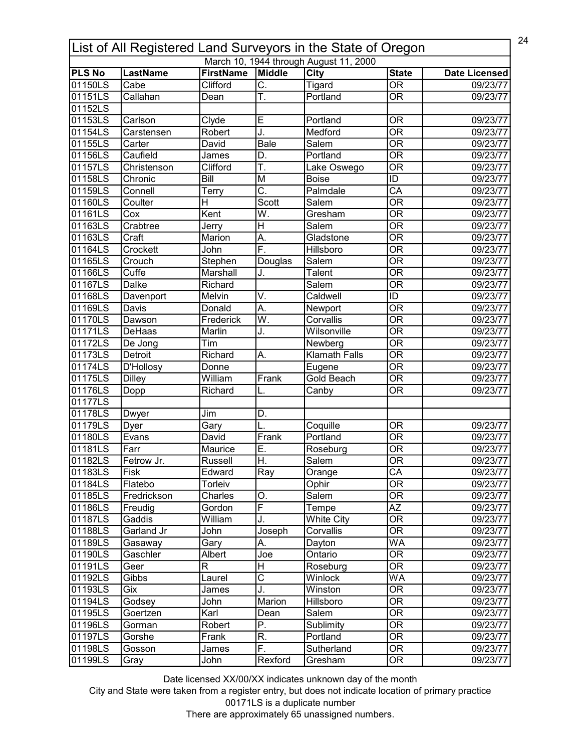# List of All Registered Land Surveyors in the State of Oregon

March 10, 1944 through August 11, 2000

| PLS No | LastName | FirstName | Middle | City | State | Date Licensed |
|---|---|---|---|---|---|---|
| 01150LS | Cabe | Clifford | C. | Tigard | OR | 09/23/77 |
| 01151LS | Callahan | Dean | T. | Portland | OR | 09/23/77 |
| 01152LS | | | | | | |
| 01153LS | Carlson | Clyde | E | Portland | OR | 09/23/77 |
| 01154LS | Carstensen | Robert | J. | Medford | OR | 09/23/77 |
| 01155LS | Carter | David | Bale | Salem | OR | 09/23/77 |
| 01156LS | Caufield | James | D. | Portland | OR | 09/23/77 |
| 01157LS | Christenson | Clifford | T. | Lake Oswego | OR | 09/23/77 |
| 01158LS | Chronic | Bill | M | Boise | ID | 09/23/77 |
| 01159LS | Connell | Terry | C. | Palmdale | CA | 09/23/77 |
| 01160LS | Coulter | H | Scott | Salem | OR | 09/23/77 |
| 01161LS | Cox | Kent | W. | Gresham | OR | 09/23/77 |
| 01163LS | Crabtree | Jerry | H | Salem | OR | 09/23/77 |
| 01163LS | Craft | Marion | A. | Gladstone | OR | 09/23/77 |
| 01164LS | Crockett | John | F. | Hillsboro | OR | 09/23/77 |
| 01165LS | Crouch | Stephen | Douglas | Salem | OR | 09/23/77 |
| 01166LS | Cuffe | Marshall | J. | Talent | OR | 09/23/77 |
| 01167LS | Dalke | Richard | | Salem | OR | 09/23/77 |
| 01168LS | Davenport | Melvin | V. | Caldwell | ID | 09/23/77 |
| 01169LS | Davis | Donald | A. | Newport | OR | 09/23/77 |
| 01170LS | Dawson | Frederick | W. | Corvallis | OR | 09/23/77 |
| 01171LS | DeHaas | Marlin | J. | Wilsonville | OR | 09/23/77 |
| 01172LS | De Jong | Tim | | Newberg | OR | 09/23/77 |
| 01173LS | Detroit | Richard | A. | Klamath Falls | OR | 09/23/77 |
| 01174LS | D'Hollosy | Donne | | Eugene | OR | 09/23/77 |
| 01175LS | Dilley | William | Frank | Gold Beach | OR | 09/23/77 |
| 01176LS | Dopp | Richard | L. | Canby | OR | 09/23/77 |
| 01177LS | | | | | | |
| 01178LS | Dwyer | Jim | D. | | | |
| 01179LS | Dyer | Gary | L. | Coquille | OR | 09/23/77 |
| 01180LS | Evans | David | Frank | Portland | OR | 09/23/77 |
| 01181LS | Farr | Maurice | E. | Roseburg | OR | 09/23/77 |
| 01182LS | Fetrow Jr. | Russell | H. | Salem | OR | 09/23/77 |
| 01183LS | Fisk | Edward | Ray | Orange | CA | 09/23/77 |
| 01184LS | Flatebo | Torleiv | | Ophir | OR | 09/23/77 |
| 01185LS | Fredrickson | Charles | O. | Salem | OR | 09/23/77 |
| 01186LS | Freudig | Gordon | F | Tempe | AZ | 09/23/77 |
| 01187LS | Gaddis | William | J. | White City | OR | 09/23/77 |
| 01188LS | Garland Jr | John | Joseph | Corvallis | OR | 09/23/77 |
| 01189LS | Gasaway | Gary | A. | Dayton | WA | 09/23/77 |
| 01190LS | Gaschler | Albert | Joe | Ontario | OR | 09/23/77 |
| 01191LS | Geer | R | H | Roseburg | OR | 09/23/77 |
| 01192LS | Gibbs | Laurel | C | Winlock | WA | 09/23/77 |
| 01193LS | Gix | James | J. | Winston | OR | 09/23/77 |
| 01194LS | Godsey | John | Marion | Hillsboro | OR | 09/23/77 |
| 01195LS | Goertzen | Karl | Dean | Salem | OR | 09/23/77 |
| 01196LS | Gorman | Robert | P. | Sublimity | OR | 09/23/77 |
| 01197LS | Gorshe | Frank | R. | Portland | OR | 09/23/77 |
| 01198LS | Gosson | James | F. | Sutherland | OR | 09/23/77 |
| 01199LS | Gray | John | Rexford | Gresham | OR | 09/23/77 |

Date licensed XX/00/XX indicates unknown day of the month

City and State were taken from a register entry, but does not indicate location of primary practice

00171LS is a duplicate number

There are approximately 65 unassigned numbers.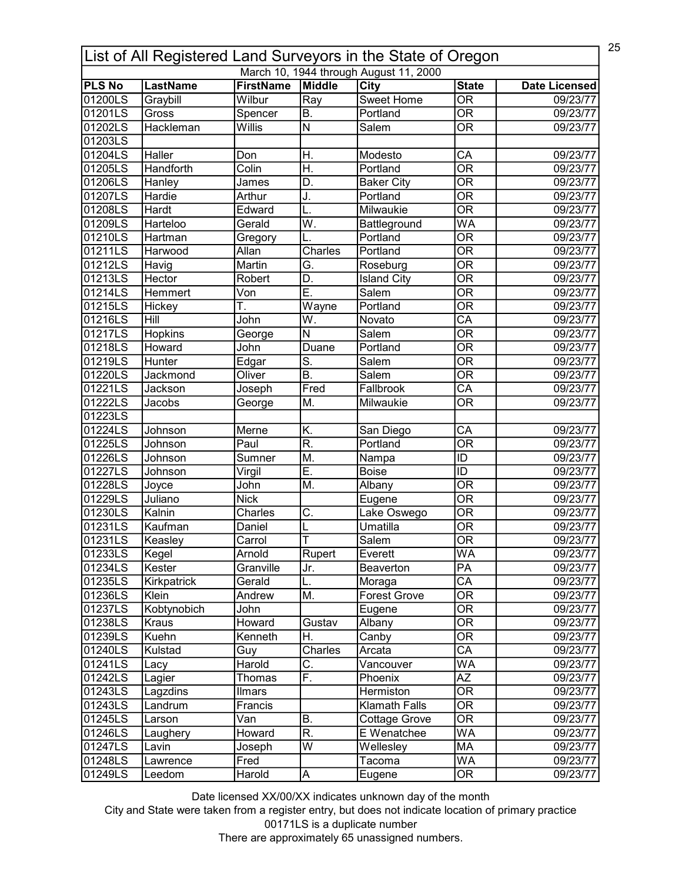# List of All Registered Land Surveyors in the State of Oregon

March 10, 1944 through August 11, 2000

| PLS No | LastName | FirstName | Middle | City | State | Date Licensed |
|---|---|---|---|---|---|---|
| 01200LS | Graybill | Wilbur | Ray | Sweet Home | OR | 09/23/77 |
| 01201LS | Gross | Spencer | B. | Portland | OR | 09/23/77 |
| 01202LS | Hackleman | Willis | N | Salem | OR | 09/23/77 |
| 01203LS | | | | | | |
| 01204LS | Haller | Don | H. | Modesto | CA | 09/23/77 |
| 01205LS | Handforth | Colin | H. | Portland | OR | 09/23/77 |
| 01206LS | Hanley | James | D. | Baker City | OR | 09/23/77 |
| 01207LS | Hardie | Arthur | J. | Portland | OR | 09/23/77 |
| 01208LS | Hardt | Edward | L. | Milwaukie | OR | 09/23/77 |
| 01209LS | Harteloo | Gerald | W. | Battleground | WA | 09/23/77 |
| 01210LS | Hartman | Gregory | L. | Portland | OR | 09/23/77 |
| 01211LS | Harwood | Allan | Charles | Portland | OR | 09/23/77 |
| 01212LS | Havig | Martin | G. | Roseburg | OR | 09/23/77 |
| 01213LS | Hector | Robert | D. | Island City | OR | 09/23/77 |
| 01214LS | Hemmert | Von | E. | Salem | OR | 09/23/77 |
| 01215LS | Hickey | T. | Wayne | Portland | OR | 09/23/77 |
| 01216LS | Hill | John | W. | Novato | CA | 09/23/77 |
| 01217LS | Hopkins | George | N | Salem | OR | 09/23/77 |
| 01218LS | Howard | John | Duane | Portland | OR | 09/23/77 |
| 01219LS | Hunter | Edgar | S. | Salem | OR | 09/23/77 |
| 01220LS | Jackmond | Oliver | B. | Salem | OR | 09/23/77 |
| 01221LS | Jackson | Joseph | Fred | Fallbrook | CA | 09/23/77 |
| 01222LS | Jacobs | George | M. | Milwaukie | OR | 09/23/77 |
| 01223LS | | | | | | |
| 01224LS | Johnson | Merne | K. | San Diego | CA | 09/23/77 |
| 01225LS | Johnson | Paul | R. | Portland | OR | 09/23/77 |
| 01226LS | Johnson | Sumner | M. | Nampa | ID | 09/23/77 |
| 01227LS | Johnson | Virgil | E. | Boise | ID | 09/23/77 |
| 01228LS | Joyce | John | M. | Albany | OR | 09/23/77 |
| 01229LS | Juliano | Nick | | Eugene | OR | 09/23/77 |
| 01230LS | Kalnin | Charles | C. | Lake Oswego | OR | 09/23/77 |
| 01231LS | Kaufman | Daniel | L | Umatilla | OR | 09/23/77 |
| 01231LS | Keasley | Carrol | T | Salem | OR | 09/23/77 |
| 01233LS | Kegel | Arnold | Rupert | Everett | WA | 09/23/77 |
| 01234LS | Kester | Granville | Jr. | Beaverton | PA | 09/23/77 |
| 01235LS | Kirkpatrick | Gerald | L. | Moraga | CA | 09/23/77 |
| 01236LS | Klein | Andrew | M. | Forest Grove | OR | 09/23/77 |
| 01237LS | Kobtynobich | John | | Eugene | OR | 09/23/77 |
| 01238LS | Kraus | Howard | Gustav | Albany | OR | 09/23/77 |
| 01239LS | Kuehn | Kenneth | H. | Canby | OR | 09/23/77 |
| 01240LS | Kulstad | Guy | Charles | Arcata | CA | 09/23/77 |
| 01241LS | Lacy | Harold | C. | Vancouver | WA | 09/23/77 |
| 01242LS | Lagier | Thomas | F. | Phoenix | AZ | 09/23/77 |
| 01243LS | Lagzdins | Ilmars | | Hermiston | OR | 09/23/77 |
| 01243LS | Landrum | Francis | | Klamath Falls | OR | 09/23/77 |
| 01245LS | Larson | Van | B. | Cottage Grove | OR | 09/23/77 |
| 01246LS | Laughery | Howard | R. | E Wenatchee | WA | 09/23/77 |
| 01247LS | Lavin | Joseph | W | Wellesley | MA | 09/23/77 |
| 01248LS | Lawrence | Fred | | Tacoma | WA | 09/23/77 |
| 01249LS | Leedom | Harold | A | Eugene | OR | 09/23/77 |

Date licensed XX/00/XX indicates unknown day of the month

City and State were taken from a register entry, but does not indicate location of primary practice

00171LS is a duplicate number

There are approximately 65 unassigned numbers.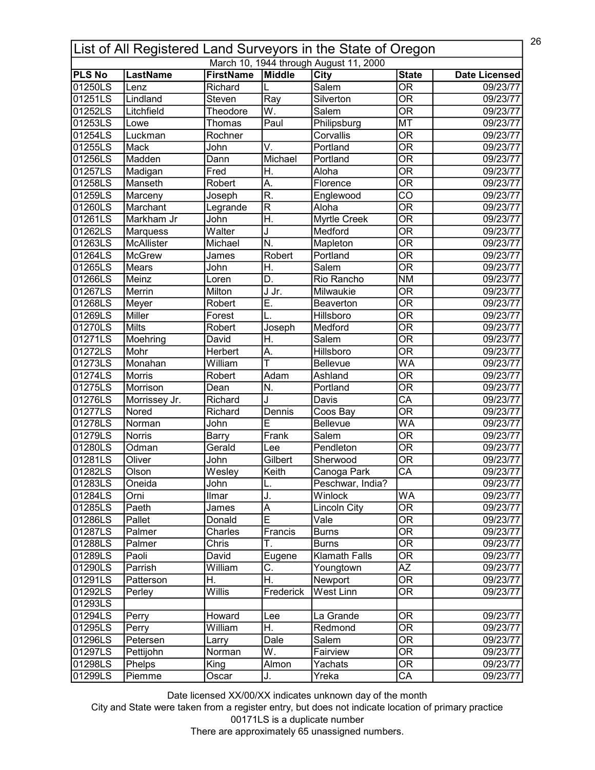# List of All Registered Land Surveyors in the State of Oregon

March 10, 1944 through August 11, 2000

| PLS No | LastName | FirstName | Middle | City | State | Date Licensed |
|---|---|---|---|---|---|---|
| 01250LS | Lenz | Richard | L | Salem | OR | 09/23/77 |
| 01251LS | Lindland | Steven | Ray | Silverton | OR | 09/23/77 |
| 01252LS | Litchfield | Theodore | W. | Salem | OR | 09/23/77 |
| 01253LS | Lowe | Thomas | Paul | Philipsburg | MT | 09/23/77 |
| 01254LS | Luckman | Rochner | | Corvallis | OR | 09/23/77 |
| 01255LS | Mack | John | V. | Portland | OR | 09/23/77 |
| 01256LS | Madden | Dann | Michael | Portland | OR | 09/23/77 |
| 01257LS | Madigan | Fred | H. | Aloha | OR | 09/23/77 |
| 01258LS | Manseth | Robert | A. | Florence | OR | 09/23/77 |
| 01259LS | Marceny | Joseph | R. | Englewood | CO | 09/23/77 |
| 01260LS | Marchant | Legrande | R | Aloha | OR | 09/23/77 |
| 01261LS | Markham Jr | John | H. | Myrtle Creek | OR | 09/23/77 |
| 01262LS | Marquess | Walter | J | Medford | OR | 09/23/77 |
| 01263LS | McAllister | Michael | N. | Mapleton | OR | 09/23/77 |
| 01264LS | McGrew | James | Robert | Portland | OR | 09/23/77 |
| 01265LS | Mears | John | H. | Salem | OR | 09/23/77 |
| 01266LS | Meinz | Loren | D. | Rio Rancho | NM | 09/23/77 |
| 01267LS | Merrin | Milton | J Jr. | Milwaukie | OR | 09/23/77 |
| 01268LS | Meyer | Robert | E. | Beaverton | OR | 09/23/77 |
| 01269LS | Miller | Forest | L. | Hillsboro | OR | 09/23/77 |
| 01270LS | Milts | Robert | Joseph | Medford | OR | 09/23/77 |
| 01271LS | Moehring | David | H. | Salem | OR | 09/23/77 |
| 01272LS | Mohr | Herbert | A. | Hillsboro | OR | 09/23/77 |
| 01273LS | Monahan | William | T | Bellevue | WA | 09/23/77 |
| 01274LS | Morris | Robert | Adam | Ashland | OR | 09/23/77 |
| 01275LS | Morrison | Dean | N. | Portland | OR | 09/23/77 |
| 01276LS | Morrissey Jr. | Richard | J | Davis | CA | 09/23/77 |
| 01277LS | Nored | Richard | Dennis | Coos Bay | OR | 09/23/77 |
| 01278LS | Norman | John | E | Bellevue | WA | 09/23/77 |
| 01279LS | Norris | Barry | Frank | Salem | OR | 09/23/77 |
| 01280LS | Odman | Gerald | Lee | Pendleton | OR | 09/23/77 |
| 01281LS | Oliver | John | Gilbert | Sherwood | OR | 09/23/77 |
| 01282LS | Olson | Wesley | Keith | Canoga Park | CA | 09/23/77 |
| 01283LS | Oneida | John | L. | Peschwar, India? | | 09/23/77 |
| 01284LS | Orni | Ilmar | J. | Winlock | WA | 09/23/77 |
| 01285LS | Paeth | James | A | Lincoln City | OR | 09/23/77 |
| 01286LS | Pallet | Donald | E | Vale | OR | 09/23/77 |
| 01287LS | Palmer | Charles | Francis | Burns | OR | 09/23/77 |
| 01288LS | Palmer | Chris | T. | Burns | OR | 09/23/77 |
| 01289LS | Paoli | David | Eugene | Klamath Falls | OR | 09/23/77 |
| 01290LS | Parrish | William | C. | Youngtown | AZ | 09/23/77 |
| 01291LS | Patterson | H. | H. | Newport | OR | 09/23/77 |
| 01292LS | Perley | Willis | Frederick | West Linn | OR | 09/23/77 |
| 01293LS | | | | | | |
| 01294LS | Perry | Howard | Lee | La Grande | OR | 09/23/77 |
| 01295LS | Perry | William | H. | Redmond | OR | 09/23/77 |
| 01296LS | Petersen | Larry | Dale | Salem | OR | 09/23/77 |
| 01297LS | Pettijohn | Norman | W. | Fairview | OR | 09/23/77 |
| 01298LS | Phelps | King | Almon | Yachats | OR | 09/23/77 |
| 01299LS | Piemme | Oscar | J. | Yreka | CA | 09/23/77 |

Date licensed XX/00/XX indicates unknown day of the month

City and State were taken from a register entry, but does not indicate location of primary practice

00171LS is a duplicate number

There are approximately 65 unassigned numbers.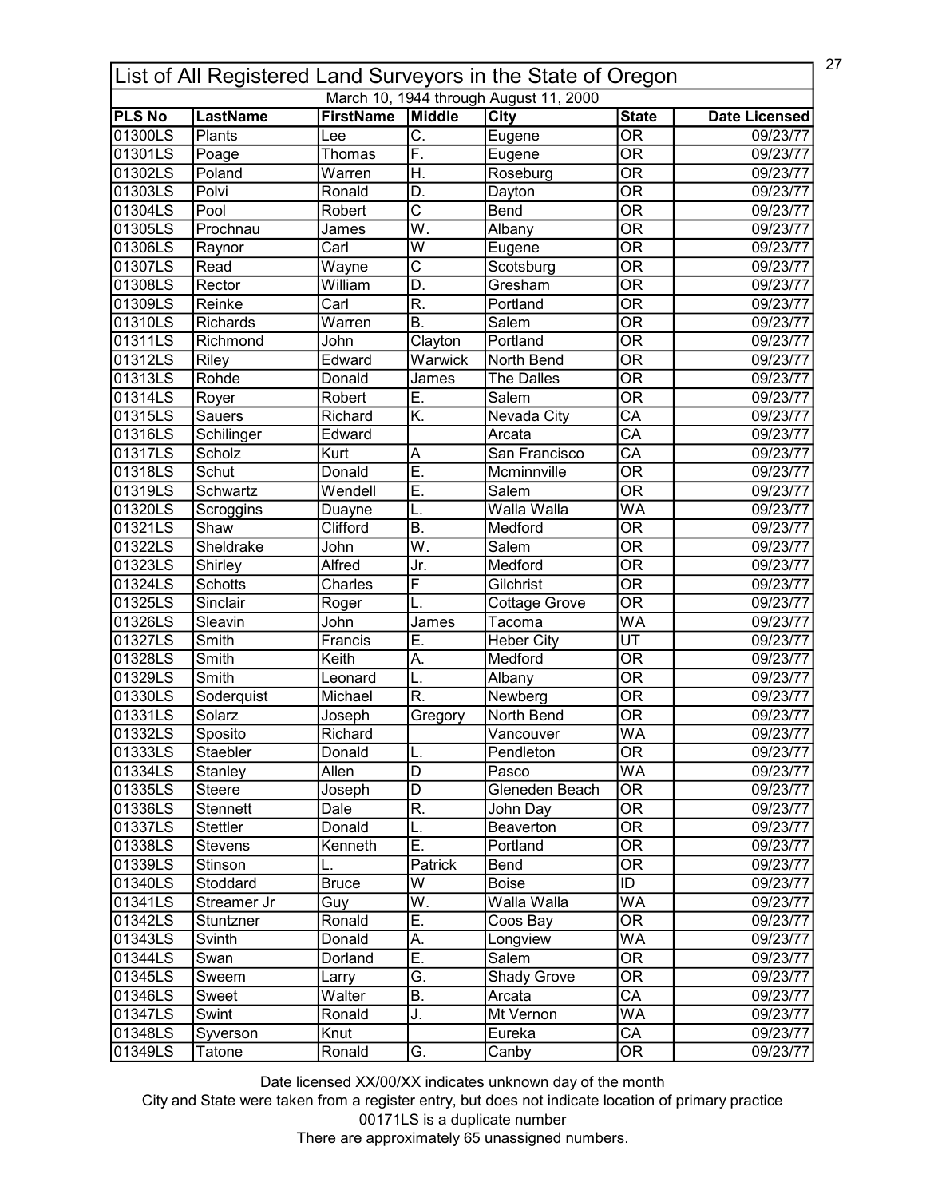| List of All Registered Land Surveyors in the State of Oregon | | | | | | |
|---|---|---|---|---|---|---|
| March 10, 1944 through August 11, 2000 | | | | | | |
| **PLS No** | **LastName** | **FirstName** | **Middle** | **City** | **State** | **Date Licensed** |
| 01300LS | Plants | Lee | C. | Eugene | OR | 09/23/77 |
| 01301LS | Poage | Thomas | F. | Eugene | OR | 09/23/77 |
| 01302LS | Poland | Warren | H. | Roseburg | OR | 09/23/77 |
| 01303LS | Polvi | Ronald | D. | Dayton | OR | 09/23/77 |
| 01304LS | Pool | Robert | C | Bend | OR | 09/23/77 |
| 01305LS | Prochnau | James | W. | Albany | OR | 09/23/77 |
| 01306LS | Raynor | Carl | W | Eugene | OR | 09/23/77 |
| 01307LS | Read | Wayne | C | Scotsburg | OR | 09/23/77 |
| 01308LS | Rector | William | D. | Gresham | OR | 09/23/77 |
| 01309LS | Reinke | Carl | R. | Portland | OR | 09/23/77 |
| 01310LS | Richards | Warren | B. | Salem | OR | 09/23/77 |
| 01311LS | Richmond | John | Clayton | Portland | OR | 09/23/77 |
| 01312LS | Riley | Edward | Warwick | North Bend | OR | 09/23/77 |
| 01313LS | Rohde | Donald | James | The Dalles | OR | 09/23/77 |
| 01314LS | Royer | Robert | E. | Salem | OR | 09/23/77 |
| 01315LS | Sauers | Richard | K. | Nevada City | CA | 09/23/77 |
| 01316LS | Schilinger | Edward | | Arcata | CA | 09/23/77 |
| 01317LS | Scholz | Kurt | A | San Francisco | CA | 09/23/77 |
| 01318LS | Schut | Donald | E. | Mcminnville | OR | 09/23/77 |
| 01319LS | Schwartz | Wendell | E. | Salem | OR | 09/23/77 |
| 01320LS | Scroggins | Duayne | L. | Walla Walla | WA | 09/23/77 |
| 01321LS | Shaw | Clifford | B. | Medford | OR | 09/23/77 |
| 01322LS | Sheldrake | John | W. | Salem | OR | 09/23/77 |
| 01323LS | Shirley | Alfred | Jr. | Medford | OR | 09/23/77 |
| 01324LS | Schotts | Charles | F | Gilchrist | OR | 09/23/77 |
| 01325LS | Sinclair | Roger | L. | Cottage Grove | OR | 09/23/77 |
| 01326LS | Sleavin | John | James | Tacoma | WA | 09/23/77 |
| 01327LS | Smith | Francis | E. | Heber City | UT | 09/23/77 |
| 01328LS | Smith | Keith | A. | Medford | OR | 09/23/77 |
| 01329LS | Smith | Leonard | L. | Albany | OR | 09/23/77 |
| 01330LS | Soderquist | Michael | R. | Newberg | OR | 09/23/77 |
| 01331LS | Solarz | Joseph | Gregory | North Bend | OR | 09/23/77 |
| 01332LS | Sposito | Richard | | Vancouver | WA | 09/23/77 |
| 01333LS | Staebler | Donald | L. | Pendleton | OR | 09/23/77 |
| 01334LS | Stanley | Allen | D | Pasco | WA | 09/23/77 |
| 01335LS | Steere | Joseph | D | Gleneden Beach | OR | 09/23/77 |
| 01336LS | Stennett | Dale | R. | John Day | OR | 09/23/77 |
| 01337LS | Stettler | Donald | L. | Beaverton | OR | 09/23/77 |
| 01338LS | Stevens | Kenneth | E. | Portland | OR | 09/23/77 |
| 01339LS | Stinson | L. | Patrick | Bend | OR | 09/23/77 |
| 01340LS | Stoddard | Bruce | W | Boise | ID | 09/23/77 |
| 01341LS | Streamer Jr | Guy | W. | Walla Walla | WA | 09/23/77 |
| 01342LS | Stuntzner | Ronald | E. | Coos Bay | OR | 09/23/77 |
| 01343LS | Svinth | Donald | A. | Longview | WA | 09/23/77 |
| 01344LS | Swan | Dorland | E. | Salem | OR | 09/23/77 |
| 01345LS | Sweem | Larry | G. | Shady Grove | OR | 09/23/77 |
| 01346LS | Sweet | Walter | B. | Arcata | CA | 09/23/77 |
| 01347LS | Swint | Ronald | J. | Mt Vernon | WA | 09/23/77 |
| 01348LS | Syverson | Knut | | Eureka | CA | 09/23/77 |
| 01349LS | Tatone | Ronald | G. | Canby | OR | 09/23/77 |

Date licensed XX/00/XX indicates unknown day of the month

City and State were taken from a register entry, but does not indicate location of primary practice

00171LS is a duplicate number

There are approximately 65 unassigned numbers.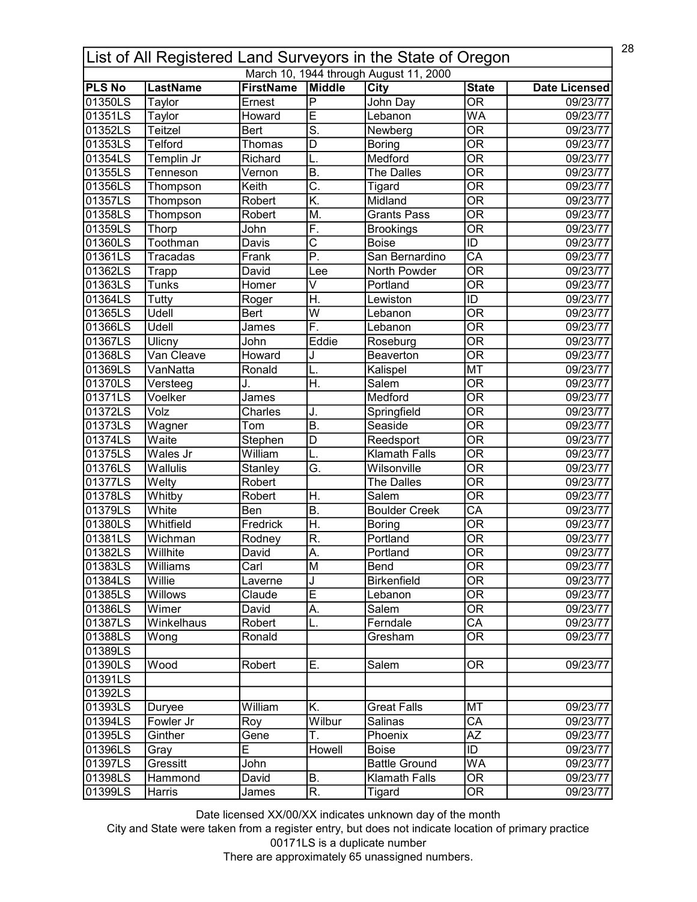## List of All Registered Land Surveyors in the State of Oregon

March 10, 1944 through August 11, 2000

| PLS No | LastName | FirstName | Middle | City | State | Date Licensed |
|---|---|---|---|---|---|---|
| 01350LS | Taylor | Ernest | P | John Day | OR | 09/23/77 |
| 01351LS | Taylor | Howard | E | Lebanon | WA | 09/23/77 |
| 01352LS | Teitzel | Bert | S. | Newberg | OR | 09/23/77 |
| 01353LS | Telford | Thomas | D | Boring | OR | 09/23/77 |
| 01354LS | Templin Jr | Richard | L. | Medford | OR | 09/23/77 |
| 01355LS | Tenneson | Vernon | B. | The Dalles | OR | 09/23/77 |
| 01356LS | Thompson | Keith | C. | Tigard | OR | 09/23/77 |
| 01357LS | Thompson | Robert | K. | Midland | OR | 09/23/77 |
| 01358LS | Thompson | Robert | M. | Grants Pass | OR | 09/23/77 |
| 01359LS | Thorp | John | F. | Brookings | OR | 09/23/77 |
| 01360LS | Toothman | Davis | C | Boise | ID | 09/23/77 |
| 01361LS | Tracadas | Frank | P. | San Bernardino | CA | 09/23/77 |
| 01362LS | Trapp | David | Lee | North Powder | OR | 09/23/77 |
| 01363LS | Tunks | Homer | V | Portland | OR | 09/23/77 |
| 01364LS | Tutty | Roger | H. | Lewiston | ID | 09/23/77 |
| 01365LS | Udell | Bert | W | Lebanon | OR | 09/23/77 |
| 01366LS | Udell | James | F. | Lebanon | OR | 09/23/77 |
| 01367LS | Ulicny | John | Eddie | Roseburg | OR | 09/23/77 |
| 01368LS | Van Cleave | Howard | J | Beaverton | OR | 09/23/77 |
| 01369LS | VanNatta | Ronald | L. | Kalispel | MT | 09/23/77 |
| 01370LS | Versteeg | J. | H. | Salem | OR | 09/23/77 |
| 01371LS | Voelker | James | | Medford | OR | 09/23/77 |
| 01372LS | Volz | Charles | J. | Springfield | OR | 09/23/77 |
| 01373LS | Wagner | Tom | B. | Seaside | OR | 09/23/77 |
| 01374LS | Waite | Stephen | D | Reedsport | OR | 09/23/77 |
| 01375LS | Wales Jr | William | L. | Klamath Falls | OR | 09/23/77 |
| 01376LS | Wallulis | Stanley | G. | Wilsonville | OR | 09/23/77 |
| 01377LS | Welty | Robert | | The Dalles | OR | 09/23/77 |
| 01378LS | Whitby | Robert | H. | Salem | OR | 09/23/77 |
| 01379LS | White | Ben | B. | Boulder Creek | CA | 09/23/77 |
| 01380LS | Whitfield | Fredrick | H. | Boring | OR | 09/23/77 |
| 01381LS | Wichman | Rodney | R. | Portland | OR | 09/23/77 |
| 01382LS | Willhite | David | A. | Portland | OR | 09/23/77 |
| 01383LS | Williams | Carl | M | Bend | OR | 09/23/77 |
| 01384LS | Willie | Laverne | J | Birkenfield | OR | 09/23/77 |
| 01385LS | Willows | Claude | E | Lebanon | OR | 09/23/77 |
| 01386LS | Wimer | David | A. | Salem | OR | 09/23/77 |
| 01387LS | Winkelhaus | Robert | L. | Ferndale | CA | 09/23/77 |
| 01388LS | Wong | Ronald | | Gresham | OR | 09/23/77 |
| 01389LS | | | | | | |
| 01390LS | Wood | Robert | E. | Salem | OR | 09/23/77 |
| 01391LS | | | | | | |
| 01392LS | | | | | | |
| 01393LS | Duryee | William | K. | Great Falls | MT | 09/23/77 |
| 01394LS | Fowler Jr | Roy | Wilbur | Salinas | CA | 09/23/77 |
| 01395LS | Ginther | Gene | T. | Phoenix | AZ | 09/23/77 |
| 01396LS | Gray | E | Howell | Boise | ID | 09/23/77 |
| 01397LS | Gressitt | John | | Battle Ground | WA | 09/23/77 |
| 01398LS | Hammond | David | B. | Klamath Falls | OR | 09/23/77 |
| 01399LS | Harris | James | R. | Tigard | OR | 09/23/77 |

Date licensed XX/00/XX indicates unknown day of the month

City and State were taken from a register entry, but does not indicate location of primary practice

00171LS is a duplicate number

There are approximately 65 unassigned numbers.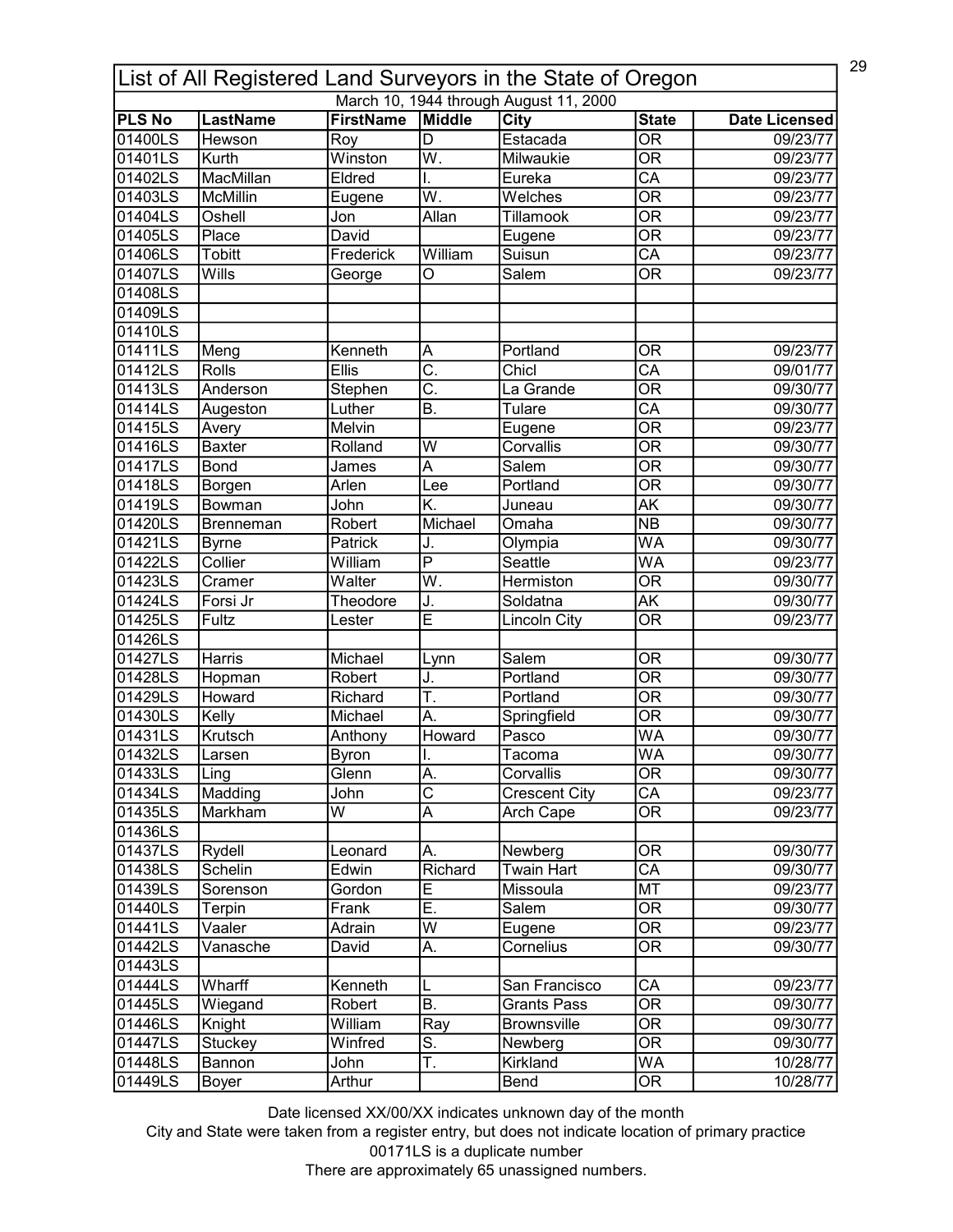# List of All Registered Land Surveyors in the State of Oregon

March 10, 1944 through August 11, 2000

| PLS No | LastName | FirstName | Middle | City | State | Date Licensed |
|---|---|---|---|---|---|---|
| 01400LS | Hewson | Roy | D | Estacada | OR | 09/23/77 |
| 01401LS | Kurth | Winston | W. | Milwaukie | OR | 09/23/77 |
| 01402LS | MacMillan | Eldred | I. | Eureka | CA | 09/23/77 |
| 01403LS | McMillin | Eugene | W. | Welches | OR | 09/23/77 |
| 01404LS | Oshell | Jon | Allan | Tillamook | OR | 09/23/77 |
| 01405LS | Place | David | | Eugene | OR | 09/23/77 |
| 01406LS | Tobitt | Frederick | William | Suisun | CA | 09/23/77 |
| 01407LS | Wills | George | O | Salem | OR | 09/23/77 |
| 01408LS | | | | | | |
| 01409LS | | | | | | |
| 01410LS | | | | | | |
| 01411LS | Meng | Kenneth | A | Portland | OR | 09/23/77 |
| 01412LS | Rolls | Ellis | C. | Chicl | CA | 09/01/77 |
| 01413LS | Anderson | Stephen | C. | La Grande | OR | 09/30/77 |
| 01414LS | Augeston | Luther | B. | Tulare | CA | 09/30/77 |
| 01415LS | Avery | Melvin | | Eugene | OR | 09/23/77 |
| 01416LS | Baxter | Rolland | W | Corvallis | OR | 09/30/77 |
| 01417LS | Bond | James | A | Salem | OR | 09/30/77 |
| 01418LS | Borgen | Arlen | Lee | Portland | OR | 09/30/77 |
| 01419LS | Bowman | John | K. | Juneau | AK | 09/30/77 |
| 01420LS | Brenneman | Robert | Michael | Omaha | NB | 09/30/77 |
| 01421LS | Byrne | Patrick | J. | Olympia | WA | 09/30/77 |
| 01422LS | Collier | William | P | Seattle | WA | 09/23/77 |
| 01423LS | Cramer | Walter | W. | Hermiston | OR | 09/30/77 |
| 01424LS | Forsi Jr | Theodore | J. | Soldatna | AK | 09/30/77 |
| 01425LS | Fultz | Lester | E | Lincoln City | OR | 09/23/77 |
| 01426LS | | | | | | |
| 01427LS | Harris | Michael | Lynn | Salem | OR | 09/30/77 |
| 01428LS | Hopman | Robert | J. | Portland | OR | 09/30/77 |
| 01429LS | Howard | Richard | T. | Portland | OR | 09/30/77 |
| 01430LS | Kelly | Michael | A. | Springfield | OR | 09/30/77 |
| 01431LS | Krutsch | Anthony | Howard | Pasco | WA | 09/30/77 |
| 01432LS | Larsen | Byron | I. | Tacoma | WA | 09/30/77 |
| 01433LS | Ling | Glenn | A. | Corvallis | OR | 09/30/77 |
| 01434LS | Madding | John | C | Crescent City | CA | 09/23/77 |
| 01435LS | Markham | W | A | Arch Cape | OR | 09/23/77 |
| 01436LS | | | | | | |
| 01437LS | Rydell | Leonard | A. | Newberg | OR | 09/30/77 |
| 01438LS | Schelin | Edwin | Richard | Twain Hart | CA | 09/30/77 |
| 01439LS | Sorenson | Gordon | E | Missoula | MT | 09/23/77 |
| 01440LS | Terpin | Frank | E. | Salem | OR | 09/30/77 |
| 01441LS | Vaaler | Adrain | W | Eugene | OR | 09/23/77 |
| 01442LS | Vanasche | David | A. | Cornelius | OR | 09/30/77 |
| 01443LS | | | | | | |
| 01444LS | Wharff | Kenneth | L | San Francisco | CA | 09/23/77 |
| 01445LS | Wiegand | Robert | B. | Grants Pass | OR | 09/30/77 |
| 01446LS | Knight | William | Ray | Brownsville | OR | 09/30/77 |
| 01447LS | Stuckey | Winfred | S. | Newberg | OR | 09/30/77 |
| 01448LS | Bannon | John | T. | Kirkland | WA | 10/28/77 |
| 01449LS | Boyer | Arthur | | Bend | OR | 10/28/77 |

Date licensed XX/00/XX indicates unknown day of the month

City and State were taken from a register entry, but does not indicate location of primary practice

00171LS is a duplicate number

There are approximately 65 unassigned numbers.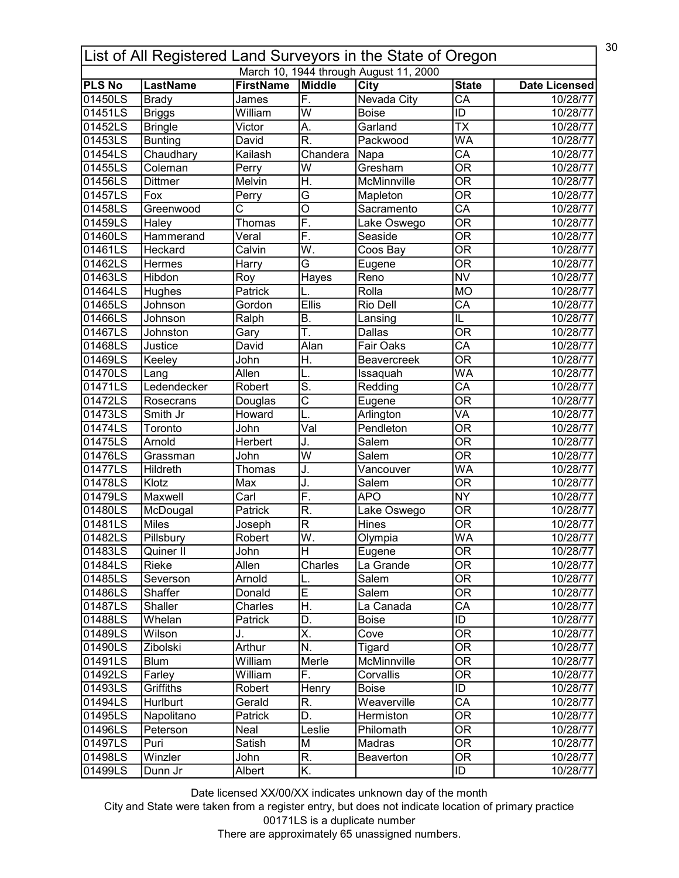# List of All Registered Land Surveyors in the State of Oregon

March 10, 1944 through August 11, 2000

| PLS No | LastName | FirstName | Middle | City | State | Date Licensed |
|---|---|---|---|---|---|---|
| 01450LS | Brady | James | F. | Nevada City | CA | 10/28/77 |
| 01451LS | Briggs | William | W | Boise | ID | 10/28/77 |
| 01452LS | Bringle | Victor | A. | Garland | TX | 10/28/77 |
| 01453LS | Bunting | David | R. | Packwood | WA | 10/28/77 |
| 01454LS | Chaudhary | Kailash | Chandera | Napa | CA | 10/28/77 |
| 01455LS | Coleman | Perry | W | Gresham | OR | 10/28/77 |
| 01456LS | Dittmer | Melvin | H. | McMinnville | OR | 10/28/77 |
| 01457LS | Fox | Perry | G | Mapleton | OR | 10/28/77 |
| 01458LS | Greenwood | C | O | Sacramento | CA | 10/28/77 |
| 01459LS | Haley | Thomas | F. | Lake Oswego | OR | 10/28/77 |
| 01460LS | Hammerand | Veral | F. | Seaside | OR | 10/28/77 |
| 01461LS | Heckard | Calvin | W. | Coos Bay | OR | 10/28/77 |
| 01462LS | Hermes | Harry | G | Eugene | OR | 10/28/77 |
| 01463LS | Hibdon | Roy | Hayes | Reno | NV | 10/28/77 |
| 01464LS | Hughes | Patrick | L. | Rolla | MO | 10/28/77 |
| 01465LS | Johnson | Gordon | Ellis | Rio Dell | CA | 10/28/77 |
| 01466LS | Johnson | Ralph | B. | Lansing | IL | 10/28/77 |
| 01467LS | Johnston | Gary | T. | Dallas | OR | 10/28/77 |
| 01468LS | Justice | David | Alan | Fair Oaks | CA | 10/28/77 |
| 01469LS | Keeley | John | H. | Beavercreek | OR | 10/28/77 |
| 01470LS | Lang | Allen | L. | Issaquah | WA | 10/28/77 |
| 01471LS | Ledendecker | Robert | S. | Redding | CA | 10/28/77 |
| 01472LS | Rosecrans | Douglas | C | Eugene | OR | 10/28/77 |
| 01473LS | Smith Jr | Howard | L. | Arlington | VA | 10/28/77 |
| 01474LS | Toronto | John | Val | Pendleton | OR | 10/28/77 |
| 01475LS | Arnold | Herbert | J. | Salem | OR | 10/28/77 |
| 01476LS | Grassman | John | W | Salem | OR | 10/28/77 |
| 01477LS | Hildreth | Thomas | J. | Vancouver | WA | 10/28/77 |
| 01478LS | Klotz | Max | J. | Salem | OR | 10/28/77 |
| 01479LS | Maxwell | Carl | F. | APO | NY | 10/28/77 |
| 01480LS | McDougal | Patrick | R. | Lake Oswego | OR | 10/28/77 |
| 01481LS | Miles | Joseph | R | Hines | OR | 10/28/77 |
| 01482LS | Pillsbury | Robert | W. | Olympia | WA | 10/28/77 |
| 01483LS | Quiner II | John | H | Eugene | OR | 10/28/77 |
| 01484LS | Rieke | Allen | Charles | La Grande | OR | 10/28/77 |
| 01485LS | Severson | Arnold | L. | Salem | OR | 10/28/77 |
| 01486LS | Shaffer | Donald | E | Salem | OR | 10/28/77 |
| 01487LS | Shaller | Charles | H. | La Canada | CA | 10/28/77 |
| 01488LS | Whelan | Patrick | D. | Boise | ID | 10/28/77 |
| 01489LS | Wilson | J. | X. | Cove | OR | 10/28/77 |
| 01490LS | Zibolski | Arthur | N. | Tigard | OR | 10/28/77 |
| 01491LS | Blum | William | Merle | McMinnville | OR | 10/28/77 |
| 01492LS | Farley | William | F. | Corvallis | OR | 10/28/77 |
| 01493LS | Griffiths | Robert | Henry | Boise | ID | 10/28/77 |
| 01494LS | Hurlburt | Gerald | R. | Weaverville | CA | 10/28/77 |
| 01495LS | Napolitano | Patrick | D. | Hermiston | OR | 10/28/77 |
| 01496LS | Peterson | Neal | Leslie | Philomath | OR | 10/28/77 |
| 01497LS | Puri | Satish | M | Madras | OR | 10/28/77 |
| 01498LS | Winzler | John | R. | Beaverton | OR | 10/28/77 |
| 01499LS | Dunn Jr | Albert | K. | | ID | 10/28/77 |

Date licensed XX/00/XX indicates unknown day of the month

City and State were taken from a register entry, but does not indicate location of primary practice

00171LS is a duplicate number

There are approximately 65 unassigned numbers.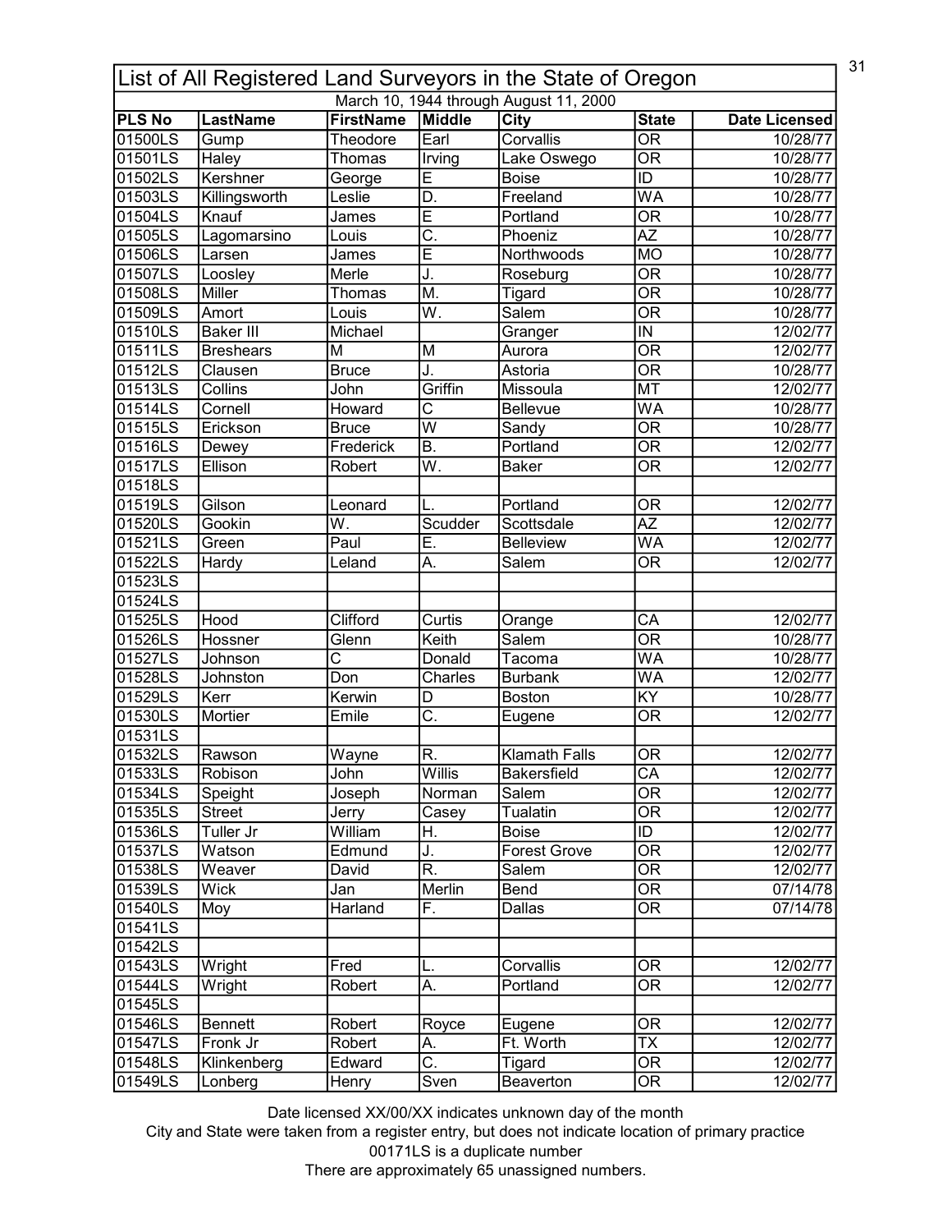| List of All Registered Land Surveyors in the State of Oregon | | | | | | |
|---|---|---|---|---|---|---|
| March 10, 1944 through August 11, 2000 | | | | | | |
| **PLS No** | **LastName** | **FirstName** | **Middle** | **City** | **State** | **Date Licensed** |
| 01500LS | Gump | Theodore | Earl | Corvallis | OR | 10/28/77 |
| 01501LS | Haley | Thomas | Irving | Lake Oswego | OR | 10/28/77 |
| 01502LS | Kershner | George | E | Boise | ID | 10/28/77 |
| 01503LS | Killingsworth | Leslie | D. | Freeland | WA | 10/28/77 |
| 01504LS | Knauf | James | E | Portland | OR | 10/28/77 |
| 01505LS | Lagomarsino | Louis | C. | Phoeniz | AZ | 10/28/77 |
| 01506LS | Larsen | James | E | Northwoods | MO | 10/28/77 |
| 01507LS | Loosley | Merle | J. | Roseburg | OR | 10/28/77 |
| 01508LS | Miller | Thomas | M. | Tigard | OR | 10/28/77 |
| 01509LS | Amort | Louis | W. | Salem | OR | 10/28/77 |
| 01510LS | Baker III | Michael | | Granger | IN | 12/02/77 |
| 01511LS | Breshears | M | M | Aurora | OR | 12/02/77 |
| 01512LS | Clausen | Bruce | J. | Astoria | OR | 10/28/77 |
| 01513LS | Collins | John | Griffin | Missoula | MT | 12/02/77 |
| 01514LS | Cornell | Howard | C | Bellevue | WA | 10/28/77 |
| 01515LS | Erickson | Bruce | W | Sandy | OR | 10/28/77 |
| 01516LS | Dewey | Frederick | B. | Portland | OR | 12/02/77 |
| 01517LS | Ellison | Robert | W. | Baker | OR | 12/02/77 |
| 01518LS | | | | | | |
| 01519LS | Gilson | Leonard | L. | Portland | OR | 12/02/77 |
| 01520LS | Gookin | W. | Scudder | Scottsdale | AZ | 12/02/77 |
| 01521LS | Green | Paul | E. | Belleview | WA | 12/02/77 |
| 01522LS | Hardy | Leland | A. | Salem | OR | 12/02/77 |
| 01523LS | | | | | | |
| 01524LS | | | | | | |
| 01525LS | Hood | Clifford | Curtis | Orange | CA | 12/02/77 |
| 01526LS | Hossner | Glenn | Keith | Salem | OR | 10/28/77 |
| 01527LS | Johnson | C | Donald | Tacoma | WA | 10/28/77 |
| 01528LS | Johnston | Don | Charles | Burbank | WA | 12/02/77 |
| 01529LS | Kerr | Kerwin | D | Boston | KY | 10/28/77 |
| 01530LS | Mortier | Emile | C. | Eugene | OR | 12/02/77 |
| 01531LS | | | | | | |
| 01532LS | Rawson | Wayne | R. | Klamath Falls | OR | 12/02/77 |
| 01533LS | Robison | John | Willis | Bakersfield | CA | 12/02/77 |
| 01534LS | Speight | Joseph | Norman | Salem | OR | 12/02/77 |
| 01535LS | Street | Jerry | Casey | Tualatin | OR | 12/02/77 |
| 01536LS | Tuller Jr | William | H. | Boise | ID | 12/02/77 |
| 01537LS | Watson | Edmund | J. | Forest Grove | OR | 12/02/77 |
| 01538LS | Weaver | David | R. | Salem | OR | 12/02/77 |
| 01539LS | Wick | Jan | Merlin | Bend | OR | 07/14/78 |
| 01540LS | Moy | Harland | F. | Dallas | OR | 07/14/78 |
| 01541LS | | | | | | |
| 01542LS | | | | | | |
| 01543LS | Wright | Fred | L. | Corvallis | OR | 12/02/77 |
| 01544LS | Wright | Robert | A. | Portland | OR | 12/02/77 |
| 01545LS | | | | | | |
| 01546LS | Bennett | Robert | Royce | Eugene | OR | 12/02/77 |
| 01547LS | Fronk Jr | Robert | A. | Ft. Worth | TX | 12/02/77 |
| 01548LS | Klinkenberg | Edward | C. | Tigard | OR | 12/02/77 |
| 01549LS | Lonberg | Henry | Sven | Beaverton | OR | 12/02/77 |

Date licensed XX/00/XX indicates unknown day of the month

City and State were taken from a register entry, but does not indicate location of primary practice

00171LS is a duplicate number

There are approximately 65 unassigned numbers.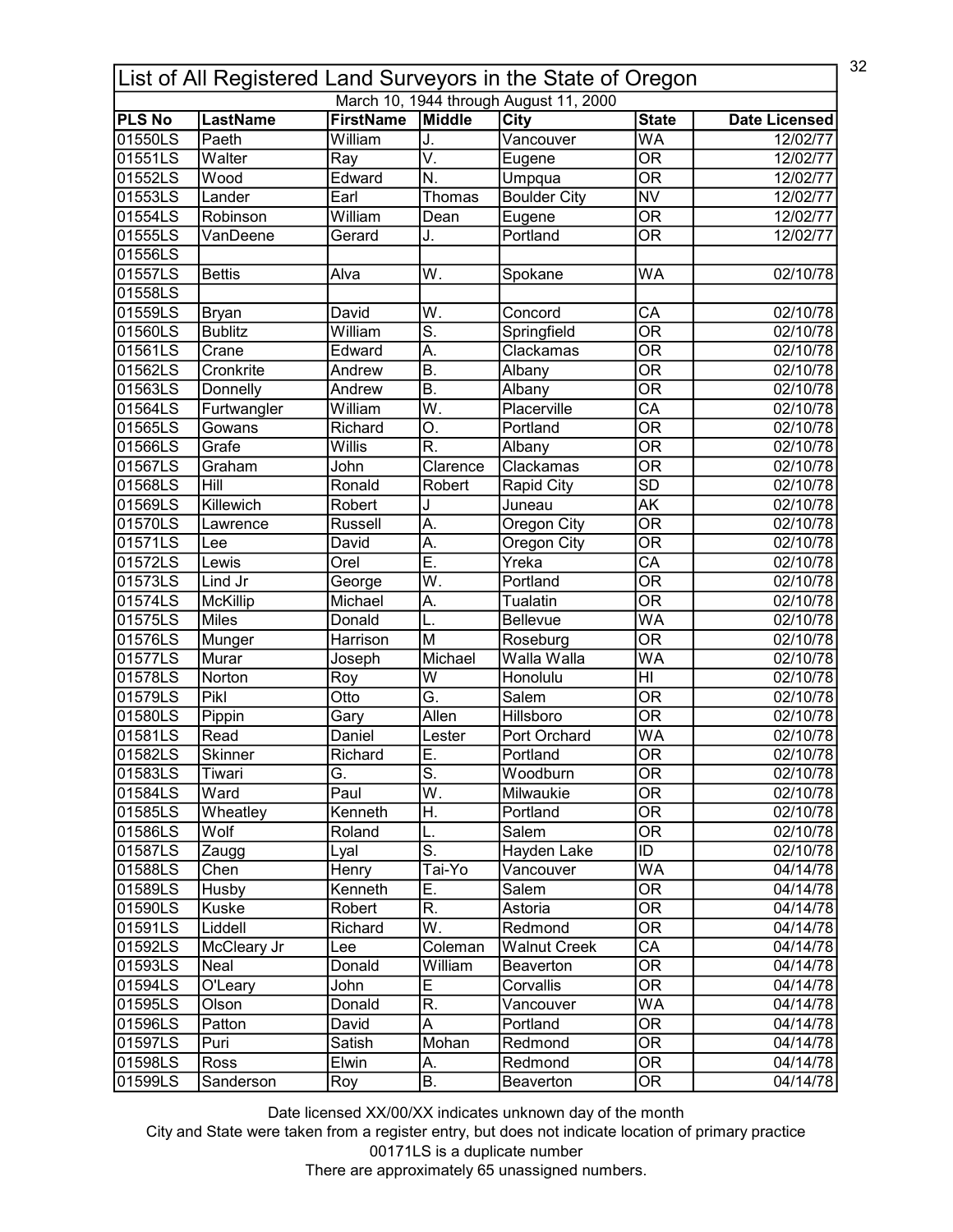# List of All Registered Land Surveyors in the State of Oregon

March 10, 1944 through August 11, 2000

| PLS No | LastName | FirstName | Middle | City | State | Date Licensed |
|---|---|---|---|---|---|---|
| 01550LS | Paeth | William | J. | Vancouver | WA | 12/02/77 |
| 01551LS | Walter | Ray | V. | Eugene | OR | 12/02/77 |
| 01552LS | Wood | Edward | N. | Umpqua | OR | 12/02/77 |
| 01553LS | Lander | Earl | Thomas | Boulder City | NV | 12/02/77 |
| 01554LS | Robinson | William | Dean | Eugene | OR | 12/02/77 |
| 01555LS | VanDeene | Gerard | J. | Portland | OR | 12/02/77 |
| 01556LS | | | | | | |
| 01557LS | Bettis | Alva | W. | Spokane | WA | 02/10/78 |
| 01558LS | | | | | | |
| 01559LS | Bryan | David | W. | Concord | CA | 02/10/78 |
| 01560LS | Bublitz | William | S. | Springfield | OR | 02/10/78 |
| 01561LS | Crane | Edward | A. | Clackamas | OR | 02/10/78 |
| 01562LS | Cronkrite | Andrew | B. | Albany | OR | 02/10/78 |
| 01563LS | Donnelly | Andrew | B. | Albany | OR | 02/10/78 |
| 01564LS | Furtwangler | William | W. | Placerville | CA | 02/10/78 |
| 01565LS | Gowans | Richard | O. | Portland | OR | 02/10/78 |
| 01566LS | Grafe | Willis | R. | Albany | OR | 02/10/78 |
| 01567LS | Graham | John | Clarence | Clackamas | OR | 02/10/78 |
| 01568LS | Hill | Ronald | Robert | Rapid City | SD | 02/10/78 |
| 01569LS | Killewich | Robert | J | Juneau | AK | 02/10/78 |
| 01570LS | Lawrence | Russell | A. | Oregon City | OR | 02/10/78 |
| 01571LS | Lee | David | A. | Oregon City | OR | 02/10/78 |
| 01572LS | Lewis | Orel | E. | Yreka | CA | 02/10/78 |
| 01573LS | Lind Jr | George | W. | Portland | OR | 02/10/78 |
| 01574LS | McKillip | Michael | A. | Tualatin | OR | 02/10/78 |
| 01575LS | Miles | Donald | L. | Bellevue | WA | 02/10/78 |
| 01576LS | Munger | Harrison | M | Roseburg | OR | 02/10/78 |
| 01577LS | Murar | Joseph | Michael | Walla Walla | WA | 02/10/78 |
| 01578LS | Norton | Roy | W | Honolulu | HI | 02/10/78 |
| 01579LS | Pikl | Otto | G. | Salem | OR | 02/10/78 |
| 01580LS | Pippin | Gary | Allen | Hillsboro | OR | 02/10/78 |
| 01581LS | Read | Daniel | Lester | Port Orchard | WA | 02/10/78 |
| 01582LS | Skinner | Richard | E. | Portland | OR | 02/10/78 |
| 01583LS | Tiwari | G. | S. | Woodburn | OR | 02/10/78 |
| 01584LS | Ward | Paul | W. | Milwaukie | OR | 02/10/78 |
| 01585LS | Wheatley | Kenneth | H. | Portland | OR | 02/10/78 |
| 01586LS | Wolf | Roland | L. | Salem | OR | 02/10/78 |
| 01587LS | Zaugg | Lyal | S. | Hayden Lake | ID | 02/10/78 |
| 01588LS | Chen | Henry | Tai-Yo | Vancouver | WA | 04/14/78 |
| 01589LS | Husby | Kenneth | E. | Salem | OR | 04/14/78 |
| 01590LS | Kuske | Robert | R. | Astoria | OR | 04/14/78 |
| 01591LS | Liddell | Richard | W. | Redmond | OR | 04/14/78 |
| 01592LS | McCleary Jr | Lee | Coleman | Walnut Creek | CA | 04/14/78 |
| 01593LS | Neal | Donald | William | Beaverton | OR | 04/14/78 |
| 01594LS | O'Leary | John | E | Corvallis | OR | 04/14/78 |
| 01595LS | Olson | Donald | R. | Vancouver | WA | 04/14/78 |
| 01596LS | Patton | David | A | Portland | OR | 04/14/78 |
| 01597LS | Puri | Satish | Mohan | Redmond | OR | 04/14/78 |
| 01598LS | Ross | Elwin | A. | Redmond | OR | 04/14/78 |
| 01599LS | Sanderson | Roy | B. | Beaverton | OR | 04/14/78 |

Date licensed XX/00/XX indicates unknown day of the month

City and State were taken from a register entry, but does not indicate location of primary practice

00171LS is a duplicate number

There are approximately 65 unassigned numbers.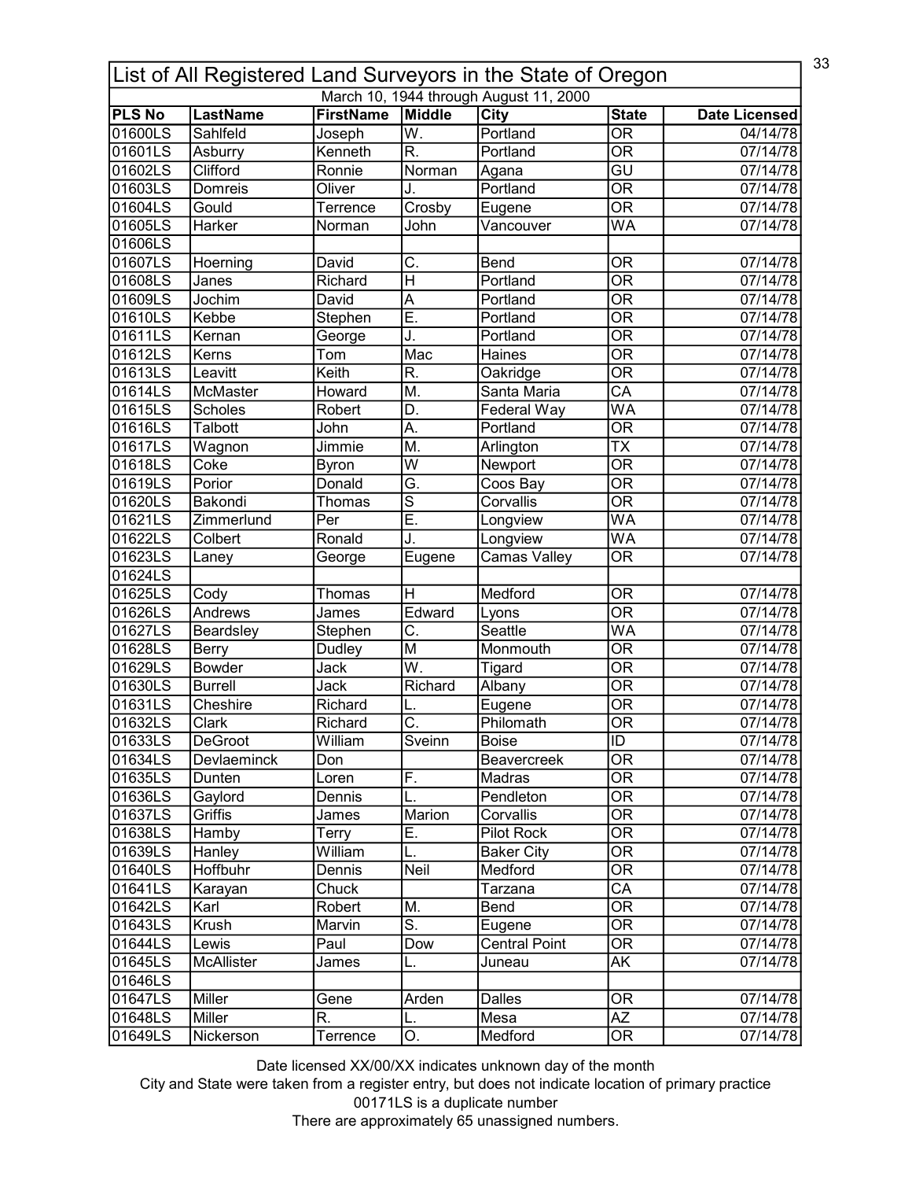# List of All Registered Land Surveyors in the State of Oregon

March 10, 1944 through August 11, 2000

| PLS No | LastName | FirstName | Middle | City | State | Date Licensed |
|---|---|---|---|---|---|---|
| 01600LS | Sahlfeld | Joseph | W. | Portland | OR | 04/14/78 |
| 01601LS | Asburry | Kenneth | R. | Portland | OR | 07/14/78 |
| 01602LS | Clifford | Ronnie | Norman | Agana | GU | 07/14/78 |
| 01603LS | Domreis | Oliver | J. | Portland | OR | 07/14/78 |
| 01604LS | Gould | Terrence | Crosby | Eugene | OR | 07/14/78 |
| 01605LS | Harker | Norman | John | Vancouver | WA | 07/14/78 |
| 01606LS | | | | | | |
| 01607LS | Hoerning | David | C. | Bend | OR | 07/14/78 |
| 01608LS | Janes | Richard | H | Portland | OR | 07/14/78 |
| 01609LS | Jochim | David | A | Portland | OR | 07/14/78 |
| 01610LS | Kebbe | Stephen | E. | Portland | OR | 07/14/78 |
| 01611LS | Kernan | George | J. | Portland | OR | 07/14/78 |
| 01612LS | Kerns | Tom | Mac | Haines | OR | 07/14/78 |
| 01613LS | Leavitt | Keith | R. | Oakridge | OR | 07/14/78 |
| 01614LS | McMaster | Howard | M. | Santa Maria | CA | 07/14/78 |
| 01615LS | Scholes | Robert | D. | Federal Way | WA | 07/14/78 |
| 01616LS | Talbott | John | A. | Portland | OR | 07/14/78 |
| 01617LS | Wagnon | Jimmie | M. | Arlington | TX | 07/14/78 |
| 01618LS | Coke | Byron | W | Newport | OR | 07/14/78 |
| 01619LS | Porior | Donald | G. | Coos Bay | OR | 07/14/78 |
| 01620LS | Bakondi | Thomas | S | Corvallis | OR | 07/14/78 |
| 01621LS | Zimmerlund | Per | E. | Longview | WA | 07/14/78 |
| 01622LS | Colbert | Ronald | J. | Longview | WA | 07/14/78 |
| 01623LS | Laney | George | Eugene | Camas Valley | OR | 07/14/78 |
| 01624LS | | | | | | |
| 01625LS | Cody | Thomas | H | Medford | OR | 07/14/78 |
| 01626LS | Andrews | James | Edward | Lyons | OR | 07/14/78 |
| 01627LS | Beardsley | Stephen | C. | Seattle | WA | 07/14/78 |
| 01628LS | Berry | Dudley | M | Monmouth | OR | 07/14/78 |
| 01629LS | Bowder | Jack | W. | Tigard | OR | 07/14/78 |
| 01630LS | Burrell | Jack | Richard | Albany | OR | 07/14/78 |
| 01631LS | Cheshire | Richard | L. | Eugene | OR | 07/14/78 |
| 01632LS | Clark | Richard | C. | Philomath | OR | 07/14/78 |
| 01633LS | DeGroot | William | Sveinn | Boise | ID | 07/14/78 |
| 01634LS | Devlaeminck | Don | | Beavercreek | OR | 07/14/78 |
| 01635LS | Dunten | Loren | F. | Madras | OR | 07/14/78 |
| 01636LS | Gaylord | Dennis | L. | Pendleton | OR | 07/14/78 |
| 01637LS | Griffis | James | Marion | Corvallis | OR | 07/14/78 |
| 01638LS | Hamby | Terry | E. | Pilot Rock | OR | 07/14/78 |
| 01639LS | Hanley | William | L. | Baker City | OR | 07/14/78 |
| 01640LS | Hoffbuhr | Dennis | Neil | Medford | OR | 07/14/78 |
| 01641LS | Karayan | Chuck | | Tarzana | CA | 07/14/78 |
| 01642LS | Karl | Robert | M. | Bend | OR | 07/14/78 |
| 01643LS | Krush | Marvin | S. | Eugene | OR | 07/14/78 |
| 01644LS | Lewis | Paul | Dow | Central Point | OR | 07/14/78 |
| 01645LS | McAllister | James | L. | Juneau | AK | 07/14/78 |
| 01646LS | | | | | | |
| 01647LS | Miller | Gene | Arden | Dalles | OR | 07/14/78 |
| 01648LS | Miller | R. | L. | Mesa | AZ | 07/14/78 |
| 01649LS | Nickerson | Terrence | O. | Medford | OR | 07/14/78 |

Date licensed XX/00/XX indicates unknown day of the month

City and State were taken from a register entry, but does not indicate location of primary practice

00171LS is a duplicate number

There are approximately 65 unassigned numbers.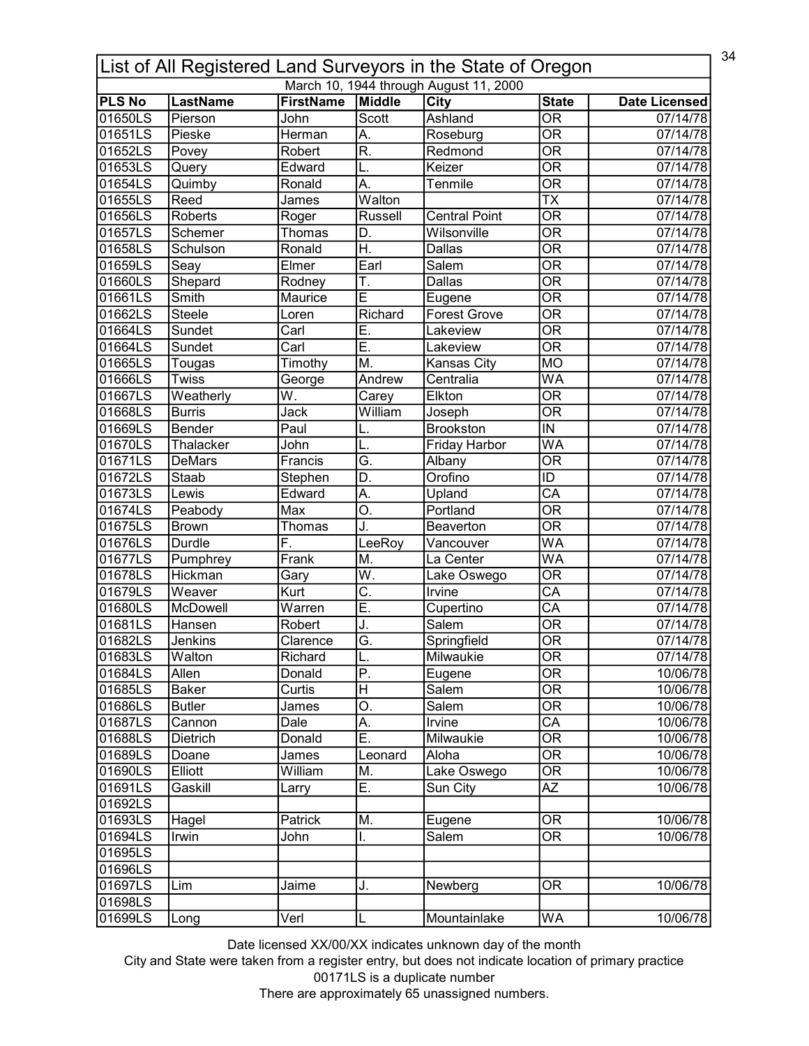# List of All Registered Land Surveyors in the State of Oregon

March 10, 1944 through August 11, 2000

| PLS No | LastName | FirstName | Middle | City | State | Date Licensed |
|---|---|---|---|---|---|---|
| 01650LS | Pierson | John | Scott | Ashland | OR | 07/14/78 |
| 01651LS | Pieske | Herman | A. | Roseburg | OR | 07/14/78 |
| 01652LS | Povey | Robert | R. | Redmond | OR | 07/14/78 |
| 01653LS | Query | Edward | L. | Keizer | OR | 07/14/78 |
| 01654LS | Quimby | Ronald | A. | Tenmile | OR | 07/14/78 |
| 01655LS | Reed | James | Walton | | TX | 07/14/78 |
| 01656LS | Roberts | Roger | Russell | Central Point | OR | 07/14/78 |
| 01657LS | Schemer | Thomas | D. | Wilsonville | OR | 07/14/78 |
| 01658LS | Schulson | Ronald | H. | Dallas | OR | 07/14/78 |
| 01659LS | Seay | Elmer | Earl | Salem | OR | 07/14/78 |
| 01660LS | Shepard | Rodney | T. | Dallas | OR | 07/14/78 |
| 01661LS | Smith | Maurice | E | Eugene | OR | 07/14/78 |
| 01662LS | Steele | Loren | Richard | Forest Grove | OR | 07/14/78 |
| 01664LS | Sundet | Carl | E. | Lakeview | OR | 07/14/78 |
| 01664LS | Sundet | Carl | E. | Lakeview | OR | 07/14/78 |
| 01665LS | Tougas | Timothy | M. | Kansas City | MO | 07/14/78 |
| 01666LS | Twiss | George | Andrew | Centralia | WA | 07/14/78 |
| 01667LS | Weatherly | W. | Carey | Elkton | OR | 07/14/78 |
| 01668LS | Burris | Jack | William | Joseph | OR | 07/14/78 |
| 01669LS | Bender | Paul | L. | Brookston | IN | 07/14/78 |
| 01670LS | Thalacker | John | L. | Friday Harbor | WA | 07/14/78 |
| 01671LS | DeMars | Francis | G. | Albany | OR | 07/14/78 |
| 01672LS | Staab | Stephen | D. | Orofino | ID | 07/14/78 |
| 01673LS | Lewis | Edward | A. | Upland | CA | 07/14/78 |
| 01674LS | Peabody | Max | O. | Portland | OR | 07/14/78 |
| 01675LS | Brown | Thomas | J. | Beaverton | OR | 07/14/78 |
| 01676LS | Durdle | F. | LeeRoy | Vancouver | WA | 07/14/78 |
| 01677LS | Pumphrey | Frank | M. | La Center | WA | 07/14/78 |
| 01678LS | Hickman | Gary | W. | Lake Oswego | OR | 07/14/78 |
| 01679LS | Weaver | Kurt | C. | Irvine | CA | 07/14/78 |
| 01680LS | McDowell | Warren | E. | Cupertino | CA | 07/14/78 |
| 01681LS | Hansen | Robert | J. | Salem | OR | 07/14/78 |
| 01682LS | Jenkins | Clarence | G. | Springfield | OR | 07/14/78 |
| 01683LS | Walton | Richard | L. | Milwaukie | OR | 07/14/78 |
| 01684LS | Allen | Donald | P. | Eugene | OR | 10/06/78 |
| 01685LS | Baker | Curtis | H | Salem | OR | 10/06/78 |
| 01686LS | Butler | James | O. | Salem | OR | 10/06/78 |
| 01687LS | Cannon | Dale | A. | Irvine | CA | 10/06/78 |
| 01688LS | Dietrich | Donald | E. | Milwaukie | OR | 10/06/78 |
| 01689LS | Doane | James | Leonard | Aloha | OR | 10/06/78 |
| 01690LS | Elliott | William | M. | Lake Oswego | OR | 10/06/78 |
| 01691LS | Gaskill | Larry | E. | Sun City | AZ | 10/06/78 |
| 01692LS | | | | | | |
| 01693LS | Hagel | Patrick | M. | Eugene | OR | 10/06/78 |
| 01694LS | Irwin | John | I. | Salem | OR | 10/06/78 |
| 01695LS | | | | | | |
| 01696LS | | | | | | |
| 01697LS | Lim | Jaime | J. | Newberg | OR | 10/06/78 |
| 01698LS | | | | | | |
| 01699LS | Long | Verl | L | Mountainlake | WA | 10/06/78 |

Date licensed XX/00/XX indicates unknown day of the month

City and State were taken from a register entry, but does not indicate location of primary practice

00171LS is a duplicate number

There are approximately 65 unassigned numbers.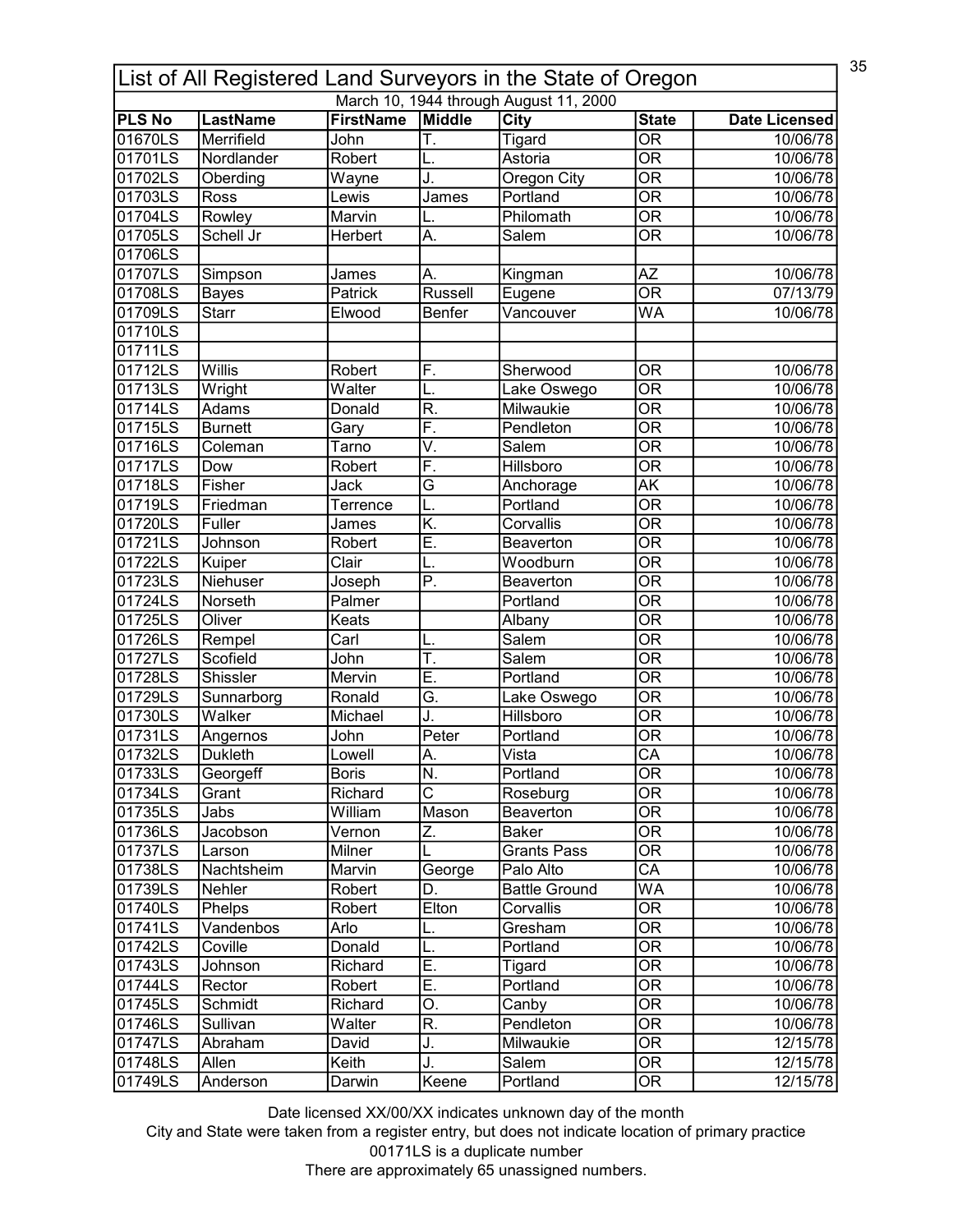# List of All Registered Land Surveyors in the State of Oregon

March 10, 1944 through August 11, 2000

| PLS No | LastName | FirstName | Middle | City | State | Date Licensed |
|---|---|---|---|---|---|---|
| 01670LS | Merrifield | John | T. | Tigard | OR | 10/06/78 |
| 01701LS | Nordlander | Robert | L. | Astoria | OR | 10/06/78 |
| 01702LS | Oberding | Wayne | J. | Oregon City | OR | 10/06/78 |
| 01703LS | Ross | Lewis | James | Portland | OR | 10/06/78 |
| 01704LS | Rowley | Marvin | L. | Philomath | OR | 10/06/78 |
| 01705LS | Schell Jr | Herbert | A. | Salem | OR | 10/06/78 |
| 01706LS | | | | | | |
| 01707LS | Simpson | James | A. | Kingman | AZ | 10/06/78 |
| 01708LS | Bayes | Patrick | Russell | Eugene | OR | 07/13/79 |
| 01709LS | Starr | Elwood | Benfer | Vancouver | WA | 10/06/78 |
| 01710LS | | | | | | |
| 01711LS | | | | | | |
| 01712LS | Willis | Robert | F. | Sherwood | OR | 10/06/78 |
| 01713LS | Wright | Walter | L. | Lake Oswego | OR | 10/06/78 |
| 01714LS | Adams | Donald | R. | Milwaukie | OR | 10/06/78 |
| 01715LS | Burnett | Gary | F. | Pendleton | OR | 10/06/78 |
| 01716LS | Coleman | Tarno | V. | Salem | OR | 10/06/78 |
| 01717LS | Dow | Robert | F. | Hillsboro | OR | 10/06/78 |
| 01718LS | Fisher | Jack | G | Anchorage | AK | 10/06/78 |
| 01719LS | Friedman | Terrence | L. | Portland | OR | 10/06/78 |
| 01720LS | Fuller | James | K. | Corvallis | OR | 10/06/78 |
| 01721LS | Johnson | Robert | E. | Beaverton | OR | 10/06/78 |
| 01722LS | Kuiper | Clair | L. | Woodburn | OR | 10/06/78 |
| 01723LS | Niehuser | Joseph | P. | Beaverton | OR | 10/06/78 |
| 01724LS | Norseth | Palmer | | Portland | OR | 10/06/78 |
| 01725LS | Oliver | Keats | | Albany | OR | 10/06/78 |
| 01726LS | Rempel | Carl | L. | Salem | OR | 10/06/78 |
| 01727LS | Scofield | John | T. | Salem | OR | 10/06/78 |
| 01728LS | Shissler | Mervin | E. | Portland | OR | 10/06/78 |
| 01729LS | Sunnarborg | Ronald | G. | Lake Oswego | OR | 10/06/78 |
| 01730LS | Walker | Michael | J. | Hillsboro | OR | 10/06/78 |
| 01731LS | Angernos | John | Peter | Portland | OR | 10/06/78 |
| 01732LS | Dukleth | Lowell | A. | Vista | CA | 10/06/78 |
| 01733LS | Georgeff | Boris | N. | Portland | OR | 10/06/78 |
| 01734LS | Grant | Richard | C | Roseburg | OR | 10/06/78 |
| 01735LS | Jabs | William | Mason | Beaverton | OR | 10/06/78 |
| 01736LS | Jacobson | Vernon | Z. | Baker | OR | 10/06/78 |
| 01737LS | Larson | Milner | L | Grants Pass | OR | 10/06/78 |
| 01738LS | Nachtsheim | Marvin | George | Palo Alto | CA | 10/06/78 |
| 01739LS | Nehler | Robert | D. | Battle Ground | WA | 10/06/78 |
| 01740LS | Phelps | Robert | Elton | Corvallis | OR | 10/06/78 |
| 01741LS | Vandenbos | Arlo | L. | Gresham | OR | 10/06/78 |
| 01742LS | Coville | Donald | L. | Portland | OR | 10/06/78 |
| 01743LS | Johnson | Richard | E. | Tigard | OR | 10/06/78 |
| 01744LS | Rector | Robert | E. | Portland | OR | 10/06/78 |
| 01745LS | Schmidt | Richard | O. | Canby | OR | 10/06/78 |
| 01746LS | Sullivan | Walter | R. | Pendleton | OR | 10/06/78 |
| 01747LS | Abraham | David | J. | Milwaukie | OR | 12/15/78 |
| 01748LS | Allen | Keith | J. | Salem | OR | 12/15/78 |
| 01749LS | Anderson | Darwin | Keene | Portland | OR | 12/15/78 |

Date licensed XX/00/XX indicates unknown day of the month

City and State were taken from a register entry, but does not indicate location of primary practice

00171LS is a duplicate number

There are approximately 65 unassigned numbers.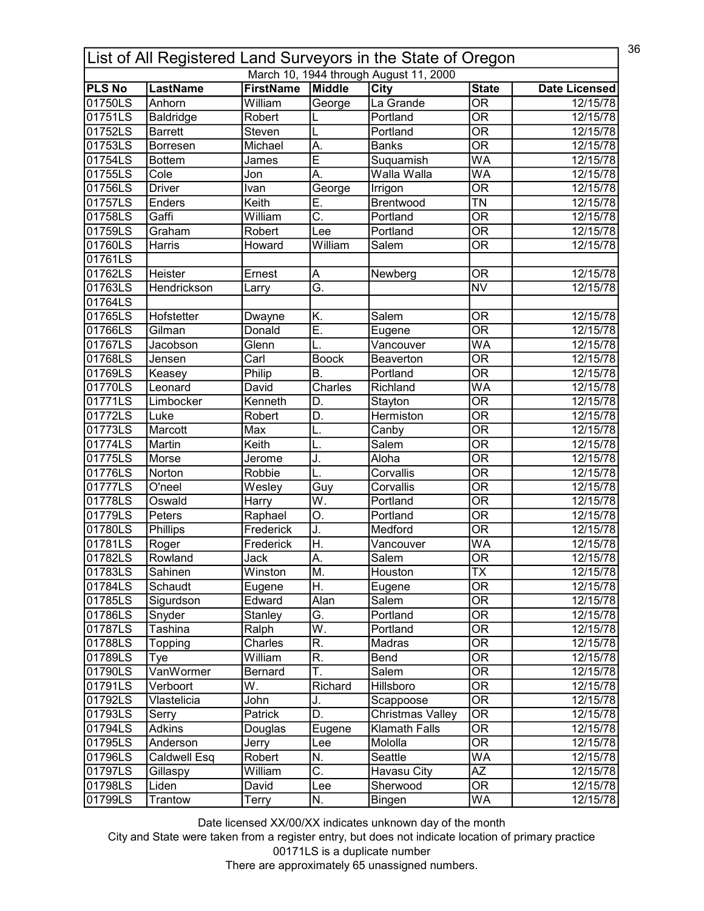# List of All Registered Land Surveyors in the State of Oregon

March 10, 1944 through August 11, 2000

| PLS No | LastName | FirstName | Middle | City | State | Date Licensed |
|---|---|---|---|---|---|---|
| 01750LS | Anhorn | William | George | La Grande | OR | 12/15/78 |
| 01751LS | Baldridge | Robert | L | Portland | OR | 12/15/78 |
| 01752LS | Barrett | Steven | L | Portland | OR | 12/15/78 |
| 01753LS | Borresen | Michael | A. | Banks | OR | 12/15/78 |
| 01754LS | Bottem | James | E | Suquamish | WA | 12/15/78 |
| 01755LS | Cole | Jon | A. | Walla Walla | WA | 12/15/78 |
| 01756LS | Driver | Ivan | George | Irrigon | OR | 12/15/78 |
| 01757LS | Enders | Keith | E. | Brentwood | TN | 12/15/78 |
| 01758LS | Gaffi | William | C. | Portland | OR | 12/15/78 |
| 01759LS | Graham | Robert | Lee | Portland | OR | 12/15/78 |
| 01760LS | Harris | Howard | William | Salem | OR | 12/15/78 |
| 01761LS | | | | | | |
| 01762LS | Heister | Ernest | A | Newberg | OR | 12/15/78 |
| 01763LS | Hendrickson | Larry | G. | | NV | 12/15/78 |
| 01764LS | | | | | | |
| 01765LS | Hofstetter | Dwayne | K. | Salem | OR | 12/15/78 |
| 01766LS | Gilman | Donald | E. | Eugene | OR | 12/15/78 |
| 01767LS | Jacobson | Glenn | L. | Vancouver | WA | 12/15/78 |
| 01768LS | Jensen | Carl | Boock | Beaverton | OR | 12/15/78 |
| 01769LS | Keasey | Philip | B. | Portland | OR | 12/15/78 |
| 01770LS | Leonard | David | Charles | Richland | WA | 12/15/78 |
| 01771LS | Limbocker | Kenneth | D. | Stayton | OR | 12/15/78 |
| 01772LS | Luke | Robert | D. | Hermiston | OR | 12/15/78 |
| 01773LS | Marcott | Max | L. | Canby | OR | 12/15/78 |
| 01774LS | Martin | Keith | L. | Salem | OR | 12/15/78 |
| 01775LS | Morse | Jerome | J. | Aloha | OR | 12/15/78 |
| 01776LS | Norton | Robbie | L. | Corvallis | OR | 12/15/78 |
| 01777LS | O'neel | Wesley | Guy | Corvallis | OR | 12/15/78 |
| 01778LS | Oswald | Harry | W. | Portland | OR | 12/15/78 |
| 01779LS | Peters | Raphael | O. | Portland | OR | 12/15/78 |
| 01780LS | Phillips | Frederick | J. | Medford | OR | 12/15/78 |
| 01781LS | Roger | Frederick | H. | Vancouver | WA | 12/15/78 |
| 01782LS | Rowland | Jack | A. | Salem | OR | 12/15/78 |
| 01783LS | Sahinen | Winston | M. | Houston | TX | 12/15/78 |
| 01784LS | Schaudt | Eugene | H. | Eugene | OR | 12/15/78 |
| 01785LS | Sigurdson | Edward | Alan | Salem | OR | 12/15/78 |
| 01786LS | Snyder | Stanley | G. | Portland | OR | 12/15/78 |
| 01787LS | Tashina | Ralph | W. | Portland | OR | 12/15/78 |
| 01788LS | Topping | Charles | R. | Madras | OR | 12/15/78 |
| 01789LS | Tye | William | R. | Bend | OR | 12/15/78 |
| 01790LS | VanWormer | Bernard | T. | Salem | OR | 12/15/78 |
| 01791LS | Verboort | W. | Richard | Hillsboro | OR | 12/15/78 |
| 01792LS | Vlastelicia | John | J. | Scappoose | OR | 12/15/78 |
| 01793LS | Serry | Patrick | D. | Christmas Valley | OR | 12/15/78 |
| 01794LS | Adkins | Douglas | Eugene | Klamath Falls | OR | 12/15/78 |
| 01795LS | Anderson | Jerry | Lee | Mololla | OR | 12/15/78 |
| 01796LS | Caldwell Esq | Robert | N. | Seattle | WA | 12/15/78 |
| 01797LS | Gillaspy | William | C. | Havasu City | AZ | 12/15/78 |
| 01798LS | Liden | David | Lee | Sherwood | OR | 12/15/78 |
| 01799LS | Trantow | Terry | N. | Bingen | WA | 12/15/78 |

Date licensed XX/00/XX indicates unknown day of the month

City and State were taken from a register entry, but does not indicate location of primary practice

00171LS is a duplicate number

There are approximately 65 unassigned numbers.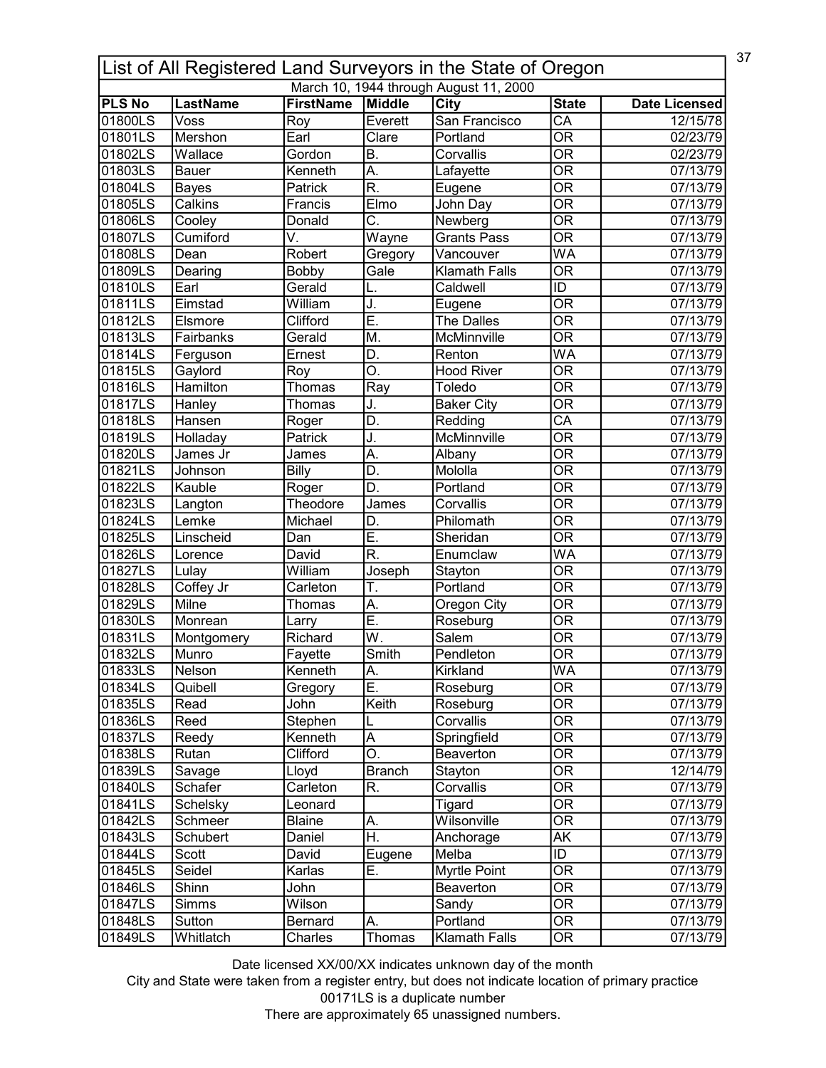# List of All Registered Land Surveyors in the State of Oregon

March 10, 1944 through August 11, 2000

| PLS No | LastName | FirstName | Middle | City | State | Date Licensed |
|---|---|---|---|---|---|---|
| 01800LS | Voss | Roy | Everett | San Francisco | CA | 12/15/78 |
| 01801LS | Mershon | Earl | Clare | Portland | OR | 02/23/79 |
| 01802LS | Wallace | Gordon | B. | Corvallis | OR | 02/23/79 |
| 01803LS | Bauer | Kenneth | A. | Lafayette | OR | 07/13/79 |
| 01804LS | Bayes | Patrick | R. | Eugene | OR | 07/13/79 |
| 01805LS | Calkins | Francis | Elmo | John Day | OR | 07/13/79 |
| 01806LS | Cooley | Donald | C. | Newberg | OR | 07/13/79 |
| 01807LS | Cumiford | V. | Wayne | Grants Pass | OR | 07/13/79 |
| 01808LS | Dean | Robert | Gregory | Vancouver | WA | 07/13/79 |
| 01809LS | Dearing | Bobby | Gale | Klamath Falls | OR | 07/13/79 |
| 01810LS | Earl | Gerald | L. | Caldwell | ID | 07/13/79 |
| 01811LS | Eimstad | William | J. | Eugene | OR | 07/13/79 |
| 01812LS | Elsmore | Clifford | E. | The Dalles | OR | 07/13/79 |
| 01813LS | Fairbanks | Gerald | M. | McMinnville | OR | 07/13/79 |
| 01814LS | Ferguson | Ernest | D. | Renton | WA | 07/13/79 |
| 01815LS | Gaylord | Roy | O. | Hood River | OR | 07/13/79 |
| 01816LS | Hamilton | Thomas | Ray | Toledo | OR | 07/13/79 |
| 01817LS | Hanley | Thomas | J. | Baker City | OR | 07/13/79 |
| 01818LS | Hansen | Roger | D. | Redding | CA | 07/13/79 |
| 01819LS | Holladay | Patrick | J. | McMinnville | OR | 07/13/79 |
| 01820LS | James Jr | James | A. | Albany | OR | 07/13/79 |
| 01821LS | Johnson | Billy | D. | Mololla | OR | 07/13/79 |
| 01822LS | Kauble | Roger | D. | Portland | OR | 07/13/79 |
| 01823LS | Langton | Theodore | James | Corvallis | OR | 07/13/79 |
| 01824LS | Lemke | Michael | D. | Philomath | OR | 07/13/79 |
| 01825LS | Linscheid | Dan | E. | Sheridan | OR | 07/13/79 |
| 01826LS | Lorence | David | R. | Enumclaw | WA | 07/13/79 |
| 01827LS | Lulay | William | Joseph | Stayton | OR | 07/13/79 |
| 01828LS | Coffey Jr | Carleton | T. | Portland | OR | 07/13/79 |
| 01829LS | Milne | Thomas | A. | Oregon City | OR | 07/13/79 |
| 01830LS | Monrean | Larry | E. | Roseburg | OR | 07/13/79 |
| 01831LS | Montgomery | Richard | W. | Salem | OR | 07/13/79 |
| 01832LS | Munro | Fayette | Smith | Pendleton | OR | 07/13/79 |
| 01833LS | Nelson | Kenneth | A. | Kirkland | WA | 07/13/79 |
| 01834LS | Quibell | Gregory | E. | Roseburg | OR | 07/13/79 |
| 01835LS | Read | John | Keith | Roseburg | OR | 07/13/79 |
| 01836LS | Reed | Stephen | L | Corvallis | OR | 07/13/79 |
| 01837LS | Reedy | Kenneth | A | Springfield | OR | 07/13/79 |
| 01838LS | Rutan | Clifford | O. | Beaverton | OR | 07/13/79 |
| 01839LS | Savage | Lloyd | Branch | Stayton | OR | 12/14/79 |
| 01840LS | Schafer | Carleton | R. | Corvallis | OR | 07/13/79 |
| 01841LS | Schelsky | Leonard | | Tigard | OR | 07/13/79 |
| 01842LS | Schmeer | Blaine | A. | Wilsonville | OR | 07/13/79 |
| 01843LS | Schubert | Daniel | H. | Anchorage | AK | 07/13/79 |
| 01844LS | Scott | David | Eugene | Melba | ID | 07/13/79 |
| 01845LS | Seidel | Karlas | E. | Myrtle Point | OR | 07/13/79 |
| 01846LS | Shinn | John | | Beaverton | OR | 07/13/79 |
| 01847LS | Simms | Wilson | | Sandy | OR | 07/13/79 |
| 01848LS | Sutton | Bernard | A. | Portland | OR | 07/13/79 |
| 01849LS | Whitlatch | Charles | Thomas | Klamath Falls | OR | 07/13/79 |

Date licensed XX/00/XX indicates unknown day of the month

City and State were taken from a register entry, but does not indicate location of primary practice

00171LS is a duplicate number

There are approximately 65 unassigned numbers.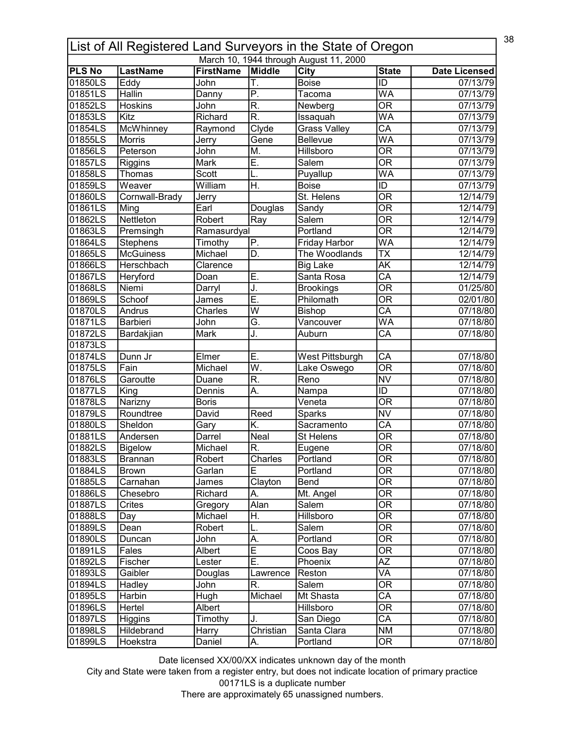| List of All Registered Land Surveyors in the State of Oregon | | | | | | |
|---|---|---|---|---|---|---|
| March 10, 1944 through August 11, 2000 | | | | | | |
| **PLS No** | **LastName** | **FirstName** | **Middle** | **City** | **State** | **Date Licensed** |
| 01850LS | Eddy | John | T. | Boise | ID | 07/13/79 |
| 01851LS | Hallin | Danny | P. | Tacoma | WA | 07/13/79 |
| 01852LS | Hoskins | John | R. | Newberg | OR | 07/13/79 |
| 01853LS | Kitz | Richard | R. | Issaquah | WA | 07/13/79 |
| 01854LS | McWhinney | Raymond | Clyde | Grass Valley | CA | 07/13/79 |
| 01855LS | Morris | Jerry | Gene | Bellevue | WA | 07/13/79 |
| 01856LS | Peterson | John | M. | Hillsboro | OR | 07/13/79 |
| 01857LS | Riggins | Mark | E. | Salem | OR | 07/13/79 |
| 01858LS | Thomas | Scott | L. | Puyallup | WA | 07/13/79 |
| 01859LS | Weaver | William | H. | Boise | ID | 07/13/79 |
| 01860LS | Cornwall-Brady | Jerry | | St. Helens | OR | 12/14/79 |
| 01861LS | Ming | Earl | Douglas | Sandy | OR | 12/14/79 |
| 01862LS | Nettleton | Robert | Ray | Salem | OR | 12/14/79 |
| 01863LS | Premsingh | Ramasurdyal | | Portland | OR | 12/14/79 |
| 01864LS | Stephens | Timothy | P. | Friday Harbor | WA | 12/14/79 |
| 01865LS | McGuiness | Michael | D. | The Woodlands | TX | 12/14/79 |
| 01866LS | Herschbach | Clarence | | Big Lake | AK | 12/14/79 |
| 01867LS | Heryford | Doan | E. | Santa Rosa | CA | 12/14/79 |
| 01868LS | Niemi | Darryl | J. | Brookings | OR | 01/25/80 |
| 01869LS | Schoof | James | E. | Philomath | OR | 02/01/80 |
| 01870LS | Andrus | Charles | W | Bishop | CA | 07/18/80 |
| 01871LS | Barbieri | John | G. | Vancouver | WA | 07/18/80 |
| 01872LS | Bardakjian | Mark | J. | Auburn | CA | 07/18/80 |
| 01873LS | | | | | | |
| 01874LS | Dunn Jr | Elmer | E. | West Pittsburgh | CA | 07/18/80 |
| 01875LS | Fain | Michael | W. | Lake Oswego | OR | 07/18/80 |
| 01876LS | Garoutte | Duane | R. | Reno | NV | 07/18/80 |
| 01877LS | King | Dennis | A. | Nampa | ID | 07/18/80 |
| 01878LS | Narizny | Boris | | Veneta | OR | 07/18/80 |
| 01879LS | Roundtree | David | Reed | Sparks | NV | 07/18/80 |
| 01880LS | Sheldon | Gary | K. | Sacramento | CA | 07/18/80 |
| 01881LS | Andersen | Darrel | Neal | St Helens | OR | 07/18/80 |
| 01882LS | Bigelow | Michael | R. | Eugene | OR | 07/18/80 |
| 01883LS | Brannan | Robert | Charles | Portland | OR | 07/18/80 |
| 01884LS | Brown | Garlan | E | Portland | OR | 07/18/80 |
| 01885LS | Carnahan | James | Clayton | Bend | OR | 07/18/80 |
| 01886LS | Chesebro | Richard | A. | Mt. Angel | OR | 07/18/80 |
| 01887LS | Crites | Gregory | Alan | Salem | OR | 07/18/80 |
| 01888LS | Day | Michael | H. | Hillsboro | OR | 07/18/80 |
| 01889LS | Dean | Robert | L. | Salem | OR | 07/18/80 |
| 01890LS | Duncan | John | A. | Portland | OR | 07/18/80 |
| 01891LS | Fales | Albert | E | Coos Bay | OR | 07/18/80 |
| 01892LS | Fischer | Lester | E. | Phoenix | AZ | 07/18/80 |
| 01893LS | Gaibler | Douglas | Lawrence | Reston | VA | 07/18/80 |
| 01894LS | Hadley | John | R. | Salem | OR | 07/18/80 |
| 01895LS | Harbin | Hugh | Michael | Mt Shasta | CA | 07/18/80 |
| 01896LS | Hertel | Albert | | Hillsboro | OR | 07/18/80 |
| 01897LS | Higgins | Timothy | J. | San Diego | CA | 07/18/80 |
| 01898LS | Hildebrand | Harry | Christian | Santa Clara | NM | 07/18/80 |
| 01899LS | Hoekstra | Daniel | A. | Portland | OR | 07/18/80 |

Date licensed XX/00/XX indicates unknown day of the month

City and State were taken from a register entry, but does not indicate location of primary practice

00171LS is a duplicate number

There are approximately 65 unassigned numbers.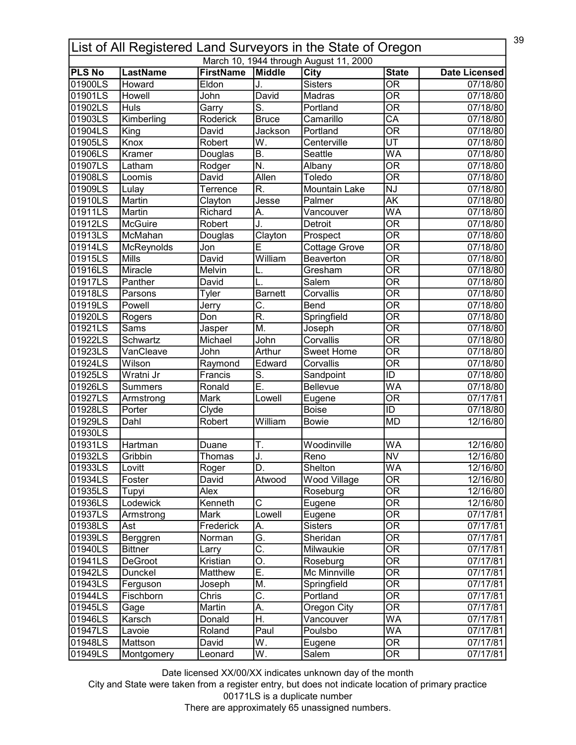# List of All Registered Land Surveyors in the State of Oregon

March 10, 1944 through August 11, 2000

| PLS No | LastName | FirstName | Middle | City | State | Date Licensed |
|---|---|---|---|---|---|---|
| 01900LS | Howard | Eldon | J. | Sisters | OR | 07/18/80 |
| 01901LS | Howell | John | David | Madras | OR | 07/18/80 |
| 01902LS | Huls | Garry | S. | Portland | OR | 07/18/80 |
| 01903LS | Kimberling | Roderick | Bruce | Camarillo | CA | 07/18/80 |
| 01904LS | King | David | Jackson | Portland | OR | 07/18/80 |
| 01905LS | Knox | Robert | W. | Centerville | UT | 07/18/80 |
| 01906LS | Kramer | Douglas | B. | Seattle | WA | 07/18/80 |
| 01907LS | Latham | Rodger | N. | Albany | OR | 07/18/80 |
| 01908LS | Loomis | David | Allen | Toledo | OR | 07/18/80 |
| 01909LS | Lulay | Terrence | R. | Mountain Lake | NJ | 07/18/80 |
| 01910LS | Martin | Clayton | Jesse | Palmer | AK | 07/18/80 |
| 01911LS | Martin | Richard | A. | Vancouver | WA | 07/18/80 |
| 01912LS | McGuire | Robert | J. | Detroit | OR | 07/18/80 |
| 01913LS | McMahan | Douglas | Clayton | Prospect | OR | 07/18/80 |
| 01914LS | McReynolds | Jon | E | Cottage Grove | OR | 07/18/80 |
| 01915LS | Mills | David | William | Beaverton | OR | 07/18/80 |
| 01916LS | Miracle | Melvin | L. | Gresham | OR | 07/18/80 |
| 01917LS | Panther | David | L. | Salem | OR | 07/18/80 |
| 01918LS | Parsons | Tyler | Barnett | Corvallis | OR | 07/18/80 |
| 01919LS | Powell | Jerry | C. | Bend | OR | 07/18/80 |
| 01920LS | Rogers | Don | R. | Springfield | OR | 07/18/80 |
| 01921LS | Sams | Jasper | M. | Joseph | OR | 07/18/80 |
| 01922LS | Schwartz | Michael | John | Corvallis | OR | 07/18/80 |
| 01923LS | VanCleave | John | Arthur | Sweet Home | OR | 07/18/80 |
| 01924LS | Wilson | Raymond | Edward | Corvallis | OR | 07/18/80 |
| 01925LS | Wratni Jr | Francis | S. | Sandpoint | ID | 07/18/80 |
| 01926LS | Summers | Ronald | E. | Bellevue | WA | 07/18/80 |
| 01927LS | Armstrong | Mark | Lowell | Eugene | OR | 07/17/81 |
| 01928LS | Porter | Clyde | | Boise | ID | 07/18/80 |
| 01929LS | Dahl | Robert | William | Bowie | MD | 12/16/80 |
| 01930LS | | | | | | |
| 01931LS | Hartman | Duane | T. | Woodinville | WA | 12/16/80 |
| 01932LS | Gribbin | Thomas | J. | Reno | NV | 12/16/80 |
| 01933LS | Lovitt | Roger | D. | Shelton | WA | 12/16/80 |
| 01934LS | Foster | David | Atwood | Wood Village | OR | 12/16/80 |
| 01935LS | Tupyi | Alex | | Roseburg | OR | 12/16/80 |
| 01936LS | Lodewick | Kenneth | C | Eugene | OR | 12/16/80 |
| 01937LS | Armstrong | Mark | Lowell | Eugene | OR | 07/17/81 |
| 01938LS | Ast | Frederick | A. | Sisters | OR | 07/17/81 |
| 01939LS | Berggren | Norman | G. | Sheridan | OR | 07/17/81 |
| 01940LS | Bittner | Larry | C. | Milwaukie | OR | 07/17/81 |
| 01941LS | DeGroot | Kristian | O. | Roseburg | OR | 07/17/81 |
| 01942LS | Dunckel | Matthew | E. | Mc Minnville | OR | 07/17/81 |
| 01943LS | Ferguson | Joseph | M. | Springfield | OR | 07/17/81 |
| 01944LS | Fischborn | Chris | C. | Portland | OR | 07/17/81 |
| 01945LS | Gage | Martin | A. | Oregon City | OR | 07/17/81 |
| 01946LS | Karsch | Donald | H. | Vancouver | WA | 07/17/81 |
| 01947LS | Lavoie | Roland | Paul | Poulsbo | WA | 07/17/81 |
| 01948LS | Mattson | David | W. | Eugene | OR | 07/17/81 |
| 01949LS | Montgomery | Leonard | W. | Salem | OR | 07/17/81 |

Date licensed XX/00/XX indicates unknown day of the month

City and State were taken from a register entry, but does not indicate location of primary practice

00171LS is a duplicate number

There are approximately 65 unassigned numbers.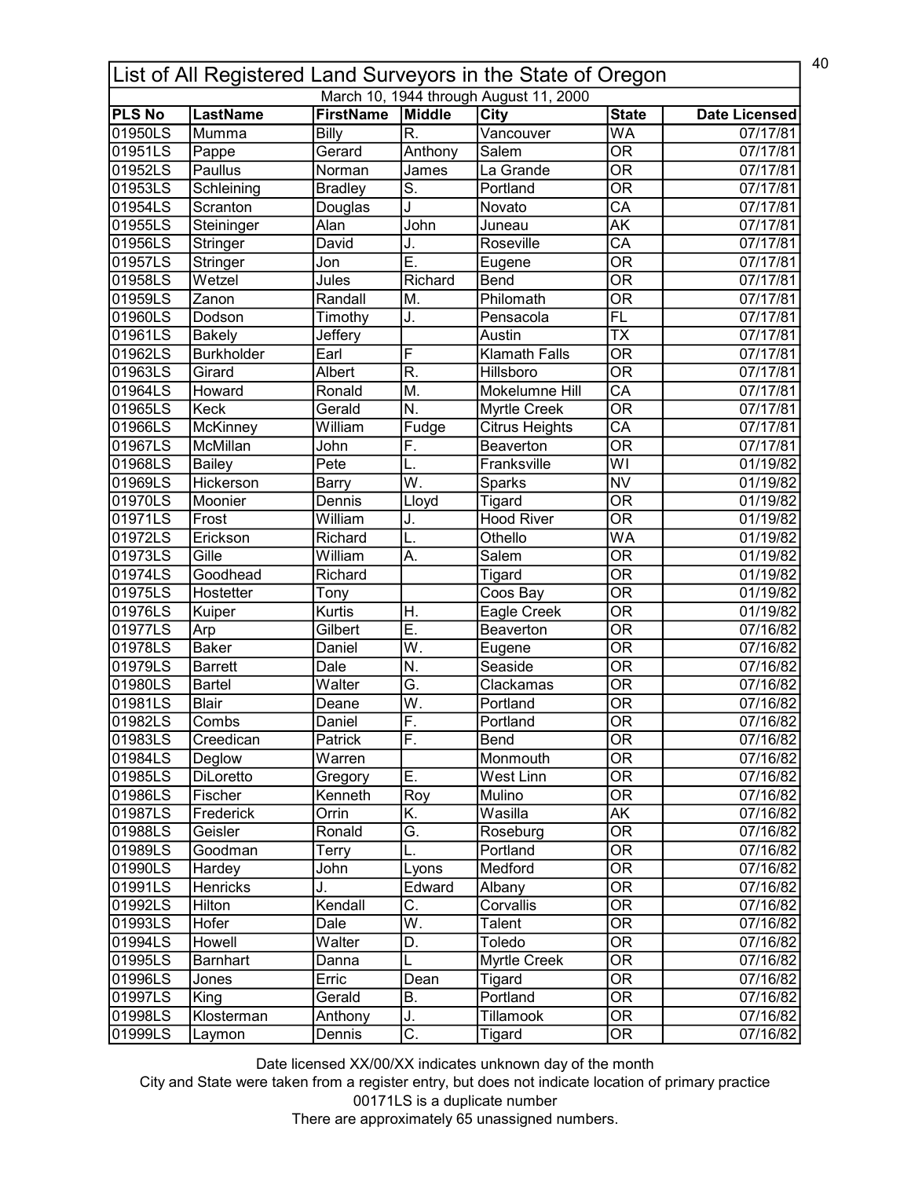# List of All Registered Land Surveyors in the State of Oregon

March 10, 1944 through August 11, 2000

| PLS No | LastName | FirstName | Middle | City | State | Date Licensed |
|---|---|---|---|---|---|---|
| 01950LS | Mumma | Billy | R. | Vancouver | WA | 07/17/81 |
| 01951LS | Pappe | Gerard | Anthony | Salem | OR | 07/17/81 |
| 01952LS | Paullus | Norman | James | La Grande | OR | 07/17/81 |
| 01953LS | Schleining | Bradley | S. | Portland | OR | 07/17/81 |
| 01954LS | Scranton | Douglas | J | Novato | CA | 07/17/81 |
| 01955LS | Steininger | Alan | John | Juneau | AK | 07/17/81 |
| 01956LS | Stringer | David | J. | Roseville | CA | 07/17/81 |
| 01957LS | Stringer | Jon | E. | Eugene | OR | 07/17/81 |
| 01958LS | Wetzel | Jules | Richard | Bend | OR | 07/17/81 |
| 01959LS | Zanon | Randall | M. | Philomath | OR | 07/17/81 |
| 01960LS | Dodson | Timothy | J. | Pensacola | FL | 07/17/81 |
| 01961LS | Bakely | Jeffery | | Austin | TX | 07/17/81 |
| 01962LS | Burkholder | Earl | F | Klamath Falls | OR | 07/17/81 |
| 01963LS | Girard | Albert | R. | Hillsboro | OR | 07/17/81 |
| 01964LS | Howard | Ronald | M. | Mokelumne Hill | CA | 07/17/81 |
| 01965LS | Keck | Gerald | N. | Myrtle Creek | OR | 07/17/81 |
| 01966LS | McKinney | William | Fudge | Citrus Heights | CA | 07/17/81 |
| 01967LS | McMillan | John | F. | Beaverton | OR | 07/17/81 |
| 01968LS | Bailey | Pete | L. | Franksville | WI | 01/19/82 |
| 01969LS | Hickerson | Barry | W. | Sparks | NV | 01/19/82 |
| 01970LS | Moonier | Dennis | Lloyd | Tigard | OR | 01/19/82 |
| 01971LS | Frost | William | J. | Hood River | OR | 01/19/82 |
| 01972LS | Erickson | Richard | L. | Othello | WA | 01/19/82 |
| 01973LS | Gille | William | A. | Salem | OR | 01/19/82 |
| 01974LS | Goodhead | Richard | | Tigard | OR | 01/19/82 |
| 01975LS | Hostetter | Tony | | Coos Bay | OR | 01/19/82 |
| 01976LS | Kuiper | Kurtis | H. | Eagle Creek | OR | 01/19/82 |
| 01977LS | Arp | Gilbert | E. | Beaverton | OR | 07/16/82 |
| 01978LS | Baker | Daniel | W. | Eugene | OR | 07/16/82 |
| 01979LS | Barrett | Dale | N. | Seaside | OR | 07/16/82 |
| 01980LS | Bartel | Walter | G. | Clackamas | OR | 07/16/82 |
| 01981LS | Blair | Deane | W. | Portland | OR | 07/16/82 |
| 01982LS | Combs | Daniel | F. | Portland | OR | 07/16/82 |
| 01983LS | Creedican | Patrick | F. | Bend | OR | 07/16/82 |
| 01984LS | Deglow | Warren | | Monmouth | OR | 07/16/82 |
| 01985LS | DiLoretto | Gregory | E. | West Linn | OR | 07/16/82 |
| 01986LS | Fischer | Kenneth | Roy | Mulino | OR | 07/16/82 |
| 01987LS | Frederick | Orrin | K. | Wasilla | AK | 07/16/82 |
| 01988LS | Geisler | Ronald | G. | Roseburg | OR | 07/16/82 |
| 01989LS | Goodman | Terry | L. | Portland | OR | 07/16/82 |
| 01990LS | Hardey | John | Lyons | Medford | OR | 07/16/82 |
| 01991LS | Henricks | J. | Edward | Albany | OR | 07/16/82 |
| 01992LS | Hilton | Kendall | C. | Corvallis | OR | 07/16/82 |
| 01993LS | Hofer | Dale | W. | Talent | OR | 07/16/82 |
| 01994LS | Howell | Walter | D. | Toledo | OR | 07/16/82 |
| 01995LS | Barnhart | Danna | L | Myrtle Creek | OR | 07/16/82 |
| 01996LS | Jones | Erric | Dean | Tigard | OR | 07/16/82 |
| 01997LS | King | Gerald | B. | Portland | OR | 07/16/82 |
| 01998LS | Klosterman | Anthony | J. | Tillamook | OR | 07/16/82 |
| 01999LS | Laymon | Dennis | C. | Tigard | OR | 07/16/82 |

Date licensed XX/00/XX indicates unknown day of the month

City and State were taken from a register entry, but does not indicate location of primary practice

00171LS is a duplicate number

There are approximately 65 unassigned numbers.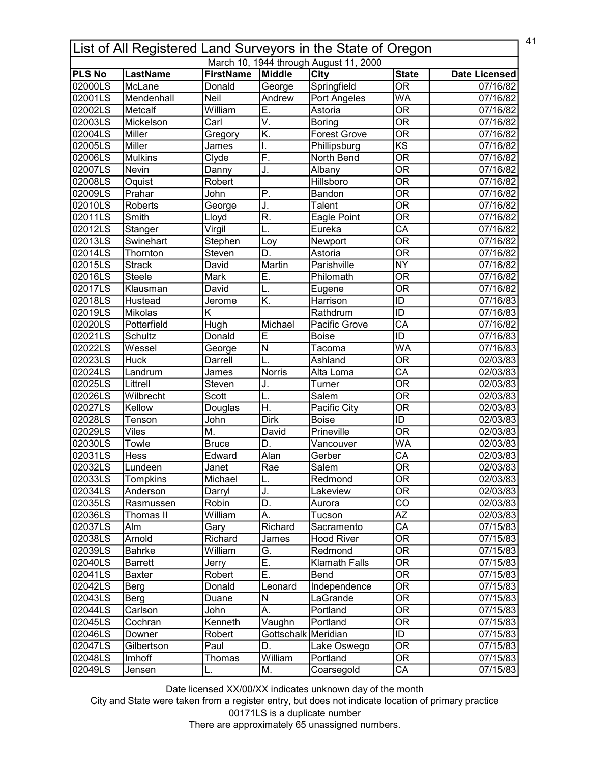# List of All Registered Land Surveyors in the State of Oregon

March 10, 1944 through August 11, 2000

| PLS No | LastName | FirstName | Middle | City | State | Date Licensed |
|---|---|---|---|---|---|---|
| 02000LS | McLane | Donald | George | Springfield | OR | 07/16/82 |
| 02001LS | Mendenhall | Neil | Andrew | Port Angeles | WA | 07/16/82 |
| 02002LS | Metcalf | William | E. | Astoria | OR | 07/16/82 |
| 02003LS | Mickelson | Carl | V. | Boring | OR | 07/16/82 |
| 02004LS | Miller | Gregory | K. | Forest Grove | OR | 07/16/82 |
| 02005LS | Miller | James | I. | Phillipsburg | KS | 07/16/82 |
| 02006LS | Mulkins | Clyde | F. | North Bend | OR | 07/16/82 |
| 02007LS | Nevin | Danny | J. | Albany | OR | 07/16/82 |
| 02008LS | Oquist | Robert | | Hillsboro | OR | 07/16/82 |
| 02009LS | Prahar | John | P. | Bandon | OR | 07/16/82 |
| 02010LS | Roberts | George | J. | Talent | OR | 07/16/82 |
| 02011LS | Smith | Lloyd | R. | Eagle Point | OR | 07/16/82 |
| 02012LS | Stanger | Virgil | L. | Eureka | CA | 07/16/82 |
| 02013LS | Swinehart | Stephen | Loy | Newport | OR | 07/16/82 |
| 02014LS | Thornton | Steven | D. | Astoria | OR | 07/16/82 |
| 02015LS | Strack | David | Martin | Parishville | NY | 07/16/82 |
| 02016LS | Steele | Mark | E. | Philomath | OR | 07/16/82 |
| 02017LS | Klausman | David | L. | Eugene | OR | 07/16/82 |
| 02018LS | Hustead | Jerome | K. | Harrison | ID | 07/16/83 |
| 02019LS | Mikolas | K | | Rathdrum | ID | 07/16/83 |
| 02020LS | Potterfield | Hugh | Michael | Pacific Grove | CA | 07/16/82 |
| 02021LS | Schultz | Donald | E | Boise | ID | 07/16/83 |
| 02022LS | Wessel | George | N | Tacoma | WA | 07/16/83 |
| 02023LS | Huck | Darrell | L. | Ashland | OR | 02/03/83 |
| 02024LS | Landrum | James | Norris | Alta Loma | CA | 02/03/83 |
| 02025LS | Littrell | Steven | J. | Turner | OR | 02/03/83 |
| 02026LS | Wilbrecht | Scott | L. | Salem | OR | 02/03/83 |
| 02027LS | Kellow | Douglas | H. | Pacific City | OR | 02/03/83 |
| 02028LS | Tenson | John | Dirk | Boise | ID | 02/03/83 |
| 02029LS | Viles | M. | David | Prineville | OR | 02/03/83 |
| 02030LS | Towle | Bruce | D. | Vancouver | WA | 02/03/83 |
| 02031LS | Hess | Edward | Alan | Gerber | CA | 02/03/83 |
| 02032LS | Lundeen | Janet | Rae | Salem | OR | 02/03/83 |
| 02033LS | Tompkins | Michael | L. | Redmond | OR | 02/03/83 |
| 02034LS | Anderson | Darryl | J. | Lakeview | OR | 02/03/83 |
| 02035LS | Rasmussen | Robin | D. | Aurora | CO | 02/03/83 |
| 02036LS | Thomas II | William | A. | Tucson | AZ | 02/03/83 |
| 02037LS | Alm | Gary | Richard | Sacramento | CA | 07/15/83 |
| 02038LS | Arnold | Richard | James | Hood River | OR | 07/15/83 |
| 02039LS | Bahrke | William | G. | Redmond | OR | 07/15/83 |
| 02040LS | Barrett | Jerry | E. | Klamath Falls | OR | 07/15/83 |
| 02041LS | Baxter | Robert | E. | Bend | OR | 07/15/83 |
| 02042LS | Berg | Donald | Leonard | Independence | OR | 07/15/83 |
| 02043LS | Berg | Duane | N | LaGrande | OR | 07/15/83 |
| 02044LS | Carlson | John | A. | Portland | OR | 07/15/83 |
| 02045LS | Cochran | Kenneth | Vaughn | Portland | OR | 07/15/83 |
| 02046LS | Downer | Robert | Gottschalk | Meridian | ID | 07/15/83 |
| 02047LS | Gilbertson | Paul | D. | Lake Oswego | OR | 07/15/83 |
| 02048LS | Imhoff | Thomas | William | Portland | OR | 07/15/83 |
| 02049LS | Jensen | L. | M. | Coarsegold | CA | 07/15/83 |

Date licensed XX/00/XX indicates unknown day of the month

City and State were taken from a register entry, but does not indicate location of primary practice

00171LS is a duplicate number

There are approximately 65 unassigned numbers.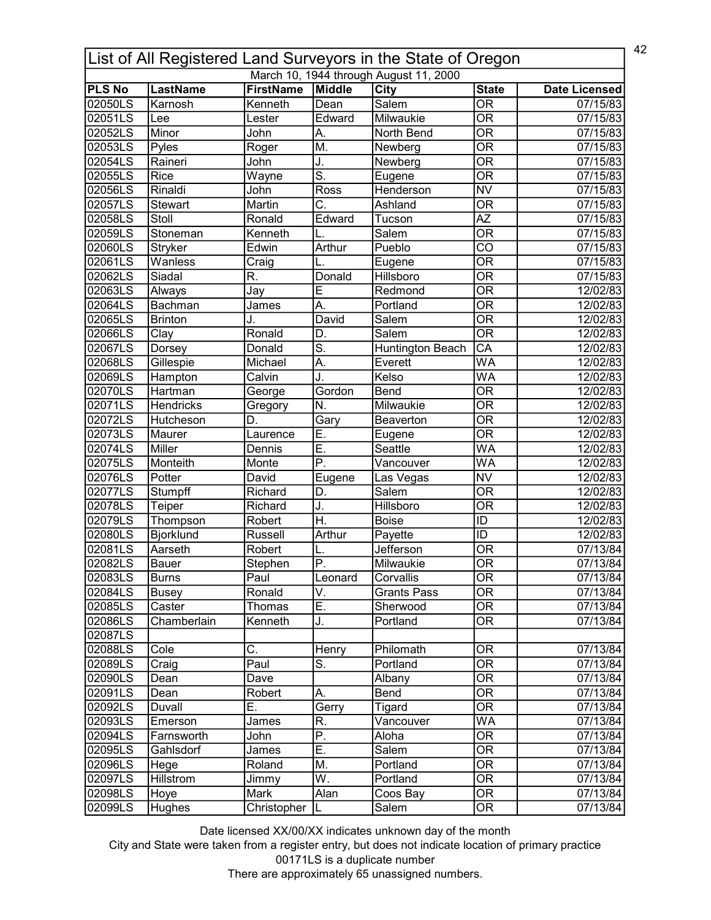# List of All Registered Land Surveyors in the State of Oregon

March 10, 1944 through August 11, 2000

| PLS No | LastName | FirstName | Middle | City | State | Date Licensed |
|---|---|---|---|---|---|---|
| 02050LS | Karnosh | Kenneth | Dean | Salem | OR | 07/15/83 |
| 02051LS | Lee | Lester | Edward | Milwaukie | OR | 07/15/83 |
| 02052LS | Minor | John | A. | North Bend | OR | 07/15/83 |
| 02053LS | Pyles | Roger | M. | Newberg | OR | 07/15/83 |
| 02054LS | Raineri | John | J. | Newberg | OR | 07/15/83 |
| 02055LS | Rice | Wayne | S. | Eugene | OR | 07/15/83 |
| 02056LS | Rinaldi | John | Ross | Henderson | NV | 07/15/83 |
| 02057LS | Stewart | Martin | C. | Ashland | OR | 07/15/83 |
| 02058LS | Stoll | Ronald | Edward | Tucson | AZ | 07/15/83 |
| 02059LS | Stoneman | Kenneth | L. | Salem | OR | 07/15/83 |
| 02060LS | Stryker | Edwin | Arthur | Pueblo | CO | 07/15/83 |
| 02061LS | Wanless | Craig | L. | Eugene | OR | 07/15/83 |
| 02062LS | Siadal | R. | Donald | Hillsboro | OR | 07/15/83 |
| 02063LS | Always | Jay | E | Redmond | OR | 12/02/83 |
| 02064LS | Bachman | James | A. | Portland | OR | 12/02/83 |
| 02065LS | Brinton | J. | David | Salem | OR | 12/02/83 |
| 02066LS | Clay | Ronald | D. | Salem | OR | 12/02/83 |
| 02067LS | Dorsey | Donald | S. | Huntington Beach | CA | 12/02/83 |
| 02068LS | Gillespie | Michael | A. | Everett | WA | 12/02/83 |
| 02069LS | Hampton | Calvin | J. | Kelso | WA | 12/02/83 |
| 02070LS | Hartman | George | Gordon | Bend | OR | 12/02/83 |
| 02071LS | Hendricks | Gregory | N. | Milwaukie | OR | 12/02/83 |
| 02072LS | Hutcheson | D. | Gary | Beaverton | OR | 12/02/83 |
| 02073LS | Maurer | Laurence | E. | Eugene | OR | 12/02/83 |
| 02074LS | Miller | Dennis | E. | Seattle | WA | 12/02/83 |
| 02075LS | Monteith | Monte | P. | Vancouver | WA | 12/02/83 |
| 02076LS | Potter | David | Eugene | Las Vegas | NV | 12/02/83 |
| 02077LS | Stumpff | Richard | D. | Salem | OR | 12/02/83 |
| 02078LS | Teiper | Richard | J. | Hillsboro | OR | 12/02/83 |
| 02079LS | Thompson | Robert | H. | Boise | ID | 12/02/83 |
| 02080LS | Bjorklund | Russell | Arthur | Payette | ID | 12/02/83 |
| 02081LS | Aarseth | Robert | L. | Jefferson | OR | 07/13/84 |
| 02082LS | Bauer | Stephen | P. | Milwaukie | OR | 07/13/84 |
| 02083LS | Burns | Paul | Leonard | Corvallis | OR | 07/13/84 |
| 02084LS | Busey | Ronald | V. | Grants Pass | OR | 07/13/84 |
| 02085LS | Caster | Thomas | E. | Sherwood | OR | 07/13/84 |
| 02086LS | Chamberlain | Kenneth | J. | Portland | OR | 07/13/84 |
| 02087LS | | | | | | |
| 02088LS | Cole | C. | Henry | Philomath | OR | 07/13/84 |
| 02089LS | Craig | Paul | S. | Portland | OR | 07/13/84 |
| 02090LS | Dean | Dave | | Albany | OR | 07/13/84 |
| 02091LS | Dean | Robert | A. | Bend | OR | 07/13/84 |
| 02092LS | Duvall | E. | Gerry | Tigard | OR | 07/13/84 |
| 02093LS | Emerson | James | R. | Vancouver | WA | 07/13/84 |
| 02094LS | Farnsworth | John | P. | Aloha | OR | 07/13/84 |
| 02095LS | Gahlsdorf | James | E. | Salem | OR | 07/13/84 |
| 02096LS | Hege | Roland | M. | Portland | OR | 07/13/84 |
| 02097LS | Hillstrom | Jimmy | W. | Portland | OR | 07/13/84 |
| 02098LS | Hoye | Mark | Alan | Coos Bay | OR | 07/13/84 |
| 02099LS | Hughes | Christopher | L | Salem | OR | 07/13/84 |

Date licensed XX/00/XX indicates unknown day of the month

City and State were taken from a register entry, but does not indicate location of primary practice

00171LS is a duplicate number

There are approximately 65 unassigned numbers.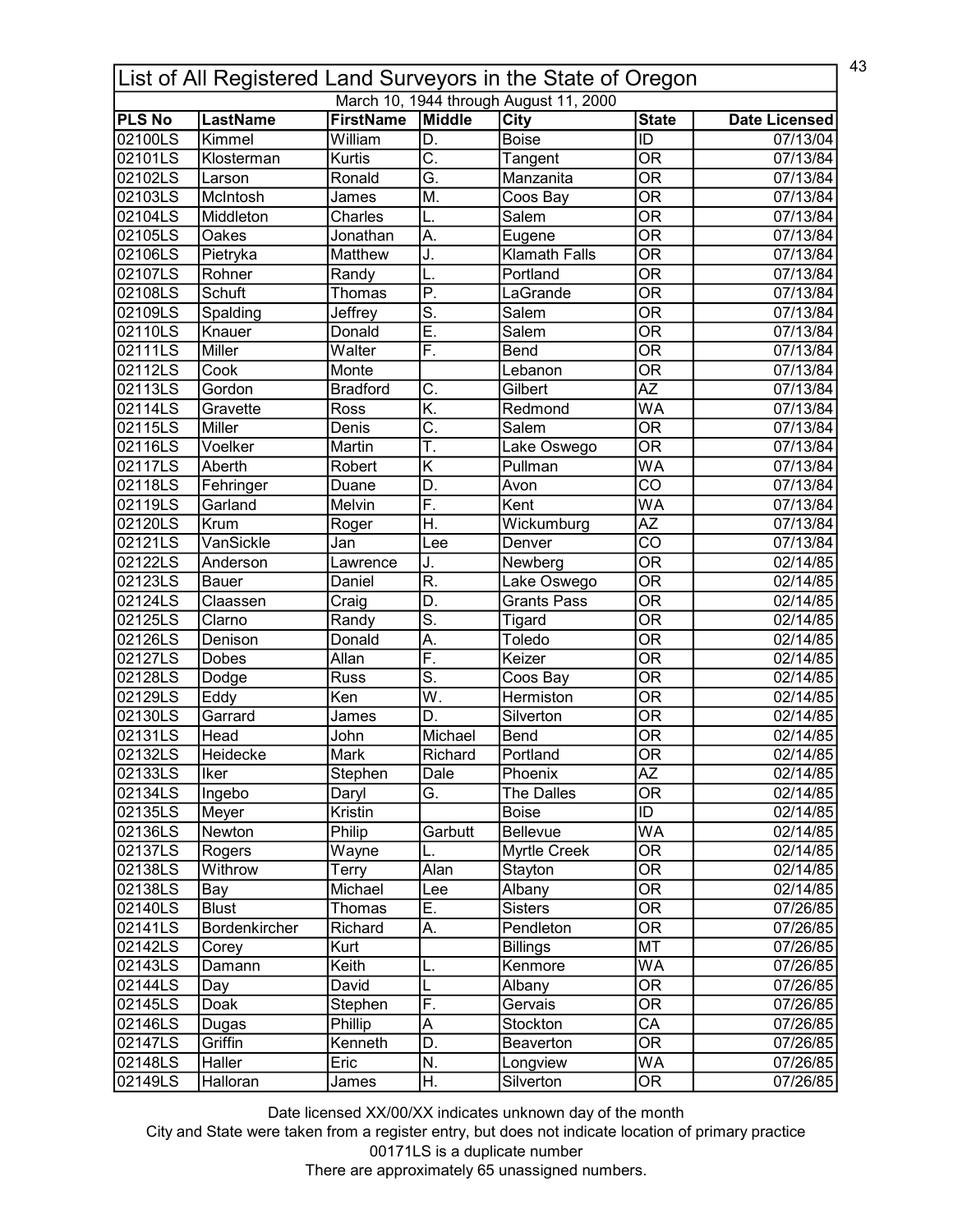# List of All Registered Land Surveyors in the State of Oregon

March 10, 1944 through August 11, 2000

| PLS No | LastName | FirstName | Middle | City | State | Date Licensed |
|---|---|---|---|---|---|---|
| 02100LS | Kimmel | William | D. | Boise | ID | 07/13/04 |
| 02101LS | Klosterman | Kurtis | C. | Tangent | OR | 07/13/84 |
| 02102LS | Larson | Ronald | G. | Manzanita | OR | 07/13/84 |
| 02103LS | McIntosh | James | M. | Coos Bay | OR | 07/13/84 |
| 02104LS | Middleton | Charles | L. | Salem | OR | 07/13/84 |
| 02105LS | Oakes | Jonathan | A. | Eugene | OR | 07/13/84 |
| 02106LS | Pietryka | Matthew | J. | Klamath Falls | OR | 07/13/84 |
| 02107LS | Rohner | Randy | L. | Portland | OR | 07/13/84 |
| 02108LS | Schuft | Thomas | P. | LaGrande | OR | 07/13/84 |
| 02109LS | Spalding | Jeffrey | S. | Salem | OR | 07/13/84 |
| 02110LS | Knauer | Donald | E. | Salem | OR | 07/13/84 |
| 02111LS | Miller | Walter | F. | Bend | OR | 07/13/84 |
| 02112LS | Cook | Monte | | Lebanon | OR | 07/13/84 |
| 02113LS | Gordon | Bradford | C. | Gilbert | AZ | 07/13/84 |
| 02114LS | Gravette | Ross | K. | Redmond | WA | 07/13/84 |
| 02115LS | Miller | Denis | C. | Salem | OR | 07/13/84 |
| 02116LS | Voelker | Martin | T. | Lake Oswego | OR | 07/13/84 |
| 02117LS | Aberth | Robert | K | Pullman | WA | 07/13/84 |
| 02118LS | Fehringer | Duane | D. | Avon | CO | 07/13/84 |
| 02119LS | Garland | Melvin | F. | Kent | WA | 07/13/84 |
| 02120LS | Krum | Roger | H. | Wickumburg | AZ | 07/13/84 |
| 02121LS | VanSickle | Jan | Lee | Denver | CO | 07/13/84 |
| 02122LS | Anderson | Lawrence | J. | Newberg | OR | 02/14/85 |
| 02123LS | Bauer | Daniel | R. | Lake Oswego | OR | 02/14/85 |
| 02124LS | Claassen | Craig | D. | Grants Pass | OR | 02/14/85 |
| 02125LS | Clarno | Randy | S. | Tigard | OR | 02/14/85 |
| 02126LS | Denison | Donald | A. | Toledo | OR | 02/14/85 |
| 02127LS | Dobes | Allan | F. | Keizer | OR | 02/14/85 |
| 02128LS | Dodge | Russ | S. | Coos Bay | OR | 02/14/85 |
| 02129LS | Eddy | Ken | W. | Hermiston | OR | 02/14/85 |
| 02130LS | Garrard | James | D. | Silverton | OR | 02/14/85 |
| 02131LS | Head | John | Michael | Bend | OR | 02/14/85 |
| 02132LS | Heidecke | Mark | Richard | Portland | OR | 02/14/85 |
| 02133LS | Iker | Stephen | Dale | Phoenix | AZ | 02/14/85 |
| 02134LS | Ingebo | Daryl | G. | The Dalles | OR | 02/14/85 |
| 02135LS | Meyer | Kristin | | Boise | ID | 02/14/85 |
| 02136LS | Newton | Philip | Garbutt | Bellevue | WA | 02/14/85 |
| 02137LS | Rogers | Wayne | L. | Myrtle Creek | OR | 02/14/85 |
| 02138LS | Withrow | Terry | Alan | Stayton | OR | 02/14/85 |
| 02138LS | Bay | Michael | Lee | Albany | OR | 02/14/85 |
| 02140LS | Blust | Thomas | E. | Sisters | OR | 07/26/85 |
| 02141LS | Bordenkircher | Richard | A. | Pendleton | OR | 07/26/85 |
| 02142LS | Corey | Kurt | | Billings | MT | 07/26/85 |
| 02143LS | Damann | Keith | L. | Kenmore | WA | 07/26/85 |
| 02144LS | Day | David | L | Albany | OR | 07/26/85 |
| 02145LS | Doak | Stephen | F. | Gervais | OR | 07/26/85 |
| 02146LS | Dugas | Phillip | A | Stockton | CA | 07/26/85 |
| 02147LS | Griffin | Kenneth | D. | Beaverton | OR | 07/26/85 |
| 02148LS | Haller | Eric | N. | Longview | WA | 07/26/85 |
| 02149LS | Halloran | James | H. | Silverton | OR | 07/26/85 |

Date licensed XX/00/XX indicates unknown day of the month

City and State were taken from a register entry, but does not indicate location of primary practice

00171LS is a duplicate number

There are approximately 65 unassigned numbers.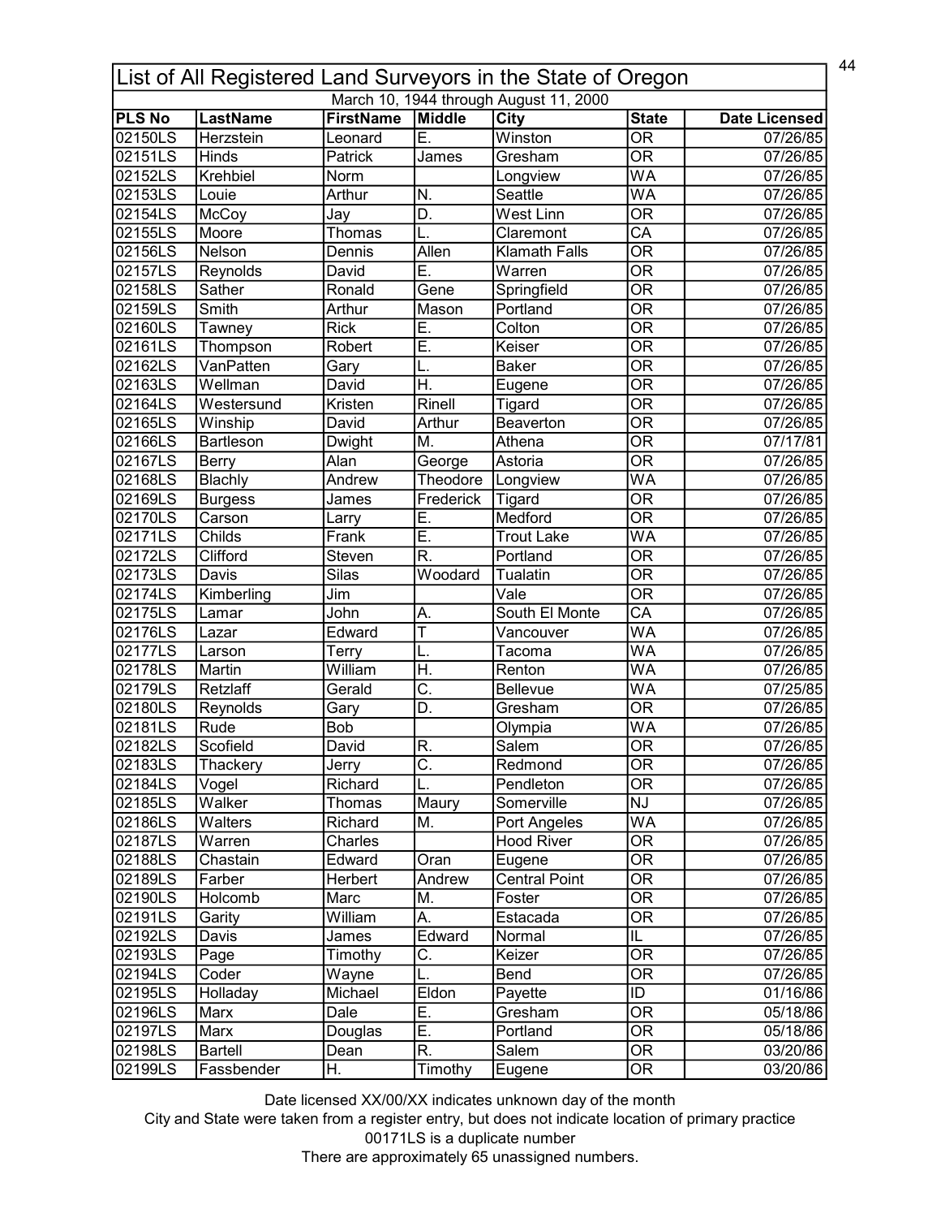# List of All Registered Land Surveyors in the State of Oregon

March 10, 1944 through August 11, 2000

| PLS No | LastName | FirstName | Middle | City | State | Date Licensed |
|---|---|---|---|---|---|---|
| 02150LS | Herzstein | Leonard | E. | Winston | OR | 07/26/85 |
| 02151LS | Hinds | Patrick | James | Gresham | OR | 07/26/85 |
| 02152LS | Krehbiel | Norm | | Longview | WA | 07/26/85 |
| 02153LS | Louie | Arthur | N. | Seattle | WA | 07/26/85 |
| 02154LS | McCoy | Jay | D. | West Linn | OR | 07/26/85 |
| 02155LS | Moore | Thomas | L. | Claremont | CA | 07/26/85 |
| 02156LS | Nelson | Dennis | Allen | Klamath Falls | OR | 07/26/85 |
| 02157LS | Reynolds | David | E. | Warren | OR | 07/26/85 |
| 02158LS | Sather | Ronald | Gene | Springfield | OR | 07/26/85 |
| 02159LS | Smith | Arthur | Mason | Portland | OR | 07/26/85 |
| 02160LS | Tawney | Rick | E. | Colton | OR | 07/26/85 |
| 02161LS | Thompson | Robert | E. | Keiser | OR | 07/26/85 |
| 02162LS | VanPatten | Gary | L. | Baker | OR | 07/26/85 |
| 02163LS | Wellman | David | H. | Eugene | OR | 07/26/85 |
| 02164LS | Westersund | Kristen | Rinell | Tigard | OR | 07/26/85 |
| 02165LS | Winship | David | Arthur | Beaverton | OR | 07/26/85 |
| 02166LS | Bartleson | Dwight | M. | Athena | OR | 07/17/81 |
| 02167LS | Berry | Alan | George | Astoria | OR | 07/26/85 |
| 02168LS | Blachly | Andrew | Theodore | Longview | WA | 07/26/85 |
| 02169LS | Burgess | James | Frederick | Tigard | OR | 07/26/85 |
| 02170LS | Carson | Larry | E. | Medford | OR | 07/26/85 |
| 02171LS | Childs | Frank | E. | Trout Lake | WA | 07/26/85 |
| 02172LS | Clifford | Steven | R. | Portland | OR | 07/26/85 |
| 02173LS | Davis | Silas | Woodard | Tualatin | OR | 07/26/85 |
| 02174LS | Kimberling | Jim | | Vale | OR | 07/26/85 |
| 02175LS | Lamar | John | A. | South El Monte | CA | 07/26/85 |
| 02176LS | Lazar | Edward | T | Vancouver | WA | 07/26/85 |
| 02177LS | Larson | Terry | L. | Tacoma | WA | 07/26/85 |
| 02178LS | Martin | William | H. | Renton | WA | 07/26/85 |
| 02179LS | Retzlaff | Gerald | C. | Bellevue | WA | 07/25/85 |
| 02180LS | Reynolds | Gary | D. | Gresham | OR | 07/26/85 |
| 02181LS | Rude | Bob | | Olympia | WA | 07/26/85 |
| 02182LS | Scofield | David | R. | Salem | OR | 07/26/85 |
| 02183LS | Thackery | Jerry | C. | Redmond | OR | 07/26/85 |
| 02184LS | Vogel | Richard | L. | Pendleton | OR | 07/26/85 |
| 02185LS | Walker | Thomas | Maury | Somerville | NJ | 07/26/85 |
| 02186LS | Walters | Richard | M. | Port Angeles | WA | 07/26/85 |
| 02187LS | Warren | Charles | | Hood River | OR | 07/26/85 |
| 02188LS | Chastain | Edward | Oran | Eugene | OR | 07/26/85 |
| 02189LS | Farber | Herbert | Andrew | Central Point | OR | 07/26/85 |
| 02190LS | Holcomb | Marc | M. | Foster | OR | 07/26/85 |
| 02191LS | Garity | William | A. | Estacada | OR | 07/26/85 |
| 02192LS | Davis | James | Edward | Normal | IL | 07/26/85 |
| 02193LS | Page | Timothy | C. | Keizer | OR | 07/26/85 |
| 02194LS | Coder | Wayne | L. | Bend | OR | 07/26/85 |
| 02195LS | Holladay | Michael | Eldon | Payette | ID | 01/16/86 |
| 02196LS | Marx | Dale | E. | Gresham | OR | 05/18/86 |
| 02197LS | Marx | Douglas | E. | Portland | OR | 05/18/86 |
| 02198LS | Bartell | Dean | R. | Salem | OR | 03/20/86 |
| 02199LS | Fassbender | H. | Timothy | Eugene | OR | 03/20/86 |

Date licensed XX/00/XX indicates unknown day of the month

City and State were taken from a register entry, but does not indicate location of primary practice

00171LS is a duplicate number

There are approximately 65 unassigned numbers.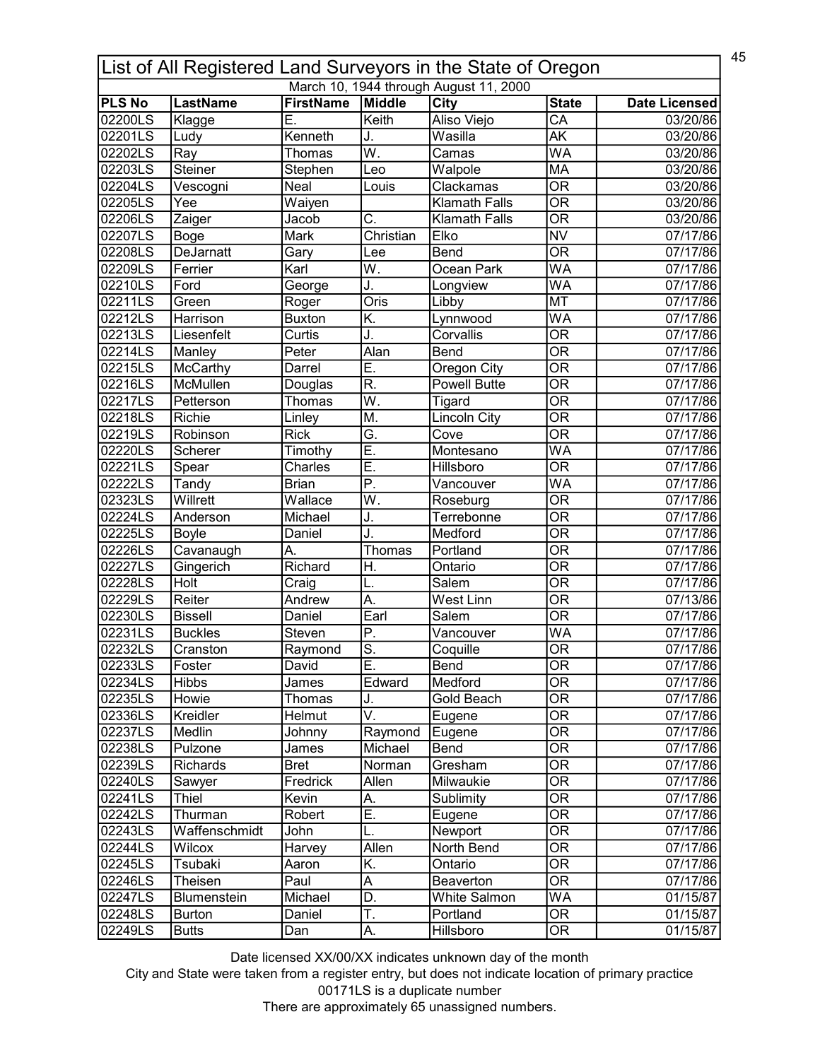# List of All Registered Land Surveyors in the State of Oregon

March 10, 1944 through August 11, 2000

| PLS No | LastName | FirstName | Middle | City | State | Date Licensed |
|---|---|---|---|---|---|---|
| 02200LS | Klagge | E. | Keith | Aliso Viejo | CA | 03/20/86 |
| 02201LS | Ludy | Kenneth | J. | Wasilla | AK | 03/20/86 |
| 02202LS | Ray | Thomas | W. | Camas | WA | 03/20/86 |
| 02203LS | Steiner | Stephen | Leo | Walpole | MA | 03/20/86 |
| 02204LS | Vescogni | Neal | Louis | Clackamas | OR | 03/20/86 |
| 02205LS | Yee | Waiyen | | Klamath Falls | OR | 03/20/86 |
| 02206LS | Zaiger | Jacob | C. | Klamath Falls | OR | 03/20/86 |
| 02207LS | Boge | Mark | Christian | Elko | NV | 07/17/86 |
| 02208LS | DeJarnatt | Gary | Lee | Bend | OR | 07/17/86 |
| 02209LS | Ferrier | Karl | W. | Ocean Park | WA | 07/17/86 |
| 02210LS | Ford | George | J. | Longview | WA | 07/17/86 |
| 02211LS | Green | Roger | Oris | Libby | MT | 07/17/86 |
| 02212LS | Harrison | Buxton | K. | Lynnwood | WA | 07/17/86 |
| 02213LS | Liesenfelt | Curtis | J. | Corvallis | OR | 07/17/86 |
| 02214LS | Manley | Peter | Alan | Bend | OR | 07/17/86 |
| 02215LS | McCarthy | Darrel | E. | Oregon City | OR | 07/17/86 |
| 02216LS | McMullen | Douglas | R. | Powell Butte | OR | 07/17/86 |
| 02217LS | Petterson | Thomas | W. | Tigard | OR | 07/17/86 |
| 02218LS | Richie | Linley | M. | Lincoln City | OR | 07/17/86 |
| 02219LS | Robinson | Rick | G. | Cove | OR | 07/17/86 |
| 02220LS | Scherer | Timothy | E. | Montesano | WA | 07/17/86 |
| 02221LS | Spear | Charles | E. | Hillsboro | OR | 07/17/86 |
| 02222LS | Tandy | Brian | P. | Vancouver | WA | 07/17/86 |
| 02323LS | Willrett | Wallace | W. | Roseburg | OR | 07/17/86 |
| 02224LS | Anderson | Michael | J. | Terrebonne | OR | 07/17/86 |
| 02225LS | Boyle | Daniel | J. | Medford | OR | 07/17/86 |
| 02226LS | Cavanaugh | A. | Thomas | Portland | OR | 07/17/86 |
| 02227LS | Gingerich | Richard | H. | Ontario | OR | 07/17/86 |
| 02228LS | Holt | Craig | L. | Salem | OR | 07/17/86 |
| 02229LS | Reiter | Andrew | A. | West Linn | OR | 07/13/86 |
| 02230LS | Bissell | Daniel | Earl | Salem | OR | 07/17/86 |
| 02231LS | Buckles | Steven | P. | Vancouver | WA | 07/17/86 |
| 02232LS | Cranston | Raymond | S. | Coquille | OR | 07/17/86 |
| 02233LS | Foster | David | E. | Bend | OR | 07/17/86 |
| 02234LS | Hibbs | James | Edward | Medford | OR | 07/17/86 |
| 02235LS | Howie | Thomas | J. | Gold Beach | OR | 07/17/86 |
| 02336LS | Kreidler | Helmut | V. | Eugene | OR | 07/17/86 |
| 02237LS | Medlin | Johnny | Raymond | Eugene | OR | 07/17/86 |
| 02238LS | Pulzone | James | Michael | Bend | OR | 07/17/86 |
| 02239LS | Richards | Bret | Norman | Gresham | OR | 07/17/86 |
| 02240LS | Sawyer | Fredrick | Allen | Milwaukie | OR | 07/17/86 |
| 02241LS | Thiel | Kevin | A. | Sublimity | OR | 07/17/86 |
| 02242LS | Thurman | Robert | E. | Eugene | OR | 07/17/86 |
| 02243LS | Waffenschmidt | John | L. | Newport | OR | 07/17/86 |
| 02244LS | Wilcox | Harvey | Allen | North Bend | OR | 07/17/86 |
| 02245LS | Tsubaki | Aaron | K. | Ontario | OR | 07/17/86 |
| 02246LS | Theisen | Paul | A | Beaverton | OR | 07/17/86 |
| 02247LS | Blumenstein | Michael | D. | White Salmon | WA | 01/15/87 |
| 02248LS | Burton | Daniel | T. | Portland | OR | 01/15/87 |
| 02249LS | Butts | Dan | A. | Hillsboro | OR | 01/15/87 |

Date licensed XX/00/XX indicates unknown day of the month

City and State were taken from a register entry, but does not indicate location of primary practice

00171LS is a duplicate number

There are approximately 65 unassigned numbers.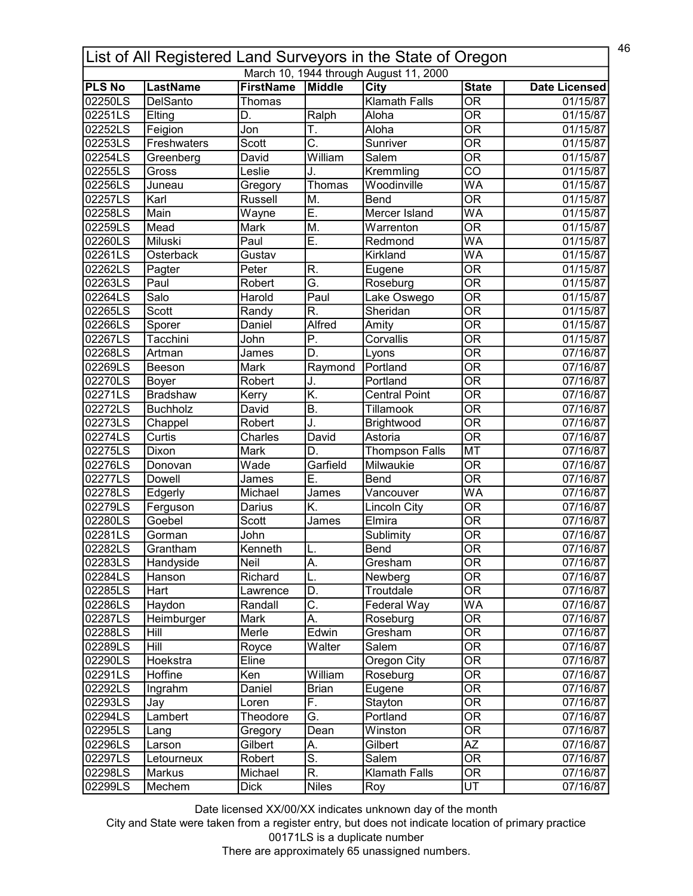# List of All Registered Land Surveyors in the State of Oregon

March 10, 1944 through August 11, 2000

| PLS No | LastName | FirstName | Middle | City | State | Date Licensed |
|---|---|---|---|---|---|---|
| 02250LS | DelSanto | Thomas | | Klamath Falls | OR | 01/15/87 |
| 02251LS | Elting | D. | Ralph | Aloha | OR | 01/15/87 |
| 02252LS | Feigion | Jon | T. | Aloha | OR | 01/15/87 |
| 02253LS | Freshwaters | Scott | C. | Sunriver | OR | 01/15/87 |
| 02254LS | Greenberg | David | William | Salem | OR | 01/15/87 |
| 02255LS | Gross | Leslie | J. | Kremmling | CO | 01/15/87 |
| 02256LS | Juneau | Gregory | Thomas | Woodinville | WA | 01/15/87 |
| 02257LS | Karl | Russell | M. | Bend | OR | 01/15/87 |
| 02258LS | Main | Wayne | E. | Mercer Island | WA | 01/15/87 |
| 02259LS | Mead | Mark | M. | Warrenton | OR | 01/15/87 |
| 02260LS | Miluski | Paul | E. | Redmond | WA | 01/15/87 |
| 02261LS | Osterback | Gustav | | Kirkland | WA | 01/15/87 |
| 02262LS | Pagter | Peter | R. | Eugene | OR | 01/15/87 |
| 02263LS | Paul | Robert | G. | Roseburg | OR | 01/15/87 |
| 02264LS | Salo | Harold | Paul | Lake Oswego | OR | 01/15/87 |
| 02265LS | Scott | Randy | R. | Sheridan | OR | 01/15/87 |
| 02266LS | Sporer | Daniel | Alfred | Amity | OR | 01/15/87 |
| 02267LS | Tacchini | John | P. | Corvallis | OR | 01/15/87 |
| 02268LS | Artman | James | D. | Lyons | OR | 07/16/87 |
| 02269LS | Beeson | Mark | Raymond | Portland | OR | 07/16/87 |
| 02270LS | Boyer | Robert | J. | Portland | OR | 07/16/87 |
| 02271LS | Bradshaw | Kerry | K. | Central Point | OR | 07/16/87 |
| 02272LS | Buchholz | David | B. | Tillamook | OR | 07/16/87 |
| 02273LS | Chappel | Robert | J. | Brightwood | OR | 07/16/87 |
| 02274LS | Curtis | Charles | David | Astoria | OR | 07/16/87 |
| 02275LS | Dixon | Mark | D. | Thompson Falls | MT | 07/16/87 |
| 02276LS | Donovan | Wade | Garfield | Milwaukie | OR | 07/16/87 |
| 02277LS | Dowell | James | E. | Bend | OR | 07/16/87 |
| 02278LS | Edgerly | Michael | James | Vancouver | WA | 07/16/87 |
| 02279LS | Ferguson | Darius | K. | Lincoln City | OR | 07/16/87 |
| 02280LS | Goebel | Scott | James | Elmira | OR | 07/16/87 |
| 02281LS | Gorman | John | | Sublimity | OR | 07/16/87 |
| 02282LS | Grantham | Kenneth | L. | Bend | OR | 07/16/87 |
| 02283LS | Handyside | Neil | A. | Gresham | OR | 07/16/87 |
| 02284LS | Hanson | Richard | L. | Newberg | OR | 07/16/87 |
| 02285LS | Hart | Lawrence | D. | Troutdale | OR | 07/16/87 |
| 02286LS | Haydon | Randall | C. | Federal Way | WA | 07/16/87 |
| 02287LS | Heimburger | Mark | A. | Roseburg | OR | 07/16/87 |
| 02288LS | Hill | Merle | Edwin | Gresham | OR | 07/16/87 |
| 02289LS | Hill | Royce | Walter | Salem | OR | 07/16/87 |
| 02290LS | Hoekstra | Eline | | Oregon City | OR | 07/16/87 |
| 02291LS | Hoffine | Ken | William | Roseburg | OR | 07/16/87 |
| 02292LS | Ingrahm | Daniel | Brian | Eugene | OR | 07/16/87 |
| 02293LS | Jay | Loren | F. | Stayton | OR | 07/16/87 |
| 02294LS | Lambert | Theodore | G. | Portland | OR | 07/16/87 |
| 02295LS | Lang | Gregory | Dean | Winston | OR | 07/16/87 |
| 02296LS | Larson | Gilbert | A. | Gilbert | AZ | 07/16/87 |
| 02297LS | Letourneux | Robert | S. | Salem | OR | 07/16/87 |
| 02298LS | Markus | Michael | R. | Klamath Falls | OR | 07/16/87 |
| 02299LS | Mechem | Dick | Niles | Roy | UT | 07/16/87 |

Date licensed XX/00/XX indicates unknown day of the month

City and State were taken from a register entry, but does not indicate location of primary practice

00171LS is a duplicate number

There are approximately 65 unassigned numbers.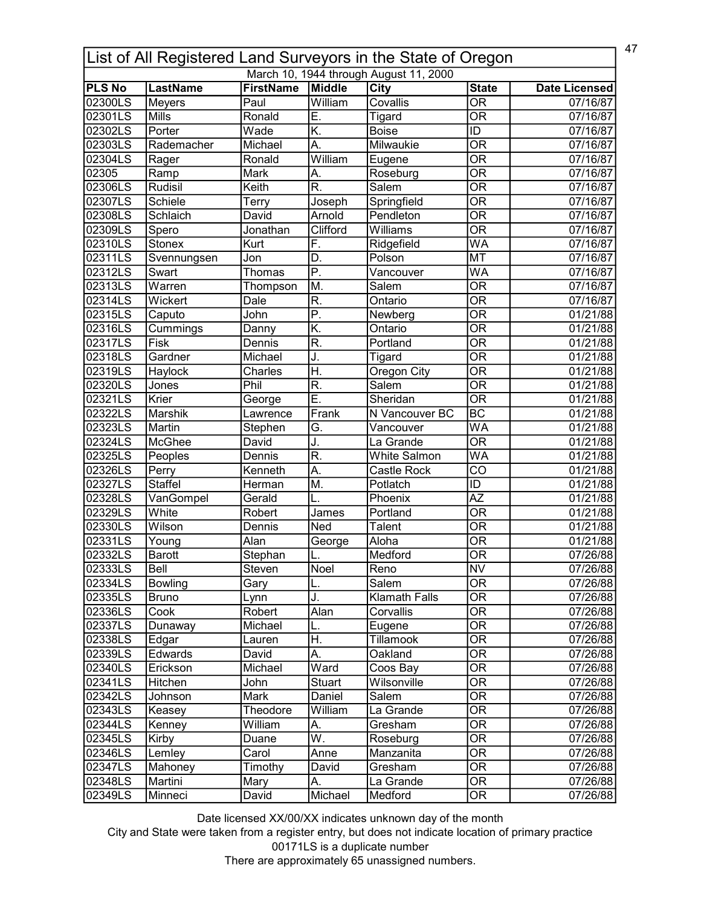# List of All Registered Land Surveyors in the State of Oregon

March 10, 1944 through August 11, 2000

| PLS No | LastName | FirstName | Middle | City | State | Date Licensed |
|---|---|---|---|---|---|---|
| 02300LS | Meyers | Paul | William | Covallis | OR | 07/16/87 |
| 02301LS | Mills | Ronald | E. | Tigard | OR | 07/16/87 |
| 02302LS | Porter | Wade | K. | Boise | ID | 07/16/87 |
| 02303LS | Rademacher | Michael | A. | Milwaukie | OR | 07/16/87 |
| 02304LS | Rager | Ronald | William | Eugene | OR | 07/16/87 |
| 02305 | Ramp | Mark | A. | Roseburg | OR | 07/16/87 |
| 02306LS | Rudisil | Keith | R. | Salem | OR | 07/16/87 |
| 02307LS | Schiele | Terry | Joseph | Springfield | OR | 07/16/87 |
| 02308LS | Schlaich | David | Arnold | Pendleton | OR | 07/16/87 |
| 02309LS | Spero | Jonathan | Clifford | Williams | OR | 07/16/87 |
| 02310LS | Stonex | Kurt | F. | Ridgefield | WA | 07/16/87 |
| 02311LS | Svennungsen | Jon | D. | Polson | MT | 07/16/87 |
| 02312LS | Swart | Thomas | P. | Vancouver | WA | 07/16/87 |
| 02313LS | Warren | Thompson | M. | Salem | OR | 07/16/87 |
| 02314LS | Wickert | Dale | R. | Ontario | OR | 07/16/87 |
| 02315LS | Caputo | John | P. | Newberg | OR | 01/21/88 |
| 02316LS | Cummings | Danny | K. | Ontario | OR | 01/21/88 |
| 02317LS | Fisk | Dennis | R. | Portland | OR | 01/21/88 |
| 02318LS | Gardner | Michael | J. | Tigard | OR | 01/21/88 |
| 02319LS | Haylock | Charles | H. | Oregon City | OR | 01/21/88 |
| 02320LS | Jones | Phil | R. | Salem | OR | 01/21/88 |
| 02321LS | Krier | George | E. | Sheridan | OR | 01/21/88 |
| 02322LS | Marshik | Lawrence | Frank | N Vancouver BC | BC | 01/21/88 |
| 02323LS | Martin | Stephen | G. | Vancouver | WA | 01/21/88 |
| 02324LS | McGhee | David | J. | La Grande | OR | 01/21/88 |
| 02325LS | Peoples | Dennis | R. | White Salmon | WA | 01/21/88 |
| 02326LS | Perry | Kenneth | A. | Castle Rock | CO | 01/21/88 |
| 02327LS | Staffel | Herman | M. | Potlatch | ID | 01/21/88 |
| 02328LS | VanGompel | Gerald | L. | Phoenix | AZ | 01/21/88 |
| 02329LS | White | Robert | James | Portland | OR | 01/21/88 |
| 02330LS | Wilson | Dennis | Ned | Talent | OR | 01/21/88 |
| 02331LS | Young | Alan | George | Aloha | OR | 01/21/88 |
| 02332LS | Barott | Stephan | L. | Medford | OR | 07/26/88 |
| 02333LS | Bell | Steven | Noel | Reno | NV | 07/26/88 |
| 02334LS | Bowling | Gary | L. | Salem | OR | 07/26/88 |
| 02335LS | Bruno | Lynn | J. | Klamath Falls | OR | 07/26/88 |
| 02336LS | Cook | Robert | Alan | Corvallis | OR | 07/26/88 |
| 02337LS | Dunaway | Michael | L. | Eugene | OR | 07/26/88 |
| 02338LS | Edgar | Lauren | H. | Tillamook | OR | 07/26/88 |
| 02339LS | Edwards | David | A. | Oakland | OR | 07/26/88 |
| 02340LS | Erickson | Michael | Ward | Coos Bay | OR | 07/26/88 |
| 02341LS | Hitchen | John | Stuart | Wilsonville | OR | 07/26/88 |
| 02342LS | Johnson | Mark | Daniel | Salem | OR | 07/26/88 |
| 02343LS | Keasey | Theodore | William | La Grande | OR | 07/26/88 |
| 02344LS | Kenney | William | A. | Gresham | OR | 07/26/88 |
| 02345LS | Kirby | Duane | W. | Roseburg | OR | 07/26/88 |
| 02346LS | Lemley | Carol | Anne | Manzanita | OR | 07/26/88 |
| 02347LS | Mahoney | Timothy | David | Gresham | OR | 07/26/88 |
| 02348LS | Martini | Mary | A. | La Grande | OR | 07/26/88 |
| 02349LS | Minneci | David | Michael | Medford | OR | 07/26/88 |

Date licensed XX/00/XX indicates unknown day of the month

City and State were taken from a register entry, but does not indicate location of primary practice

00171LS is a duplicate number

There are approximately 65 unassigned numbers.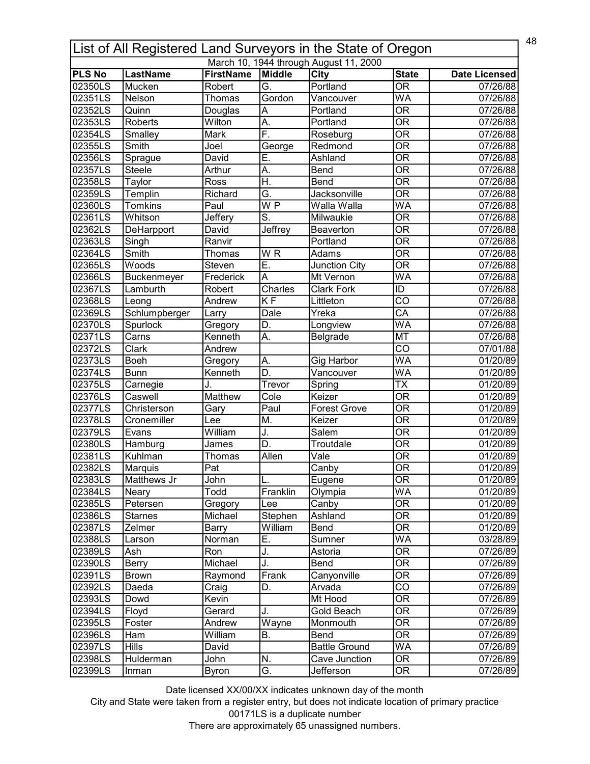# List of All Registered Land Surveyors in the State of Oregon

March 10, 1944 through August 11, 2000

| PLS No | LastName | FirstName | Middle | City | State | Date Licensed |
|---|---|---|---|---|---|---|
| 02350LS | Mucken | Robert | G. | Portland | OR | 07/26/88 |
| 02351LS | Nelson | Thomas | Gordon | Vancouver | WA | 07/26/88 |
| 02352LS | Quinn | Douglas | A | Portland | OR | 07/26/88 |
| 02353LS | Roberts | Wilton | A. | Portland | OR | 07/26/88 |
| 02354LS | Smalley | Mark | F. | Roseburg | OR | 07/26/88 |
| 02355LS | Smith | Joel | George | Redmond | OR | 07/26/88 |
| 02356LS | Sprague | David | E. | Ashland | OR | 07/26/88 |
| 02357LS | Steele | Arthur | A. | Bend | OR | 07/26/88 |
| 02358LS | Taylor | Ross | H. | Bend | OR | 07/26/88 |
| 02359LS | Templin | Richard | G. | Jacksonville | OR | 07/26/88 |
| 02360LS | Tomkins | Paul | W P | Walla Walla | WA | 07/26/88 |
| 02361LS | Whitson | Jeffery | S. | Milwaukie | OR | 07/26/88 |
| 02362LS | DeHarpport | David | Jeffrey | Beaverton | OR | 07/26/88 |
| 02363LS | Singh | Ranvir | | Portland | OR | 07/26/88 |
| 02364LS | Smith | Thomas | W R | Adams | OR | 07/26/88 |
| 02365LS | Woods | Steven | E. | Junction City | OR | 07/26/88 |
| 02366LS | Buckenmeyer | Frederick | A | Mt Vernon | WA | 07/26/88 |
| 02367LS | Lamburth | Robert | Charles | Clark Fork | ID | 07/26/88 |
| 02368LS | Leong | Andrew | K F | Littleton | CO | 07/26/88 |
| 02369LS | Schlumpberger | Larry | Dale | Yreka | CA | 07/26/88 |
| 02370LS | Spurlock | Gregory | D. | Longview | WA | 07/26/88 |
| 02371LS | Carns | Kenneth | A. | Belgrade | MT | 07/26/88 |
| 02372LS | Clark | Andrew | | | CO | 07/01/88 |
| 02373LS | Boeh | Gregory | A. | Gig Harbor | WA | 01/20/89 |
| 02374LS | Bunn | Kenneth | D. | Vancouver | WA | 01/20/89 |
| 02375LS | Carnegie | J. | Trevor | Spring | TX | 01/20/89 |
| 02376LS | Caswell | Matthew | Cole | Keizer | OR | 01/20/89 |
| 02377LS | Christerson | Gary | Paul | Forest Grove | OR | 01/20/89 |
| 02378LS | Cronemiller | Lee | M. | Keizer | OR | 01/20/89 |
| 02379LS | Evans | William | J. | Salem | OR | 01/20/89 |
| 02380LS | Hamburg | James | D. | Troutdale | OR | 01/20/89 |
| 02381LS | Kuhlman | Thomas | Allen | Vale | OR | 01/20/89 |
| 02382LS | Marquis | Pat | | Canby | OR | 01/20/89 |
| 02383LS | Matthews Jr | John | L. | Eugene | OR | 01/20/89 |
| 02384LS | Neary | Todd | Franklin | Olympia | WA | 01/20/89 |
| 02385LS | Petersen | Gregory | Lee | Canby | OR | 01/20/89 |
| 02386LS | Starnes | Michael | Stephen | Ashland | OR | 01/20/89 |
| 02387LS | Zelmer | Barry | William | Bend | OR | 01/20/89 |
| 02388LS | Larson | Norman | E. | Sumner | WA | 03/28/89 |
| 02389LS | Ash | Ron | J. | Astoria | OR | 07/26/89 |
| 02390LS | Berry | Michael | J. | Bend | OR | 07/26/89 |
| 02391LS | Brown | Raymond | Frank | Canyonville | OR | 07/26/89 |
| 02392LS | Daeda | Craig | D. | Arvada | CO | 07/26/89 |
| 02393LS | Dowd | Kevin | | Mt Hood | OR | 07/26/89 |
| 02394LS | Floyd | Gerard | J. | Gold Beach | OR | 07/26/89 |
| 02395LS | Foster | Andrew | Wayne | Monmouth | OR | 07/26/89 |
| 02396LS | Ham | William | B. | Bend | OR | 07/26/89 |
| 02397LS | Hills | David | | Battle Ground | WA | 07/26/89 |
| 02398LS | Hulderman | John | N. | Cave Junction | OR | 07/26/89 |
| 02399LS | Inman | Byron | G. | Jefferson | OR | 07/26/89 |

Date licensed XX/00/XX indicates unknown day of the month

City and State were taken from a register entry, but does not indicate location of primary practice

00171LS is a duplicate number

There are approximately 65 unassigned numbers.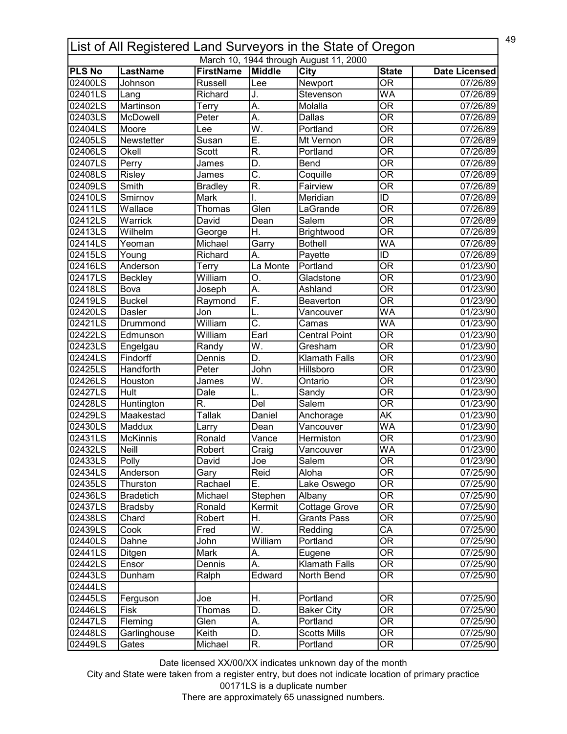# List of All Registered Land Surveyors in the State of Oregon

March 10, 1944 through August 11, 2000

| PLS No | LastName | FirstName | Middle | City | State | Date Licensed |
|---|---|---|---|---|---|---|
| 02400LS | Johnson | Russell | Lee | Newport | OR | 07/26/89 |
| 02401LS | Lang | Richard | J. | Stevenson | WA | 07/26/89 |
| 02402LS | Martinson | Terry | A. | Molalla | OR | 07/26/89 |
| 02403LS | McDowell | Peter | A. | Dallas | OR | 07/26/89 |
| 02404LS | Moore | Lee | W. | Portland | OR | 07/26/89 |
| 02405LS | Newstetter | Susan | E. | Mt Vernon | OR | 07/26/89 |
| 02406LS | Okell | Scott | R. | Portland | OR | 07/26/89 |
| 02407LS | Perry | James | D. | Bend | OR | 07/26/89 |
| 02408LS | Risley | James | C. | Coquille | OR | 07/26/89 |
| 02409LS | Smith | Bradley | R. | Fairview | OR | 07/26/89 |
| 02410LS | Smirnov | Mark | I. | Meridian | ID | 07/26/89 |
| 02411LS | Wallace | Thomas | Glen | LaGrande | OR | 07/26/89 |
| 02412LS | Warrick | David | Dean | Salem | OR | 07/26/89 |
| 02413LS | Wilhelm | George | H. | Brightwood | OR | 07/26/89 |
| 02414LS | Yeoman | Michael | Garry | Bothell | WA | 07/26/89 |
| 02415LS | Young | Richard | A. | Payette | ID | 07/26/89 |
| 02416LS | Anderson | Terry | La Monte | Portland | OR | 01/23/90 |
| 02417LS | Beckley | William | O. | Gladstone | OR | 01/23/90 |
| 02418LS | Bova | Joseph | A. | Ashland | OR | 01/23/90 |
| 02419LS | Buckel | Raymond | F. | Beaverton | OR | 01/23/90 |
| 02420LS | Dasler | Jon | L. | Vancouver | WA | 01/23/90 |
| 02421LS | Drummond | William | C. | Camas | WA | 01/23/90 |
| 02422LS | Edmunson | William | Earl | Central Point | OR | 01/23/90 |
| 02423LS | Engelgau | Randy | W. | Gresham | OR | 01/23/90 |
| 02424LS | Findorff | Dennis | D. | Klamath Falls | OR | 01/23/90 |
| 02425LS | Handforth | Peter | John | Hillsboro | OR | 01/23/90 |
| 02426LS | Houston | James | W. | Ontario | OR | 01/23/90 |
| 02427LS | Hult | Dale | L. | Sandy | OR | 01/23/90 |
| 02428LS | Huntington | R. | Del | Salem | OR | 01/23/90 |
| 02429LS | Maakestad | Tallak | Daniel | Anchorage | AK | 01/23/90 |
| 02430LS | Maddux | Larry | Dean | Vancouver | WA | 01/23/90 |
| 02431LS | McKinnis | Ronald | Vance | Hermiston | OR | 01/23/90 |
| 02432LS | Neill | Robert | Craig | Vancouver | WA | 01/23/90 |
| 02433LS | Polly | David | Joe | Salem | OR | 01/23/90 |
| 02434LS | Anderson | Gary | Reid | Aloha | OR | 07/25/90 |
| 02435LS | Thurston | Rachael | E. | Lake Oswego | OR | 07/25/90 |
| 02436LS | Bradetich | Michael | Stephen | Albany | OR | 07/25/90 |
| 02437LS | Bradsby | Ronald | Kermit | Cottage Grove | OR | 07/25/90 |
| 02438LS | Chard | Robert | H. | Grants Pass | OR | 07/25/90 |
| 02439LS | Cook | Fred | W. | Redding | CA | 07/25/90 |
| 02440LS | Dahne | John | William | Portland | OR | 07/25/90 |
| 02441LS | Ditgen | Mark | A. | Eugene | OR | 07/25/90 |
| 02442LS | Ensor | Dennis | A. | Klamath Falls | OR | 07/25/90 |
| 02443LS | Dunham | Ralph | Edward | North Bend | OR | 07/25/90 |
| 02444LS | | | | | | |
| 02445LS | Ferguson | Joe | H. | Portland | OR | 07/25/90 |
| 02446LS | Fisk | Thomas | D. | Baker City | OR | 07/25/90 |
| 02447LS | Fleming | Glen | A. | Portland | OR | 07/25/90 |
| 02448LS | Garlinghouse | Keith | D. | Scotts Mills | OR | 07/25/90 |
| 02449LS | Gates | Michael | R. | Portland | OR | 07/25/90 |

Date licensed XX/00/XX indicates unknown day of the month

City and State were taken from a register entry, but does not indicate location of primary practice

00171LS is a duplicate number

There are approximately 65 unassigned numbers.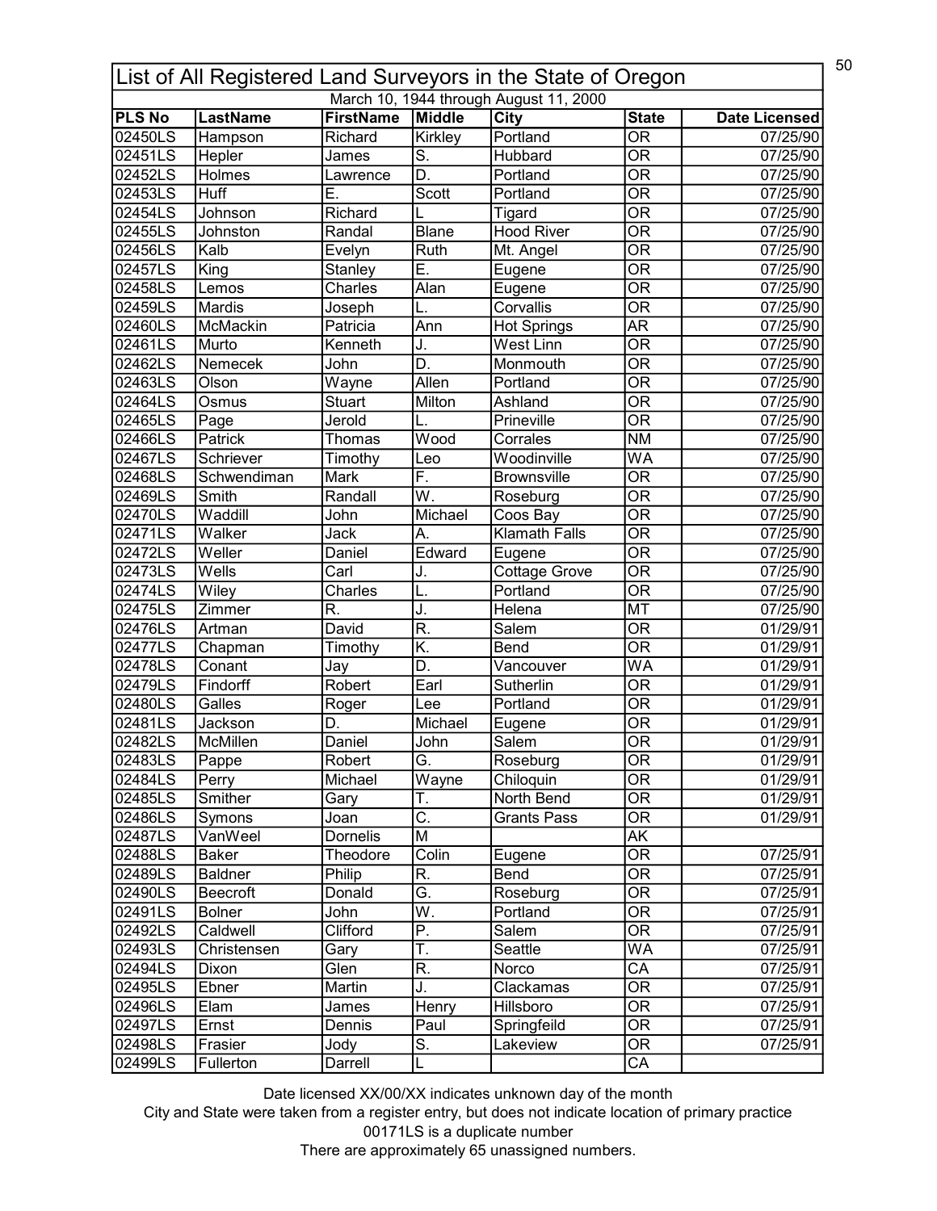# List of All Registered Land Surveyors in the State of Oregon

March 10, 1944 through August 11, 2000

| PLS No | LastName | FirstName | Middle | City | State | Date Licensed |
|---|---|---|---|---|---|---|
| 02450LS | Hampson | Richard | Kirkley | Portland | OR | 07/25/90 |
| 02451LS | Hepler | James | S. | Hubbard | OR | 07/25/90 |
| 02452LS | Holmes | Lawrence | D. | Portland | OR | 07/25/90 |
| 02453LS | Huff | E. | Scott | Portland | OR | 07/25/90 |
| 02454LS | Johnson | Richard | L | Tigard | OR | 07/25/90 |
| 02455LS | Johnston | Randal | Blane | Hood River | OR | 07/25/90 |
| 02456LS | Kalb | Evelyn | Ruth | Mt. Angel | OR | 07/25/90 |
| 02457LS | King | Stanley | E. | Eugene | OR | 07/25/90 |
| 02458LS | Lemos | Charles | Alan | Eugene | OR | 07/25/90 |
| 02459LS | Mardis | Joseph | L. | Corvallis | OR | 07/25/90 |
| 02460LS | McMackin | Patricia | Ann | Hot Springs | AR | 07/25/90 |
| 02461LS | Murto | Kenneth | J. | West Linn | OR | 07/25/90 |
| 02462LS | Nemecek | John | D. | Monmouth | OR | 07/25/90 |
| 02463LS | Olson | Wayne | Allen | Portland | OR | 07/25/90 |
| 02464LS | Osmus | Stuart | Milton | Ashland | OR | 07/25/90 |
| 02465LS | Page | Jerold | L. | Prineville | OR | 07/25/90 |
| 02466LS | Patrick | Thomas | Wood | Corrales | NM | 07/25/90 |
| 02467LS | Schriever | Timothy | Leo | Woodinville | WA | 07/25/90 |
| 02468LS | Schwendiman | Mark | F. | Brownsville | OR | 07/25/90 |
| 02469LS | Smith | Randall | W. | Roseburg | OR | 07/25/90 |
| 02470LS | Waddill | John | Michael | Coos Bay | OR | 07/25/90 |
| 02471LS | Walker | Jack | A. | Klamath Falls | OR | 07/25/90 |
| 02472LS | Weller | Daniel | Edward | Eugene | OR | 07/25/90 |
| 02473LS | Wells | Carl | J. | Cottage Grove | OR | 07/25/90 |
| 02474LS | Wiley | Charles | L. | Portland | OR | 07/25/90 |
| 02475LS | Zimmer | R. | J. | Helena | MT | 07/25/90 |
| 02476LS | Artman | David | R. | Salem | OR | 01/29/91 |
| 02477LS | Chapman | Timothy | K. | Bend | OR | 01/29/91 |
| 02478LS | Conant | Jay | D. | Vancouver | WA | 01/29/91 |
| 02479LS | Findorff | Robert | Earl | Sutherlin | OR | 01/29/91 |
| 02480LS | Galles | Roger | Lee | Portland | OR | 01/29/91 |
| 02481LS | Jackson | D. | Michael | Eugene | OR | 01/29/91 |
| 02482LS | McMillen | Daniel | John | Salem | OR | 01/29/91 |
| 02483LS | Pappe | Robert | G. | Roseburg | OR | 01/29/91 |
| 02484LS | Perry | Michael | Wayne | Chiloquin | OR | 01/29/91 |
| 02485LS | Smither | Gary | T. | North Bend | OR | 01/29/91 |
| 02486LS | Symons | Joan | C. | Grants Pass | OR | 01/29/91 |
| 02487LS | VanWeel | Dornelis | M | | AK | |
| 02488LS | Baker | Theodore | Colin | Eugene | OR | 07/25/91 |
| 02489LS | Baldner | Philip | R. | Bend | OR | 07/25/91 |
| 02490LS | Beecroft | Donald | G. | Roseburg | OR | 07/25/91 |
| 02491LS | Bolner | John | W. | Portland | OR | 07/25/91 |
| 02492LS | Caldwell | Clifford | P. | Salem | OR | 07/25/91 |
| 02493LS | Christensen | Gary | T. | Seattle | WA | 07/25/91 |
| 02494LS | Dixon | Glen | R. | Norco | CA | 07/25/91 |
| 02495LS | Ebner | Martin | J. | Clackamas | OR | 07/25/91 |
| 02496LS | Elam | James | Henry | Hillsboro | OR | 07/25/91 |
| 02497LS | Ernst | Dennis | Paul | Springfeild | OR | 07/25/91 |
| 02498LS | Frasier | Jody | S. | Lakeview | OR | 07/25/91 |
| 02499LS | Fullerton | Darrell | L | | CA | |

Date licensed XX/00/XX indicates unknown day of the month

City and State were taken from a register entry, but does not indicate location of primary practice

00171LS is a duplicate number

There are approximately 65 unassigned numbers.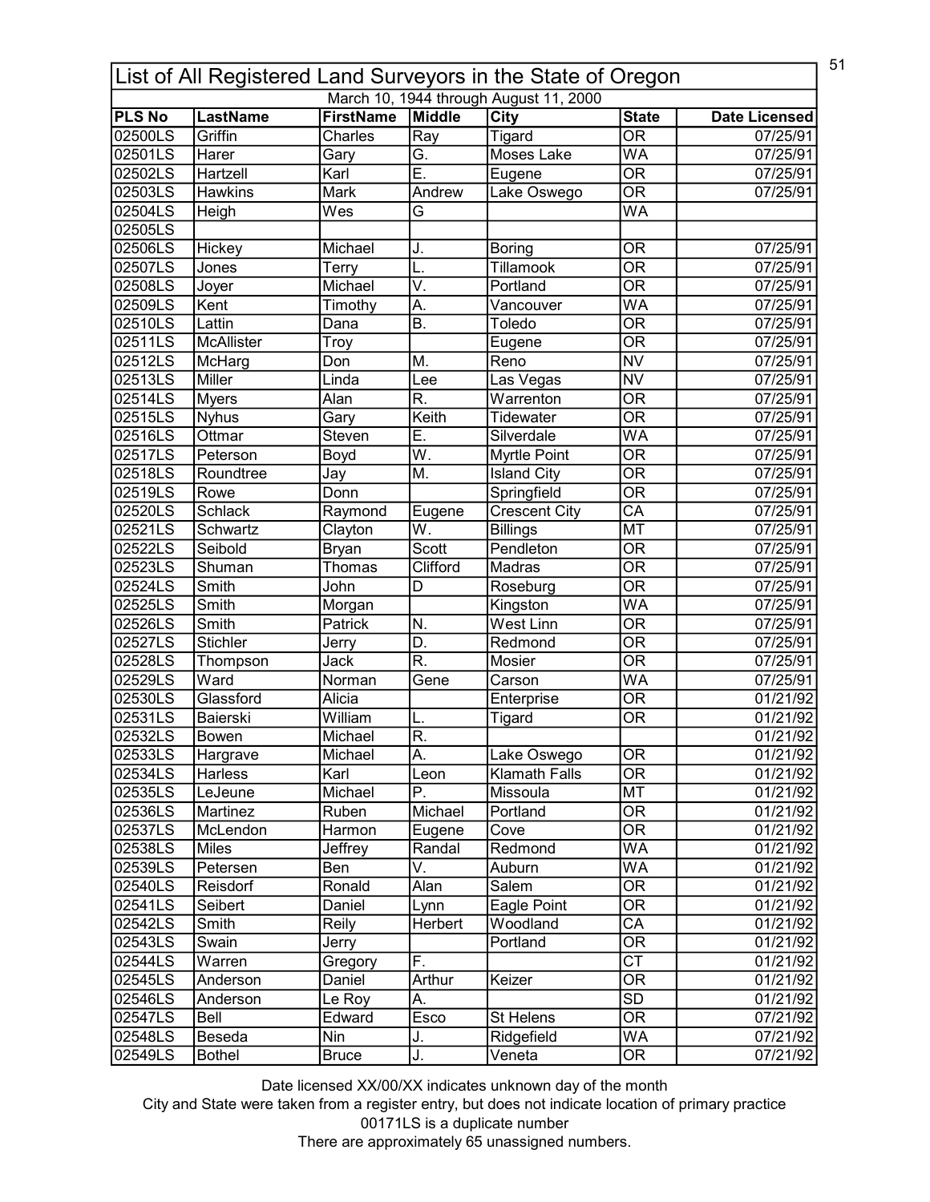| List of All Registered Land Surveyors in the State of Oregon | | | | | | |
|---|---|---|---|---|---|---|
| March 10, 1944 through August 11, 2000 | | | | | | |
| **PLS No** | **LastName** | **FirstName** | **Middle** | **City** | **State** | **Date Licensed** |
| 02500LS | Griffin | Charles | Ray | Tigard | OR | 07/25/91 |
| 02501LS | Harer | Gary | G. | Moses Lake | WA | 07/25/91 |
| 02502LS | Hartzell | Karl | E. | Eugene | OR | 07/25/91 |
| 02503LS | Hawkins | Mark | Andrew | Lake Oswego | OR | 07/25/91 |
| 02504LS | Heigh | Wes | G | | WA | |
| 02505LS | | | | | | |
| 02506LS | Hickey | Michael | J. | Boring | OR | 07/25/91 |
| 02507LS | Jones | Terry | L. | Tillamook | OR | 07/25/91 |
| 02508LS | Joyer | Michael | V. | Portland | OR | 07/25/91 |
| 02509LS | Kent | Timothy | A. | Vancouver | WA | 07/25/91 |
| 02510LS | Lattin | Dana | B. | Toledo | OR | 07/25/91 |
| 02511LS | McAllister | Troy | | Eugene | OR | 07/25/91 |
| 02512LS | McHarg | Don | M. | Reno | NV | 07/25/91 |
| 02513LS | Miller | Linda | Lee | Las Vegas | NV | 07/25/91 |
| 02514LS | Myers | Alan | R. | Warrenton | OR | 07/25/91 |
| 02515LS | Nyhus | Gary | Keith | Tidewater | OR | 07/25/91 |
| 02516LS | Ottmar | Steven | E. | Silverdale | WA | 07/25/91 |
| 02517LS | Peterson | Boyd | W. | Myrtle Point | OR | 07/25/91 |
| 02518LS | Roundtree | Jay | M. | Island City | OR | 07/25/91 |
| 02519LS | Rowe | Donn | | Springfield | OR | 07/25/91 |
| 02520LS | Schlack | Raymond | Eugene | Crescent City | CA | 07/25/91 |
| 02521LS | Schwartz | Clayton | W. | Billings | MT | 07/25/91 |
| 02522LS | Seibold | Bryan | Scott | Pendleton | OR | 07/25/91 |
| 02523LS | Shuman | Thomas | Clifford | Madras | OR | 07/25/91 |
| 02524LS | Smith | John | D | Roseburg | OR | 07/25/91 |
| 02525LS | Smith | Morgan | | Kingston | WA | 07/25/91 |
| 02526LS | Smith | Patrick | N. | West Linn | OR | 07/25/91 |
| 02527LS | Stichler | Jerry | D. | Redmond | OR | 07/25/91 |
| 02528LS | Thompson | Jack | R. | Mosier | OR | 07/25/91 |
| 02529LS | Ward | Norman | Gene | Carson | WA | 07/25/91 |
| 02530LS | Glassford | Alicia | | Enterprise | OR | 01/21/92 |
| 02531LS | Baierski | William | L. | Tigard | OR | 01/21/92 |
| 02532LS | Bowen | Michael | R. | | | 01/21/92 |
| 02533LS | Hargrave | Michael | A. | Lake Oswego | OR | 01/21/92 |
| 02534LS | Harless | Karl | Leon | Klamath Falls | OR | 01/21/92 |
| 02535LS | LeJeune | Michael | P. | Missoula | MT | 01/21/92 |
| 02536LS | Martinez | Ruben | Michael | Portland | OR | 01/21/92 |
| 02537LS | McLendon | Harmon | Eugene | Cove | OR | 01/21/92 |
| 02538LS | Miles | Jeffrey | Randal | Redmond | WA | 01/21/92 |
| 02539LS | Petersen | Ben | V. | Auburn | WA | 01/21/92 |
| 02540LS | Reisdorf | Ronald | Alan | Salem | OR | 01/21/92 |
| 02541LS | Seibert | Daniel | Lynn | Eagle Point | OR | 01/21/92 |
| 02542LS | Smith | Reily | Herbert | Woodland | CA | 01/21/92 |
| 02543LS | Swain | Jerry | | Portland | OR | 01/21/92 |
| 02544LS | Warren | Gregory | F. | | CT | 01/21/92 |
| 02545LS | Anderson | Daniel | Arthur | Keizer | OR | 01/21/92 |
| 02546LS | Anderson | Le Roy | A. | | SD | 01/21/92 |
| 02547LS | Bell | Edward | Esco | St Helens | OR | 07/21/92 |
| 02548LS | Beseda | Nin | J. | Ridgefield | WA | 07/21/92 |
| 02549LS | Bothel | Bruce | J. | Veneta | OR | 07/21/92 |

Date licensed XX/00/XX indicates unknown day of the month

City and State were taken from a register entry, but does not indicate location of primary practice

00171LS is a duplicate number

There are approximately 65 unassigned numbers.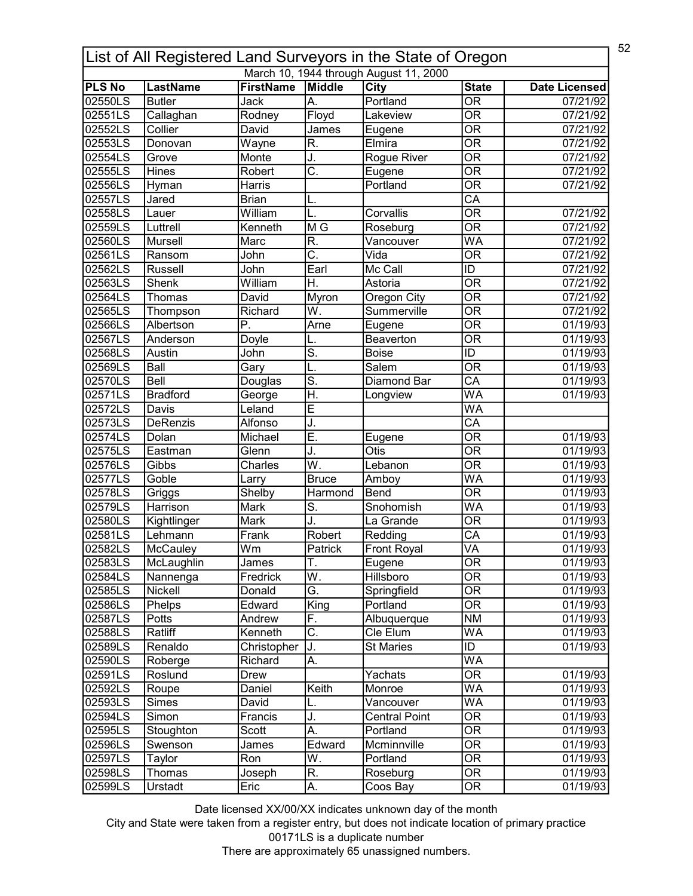# List of All Registered Land Surveyors in the State of Oregon

March 10, 1944 through August 11, 2000

| PLS No | LastName | FirstName | Middle | City | State | Date Licensed |
|---|---|---|---|---|---|---|
| 02550LS | Butler | Jack | A. | Portland | OR | 07/21/92 |
| 02551LS | Callaghan | Rodney | Floyd | Lakeview | OR | 07/21/92 |
| 02552LS | Collier | David | James | Eugene | OR | 07/21/92 |
| 02553LS | Donovan | Wayne | R. | Elmira | OR | 07/21/92 |
| 02554LS | Grove | Monte | J. | Rogue River | OR | 07/21/92 |
| 02555LS | Hines | Robert | C. | Eugene | OR | 07/21/92 |
| 02556LS | Hyman | Harris | | Portland | OR | 07/21/92 |
| 02557LS | Jared | Brian | L. | | CA | |
| 02558LS | Lauer | William | L. | Corvallis | OR | 07/21/92 |
| 02559LS | Luttrell | Kenneth | M G | Roseburg | OR | 07/21/92 |
| 02560LS | Mursell | Marc | R. | Vancouver | WA | 07/21/92 |
| 02561LS | Ransom | John | C. | Vida | OR | 07/21/92 |
| 02562LS | Russell | John | Earl | Mc Call | ID | 07/21/92 |
| 02563LS | Shenk | William | H. | Astoria | OR | 07/21/92 |
| 02564LS | Thomas | David | Myron | Oregon City | OR | 07/21/92 |
| 02565LS | Thompson | Richard | W. | Summerville | OR | 07/21/92 |
| 02566LS | Albertson | P. | Arne | Eugene | OR | 01/19/93 |
| 02567LS | Anderson | Doyle | L. | Beaverton | OR | 01/19/93 |
| 02568LS | Austin | John | S. | Boise | ID | 01/19/93 |
| 02569LS | Ball | Gary | L. | Salem | OR | 01/19/93 |
| 02570LS | Bell | Douglas | S. | Diamond Bar | CA | 01/19/93 |
| 02571LS | Bradford | George | H. | Longview | WA | 01/19/93 |
| 02572LS | Davis | Leland | E | | WA | |
| 02573LS | DeRenzis | Alfonso | J. | | CA | |
| 02574LS | Dolan | Michael | E. | Eugene | OR | 01/19/93 |
| 02575LS | Eastman | Glenn | J. | Otis | OR | 01/19/93 |
| 02576LS | Gibbs | Charles | W. | Lebanon | OR | 01/19/93 |
| 02577LS | Goble | Larry | Bruce | Amboy | WA | 01/19/93 |
| 02578LS | Griggs | Shelby | Harmond | Bend | OR | 01/19/93 |
| 02579LS | Harrison | Mark | S. | Snohomish | WA | 01/19/93 |
| 02580LS | Kightlinger | Mark | J. | La Grande | OR | 01/19/93 |
| 02581LS | Lehmann | Frank | Robert | Redding | CA | 01/19/93 |
| 02582LS | McCauley | Wm | Patrick | Front Royal | VA | 01/19/93 |
| 02583LS | McLaughlin | James | T. | Eugene | OR | 01/19/93 |
| 02584LS | Nannenga | Fredrick | W. | Hillsboro | OR | 01/19/93 |
| 02585LS | Nickell | Donald | G. | Springfield | OR | 01/19/93 |
| 02586LS | Phelps | Edward | King | Portland | OR | 01/19/93 |
| 02587LS | Potts | Andrew | F. | Albuquerque | NM | 01/19/93 |
| 02588LS | Ratliff | Kenneth | C. | Cle Elum | WA | 01/19/93 |
| 02589LS | Renaldo | Christopher | J. | St Maries | ID | 01/19/93 |
| 02590LS | Roberge | Richard | A. | | WA | |
| 02591LS | Roslund | Drew | | Yachats | OR | 01/19/93 |
| 02592LS | Roupe | Daniel | Keith | Monroe | WA | 01/19/93 |
| 02593LS | Simes | David | L. | Vancouver | WA | 01/19/93 |
| 02594LS | Simon | Francis | J. | Central Point | OR | 01/19/93 |
| 02595LS | Stoughton | Scott | A. | Portland | OR | 01/19/93 |
| 02596LS | Swenson | James | Edward | Mcminnville | OR | 01/19/93 |
| 02597LS | Taylor | Ron | W. | Portland | OR | 01/19/93 |
| 02598LS | Thomas | Joseph | R. | Roseburg | OR | 01/19/93 |
| 02599LS | Urstadt | Eric | A. | Coos Bay | OR | 01/19/93 |

Date licensed XX/00/XX indicates unknown day of the month

City and State were taken from a register entry, but does not indicate location of primary practice

00171LS is a duplicate number

There are approximately 65 unassigned numbers.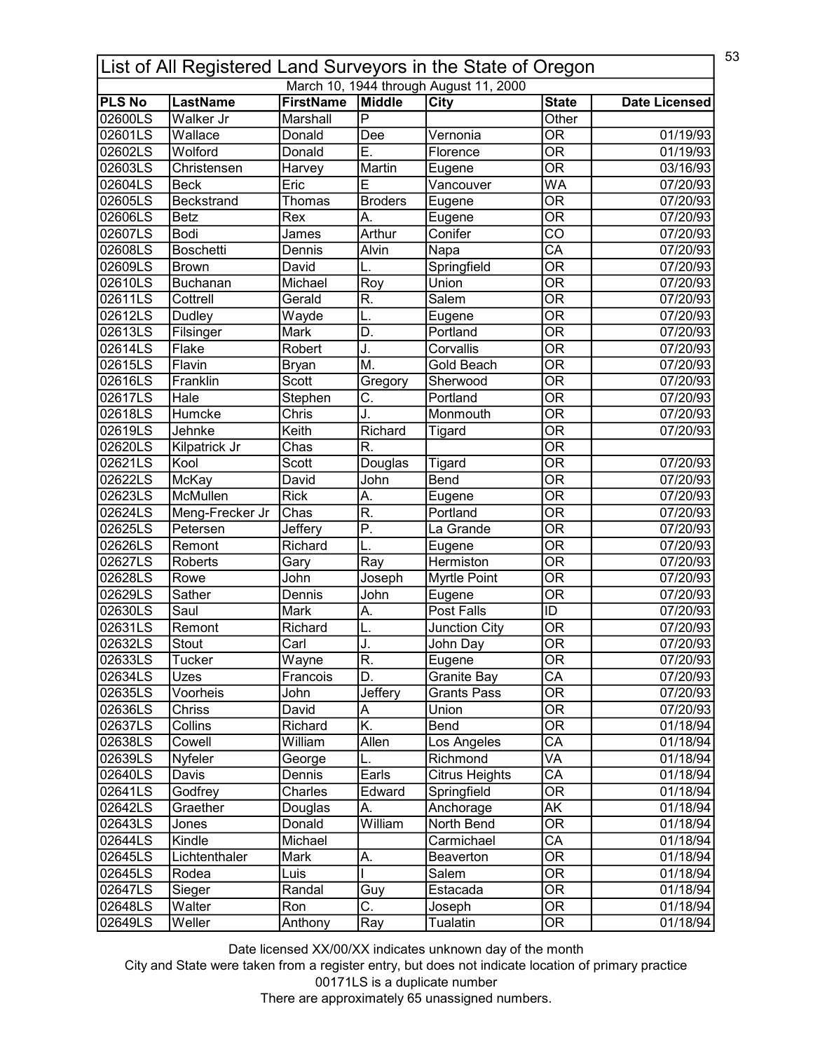# List of All Registered Land Surveyors in the State of Oregon

March 10, 1944 through August 11, 2000

| PLS No | LastName | FirstName | Middle | City | State | Date Licensed |
|---|---|---|---|---|---|---|
| 02600LS | Walker Jr | Marshall | P | | Other | |
| 02601LS | Wallace | Donald | Dee | Vernonia | OR | 01/19/93 |
| 02602LS | Wolford | Donald | E. | Florence | OR | 01/19/93 |
| 02603LS | Christensen | Harvey | Martin | Eugene | OR | 03/16/93 |
| 02604LS | Beck | Eric | E | Vancouver | WA | 07/20/93 |
| 02605LS | Beckstrand | Thomas | Broders | Eugene | OR | 07/20/93 |
| 02606LS | Betz | Rex | A. | Eugene | OR | 07/20/93 |
| 02607LS | Bodi | James | Arthur | Conifer | CO | 07/20/93 |
| 02608LS | Boschetti | Dennis | Alvin | Napa | CA | 07/20/93 |
| 02609LS | Brown | David | L. | Springfield | OR | 07/20/93 |
| 02610LS | Buchanan | Michael | Roy | Union | OR | 07/20/93 |
| 02611LS | Cottrell | Gerald | R. | Salem | OR | 07/20/93 |
| 02612LS | Dudley | Wayde | L. | Eugene | OR | 07/20/93 |
| 02613LS | Filsinger | Mark | D. | Portland | OR | 07/20/93 |
| 02614LS | Flake | Robert | J. | Corvallis | OR | 07/20/93 |
| 02615LS | Flavin | Bryan | M. | Gold Beach | OR | 07/20/93 |
| 02616LS | Franklin | Scott | Gregory | Sherwood | OR | 07/20/93 |
| 02617LS | Hale | Stephen | C. | Portland | OR | 07/20/93 |
| 02618LS | Humcke | Chris | J. | Monmouth | OR | 07/20/93 |
| 02619LS | Jehnke | Keith | Richard | Tigard | OR | 07/20/93 |
| 02620LS | Kilpatrick Jr | Chas | R. | | OR | |
| 02621LS | Kool | Scott | Douglas | Tigard | OR | 07/20/93 |
| 02622LS | McKay | David | John | Bend | OR | 07/20/93 |
| 02623LS | McMullen | Rick | A. | Eugene | OR | 07/20/93 |
| 02624LS | Meng-Frecker Jr | Chas | R. | Portland | OR | 07/20/93 |
| 02625LS | Petersen | Jeffery | P. | La Grande | OR | 07/20/93 |
| 02626LS | Remont | Richard | L. | Eugene | OR | 07/20/93 |
| 02627LS | Roberts | Gary | Ray | Hermiston | OR | 07/20/93 |
| 02628LS | Rowe | John | Joseph | Myrtle Point | OR | 07/20/93 |
| 02629LS | Sather | Dennis | John | Eugene | OR | 07/20/93 |
| 02630LS | Saul | Mark | A. | Post Falls | ID | 07/20/93 |
| 02631LS | Remont | Richard | L. | Junction City | OR | 07/20/93 |
| 02632LS | Stout | Carl | J. | John Day | OR | 07/20/93 |
| 02633LS | Tucker | Wayne | R. | Eugene | OR | 07/20/93 |
| 02634LS | Uzes | Francois | D. | Granite Bay | CA | 07/20/93 |
| 02635LS | Voorheis | John | Jeffery | Grants Pass | OR | 07/20/93 |
| 02636LS | Chriss | David | A | Union | OR | 07/20/93 |
| 02637LS | Collins | Richard | K. | Bend | OR | 01/18/94 |
| 02638LS | Cowell | William | Allen | Los Angeles | CA | 01/18/94 |
| 02639LS | Nyfeler | George | L. | Richmond | VA | 01/18/94 |
| 02640LS | Davis | Dennis | Earls | Citrus Heights | CA | 01/18/94 |
| 02641LS | Godfrey | Charles | Edward | Springfield | OR | 01/18/94 |
| 02642LS | Graether | Douglas | A. | Anchorage | AK | 01/18/94 |
| 02643LS | Jones | Donald | William | North Bend | OR | 01/18/94 |
| 02644LS | Kindle | Michael | | Carmichael | CA | 01/18/94 |
| 02645LS | Lichtenthaler | Mark | A. | Beaverton | OR | 01/18/94 |
| 02645LS | Rodea | Luis | I | Salem | OR | 01/18/94 |
| 02647LS | Sieger | Randal | Guy | Estacada | OR | 01/18/94 |
| 02648LS | Walter | Ron | C. | Joseph | OR | 01/18/94 |
| 02649LS | Weller | Anthony | Ray | Tualatin | OR | 01/18/94 |

Date licensed XX/00/XX indicates unknown day of the month

City and State were taken from a register entry, but does not indicate location of primary practice

00171LS is a duplicate number

There are approximately 65 unassigned numbers.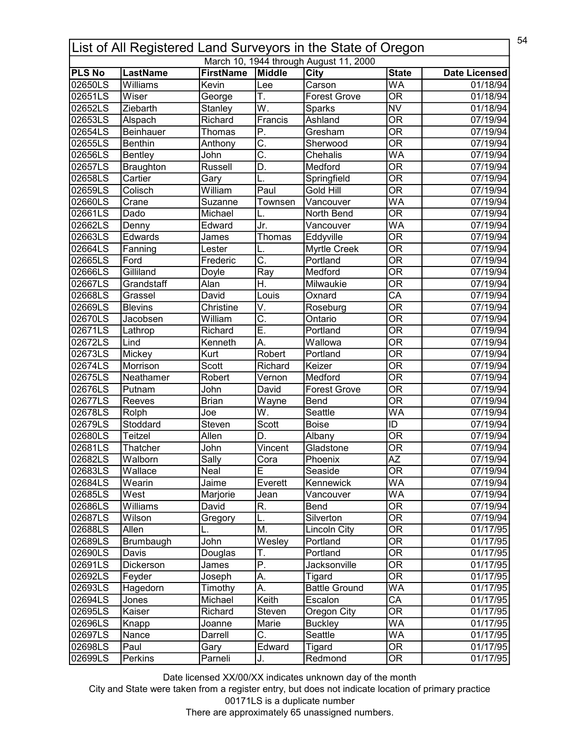# List of All Registered Land Surveyors in the State of Oregon

March 10, 1944 through August 11, 2000

| PLS No | LastName | FirstName | Middle | City | State | Date Licensed |
|---|---|---|---|---|---|---|
| 02650LS | Williams | Kevin | Lee | Carson | WA | 01/18/94 |
| 02651LS | Wiser | George | T. | Forest Grove | OR | 01/18/94 |
| 02652LS | Ziebarth | Stanley | W. | Sparks | NV | 01/18/94 |
| 02653LS | Alspach | Richard | Francis | Ashland | OR | 07/19/94 |
| 02654LS | Beinhauer | Thomas | P. | Gresham | OR | 07/19/94 |
| 02655LS | Benthin | Anthony | C. | Sherwood | OR | 07/19/94 |
| 02656LS | Bentley | John | C. | Chehalis | WA | 07/19/94 |
| 02657LS | Braughton | Russell | D. | Medford | OR | 07/19/94 |
| 02658LS | Cartier | Gary | L. | Springfield | OR | 07/19/94 |
| 02659LS | Colisch | William | Paul | Gold Hill | OR | 07/19/94 |
| 02660LS | Crane | Suzanne | Townsen | Vancouver | WA | 07/19/94 |
| 02661LS | Dado | Michael | L. | North Bend | OR | 07/19/94 |
| 02662LS | Denny | Edward | Jr. | Vancouver | WA | 07/19/94 |
| 02663LS | Edwards | James | Thomas | Eddyville | OR | 07/19/94 |
| 02664LS | Fanning | Lester | L. | Myrtle Creek | OR | 07/19/94 |
| 02665LS | Ford | Frederic | C. | Portland | OR | 07/19/94 |
| 02666LS | Gilliland | Doyle | Ray | Medford | OR | 07/19/94 |
| 02667LS | Grandstaff | Alan | H. | Milwaukie | OR | 07/19/94 |
| 02668LS | Grassel | David | Louis | Oxnard | CA | 07/19/94 |
| 02669LS | Blevins | Christine | V. | Roseburg | OR | 07/19/94 |
| 02670LS | Jacobsen | William | C. | Ontario | OR | 07/19/94 |
| 02671LS | Lathrop | Richard | E. | Portland | OR | 07/19/94 |
| 02672LS | Lind | Kenneth | A. | Wallowa | OR | 07/19/94 |
| 02673LS | Mickey | Kurt | Robert | Portland | OR | 07/19/94 |
| 02674LS | Morrison | Scott | Richard | Keizer | OR | 07/19/94 |
| 02675LS | Neathamer | Robert | Vernon | Medford | OR | 07/19/94 |
| 02676LS | Putnam | John | David | Forest Grove | OR | 07/19/94 |
| 02677LS | Reeves | Brian | Wayne | Bend | OR | 07/19/94 |
| 02678LS | Rolph | Joe | W. | Seattle | WA | 07/19/94 |
| 02679LS | Stoddard | Steven | Scott | Boise | ID | 07/19/94 |
| 02680LS | Teitzel | Allen | D. | Albany | OR | 07/19/94 |
| 02681LS | Thatcher | John | Vincent | Gladstone | OR | 07/19/94 |
| 02682LS | Walborn | Sally | Cora | Phoenix | AZ | 07/19/94 |
| 02683LS | Wallace | Neal | E | Seaside | OR | 07/19/94 |
| 02684LS | Wearin | Jaime | Everett | Kennewick | WA | 07/19/94 |
| 02685LS | West | Marjorie | Jean | Vancouver | WA | 07/19/94 |
| 02686LS | Williams | David | R. | Bend | OR | 07/19/94 |
| 02687LS | Wilson | Gregory | L. | Silverton | OR | 07/19/94 |
| 02688LS | Allen | L. | M. | Lincoln City | OR | 01/17/95 |
| 02689LS | Brumbaugh | John | Wesley | Portland | OR | 01/17/95 |
| 02690LS | Davis | Douglas | T. | Portland | OR | 01/17/95 |
| 02691LS | Dickerson | James | P. | Jacksonville | OR | 01/17/95 |
| 02692LS | Feyder | Joseph | A. | Tigard | OR | 01/17/95 |
| 02693LS | Hagedorn | Timothy | A. | Battle Ground | WA | 01/17/95 |
| 02694LS | Jones | Michael | Keith | Escalon | CA | 01/17/95 |
| 02695LS | Kaiser | Richard | Steven | Oregon City | OR | 01/17/95 |
| 02696LS | Knapp | Joanne | Marie | Buckley | WA | 01/17/95 |
| 02697LS | Nance | Darrell | C. | Seattle | WA | 01/17/95 |
| 02698LS | Paul | Gary | Edward | Tigard | OR | 01/17/95 |
| 02699LS | Perkins | Parneli | J. | Redmond | OR | 01/17/95 |

Date licensed XX/00/XX indicates unknown day of the month

City and State were taken from a register entry, but does not indicate location of primary practice

00171LS is a duplicate number

There are approximately 65 unassigned numbers.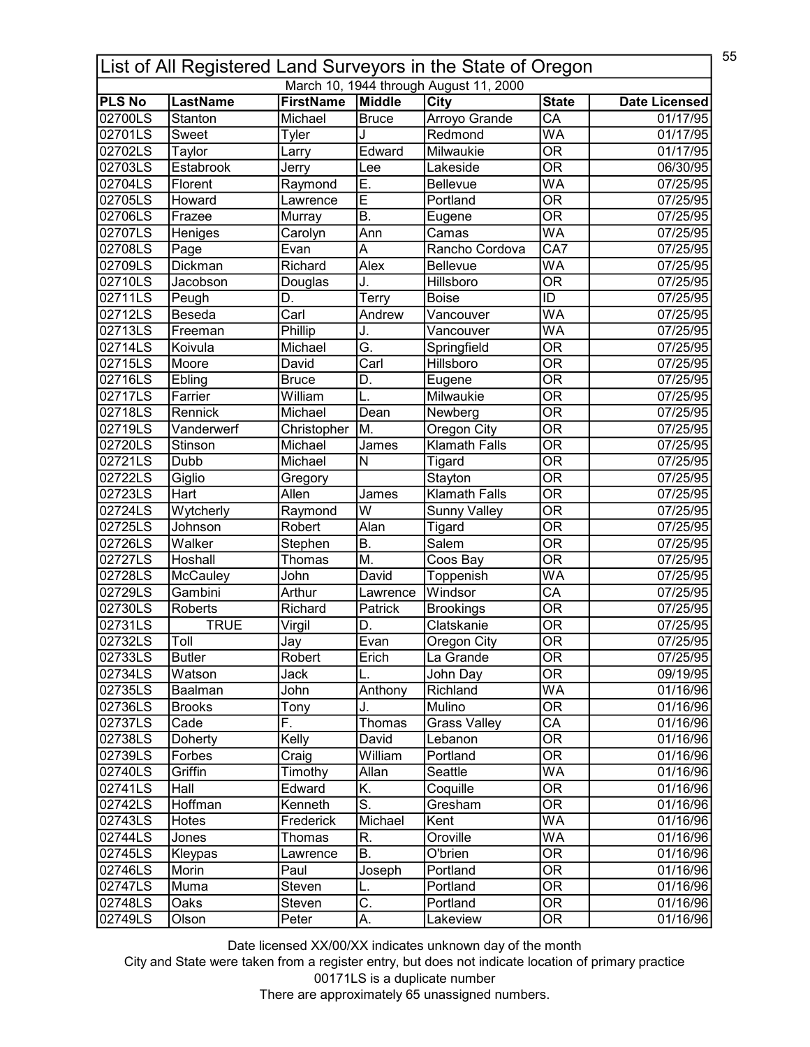# List of All Registered Land Surveyors in the State of Oregon

March 10, 1944 through August 11, 2000

| PLS No | LastName | FirstName | Middle | City | State | Date Licensed |
|---|---|---|---|---|---|---|
| 02700LS | Stanton | Michael | Bruce | Arroyo Grande | CA | 01/17/95 |
| 02701LS | Sweet | Tyler | J | Redmond | WA | 01/17/95 |
| 02702LS | Taylor | Larry | Edward | Milwaukie | OR | 01/17/95 |
| 02703LS | Estabrook | Jerry | Lee | Lakeside | OR | 06/30/95 |
| 02704LS | Florent | Raymond | E. | Bellevue | WA | 07/25/95 |
| 02705LS | Howard | Lawrence | E | Portland | OR | 07/25/95 |
| 02706LS | Frazee | Murray | B. | Eugene | OR | 07/25/95 |
| 02707LS | Heniges | Carolyn | Ann | Camas | WA | 07/25/95 |
| 02708LS | Page | Evan | A | Rancho Cordova | CA7 | 07/25/95 |
| 02709LS | Dickman | Richard | Alex | Bellevue | WA | 07/25/95 |
| 02710LS | Jacobson | Douglas | J. | Hillsboro | OR | 07/25/95 |
| 02711LS | Peugh | D. | Terry | Boise | ID | 07/25/95 |
| 02712LS | Beseda | Carl | Andrew | Vancouver | WA | 07/25/95 |
| 02713LS | Freeman | Phillip | J. | Vancouver | WA | 07/25/95 |
| 02714LS | Koivula | Michael | G. | Springfield | OR | 07/25/95 |
| 02715LS | Moore | David | Carl | Hillsboro | OR | 07/25/95 |
| 02716LS | Ebling | Bruce | D. | Eugene | OR | 07/25/95 |
| 02717LS | Farrier | William | L. | Milwaukie | OR | 07/25/95 |
| 02718LS | Rennick | Michael | Dean | Newberg | OR | 07/25/95 |
| 02719LS | Vanderwerf | Christopher | M. | Oregon City | OR | 07/25/95 |
| 02720LS | Stinson | Michael | James | Klamath Falls | OR | 07/25/95 |
| 02721LS | Dubb | Michael | N | Tigard | OR | 07/25/95 |
| 02722LS | Giglio | Gregory | | Stayton | OR | 07/25/95 |
| 02723LS | Hart | Allen | James | Klamath Falls | OR | 07/25/95 |
| 02724LS | Wytcherly | Raymond | W | Sunny Valley | OR | 07/25/95 |
| 02725LS | Johnson | Robert | Alan | Tigard | OR | 07/25/95 |
| 02726LS | Walker | Stephen | B. | Salem | OR | 07/25/95 |
| 02727LS | Hoshall | Thomas | M. | Coos Bay | OR | 07/25/95 |
| 02728LS | McCauley | John | David | Toppenish | WA | 07/25/95 |
| 02729LS | Gambini | Arthur | Lawrence | Windsor | CA | 07/25/95 |
| 02730LS | Roberts | Richard | Patrick | Brookings | OR | 07/25/95 |
| 02731LS | TRUE | Virgil | D. | Clatskanie | OR | 07/25/95 |
| 02732LS | Toll | Jay | Evan | Oregon City | OR | 07/25/95 |
| 02733LS | Butler | Robert | Erich | La Grande | OR | 07/25/95 |
| 02734LS | Watson | Jack | L. | John Day | OR | 09/19/95 |
| 02735LS | Baalman | John | Anthony | Richland | WA | 01/16/96 |
| 02736LS | Brooks | Tony | J. | Mulino | OR | 01/16/96 |
| 02737LS | Cade | F. | Thomas | Grass Valley | CA | 01/16/96 |
| 02738LS | Doherty | Kelly | David | Lebanon | OR | 01/16/96 |
| 02739LS | Forbes | Craig | William | Portland | OR | 01/16/96 |
| 02740LS | Griffin | Timothy | Allan | Seattle | WA | 01/16/96 |
| 02741LS | Hall | Edward | K. | Coquille | OR | 01/16/96 |
| 02742LS | Hoffman | Kenneth | S. | Gresham | OR | 01/16/96 |
| 02743LS | Hotes | Frederick | Michael | Kent | WA | 01/16/96 |
| 02744LS | Jones | Thomas | R. | Oroville | WA | 01/16/96 |
| 02745LS | Kleypas | Lawrence | B. | O'brien | OR | 01/16/96 |
| 02746LS | Morin | Paul | Joseph | Portland | OR | 01/16/96 |
| 02747LS | Muma | Steven | L. | Portland | OR | 01/16/96 |
| 02748LS | Oaks | Steven | C. | Portland | OR | 01/16/96 |
| 02749LS | Olson | Peter | A. | Lakeview | OR | 01/16/96 |

Date licensed XX/00/XX indicates unknown day of the month

City and State were taken from a register entry, but does not indicate location of primary practice

00171LS is a duplicate number

There are approximately 65 unassigned numbers.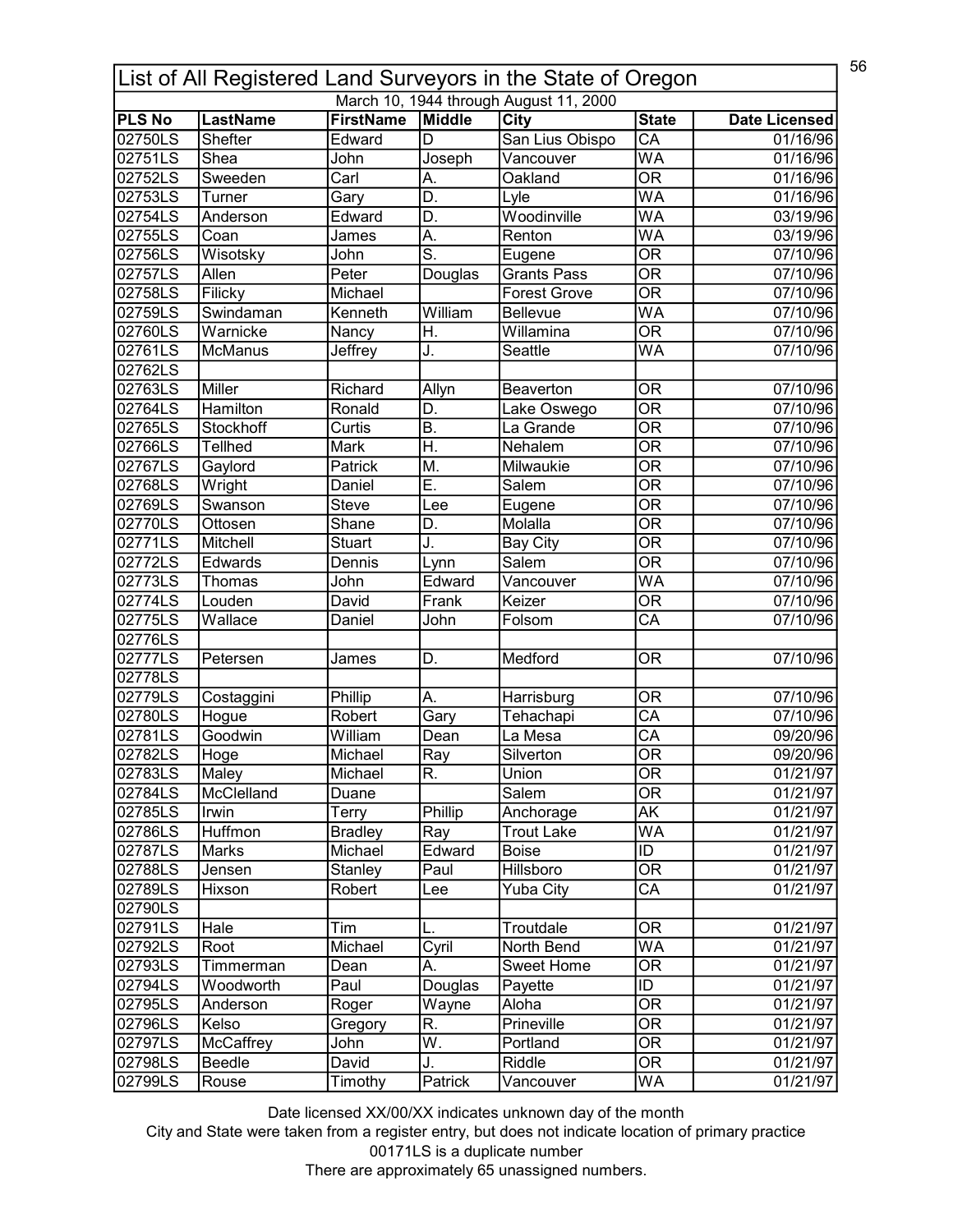# List of All Registered Land Surveyors in the State of Oregon

March 10, 1944 through August 11, 2000

| PLS No | LastName | FirstName | Middle | City | State | Date Licensed |
|---|---|---|---|---|---|---|
| 02750LS | Shefter | Edward | D | San Lius Obispo | CA | 01/16/96 |
| 02751LS | Shea | John | Joseph | Vancouver | WA | 01/16/96 |
| 02752LS | Sweeden | Carl | A. | Oakland | OR | 01/16/96 |
| 02753LS | Turner | Gary | D. | Lyle | WA | 01/16/96 |
| 02754LS | Anderson | Edward | D. | Woodinville | WA | 03/19/96 |
| 02755LS | Coan | James | A. | Renton | WA | 03/19/96 |
| 02756LS | Wisotsky | John | S. | Eugene | OR | 07/10/96 |
| 02757LS | Allen | Peter | Douglas | Grants Pass | OR | 07/10/96 |
| 02758LS | Filicky | Michael | | Forest Grove | OR | 07/10/96 |
| 02759LS | Swindaman | Kenneth | William | Bellevue | WA | 07/10/96 |
| 02760LS | Warnicke | Nancy | H. | Willamina | OR | 07/10/96 |
| 02761LS | McManus | Jeffrey | J. | Seattle | WA | 07/10/96 |
| 02762LS | | | | | | |
| 02763LS | Miller | Richard | Allyn | Beaverton | OR | 07/10/96 |
| 02764LS | Hamilton | Ronald | D. | Lake Oswego | OR | 07/10/96 |
| 02765LS | Stockhoff | Curtis | B. | La Grande | OR | 07/10/96 |
| 02766LS | Tellhed | Mark | H. | Nehalem | OR | 07/10/96 |
| 02767LS | Gaylord | Patrick | M. | Milwaukie | OR | 07/10/96 |
| 02768LS | Wright | Daniel | E. | Salem | OR | 07/10/96 |
| 02769LS | Swanson | Steve | Lee | Eugene | OR | 07/10/96 |
| 02770LS | Ottosen | Shane | D. | Molalla | OR | 07/10/96 |
| 02771LS | Mitchell | Stuart | J. | Bay City | OR | 07/10/96 |
| 02772LS | Edwards | Dennis | Lynn | Salem | OR | 07/10/96 |
| 02773LS | Thomas | John | Edward | Vancouver | WA | 07/10/96 |
| 02774LS | Louden | David | Frank | Keizer | OR | 07/10/96 |
| 02775LS | Wallace | Daniel | John | Folsom | CA | 07/10/96 |
| 02776LS | | | | | | |
| 02777LS | Petersen | James | D. | Medford | OR | 07/10/96 |
| 02778LS | | | | | | |
| 02779LS | Costaggini | Phillip | A. | Harrisburg | OR | 07/10/96 |
| 02780LS | Hogue | Robert | Gary | Tehachapi | CA | 07/10/96 |
| 02781LS | Goodwin | William | Dean | La Mesa | CA | 09/20/96 |
| 02782LS | Hoge | Michael | Ray | Silverton | OR | 09/20/96 |
| 02783LS | Maley | Michael | R. | Union | OR | 01/21/97 |
| 02784LS | McClelland | Duane | | Salem | OR | 01/21/97 |
| 02785LS | Irwin | Terry | Phillip | Anchorage | AK | 01/21/97 |
| 02786LS | Huffmon | Bradley | Ray | Trout Lake | WA | 01/21/97 |
| 02787LS | Marks | Michael | Edward | Boise | ID | 01/21/97 |
| 02788LS | Jensen | Stanley | Paul | Hillsboro | OR | 01/21/97 |
| 02789LS | Hixson | Robert | Lee | Yuba City | CA | 01/21/97 |
| 02790LS | | | | | | |
| 02791LS | Hale | Tim | L. | Troutdale | OR | 01/21/97 |
| 02792LS | Root | Michael | Cyril | North Bend | WA | 01/21/97 |
| 02793LS | Timmerman | Dean | A. | Sweet Home | OR | 01/21/97 |
| 02794LS | Woodworth | Paul | Douglas | Payette | ID | 01/21/97 |
| 02795LS | Anderson | Roger | Wayne | Aloha | OR | 01/21/97 |
| 02796LS | Kelso | Gregory | R. | Prineville | OR | 01/21/97 |
| 02797LS | McCaffrey | John | W. | Portland | OR | 01/21/97 |
| 02798LS | Beedle | David | J. | Riddle | OR | 01/21/97 |
| 02799LS | Rouse | Timothy | Patrick | Vancouver | WA | 01/21/97 |

Date licensed XX/00/XX indicates unknown day of the month

City and State were taken from a register entry, but does not indicate location of primary practice

00171LS is a duplicate number

There are approximately 65 unassigned numbers.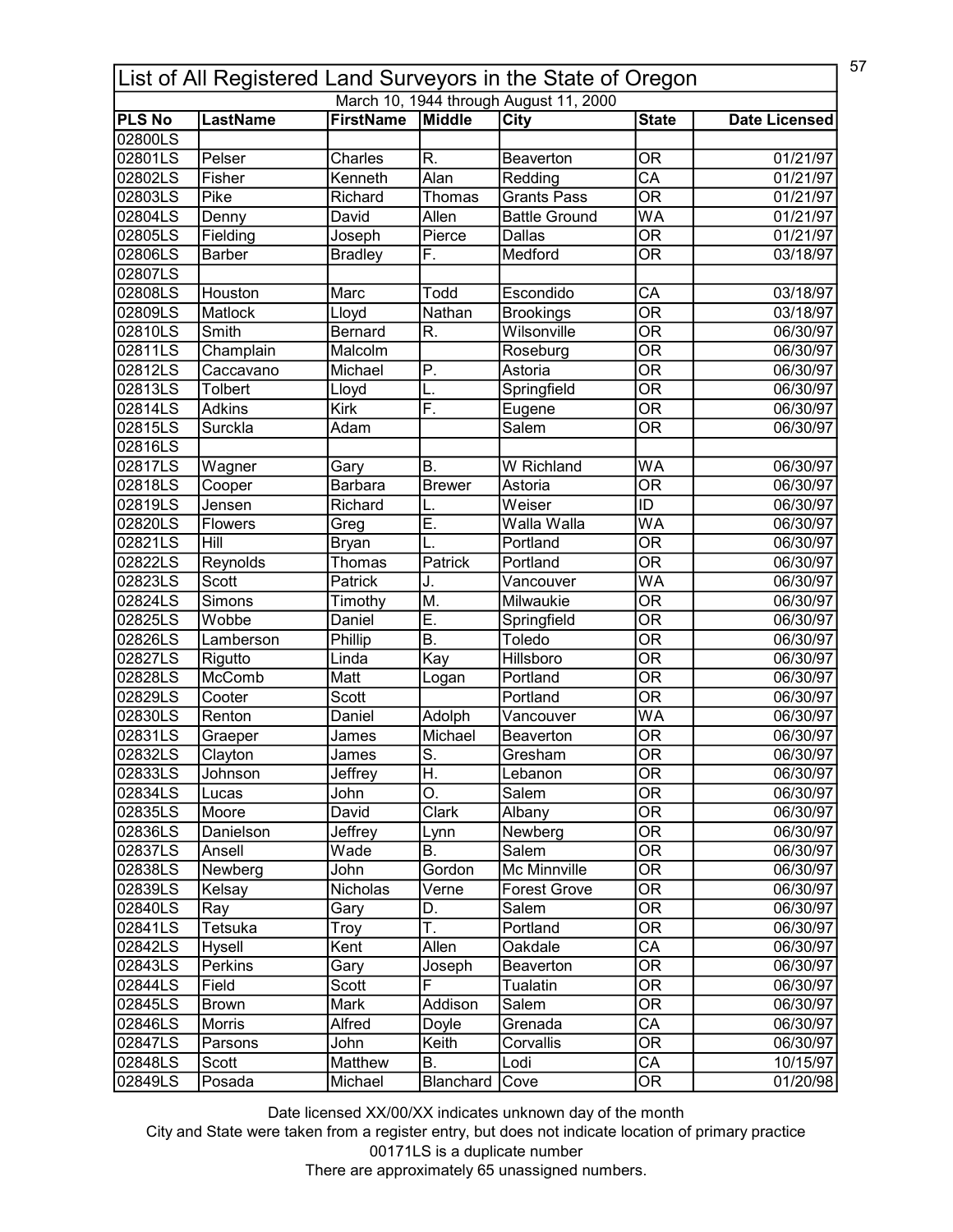## List of All Registered Land Surveyors in the State of Oregon

March 10, 1944 through August 11, 2000

| PLS No | LastName | FirstName | Middle | City | State | Date Licensed |
|---|---|---|---|---|---|---|
| 02800LS | | | | | | |
| 02801LS | Pelser | Charles | R. | Beaverton | OR | 01/21/97 |
| 02802LS | Fisher | Kenneth | Alan | Redding | CA | 01/21/97 |
| 02803LS | Pike | Richard | Thomas | Grants Pass | OR | 01/21/97 |
| 02804LS | Denny | David | Allen | Battle Ground | WA | 01/21/97 |
| 02805LS | Fielding | Joseph | Pierce | Dallas | OR | 01/21/97 |
| 02806LS | Barber | Bradley | F. | Medford | OR | 03/18/97 |
| 02807LS | | | | | | |
| 02808LS | Houston | Marc | Todd | Escondido | CA | 03/18/97 |
| 02809LS | Matlock | Lloyd | Nathan | Brookings | OR | 03/18/97 |
| 02810LS | Smith | Bernard | R. | Wilsonville | OR | 06/30/97 |
| 02811LS | Champlain | Malcolm | | Roseburg | OR | 06/30/97 |
| 02812LS | Caccavano | Michael | P. | Astoria | OR | 06/30/97 |
| 02813LS | Tolbert | Lloyd | L. | Springfield | OR | 06/30/97 |
| 02814LS | Adkins | Kirk | F. | Eugene | OR | 06/30/97 |
| 02815LS | Surckla | Adam | | Salem | OR | 06/30/97 |
| 02816LS | | | | | | |
| 02817LS | Wagner | Gary | B. | W Richland | WA | 06/30/97 |
| 02818LS | Cooper | Barbara | Brewer | Astoria | OR | 06/30/97 |
| 02819LS | Jensen | Richard | L. | Weiser | ID | 06/30/97 |
| 02820LS | Flowers | Greg | E. | Walla Walla | WA | 06/30/97 |
| 02821LS | Hill | Bryan | L. | Portland | OR | 06/30/97 |
| 02822LS | Reynolds | Thomas | Patrick | Portland | OR | 06/30/97 |
| 02823LS | Scott | Patrick | J. | Vancouver | WA | 06/30/97 |
| 02824LS | Simons | Timothy | M. | Milwaukie | OR | 06/30/97 |
| 02825LS | Wobbe | Daniel | E. | Springfield | OR | 06/30/97 |
| 02826LS | Lamberson | Phillip | B. | Toledo | OR | 06/30/97 |
| 02827LS | Rigutto | Linda | Kay | Hillsboro | OR | 06/30/97 |
| 02828LS | McComb | Matt | Logan | Portland | OR | 06/30/97 |
| 02829LS | Cooter | Scott | | Portland | OR | 06/30/97 |
| 02830LS | Renton | Daniel | Adolph | Vancouver | WA | 06/30/97 |
| 02831LS | Graeper | James | Michael | Beaverton | OR | 06/30/97 |
| 02832LS | Clayton | James | S. | Gresham | OR | 06/30/97 |
| 02833LS | Johnson | Jeffrey | H. | Lebanon | OR | 06/30/97 |
| 02834LS | Lucas | John | O. | Salem | OR | 06/30/97 |
| 02835LS | Moore | David | Clark | Albany | OR | 06/30/97 |
| 02836LS | Danielson | Jeffrey | Lynn | Newberg | OR | 06/30/97 |
| 02837LS | Ansell | Wade | B. | Salem | OR | 06/30/97 |
| 02838LS | Newberg | John | Gordon | Mc Minnville | OR | 06/30/97 |
| 02839LS | Kelsay | Nicholas | Verne | Forest Grove | OR | 06/30/97 |
| 02840LS | Ray | Gary | D. | Salem | OR | 06/30/97 |
| 02841LS | Tetsuka | Troy | T. | Portland | OR | 06/30/97 |
| 02842LS | Hysell | Kent | Allen | Oakdale | CA | 06/30/97 |
| 02843LS | Perkins | Gary | Joseph | Beaverton | OR | 06/30/97 |
| 02844LS | Field | Scott | F | Tualatin | OR | 06/30/97 |
| 02845LS | Brown | Mark | Addison | Salem | OR | 06/30/97 |
| 02846LS | Morris | Alfred | Doyle | Grenada | CA | 06/30/97 |
| 02847LS | Parsons | John | Keith | Corvallis | OR | 06/30/97 |
| 02848LS | Scott | Matthew | B. | Lodi | CA | 10/15/97 |
| 02849LS | Posada | Michael | Blanchard | Cove | OR | 01/20/98 |

Date licensed XX/00/XX indicates unknown day of the month

City and State were taken from a register entry, but does not indicate location of primary practice

00171LS is a duplicate number

There are approximately 65 unassigned numbers.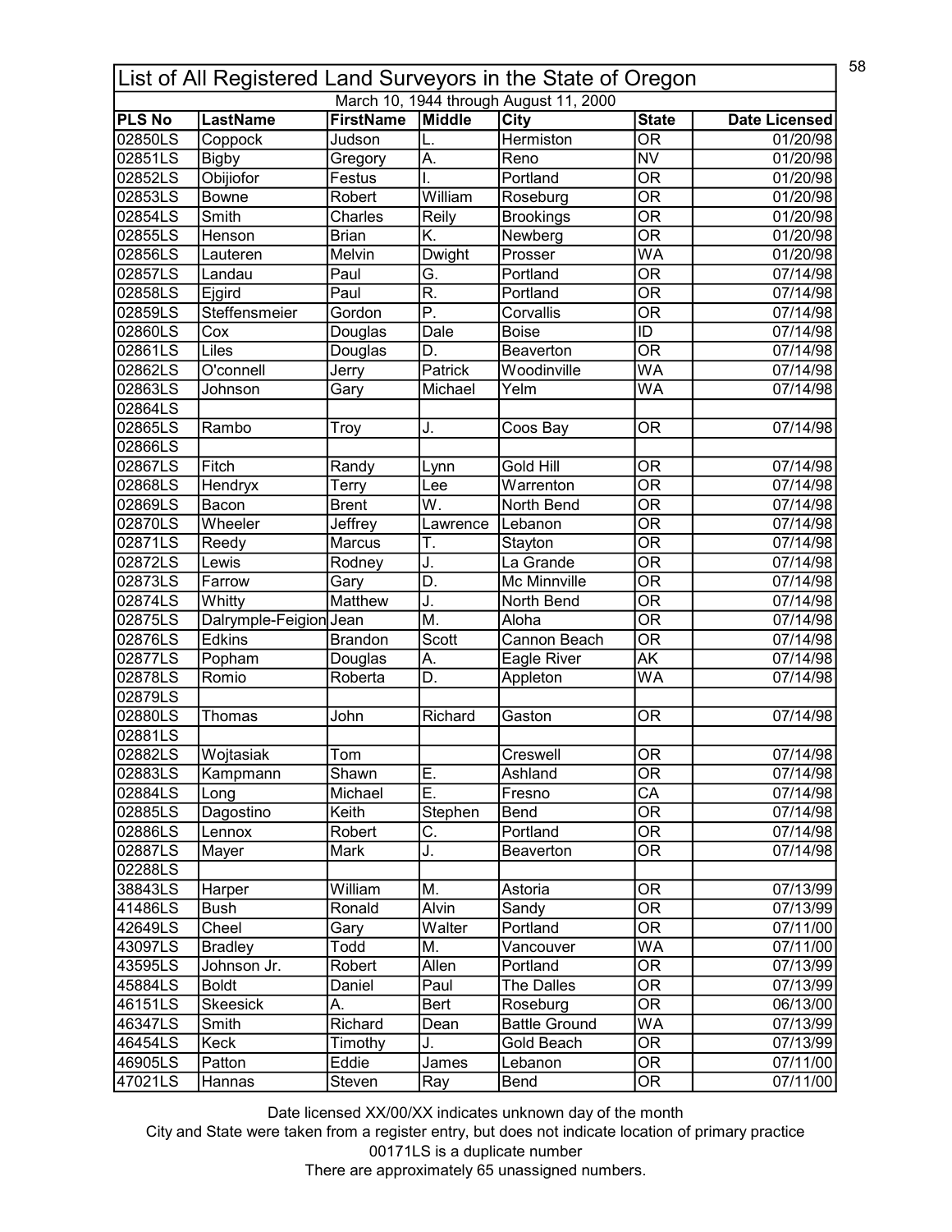# List of All Registered Land Surveyors in the State of Oregon

March 10, 1944 through August 11, 2000

| PLS No | LastName | FirstName | Middle | City | State | Date Licensed |
|---|---|---|---|---|---|---|
| 02850LS | Coppock | Judson | L. | Hermiston | OR | 01/20/98 |
| 02851LS | Bigby | Gregory | A. | Reno | NV | 01/20/98 |
| 02852LS | Obijiofor | Festus | I. | Portland | OR | 01/20/98 |
| 02853LS | Bowne | Robert | William | Roseburg | OR | 01/20/98 |
| 02854LS | Smith | Charles | Reily | Brookings | OR | 01/20/98 |
| 02855LS | Henson | Brian | K. | Newberg | OR | 01/20/98 |
| 02856LS | Lauteren | Melvin | Dwight | Prosser | WA | 01/20/98 |
| 02857LS | Landau | Paul | G. | Portland | OR | 07/14/98 |
| 02858LS | Ejgird | Paul | R. | Portland | OR | 07/14/98 |
| 02859LS | Steffensmeier | Gordon | P. | Corvallis | OR | 07/14/98 |
| 02860LS | Cox | Douglas | Dale | Boise | ID | 07/14/98 |
| 02861LS | Liles | Douglas | D. | Beaverton | OR | 07/14/98 |
| 02862LS | O'connell | Jerry | Patrick | Woodinville | WA | 07/14/98 |
| 02863LS | Johnson | Gary | Michael | Yelm | WA | 07/14/98 |
| 02864LS | | | | | | |
| 02865LS | Rambo | Troy | J. | Coos Bay | OR | 07/14/98 |
| 02866LS | | | | | | |
| 02867LS | Fitch | Randy | Lynn | Gold Hill | OR | 07/14/98 |
| 02868LS | Hendryx | Terry | Lee | Warrenton | OR | 07/14/98 |
| 02869LS | Bacon | Brent | W. | North Bend | OR | 07/14/98 |
| 02870LS | Wheeler | Jeffrey | Lawrence | Lebanon | OR | 07/14/98 |
| 02871LS | Reedy | Marcus | T. | Stayton | OR | 07/14/98 |
| 02872LS | Lewis | Rodney | J. | La Grande | OR | 07/14/98 |
| 02873LS | Farrow | Gary | D. | Mc Minnville | OR | 07/14/98 |
| 02874LS | Whitty | Matthew | J. | North Bend | OR | 07/14/98 |
| 02875LS | Dalrymple-Feigion | Jean | M. | Aloha | OR | 07/14/98 |
| 02876LS | Edkins | Brandon | Scott | Cannon Beach | OR | 07/14/98 |
| 02877LS | Popham | Douglas | A. | Eagle River | AK | 07/14/98 |
| 02878LS | Romio | Roberta | D. | Appleton | WA | 07/14/98 |
| 02879LS | | | | | | |
| 02880LS | Thomas | John | Richard | Gaston | OR | 07/14/98 |
| 02881LS | | | | | | |
| 02882LS | Wojtasiak | Tom | | Creswell | OR | 07/14/98 |
| 02883LS | Kampmann | Shawn | E. | Ashland | OR | 07/14/98 |
| 02884LS | Long | Michael | E. | Fresno | CA | 07/14/98 |
| 02885LS | Dagostino | Keith | Stephen | Bend | OR | 07/14/98 |
| 02886LS | Lennox | Robert | C. | Portland | OR | 07/14/98 |
| 02887LS | Mayer | Mark | J. | Beaverton | OR | 07/14/98 |
| 02288LS | | | | | | |
| 38843LS | Harper | William | M. | Astoria | OR | 07/13/99 |
| 41486LS | Bush | Ronald | Alvin | Sandy | OR | 07/13/99 |
| 42649LS | Cheel | Gary | Walter | Portland | OR | 07/11/00 |
| 43097LS | Bradley | Todd | M. | Vancouver | WA | 07/11/00 |
| 43595LS | Johnson Jr. | Robert | Allen | Portland | OR | 07/13/99 |
| 45884LS | Boldt | Daniel | Paul | The Dalles | OR | 07/13/99 |
| 46151LS | Skeesick | A. | Bert | Roseburg | OR | 06/13/00 |
| 46347LS | Smith | Richard | Dean | Battle Ground | WA | 07/13/99 |
| 46454LS | Keck | Timothy | J. | Gold Beach | OR | 07/13/99 |
| 46905LS | Patton | Eddie | James | Lebanon | OR | 07/11/00 |
| 47021LS | Hannas | Steven | Ray | Bend | OR | 07/11/00 |

Date licensed XX/00/XX indicates unknown day of the month

City and State were taken from a register entry, but does not indicate location of primary practice

00171LS is a duplicate number

There are approximately 65 unassigned numbers.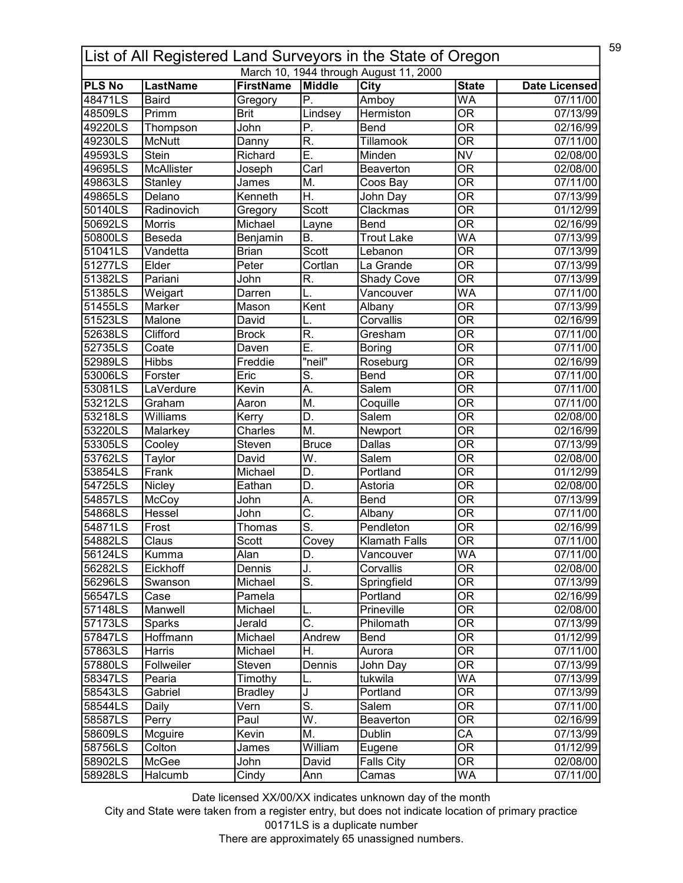| List of All Registered Land Surveyors in the State of Oregon | | | | | | |
|---|---|---|---|---|---|---|
| March 10, 1944 through August 11, 2000 | | | | | | |
| **PLS No** | **LastName** | **FirstName** | **Middle** | **City** | **State** | **Date Licensed** |
| 48471LS | Baird | Gregory | P. | Amboy | WA | 07/11/00 |
| 48509LS | Primm | Brit | Lindsey | Hermiston | OR | 07/13/99 |
| 49220LS | Thompson | John | P. | Bend | OR | 02/16/99 |
| 49230LS | McNutt | Danny | R. | Tillamook | OR | 07/11/00 |
| 49593LS | Stein | Richard | E. | Minden | NV | 02/08/00 |
| 49695LS | McAllister | Joseph | Carl | Beaverton | OR | 02/08/00 |
| 49863LS | Stanley | James | M. | Coos Bay | OR | 07/11/00 |
| 49865LS | Delano | Kenneth | H. | John Day | OR | 07/13/99 |
| 50140LS | Radinovich | Gregory | Scott | Clackmas | OR | 01/12/99 |
| 50692LS | Morris | Michael | Layne | Bend | OR | 02/16/99 |
| 50800LS | Beseda | Benjamin | B. | Trout Lake | WA | 07/13/99 |
| 51041LS | Vandetta | Brian | Scott | Lebanon | OR | 07/13/99 |
| 51277LS | Elder | Peter | Cortlan | La Grande | OR | 07/13/99 |
| 51382LS | Pariani | John | R. | Shady Cove | OR | 07/13/99 |
| 51385LS | Weigart | Darren | L. | Vancouver | WA | 07/11/00 |
| 51455LS | Marker | Mason | Kent | Albany | OR | 07/13/99 |
| 51523LS | Malone | David | L. | Corvallis | OR | 02/16/99 |
| 52638LS | Clifford | Brock | R. | Gresham | OR | 07/11/00 |
| 52735LS | Coate | Daven | E. | Boring | OR | 07/11/00 |
| 52989LS | Hibbs | Freddie | "neil" | Roseburg | OR | 02/16/99 |
| 53006LS | Forster | Eric | S. | Bend | OR | 07/11/00 |
| 53081LS | LaVerdure | Kevin | A. | Salem | OR | 07/11/00 |
| 53212LS | Graham | Aaron | M. | Coquille | OR | 07/11/00 |
| 53218LS | Williams | Kerry | D. | Salem | OR | 02/08/00 |
| 53220LS | Malarkey | Charles | M. | Newport | OR | 02/16/99 |
| 53305LS | Cooley | Steven | Bruce | Dallas | OR | 07/13/99 |
| 53762LS | Taylor | David | W. | Salem | OR | 02/08/00 |
| 53854LS | Frank | Michael | D. | Portland | OR | 01/12/99 |
| 54725LS | Nicley | Eathan | D. | Astoria | OR | 02/08/00 |
| 54857LS | McCoy | John | A. | Bend | OR | 07/13/99 |
| 54868LS | Hessel | John | C. | Albany | OR | 07/11/00 |
| 54871LS | Frost | Thomas | S. | Pendleton | OR | 02/16/99 |
| 54882LS | Claus | Scott | Covey | Klamath Falls | OR | 07/11/00 |
| 56124LS | Kumma | Alan | D. | Vancouver | WA | 07/11/00 |
| 56282LS | Eickhoff | Dennis | J. | Corvallis | OR | 02/08/00 |
| 56296LS | Swanson | Michael | S. | Springfield | OR | 07/13/99 |
| 56547LS | Case | Pamela | | Portland | OR | 02/16/99 |
| 57148LS | Manwell | Michael | L. | Prineville | OR | 02/08/00 |
| 57173LS | Sparks | Jerald | C. | Philomath | OR | 07/13/99 |
| 57847LS | Hoffmann | Michael | Andrew | Bend | OR | 01/12/99 |
| 57863LS | Harris | Michael | H. | Aurora | OR | 07/11/00 |
| 57880LS | Follweiler | Steven | Dennis | John Day | OR | 07/13/99 |
| 58347LS | Pearia | Timothy | L. | tukwila | WA | 07/13/99 |
| 58543LS | Gabriel | Bradley | J | Portland | OR | 07/13/99 |
| 58544LS | Daily | Vern | S. | Salem | OR | 07/11/00 |
| 58587LS | Perry | Paul | W. | Beaverton | OR | 02/16/99 |
| 58609LS | Mcguire | Kevin | M. | Dublin | CA | 07/13/99 |
| 58756LS | Colton | James | William | Eugene | OR | 01/12/99 |
| 58902LS | McGee | John | David | Falls City | OR | 02/08/00 |
| 58928LS | Halcumb | Cindy | Ann | Camas | WA | 07/11/00 |

Date licensed XX/00/XX indicates unknown day of the month

City and State were taken from a register entry, but does not indicate location of primary practice

00171LS is a duplicate number

There are approximately 65 unassigned numbers.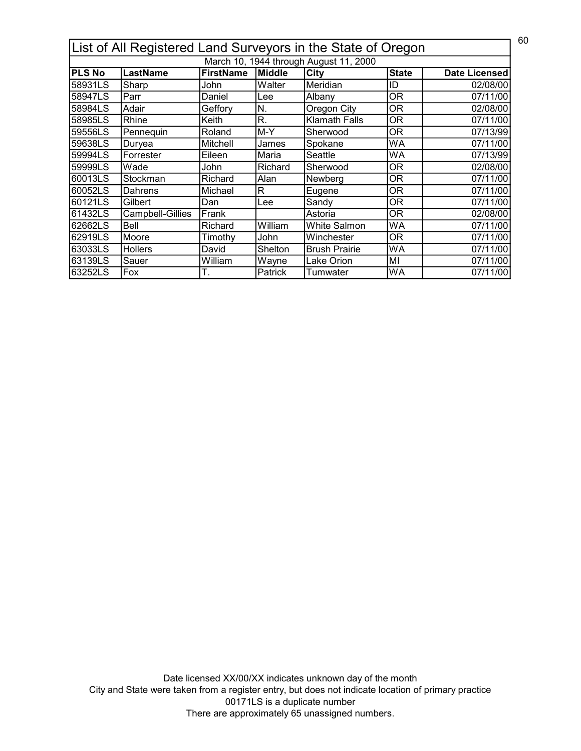## List of All Registered Land Surveyors in the State of Oregon

March 10, 1944 through August 11, 2000

| PLS No | LastName | FirstName | Middle | City | State | Date Licensed |
|---|---|---|---|---|---|---|
| 58931LS | Sharp | John | Walter | Meridian | ID | 02/08/00 |
| 58947LS | Parr | Daniel | Lee | Albany | OR | 07/11/00 |
| 58984LS | Adair | Geffory | N. | Oregon City | OR | 02/08/00 |
| 58985LS | Rhine | Keith | R. | Klamath Falls | OR | 07/11/00 |
| 59556LS | Pennequin | Roland | M-Y | Sherwood | OR | 07/13/99 |
| 59638LS | Duryea | Mitchell | James | Spokane | WA | 07/11/00 |
| 59994LS | Forrester | Eileen | Maria | Seattle | WA | 07/13/99 |
| 59999LS | Wade | John | Richard | Sherwood | OR | 02/08/00 |
| 60013LS | Stockman | Richard | Alan | Newberg | OR | 07/11/00 |
| 60052LS | Dahrens | Michael | R | Eugene | OR | 07/11/00 |
| 60121LS | Gilbert | Dan | Lee | Sandy | OR | 07/11/00 |
| 61432LS | Campbell-Gillies | Frank | | Astoria | OR | 02/08/00 |
| 62662LS | Bell | Richard | William | White Salmon | WA | 07/11/00 |
| 62919LS | Moore | Timothy | John | Winchester | OR | 07/11/00 |
| 63033LS | Hollers | David | Shelton | Brush Prairie | WA | 07/11/00 |
| 63139LS | Sauer | William | Wayne | Lake Orion | MI | 07/11/00 |
| 63252LS | Fox | T. | Patrick | Tumwater | WA | 07/11/00 |

Date licensed XX/00/XX indicates unknown day of the month
City and State were taken from a register entry, but does not indicate location of primary practice
00171LS is a duplicate number
There are approximately 65 unassigned numbers.